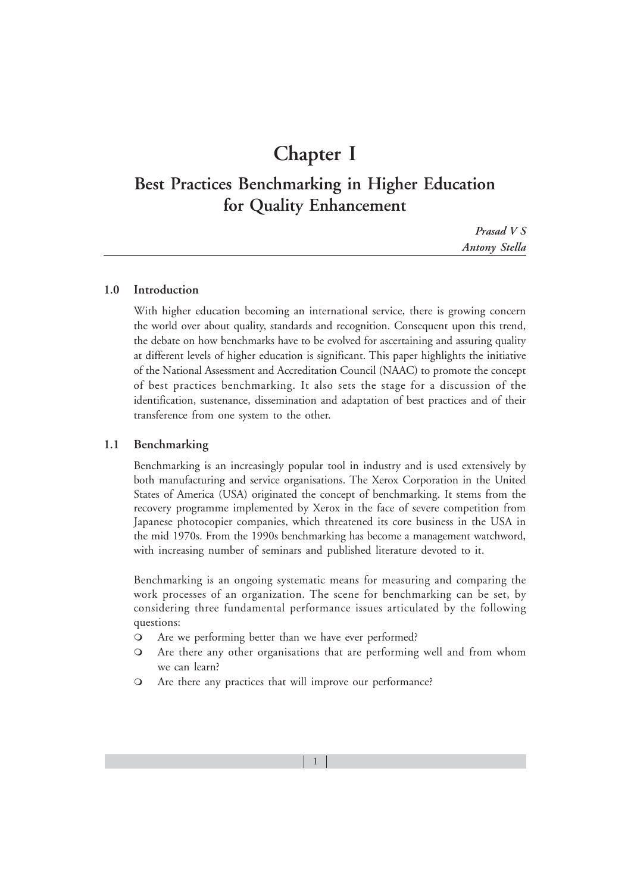# Chapter I

## Best Practices Benchmarking in Higher Education for Quality Enhancement

*Prasad V S*
*Antony Stella*

---

### 1.0 Introduction

With higher education becoming an international service, there is growing concern the world over about quality, standards and recognition. Consequent upon this trend, the debate on how benchmarks have to be evolved for ascertaining and assuring quality at different levels of higher education is significant. This paper highlights the initiative of the National Assessment and Accreditation Council (NAAC) to promote the concept of best practices benchmarking. It also sets the stage for a discussion of the identification, sustenance, dissemination and adaptation of best practices and of their transference from one system to the other.

### 1.1 Benchmarking

Benchmarking is an increasingly popular tool in industry and is used extensively by both manufacturing and service organisations. The Xerox Corporation in the United States of America (USA) originated the concept of benchmarking. It stems from the recovery programme implemented by Xerox in the face of severe competition from Japanese photocopier companies, which threatened its core business in the USA in the mid 1970s. From the 1990s benchmarking has become a management watchword, with increasing number of seminars and published literature devoted to it.

Benchmarking is an ongoing systematic means for measuring and comparing the work processes of an organization. The scene for benchmarking can be set, by considering three fundamental performance issues articulated by the following questions:

- Are we performing better than we have ever performed?
- Are there any other organisations that are performing well and from whom we can learn?
- Are there any practices that will improve our performance?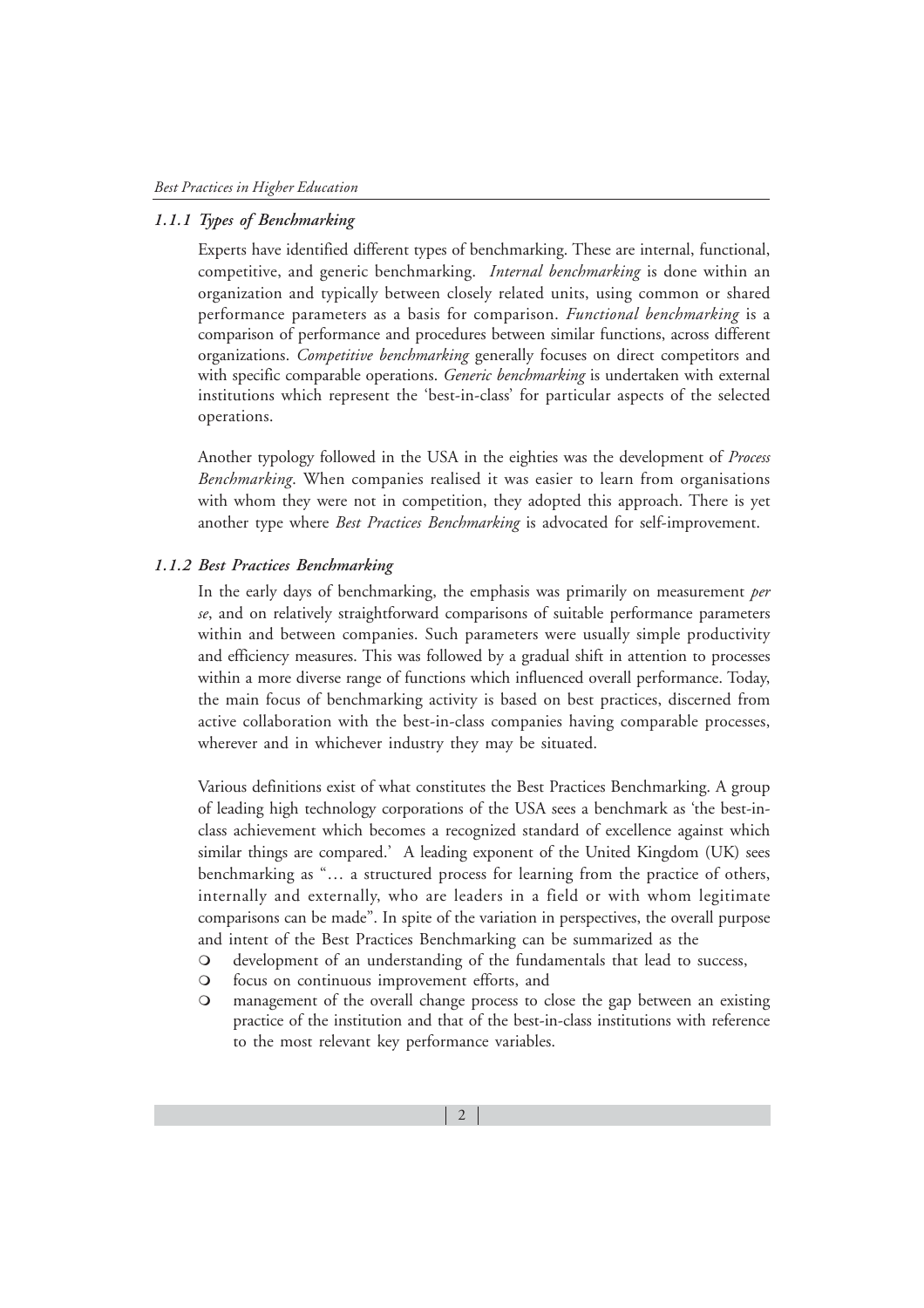### *1.1.1 Types of Benchmarking*

Experts have identified different types of benchmarking. These are internal, functional, competitive, and generic benchmarking. *Internal benchmarking* is done within an organization and typically between closely related units, using common or shared performance parameters as a basis for comparison. *Functional benchmarking* is a comparison of performance and procedures between similar functions, across different organizations. *Competitive benchmarking* generally focuses on direct competitors and with specific comparable operations. *Generic benchmarking* is undertaken with external institutions which represent the 'best-in-class' for particular aspects of the selected operations.

Another typology followed in the USA in the eighties was the development of *Process Benchmarking*. When companies realised it was easier to learn from organisations with whom they were not in competition, they adopted this approach. There is yet another type where *Best Practices Benchmarking* is advocated for self-improvement.

### *1.1.2 Best Practices Benchmarking*

In the early days of benchmarking, the emphasis was primarily on measurement *per se*, and on relatively straightforward comparisons of suitable performance parameters within and between companies. Such parameters were usually simple productivity and efficiency measures. This was followed by a gradual shift in attention to processes within a more diverse range of functions which influenced overall performance. Today, the main focus of benchmarking activity is based on best practices, discerned from active collaboration with the best-in-class companies having comparable processes, wherever and in whichever industry they may be situated.

Various definitions exist of what constitutes the Best Practices Benchmarking. A group of leading high technology corporations of the USA sees a benchmark as 'the best-in-class achievement which becomes a recognized standard of excellence against which similar things are compared.' A leading exponent of the United Kingdom (UK) sees benchmarking as "… a structured process for learning from the practice of others, internally and externally, who are leaders in a field or with whom legitimate comparisons can be made". In spite of the variation in perspectives, the overall purpose and intent of the Best Practices Benchmarking can be summarized as the

- development of an understanding of the fundamentals that lead to success,
- focus on continuous improvement efforts, and
- management of the overall change process to close the gap between an existing practice of the institution and that of the best-in-class institutions with reference to the most relevant key performance variables.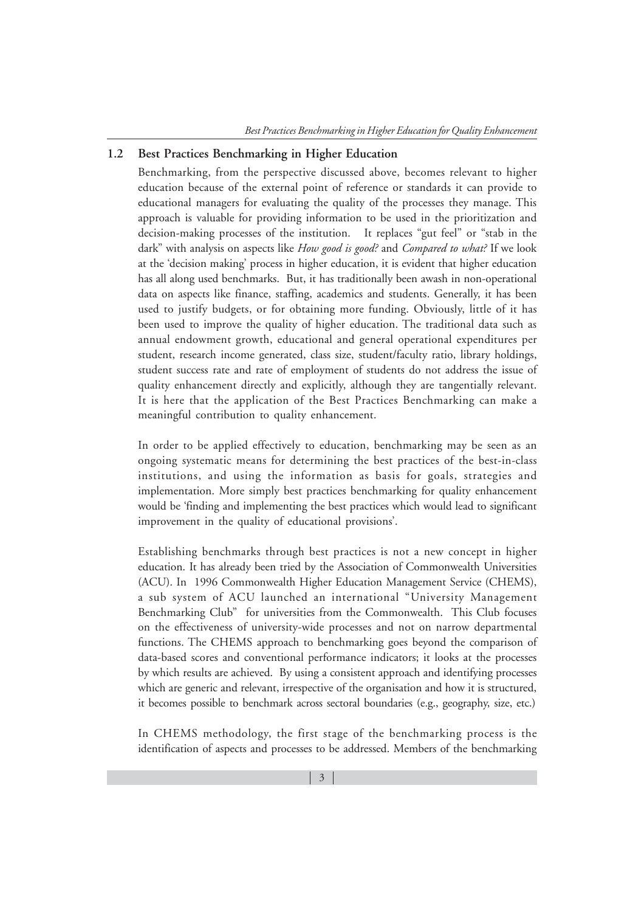## 1.2 Best Practices Benchmarking in Higher Education

Benchmarking, from the perspective discussed above, becomes relevant to higher education because of the external point of reference or standards it can provide to educational managers for evaluating the quality of the processes they manage. This approach is valuable for providing information to be used in the prioritization and decision-making processes of the institution. It replaces "gut feel" or "stab in the dark" with analysis on aspects like *How good is good?* and *Compared to what?* If we look at the 'decision making' process in higher education, it is evident that higher education has all along used benchmarks. But, it has traditionally been awash in non-operational data on aspects like finance, staffing, academics and students. Generally, it has been used to justify budgets, or for obtaining more funding. Obviously, little of it has been used to improve the quality of higher education. The traditional data such as annual endowment growth, educational and general operational expenditures per student, research income generated, class size, student/faculty ratio, library holdings, student success rate and rate of employment of students do not address the issue of quality enhancement directly and explicitly, although they are tangentially relevant. It is here that the application of the Best Practices Benchmarking can make a meaningful contribution to quality enhancement.

In order to be applied effectively to education, benchmarking may be seen as an ongoing systematic means for determining the best practices of the best-in-class institutions, and using the information as basis for goals, strategies and implementation. More simply best practices benchmarking for quality enhancement would be 'finding and implementing the best practices which would lead to significant improvement in the quality of educational provisions'.

Establishing benchmarks through best practices is not a new concept in higher education. It has already been tried by the Association of Commonwealth Universities (ACU). In 1996 Commonwealth Higher Education Management Service (CHEMS), a sub system of ACU launched an international "University Management Benchmarking Club" for universities from the Commonwealth. This Club focuses on the effectiveness of university-wide processes and not on narrow departmental functions. The CHEMS approach to benchmarking goes beyond the comparison of data-based scores and conventional performance indicators; it looks at the processes by which results are achieved. By using a consistent approach and identifying processes which are generic and relevant, irrespective of the organisation and how it is structured, it becomes possible to benchmark across sectoral boundaries (e.g., geography, size, etc.)

In CHEMS methodology, the first stage of the benchmarking process is the identification of aspects and processes to be addressed. Members of the benchmarking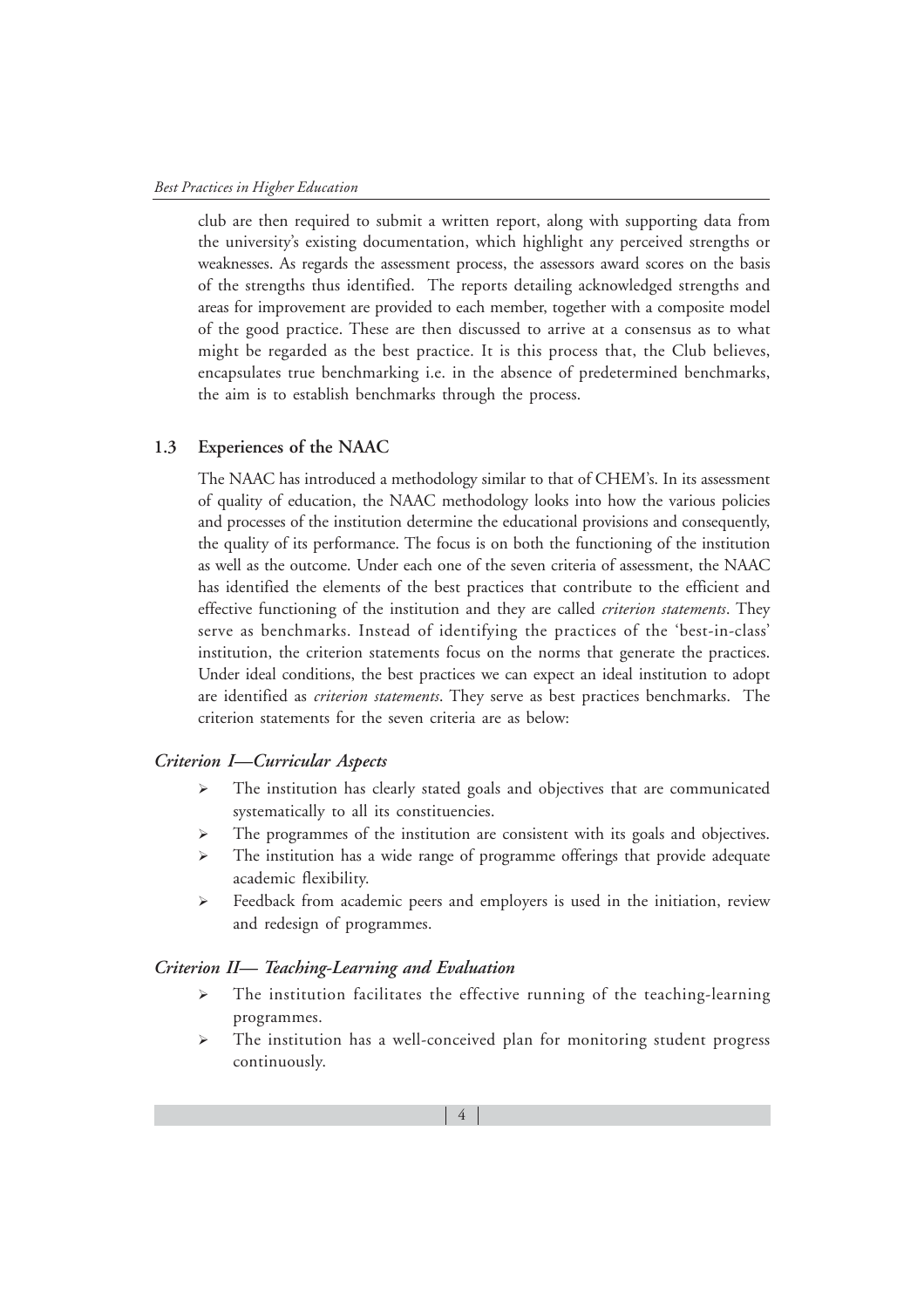club are then required to submit a written report, along with supporting data from the university's existing documentation, which highlight any perceived strengths or weaknesses. As regards the assessment process, the assessors award scores on the basis of the strengths thus identified. The reports detailing acknowledged strengths and areas for improvement are provided to each member, together with a composite model of the good practice. These are then discussed to arrive at a consensus as to what might be regarded as the best practice. It is this process that, the Club believes, encapsulates true benchmarking i.e. in the absence of predetermined benchmarks, the aim is to establish benchmarks through the process.

## 1.3 Experiences of the NAAC

The NAAC has introduced a methodology similar to that of CHEM's. In its assessment of quality of education, the NAAC methodology looks into how the various policies and processes of the institution determine the educational provisions and consequently, the quality of its performance. The focus is on both the functioning of the institution as well as the outcome. Under each one of the seven criteria of assessment, the NAAC has identified the elements of the best practices that contribute to the efficient and effective functioning of the institution and they are called *criterion statements*. They serve as benchmarks. Instead of identifying the practices of the 'best-in-class' institution, the criterion statements focus on the norms that generate the practices. Under ideal conditions, the best practices we can expect an ideal institution to adopt are identified as *criterion statements*. They serve as best practices benchmarks. The criterion statements for the seven criteria are as below:

### *Criterion I—Curricular Aspects*

- The institution has clearly stated goals and objectives that are communicated systematically to all its constituencies.
- The programmes of the institution are consistent with its goals and objectives.
- The institution has a wide range of programme offerings that provide adequate academic flexibility.
- Feedback from academic peers and employers is used in the initiation, review and redesign of programmes.

### *Criterion II— Teaching-Learning and Evaluation*

- The institution facilitates the effective running of the teaching-learning programmes.
- The institution has a well-conceived plan for monitoring student progress continuously.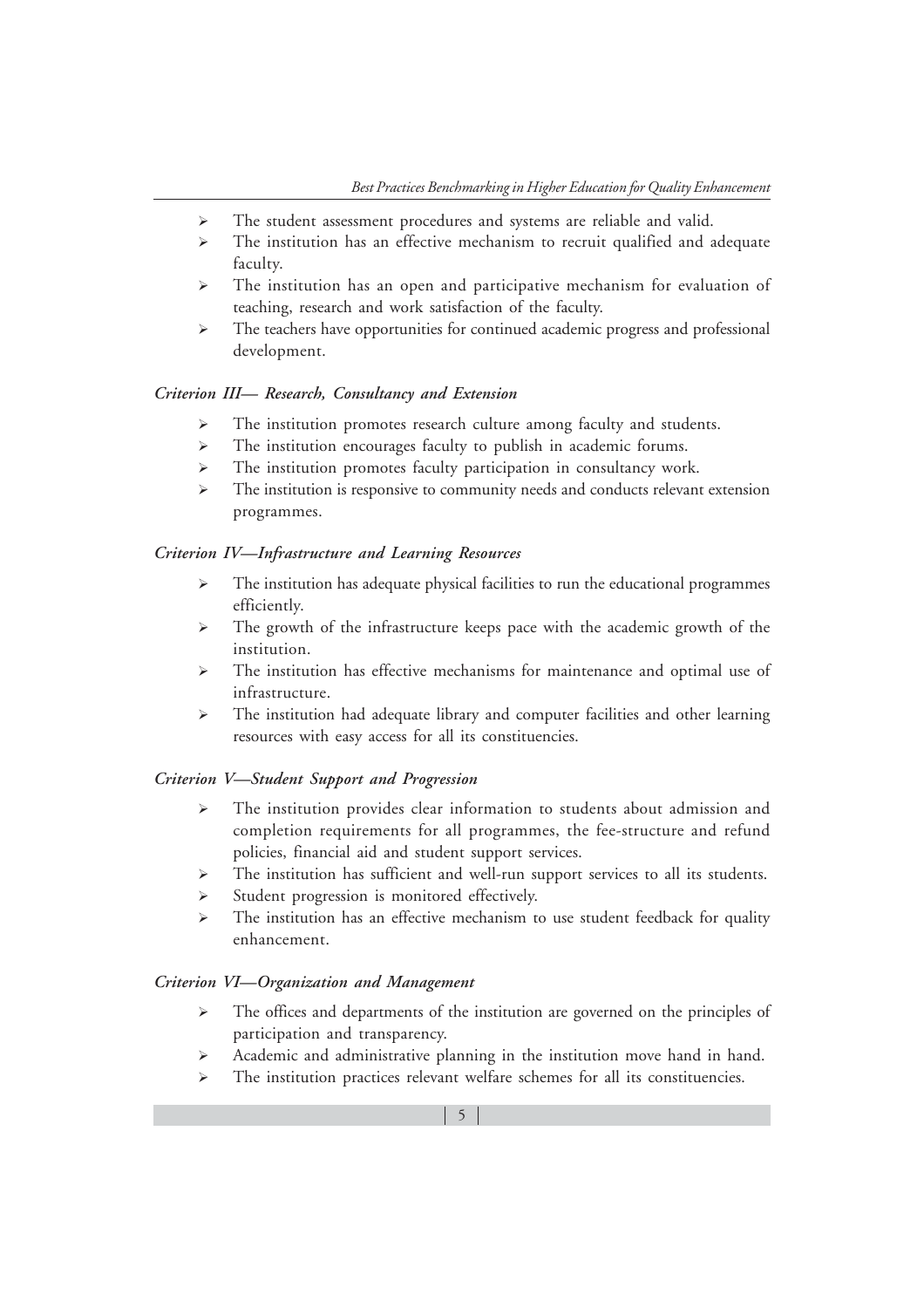- The student assessment procedures and systems are reliable and valid.
- The institution has an effective mechanism to recruit qualified and adequate faculty.
- The institution has an open and participative mechanism for evaluation of teaching, research and work satisfaction of the faculty.
- The teachers have opportunities for continued academic progress and professional development.

#### *Criterion III— Research, Consultancy and Extension*

- The institution promotes research culture among faculty and students.
- The institution encourages faculty to publish in academic forums.
- The institution promotes faculty participation in consultancy work.
- The institution is responsive to community needs and conducts relevant extension programmes.

#### *Criterion IV—Infrastructure and Learning Resources*

- The institution has adequate physical facilities to run the educational programmes efficiently.
- The growth of the infrastructure keeps pace with the academic growth of the institution.
- The institution has effective mechanisms for maintenance and optimal use of infrastructure.
- The institution had adequate library and computer facilities and other learning resources with easy access for all its constituencies.

#### *Criterion V—Student Support and Progression*

- The institution provides clear information to students about admission and completion requirements for all programmes, the fee-structure and refund policies, financial aid and student support services.
- The institution has sufficient and well-run support services to all its students.
- Student progression is monitored effectively.
- The institution has an effective mechanism to use student feedback for quality enhancement.

#### *Criterion VI—Organization and Management*

- The offices and departments of the institution are governed on the principles of participation and transparency.
- Academic and administrative planning in the institution move hand in hand.
- The institution practices relevant welfare schemes for all its constituencies.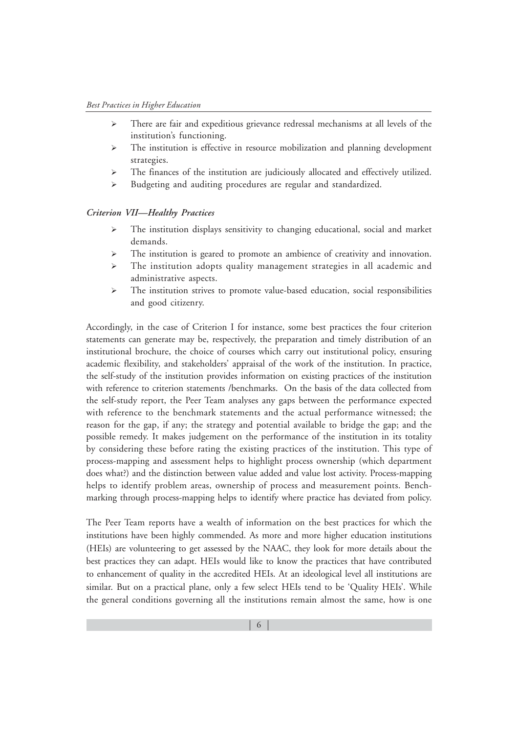- There are fair and expeditious grievance redressal mechanisms at all levels of the institution's functioning.
- The institution is effective in resource mobilization and planning development strategies.
- The finances of the institution are judiciously allocated and effectively utilized.
- Budgeting and auditing procedures are regular and standardized.

***Criterion VII—Healthy Practices***

- The institution displays sensitivity to changing educational, social and market demands.
- The institution is geared to promote an ambience of creativity and innovation.
- The institution adopts quality management strategies in all academic and administrative aspects.
- The institution strives to promote value-based education, social responsibilities and good citizenry.

Accordingly, in the case of Criterion I for instance, some best practices the four criterion statements can generate may be, respectively, the preparation and timely distribution of an institutional brochure, the choice of courses which carry out institutional policy, ensuring academic flexibility, and stakeholders' appraisal of the work of the institution. In practice, the self-study of the institution provides information on existing practices of the institution with reference to criterion statements /benchmarks. On the basis of the data collected from the self-study report, the Peer Team analyses any gaps between the performance expected with reference to the benchmark statements and the actual performance witnessed; the reason for the gap, if any; the strategy and potential available to bridge the gap; and the possible remedy. It makes judgement on the performance of the institution in its totality by considering these before rating the existing practices of the institution. This type of process-mapping and assessment helps to highlight process ownership (which department does what?) and the distinction between value added and value lost activity. Process-mapping helps to identify problem areas, ownership of process and measurement points. Benchmarking through process-mapping helps to identify where practice has deviated from policy.

The Peer Team reports have a wealth of information on the best practices for which the institutions have been highly commended. As more and more higher education institutions (HEIs) are volunteering to get assessed by the NAAC, they look for more details about the best practices they can adapt. HEIs would like to know the practices that have contributed to enhancement of quality in the accredited HEIs. At an ideological level all institutions are similar. But on a practical plane, only a few select HEIs tend to be 'Quality HEIs'. While the general conditions governing all the institutions remain almost the same, how is one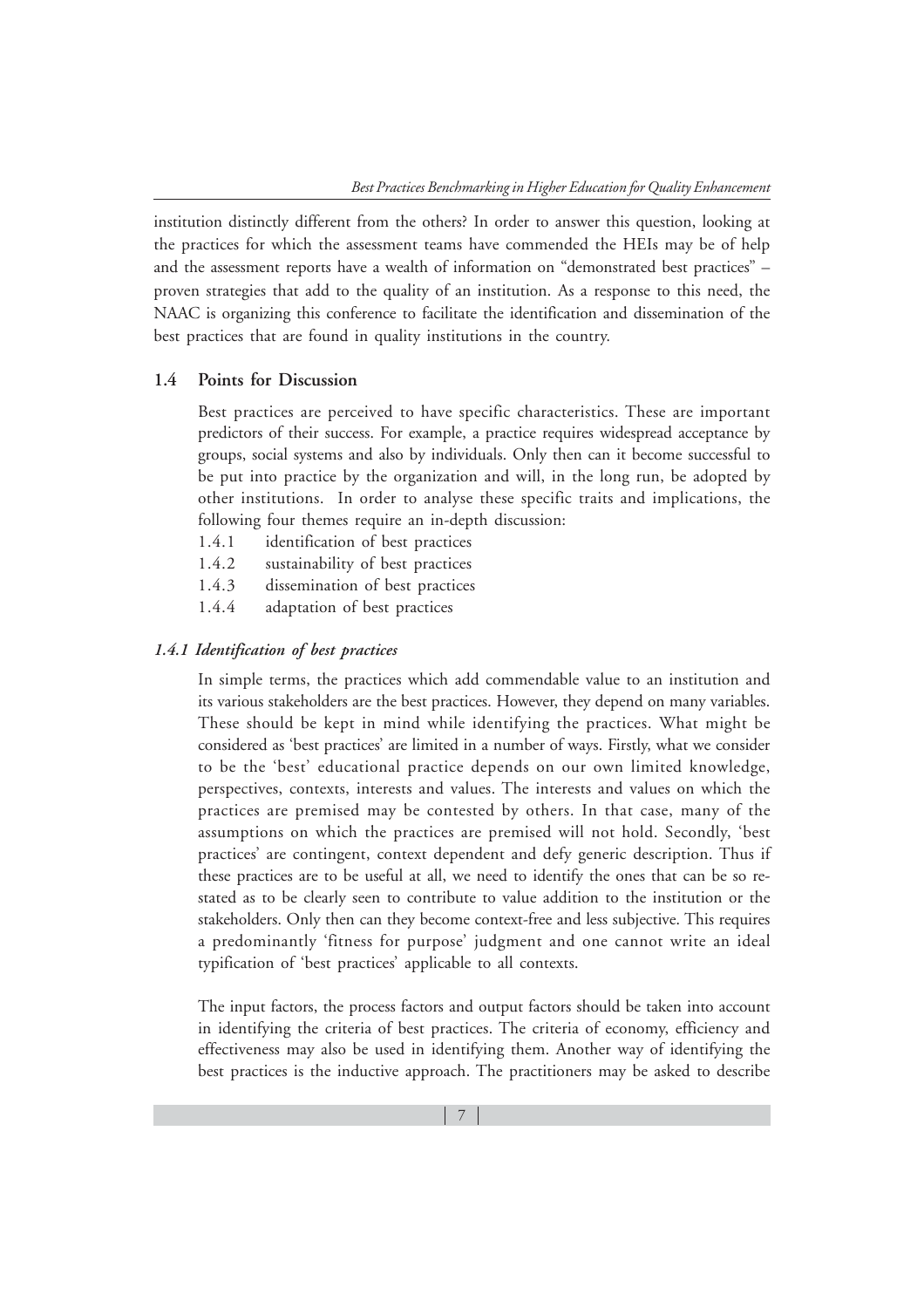institution distinctly different from the others? In order to answer this question, looking at the practices for which the assessment teams have commended the HEIs may be of help and the assessment reports have a wealth of information on "demonstrated best practices" – proven strategies that add to the quality of an institution. As a response to this need, the NAAC is organizing this conference to facilitate the identification and dissemination of the best practices that are found in quality institutions in the country.

## 1.4 Points for Discussion

Best practices are perceived to have specific characteristics. These are important predictors of their success. For example, a practice requires widespread acceptance by groups, social systems and also by individuals. Only then can it become successful to be put into practice by the organization and will, in the long run, be adopted by other institutions. In order to analyse these specific traits and implications, the following four themes require an in-depth discussion:

1.4.1 identification of best practices

1.4.2 sustainability of best practices

1.4.3 dissemination of best practices

1.4.4 adaptation of best practices

### *1.4.1 Identification of best practices*

In simple terms, the practices which add commendable value to an institution and its various stakeholders are the best practices. However, they depend on many variables. These should be kept in mind while identifying the practices. What might be considered as 'best practices' are limited in a number of ways. Firstly, what we consider to be the 'best' educational practice depends on our own limited knowledge, perspectives, contexts, interests and values. The interests and values on which the practices are premised may be contested by others. In that case, many of the assumptions on which the practices are premised will not hold. Secondly, 'best practices' are contingent, context dependent and defy generic description. Thus if these practices are to be useful at all, we need to identify the ones that can be so re-stated as to be clearly seen to contribute to value addition to the institution or the stakeholders. Only then can they become context-free and less subjective. This requires a predominantly 'fitness for purpose' judgment and one cannot write an ideal typification of 'best practices' applicable to all contexts.

The input factors, the process factors and output factors should be taken into account in identifying the criteria of best practices. The criteria of economy, efficiency and effectiveness may also be used in identifying them. Another way of identifying the best practices is the inductive approach. The practitioners may be asked to describe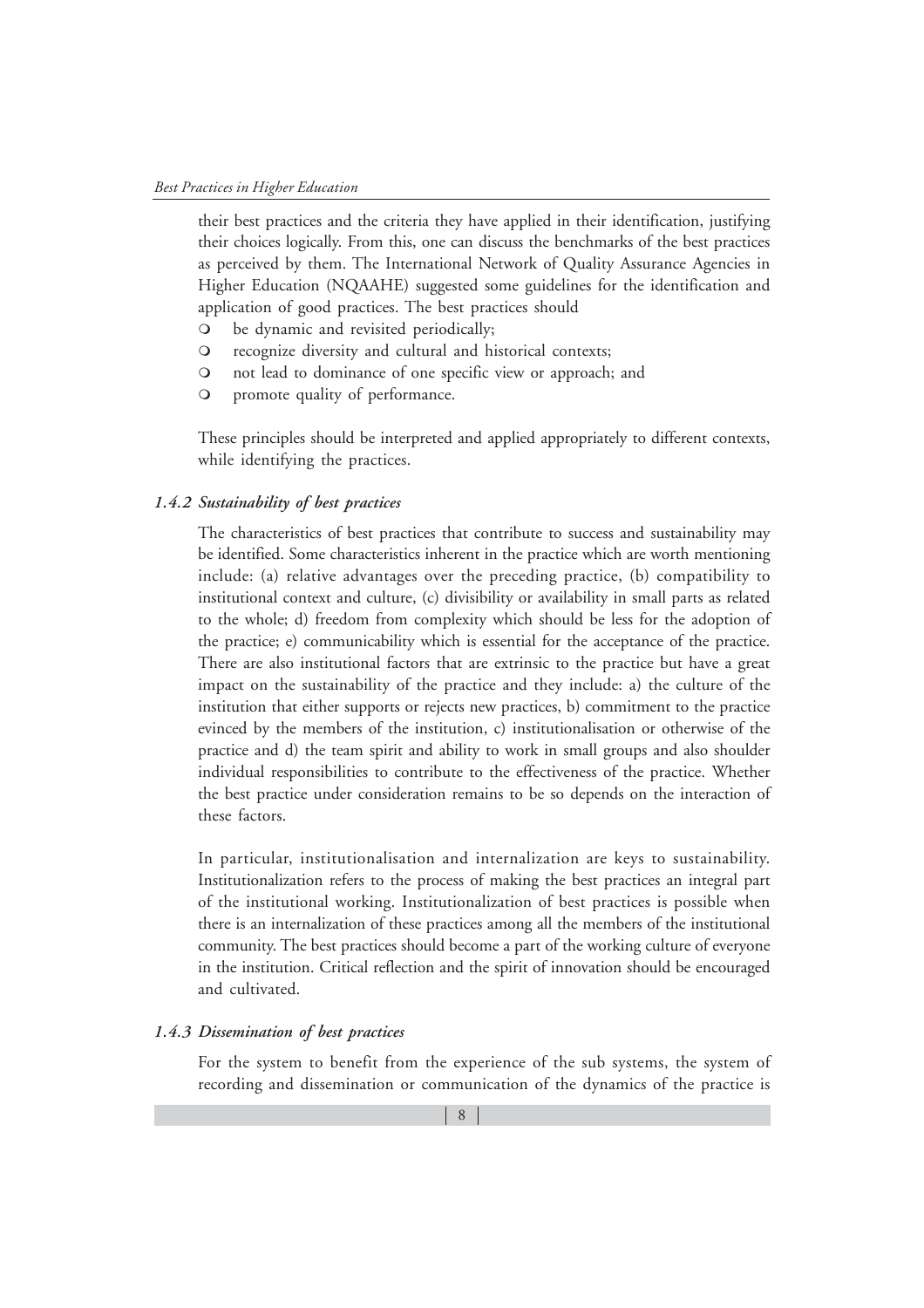their best practices and the criteria they have applied in their identification, justifying their choices logically. From this, one can discuss the benchmarks of the best practices as perceived by them. The International Network of Quality Assurance Agencies in Higher Education (NQAAHE) suggested some guidelines for the identification and application of good practices. The best practices should

- be dynamic and revisited periodically;
- recognize diversity and cultural and historical contexts;
- not lead to dominance of one specific view or approach; and
- promote quality of performance.

These principles should be interpreted and applied appropriately to different contexts, while identifying the practices.

### *1.4.2 Sustainability of best practices*

The characteristics of best practices that contribute to success and sustainability may be identified. Some characteristics inherent in the practice which are worth mentioning include: (a) relative advantages over the preceding practice, (b) compatibility to institutional context and culture, (c) divisibility or availability in small parts as related to the whole; d) freedom from complexity which should be less for the adoption of the practice; e) communicability which is essential for the acceptance of the practice. There are also institutional factors that are extrinsic to the practice but have a great impact on the sustainability of the practice and they include: a) the culture of the institution that either supports or rejects new practices, b) commitment to the practice evinced by the members of the institution, c) institutionalisation or otherwise of the practice and d) the team spirit and ability to work in small groups and also shoulder individual responsibilities to contribute to the effectiveness of the practice. Whether the best practice under consideration remains to be so depends on the interaction of these factors.

In particular, institutionalisation and internalization are keys to sustainability. Institutionalization refers to the process of making the best practices an integral part of the institutional working. Institutionalization of best practices is possible when there is an internalization of these practices among all the members of the institutional community. The best practices should become a part of the working culture of everyone in the institution. Critical reflection and the spirit of innovation should be encouraged and cultivated.

### *1.4.3 Dissemination of best practices*

For the system to benefit from the experience of the sub systems, the system of recording and dissemination or communication of the dynamics of the practice is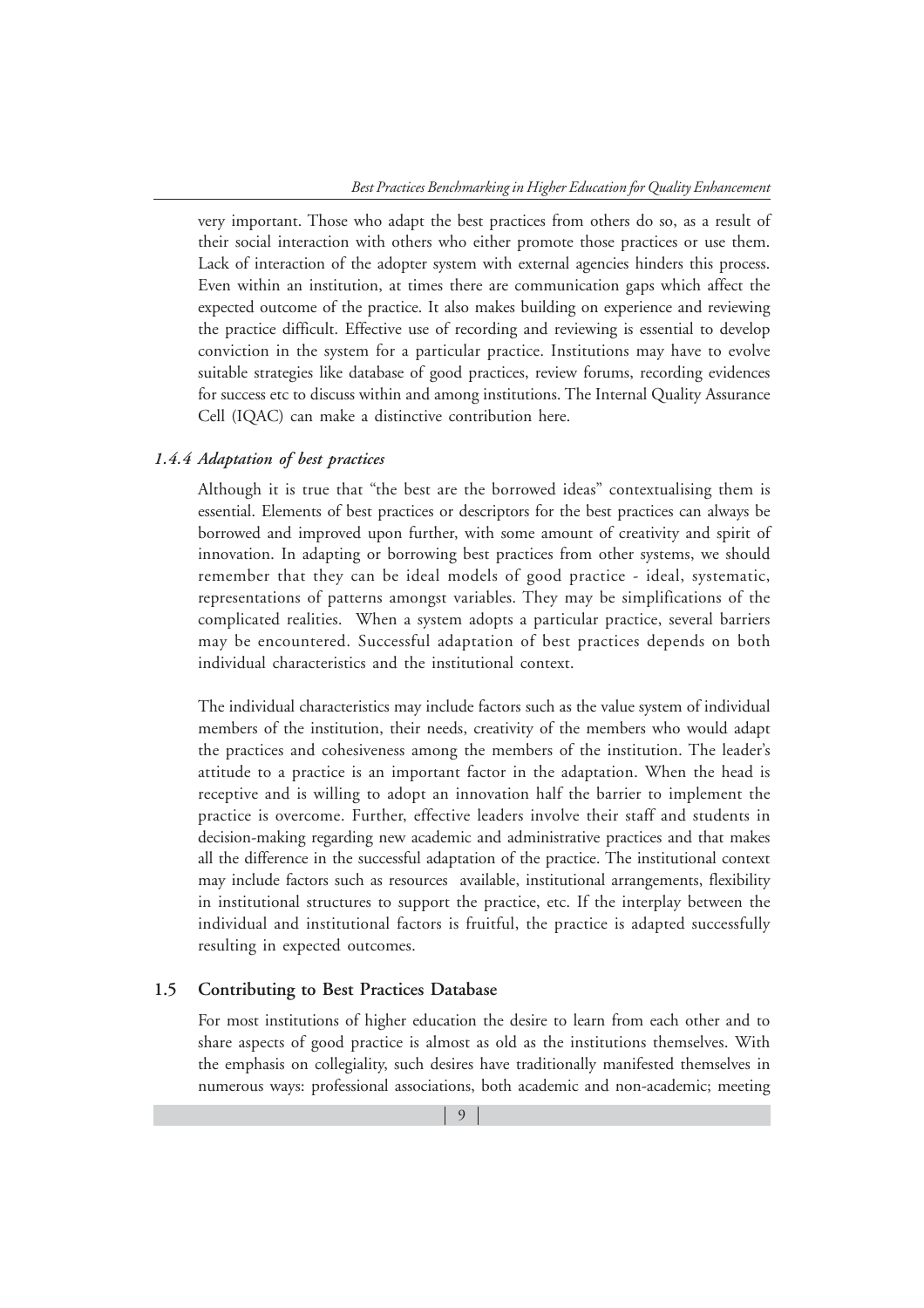very important. Those who adapt the best practices from others do so, as a result of their social interaction with others who either promote those practices or use them. Lack of interaction of the adopter system with external agencies hinders this process. Even within an institution, at times there are communication gaps which affect the expected outcome of the practice. It also makes building on experience and reviewing the practice difficult. Effective use of recording and reviewing is essential to develop conviction in the system for a particular practice. Institutions may have to evolve suitable strategies like database of good practices, review forums, recording evidences for success etc to discuss within and among institutions. The Internal Quality Assurance Cell (IQAC) can make a distinctive contribution here.

#### *1.4.4 Adaptation of best practices*

Although it is true that "the best are the borrowed ideas" contextualising them is essential. Elements of best practices or descriptors for the best practices can always be borrowed and improved upon further, with some amount of creativity and spirit of innovation. In adapting or borrowing best practices from other systems, we should remember that they can be ideal models of good practice - ideal, systematic, representations of patterns amongst variables. They may be simplifications of the complicated realities. When a system adopts a particular practice, several barriers may be encountered. Successful adaptation of best practices depends on both individual characteristics and the institutional context.

The individual characteristics may include factors such as the value system of individual members of the institution, their needs, creativity of the members who would adapt the practices and cohesiveness among the members of the institution. The leader's attitude to a practice is an important factor in the adaptation. When the head is receptive and is willing to adopt an innovation half the barrier to implement the practice is overcome. Further, effective leaders involve their staff and students in decision-making regarding new academic and administrative practices and that makes all the difference in the successful adaptation of the practice. The institutional context may include factors such as resources available, institutional arrangements, flexibility in institutional structures to support the practice, etc. If the interplay between the individual and institutional factors is fruitful, the practice is adapted successfully resulting in expected outcomes.

### 1.5 Contributing to Best Practices Database

For most institutions of higher education the desire to learn from each other and to share aspects of good practice is almost as old as the institutions themselves. With the emphasis on collegiality, such desires have traditionally manifested themselves in numerous ways: professional associations, both academic and non-academic; meeting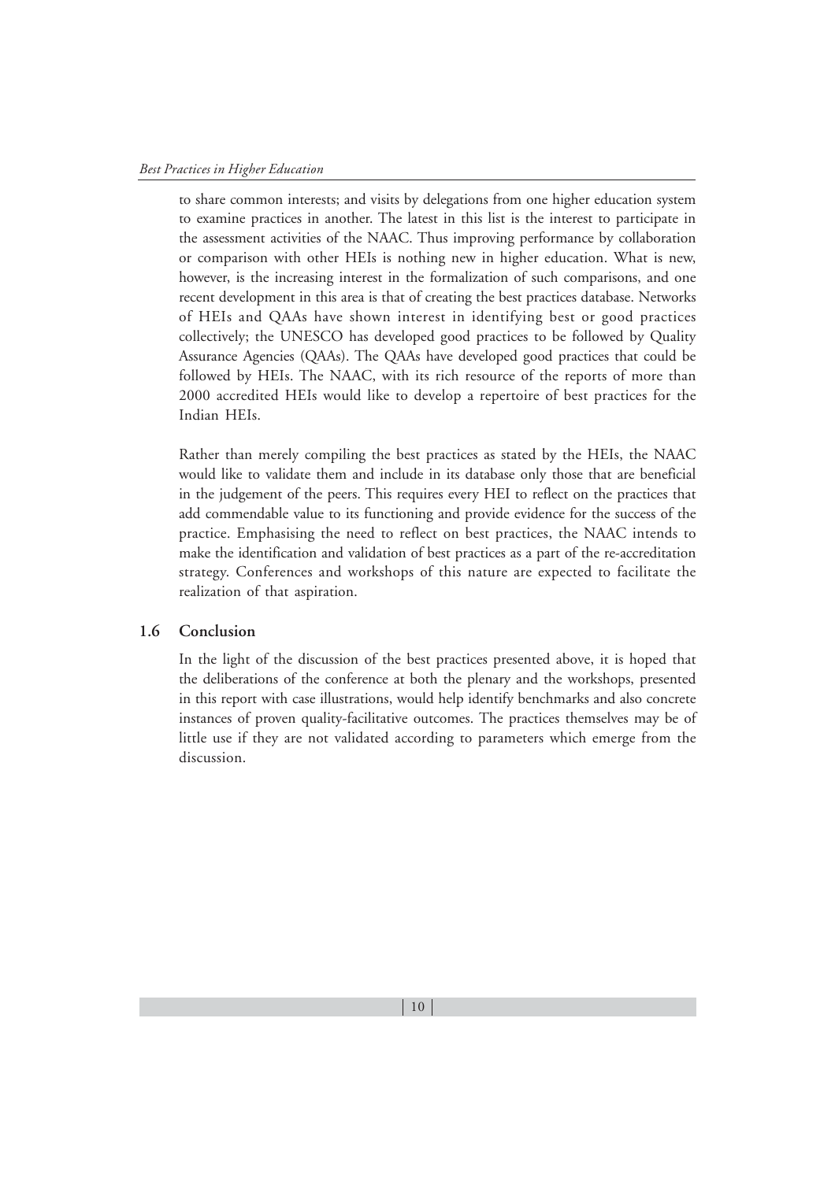to share common interests; and visits by delegations from one higher education system to examine practices in another. The latest in this list is the interest to participate in the assessment activities of the NAAC. Thus improving performance by collaboration or comparison with other HEIs is nothing new in higher education. What is new, however, is the increasing interest in the formalization of such comparisons, and one recent development in this area is that of creating the best practices database. Networks of HEIs and QAAs have shown interest in identifying best or good practices collectively; the UNESCO has developed good practices to be followed by Quality Assurance Agencies (QAAs). The QAAs have developed good practices that could be followed by HEIs. The NAAC, with its rich resource of the reports of more than 2000 accredited HEIs would like to develop a repertoire of best practices for the Indian HEIs.

Rather than merely compiling the best practices as stated by the HEIs, the NAAC would like to validate them and include in its database only those that are beneficial in the judgement of the peers. This requires every HEI to reflect on the practices that add commendable value to its functioning and provide evidence for the success of the practice. Emphasising the need to reflect on best practices, the NAAC intends to make the identification and validation of best practices as a part of the re-accreditation strategy. Conferences and workshops of this nature are expected to facilitate the realization of that aspiration.

## 1.6 Conclusion

In the light of the discussion of the best practices presented above, it is hoped that the deliberations of the conference at both the plenary and the workshops, presented in this report with case illustrations, would help identify benchmarks and also concrete instances of proven quality-facilitative outcomes. The practices themselves may be of little use if they are not validated according to parameters which emerge from the discussion.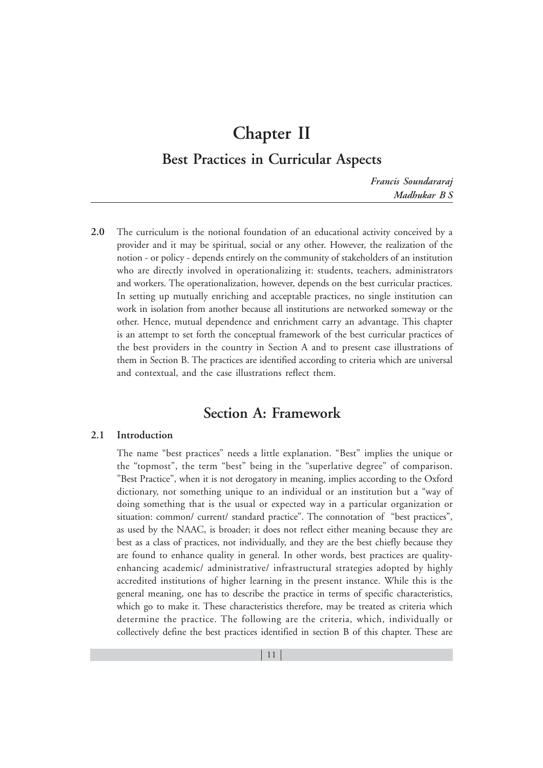# Chapter II

## Best Practices in Curricular Aspects

*Francis Soundararaj*
*Madhukar B S*

---

**2.0** The curriculum is the notional foundation of an educational activity conceived by a provider and it may be spiritual, social or any other. However, the realization of the notion - or policy - depends entirely on the community of stakeholders of an institution who are directly involved in operationalizing it: students, teachers, administrators and workers. The operationalization, however, depends on the best curricular practices. In setting up mutually enriching and acceptable practices, no single institution can work in isolation from another because all institutions are networked someway or the other. Hence, mutual dependence and enrichment carry an advantage. This chapter is an attempt to set forth the conceptual framework of the best curricular practices of the best providers in the country in Section A and to present case illustrations of them in Section B. The practices are identified according to criteria which are universal and contextual, and the case illustrations reflect them.

## Section A: Framework

### 2.1 Introduction

The name "best practices" needs a little explanation. "Best" implies the unique or the "topmost", the term "best" being in the "superlative degree" of comparison. "Best Practice", when it is not derogatory in meaning, implies according to the Oxford dictionary, not something unique to an individual or an institution but a "way of doing something that is the usual or expected way in a particular organization or situation: common/ current/ standard practice". The connotation of "best practices", as used by the NAAC, is broader; it does not reflect either meaning because they are best as a class of practices, not individually, and they are the best chiefly because they are found to enhance quality in general. In other words, best practices are quality-enhancing academic/ administrative/ infrastructural strategies adopted by highly accredited institutions of higher learning in the present instance. While this is the general meaning, one has to describe the practice in terms of specific characteristics, which go to make it. These characteristics therefore, may be treated as criteria which determine the practice. The following are the criteria, which, individually or collectively define the best practices identified in section B of this chapter. These are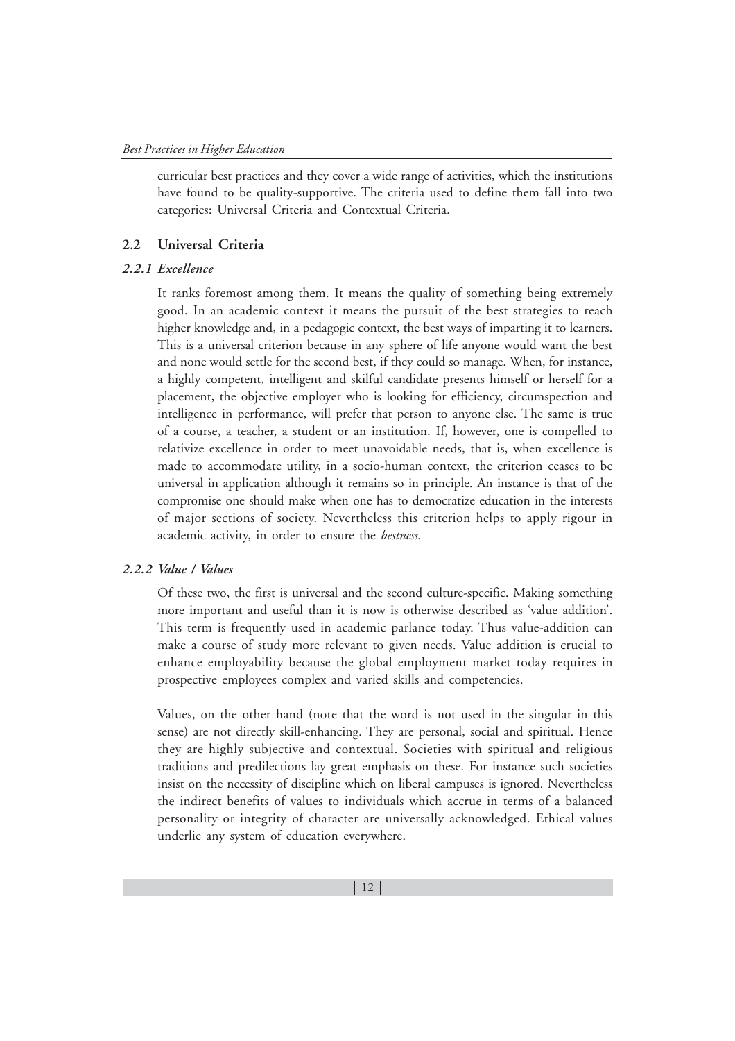curricular best practices and they cover a wide range of activities, which the institutions have found to be quality-supportive. The criteria used to define them fall into two categories: Universal Criteria and Contextual Criteria.

## 2.2 Universal Criteria

### *2.2.1 Excellence*

It ranks foremost among them. It means the quality of something being extremely good. In an academic context it means the pursuit of the best strategies to reach higher knowledge and, in a pedagogic context, the best ways of imparting it to learners. This is a universal criterion because in any sphere of life anyone would want the best and none would settle for the second best, if they could so manage. When, for instance, a highly competent, intelligent and skilful candidate presents himself or herself for a placement, the objective employer who is looking for efficiency, circumspection and intelligence in performance, will prefer that person to anyone else. The same is true of a course, a teacher, a student or an institution. If, however, one is compelled to relativize excellence in order to meet unavoidable needs, that is, when excellence is made to accommodate utility, in a socio-human context, the criterion ceases to be universal in application although it remains so in principle. An instance is that of the compromise one should make when one has to democratize education in the interests of major sections of society. Nevertheless this criterion helps to apply rigour in academic activity, in order to ensure the *bestness.*

### *2.2.2 Value / Values*

Of these two, the first is universal and the second culture-specific. Making something more important and useful than it is now is otherwise described as 'value addition'. This term is frequently used in academic parlance today. Thus value-addition can make a course of study more relevant to given needs. Value addition is crucial to enhance employability because the global employment market today requires in prospective employees complex and varied skills and competencies.

Values, on the other hand (note that the word is not used in the singular in this sense) are not directly skill-enhancing. They are personal, social and spiritual. Hence they are highly subjective and contextual. Societies with spiritual and religious traditions and predilections lay great emphasis on these. For instance such societies insist on the necessity of discipline which on liberal campuses is ignored. Nevertheless the indirect benefits of values to individuals which accrue in terms of a balanced personality or integrity of character are universally acknowledged. Ethical values underlie any system of education everywhere.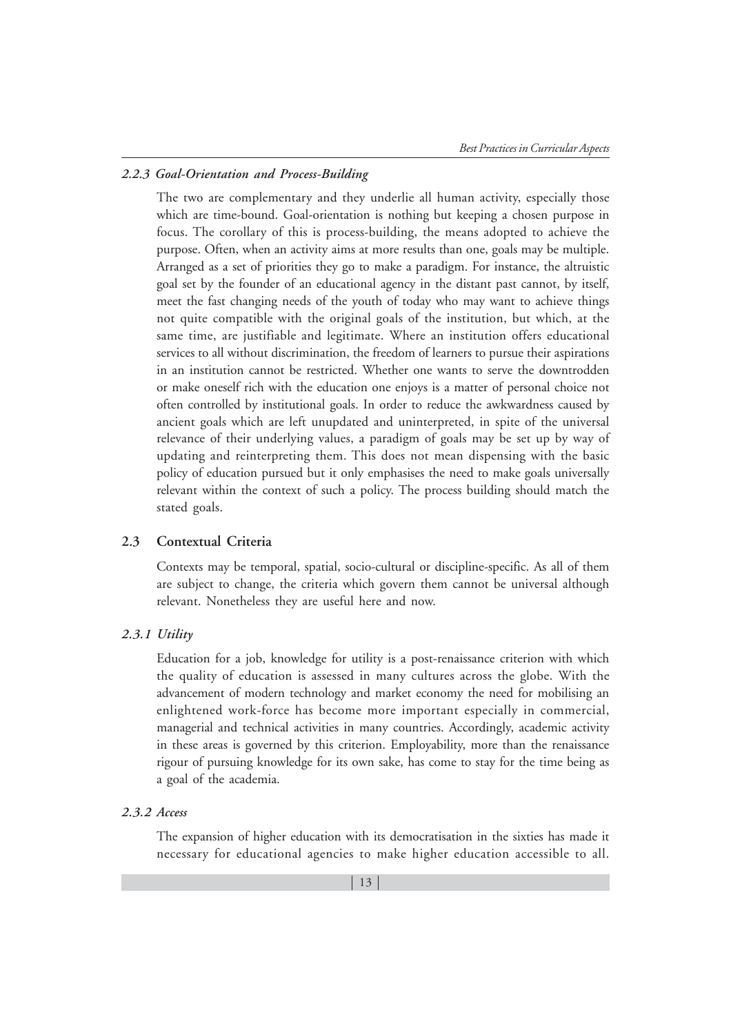### *2.2.3 Goal-Orientation and Process-Building*

The two are complementary and they underlie all human activity, especially those which are time-bound. Goal-orientation is nothing but keeping a chosen purpose in focus. The corollary of this is process-building, the means adopted to achieve the purpose. Often, when an activity aims at more results than one, goals may be multiple. Arranged as a set of priorities they go to make a paradigm. For instance, the altruistic goal set by the founder of an educational agency in the distant past cannot, by itself, meet the fast changing needs of the youth of today who may want to achieve things not quite compatible with the original goals of the institution, but which, at the same time, are justifiable and legitimate. Where an institution offers educational services to all without discrimination, the freedom of learners to pursue their aspirations in an institution cannot be restricted. Whether one wants to serve the downtrodden or make oneself rich with the education one enjoys is a matter of personal choice not often controlled by institutional goals. In order to reduce the awkwardness caused by ancient goals which are left unupdated and uninterpreted, in spite of the universal relevance of their underlying values, a paradigm of goals may be set up by way of updating and reinterpreting them. This does not mean dispensing with the basic policy of education pursued but it only emphasises the need to make goals universally relevant within the context of such a policy. The process building should match the stated goals.

## 2.3 Contextual Criteria

Contexts may be temporal, spatial, socio-cultural or discipline-specific. As all of them are subject to change, the criteria which govern them cannot be universal although relevant. Nonetheless they are useful here and now.

### *2.3.1 Utility*

Education for a job, knowledge for utility is a post-renaissance criterion with which the quality of education is assessed in many cultures across the globe. With the advancement of modern technology and market economy the need for mobilising an enlightened work-force has become more important especially in commercial, managerial and technical activities in many countries. Accordingly, academic activity in these areas is governed by this criterion. Employability, more than the renaissance rigour of pursuing knowledge for its own sake, has come to stay for the time being as a goal of the academia.

### *2.3.2 Access*

The expansion of higher education with its democratisation in the sixties has made it necessary for educational agencies to make higher education accessible to all.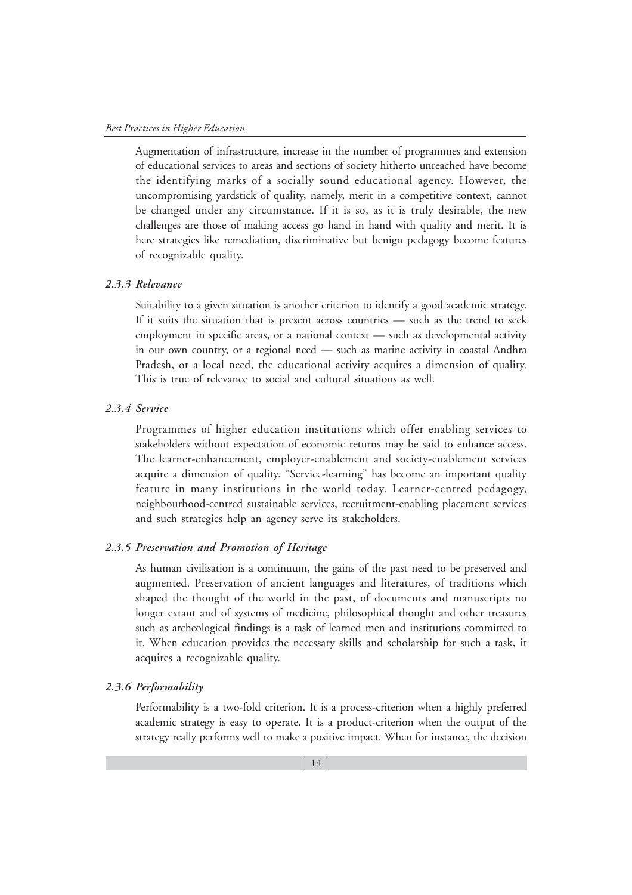Augmentation of infrastructure, increase in the number of programmes and extension of educational services to areas and sections of society hitherto unreached have become the identifying marks of a socially sound educational agency. However, the uncompromising yardstick of quality, namely, merit in a competitive context, cannot be changed under any circumstance. If it is so, as it is truly desirable, the new challenges are those of making access go hand in hand with quality and merit. It is here strategies like remediation, discriminative but benign pedagogy become features of recognizable quality.

### *2.3.3 Relevance*

Suitability to a given situation is another criterion to identify a good academic strategy. If it suits the situation that is present across countries — such as the trend to seek employment in specific areas, or a national context — such as developmental activity in our own country, or a regional need — such as marine activity in coastal Andhra Pradesh, or a local need, the educational activity acquires a dimension of quality. This is true of relevance to social and cultural situations as well.

### *2.3.4 Service*

Programmes of higher education institutions which offer enabling services to stakeholders without expectation of economic returns may be said to enhance access. The learner-enhancement, employer-enablement and society-enablement services acquire a dimension of quality. "Service-learning" has become an important quality feature in many institutions in the world today. Learner-centred pedagogy, neighbourhood-centred sustainable services, recruitment-enabling placement services and such strategies help an agency serve its stakeholders.

### *2.3.5 Preservation and Promotion of Heritage*

As human civilisation is a continuum, the gains of the past need to be preserved and augmented. Preservation of ancient languages and literatures, of traditions which shaped the thought of the world in the past, of documents and manuscripts no longer extant and of systems of medicine, philosophical thought and other treasures such as archeological findings is a task of learned men and institutions committed to it. When education provides the necessary skills and scholarship for such a task, it acquires a recognizable quality.

### *2.3.6 Performability*

Performability is a two-fold criterion. It is a process-criterion when a highly preferred academic strategy is easy to operate. It is a product-criterion when the output of the strategy really performs well to make a positive impact. When for instance, the decision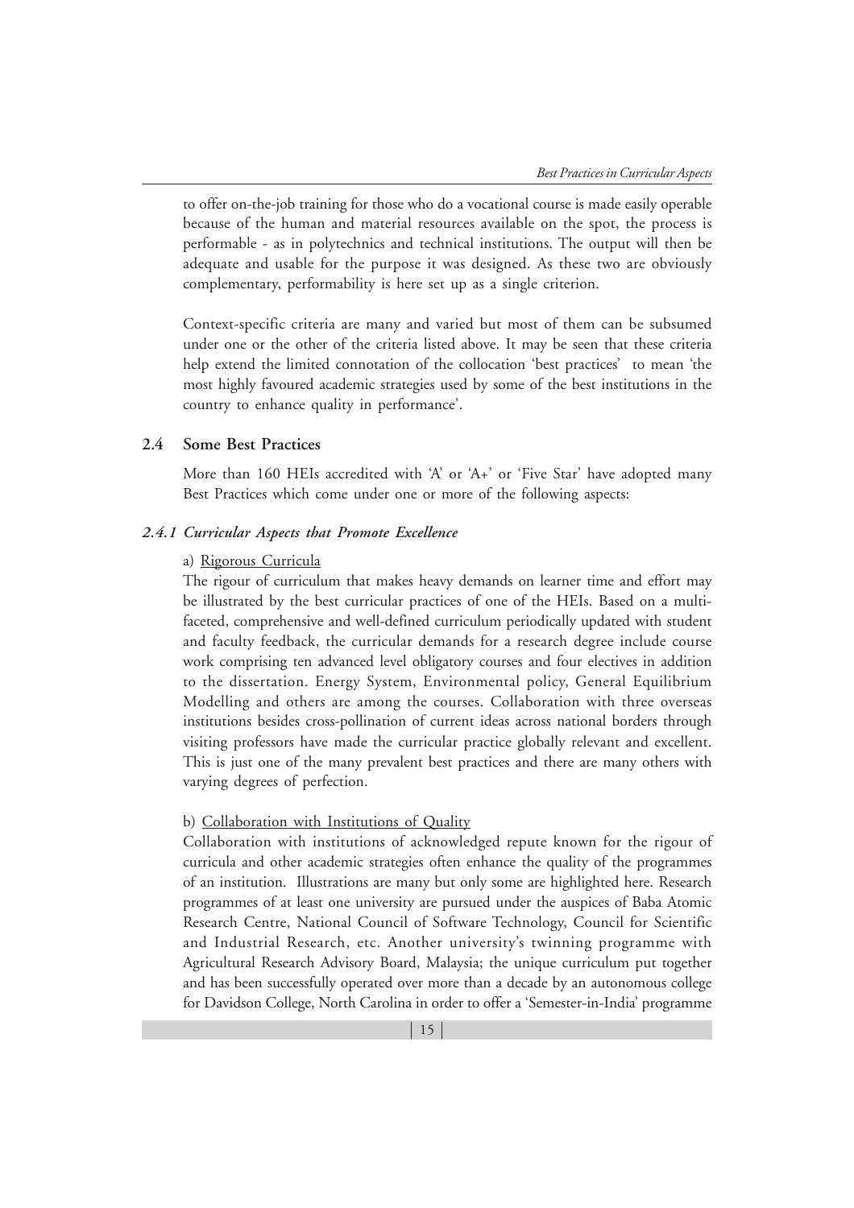to offer on-the-job training for those who do a vocational course is made easily operable because of the human and material resources available on the spot, the process is performable - as in polytechnics and technical institutions. The output will then be adequate and usable for the purpose it was designed. As these two are obviously complementary, performability is here set up as a single criterion.

Context-specific criteria are many and varied but most of them can be subsumed under one or the other of the criteria listed above. It may be seen that these criteria help extend the limited connotation of the collocation 'best practices' to mean 'the most highly favoured academic strategies used by some of the best institutions in the country to enhance quality in performance'.

## 2.4 Some Best Practices

More than 160 HEIs accredited with 'A' or 'A+' or 'Five Star' have adopted many Best Practices which come under one or more of the following aspects:

### *2.4.1 Curricular Aspects that Promote Excellence*

a) Rigorous Curricula

The rigour of curriculum that makes heavy demands on learner time and effort may be illustrated by the best curricular practices of one of the HEIs. Based on a multi-faceted, comprehensive and well-defined curriculum periodically updated with student and faculty feedback, the curricular demands for a research degree include course work comprising ten advanced level obligatory courses and four electives in addition to the dissertation. Energy System, Environmental policy, General Equilibrium Modelling and others are among the courses. Collaboration with three overseas institutions besides cross-pollination of current ideas across national borders through visiting professors have made the curricular practice globally relevant and excellent. This is just one of the many prevalent best practices and there are many others with varying degrees of perfection.

b) Collaboration with Institutions of Quality

Collaboration with institutions of acknowledged repute known for the rigour of curricula and other academic strategies often enhance the quality of the programmes of an institution. Illustrations are many but only some are highlighted here. Research programmes of at least one university are pursued under the auspices of Baba Atomic Research Centre, National Council of Software Technology, Council for Scientific and Industrial Research, etc. Another university's twinning programme with Agricultural Research Advisory Board, Malaysia; the unique curriculum put together and has been successfully operated over more than a decade by an autonomous college for Davidson College, North Carolina in order to offer a 'Semester-in-India' programme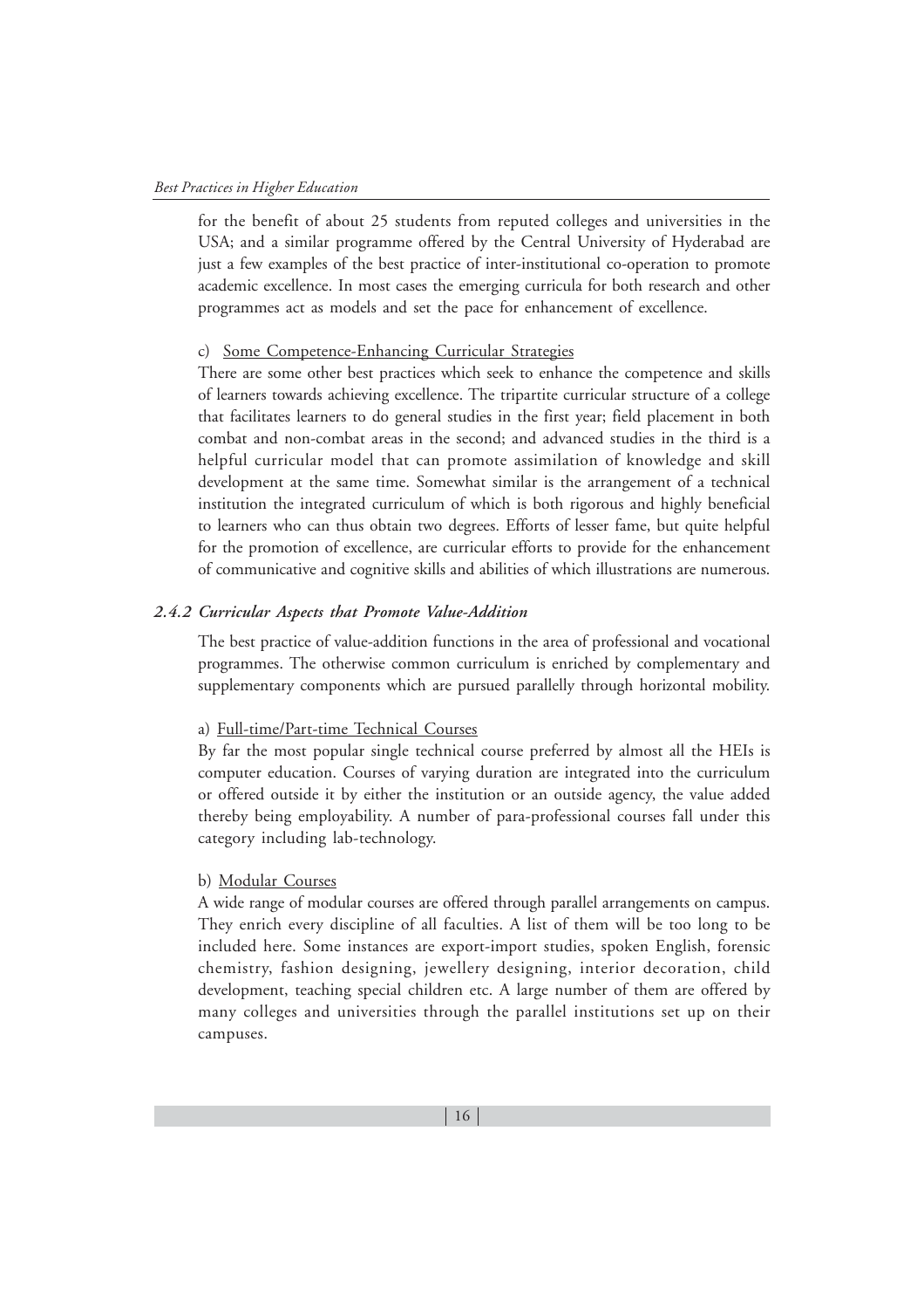for the benefit of about 25 students from reputed colleges and universities in the USA; and a similar programme offered by the Central University of Hyderabad are just a few examples of the best practice of inter-institutional co-operation to promote academic excellence. In most cases the emerging curricula for both research and other programmes act as models and set the pace for enhancement of excellence.

c) Some Competence-Enhancing Curricular Strategies

There are some other best practices which seek to enhance the competence and skills of learners towards achieving excellence. The tripartite curricular structure of a college that facilitates learners to do general studies in the first year; field placement in both combat and non-combat areas in the second; and advanced studies in the third is a helpful curricular model that can promote assimilation of knowledge and skill development at the same time. Somewhat similar is the arrangement of a technical institution the integrated curriculum of which is both rigorous and highly beneficial to learners who can thus obtain two degrees. Efforts of lesser fame, but quite helpful for the promotion of excellence, are curricular efforts to provide for the enhancement of communicative and cognitive skills and abilities of which illustrations are numerous.

### *2.4.2 Curricular Aspects that Promote Value-Addition*

The best practice of value-addition functions in the area of professional and vocational programmes. The otherwise common curriculum is enriched by complementary and supplementary components which are pursued parallelly through horizontal mobility.

a) Full-time/Part-time Technical Courses

By far the most popular single technical course preferred by almost all the HEIs is computer education. Courses of varying duration are integrated into the curriculum or offered outside it by either the institution or an outside agency, the value added thereby being employability. A number of para-professional courses fall under this category including lab-technology.

b) Modular Courses

A wide range of modular courses are offered through parallel arrangements on campus. They enrich every discipline of all faculties. A list of them will be too long to be included here. Some instances are export-import studies, spoken English, forensic chemistry, fashion designing, jewellery designing, interior decoration, child development, teaching special children etc. A large number of them are offered by many colleges and universities through the parallel institutions set up on their campuses.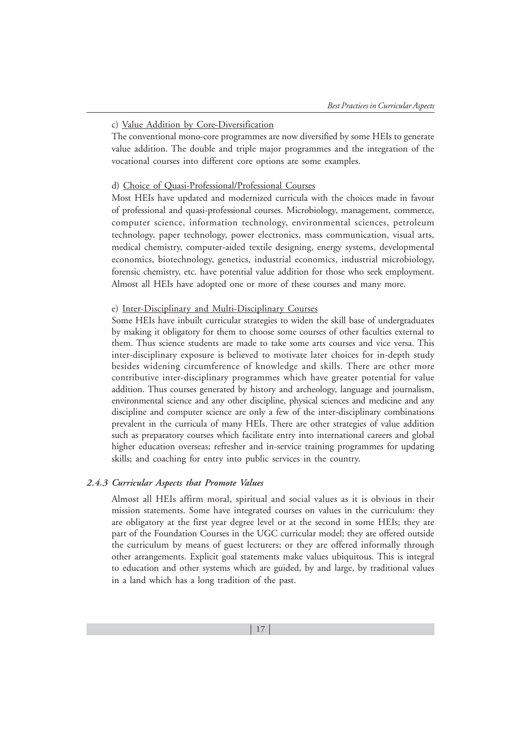c) Value Addition by Core-Diversification

The conventional mono-core programmes are now diversified by some HEIs to generate value addition. The double and triple major programmes and the integration of the vocational courses into different core options are some examples.

d) Choice of Quasi-Professional/Professional Courses

Most HEIs have updated and modernized curricula with the choices made in favour of professional and quasi-professional courses. Microbiology, management, commerce, computer science, information technology, environmental sciences, petroleum technology, paper technology, power electronics, mass communication, visual arts, medical chemistry, computer-aided textile designing, energy systems, developmental economics, biotechnology, genetics, industrial economics, industrial microbiology, forensic chemistry, etc. have potential value addition for those who seek employment. Almost all HEIs have adopted one or more of these courses and many more.

e) Inter-Disciplinary and Multi-Disciplinary Courses

Some HEIs have inbuilt curricular strategies to widen the skill base of undergraduates by making it obligatory for them to choose some courses of other faculties external to them. Thus science students are made to take some arts courses and vice versa. This inter-disciplinary exposure is believed to motivate later choices for in-depth study besides widening circumference of knowledge and skills. There are other more contributive inter-disciplinary programmes which have greater potential for value addition. Thus courses generated by history and archeology, language and journalism, environmental science and any other discipline, physical sciences and medicine and any discipline and computer science are only a few of the inter-disciplinary combinations prevalent in the curricula of many HEIs. There are other strategies of value addition such as preparatory courses which facilitate entry into international careers and global higher education overseas; refresher and in-service training programmes for updating skills; and coaching for entry into public services in the country.

### *2.4.3 Curricular Aspects that Promote Values*

Almost all HEIs affirm moral, spiritual and social values as it is obvious in their mission statements. Some have integrated courses on values in the curriculum: they are obligatory at the first year degree level or at the second in some HEIs; they are part of the Foundation Courses in the UGC curricular model; they are offered outside the curriculum by means of guest lecturers; or they are offered informally through other arrangements. Explicit goal statements make values ubiquitous. This is integral to education and other systems which are guided, by and large, by traditional values in a land which has a long tradition of the past.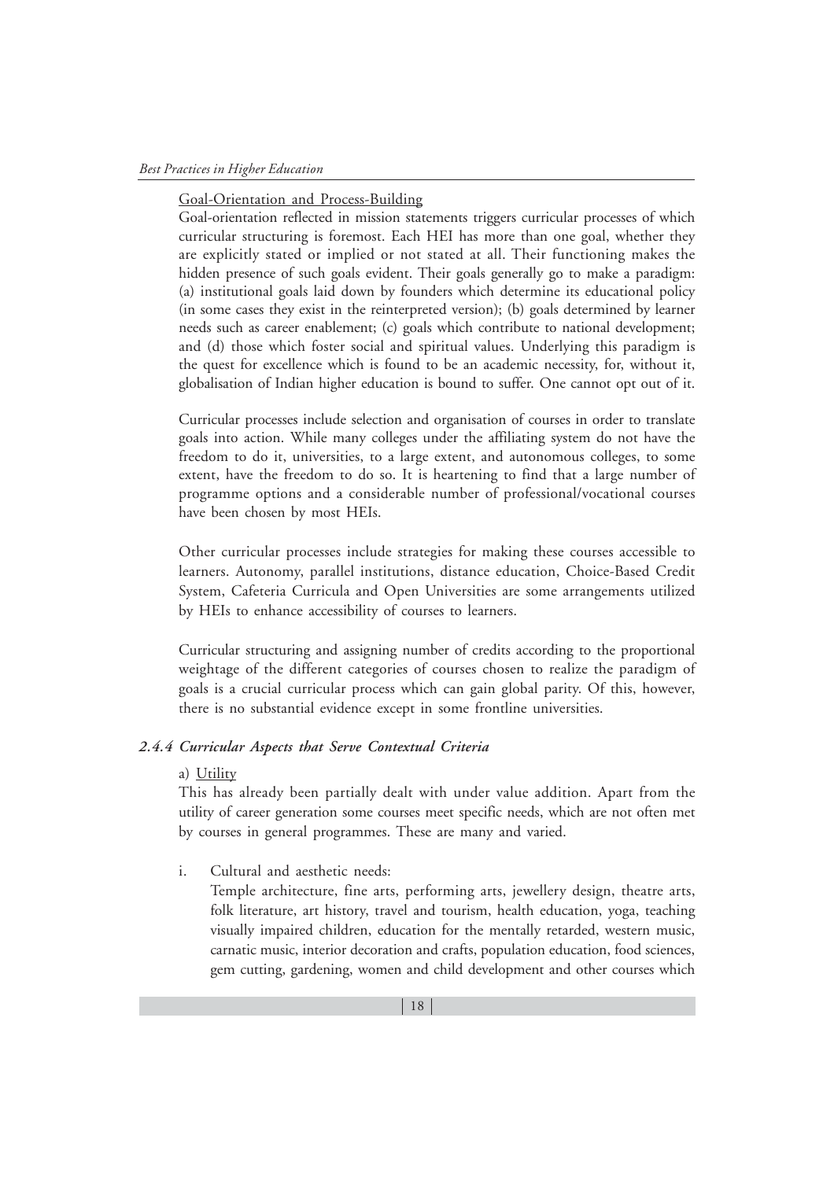Goal-Orientation and Process-Building

Goal-orientation reflected in mission statements triggers curricular processes of which curricular structuring is foremost. Each HEI has more than one goal, whether they are explicitly stated or implied or not stated at all. Their functioning makes the hidden presence of such goals evident. Their goals generally go to make a paradigm: (a) institutional goals laid down by founders which determine its educational policy (in some cases they exist in the reinterpreted version); (b) goals determined by learner needs such as career enablement; (c) goals which contribute to national development; and (d) those which foster social and spiritual values. Underlying this paradigm is the quest for excellence which is found to be an academic necessity, for, without it, globalisation of Indian higher education is bound to suffer. One cannot opt out of it.

Curricular processes include selection and organisation of courses in order to translate goals into action. While many colleges under the affiliating system do not have the freedom to do it, universities, to a large extent, and autonomous colleges, to some extent, have the freedom to do so. It is heartening to find that a large number of programme options and a considerable number of professional/vocational courses have been chosen by most HEIs.

Other curricular processes include strategies for making these courses accessible to learners. Autonomy, parallel institutions, distance education, Choice-Based Credit System, Cafeteria Curricula and Open Universities are some arrangements utilized by HEIs to enhance accessibility of courses to learners.

Curricular structuring and assigning number of credits according to the proportional weightage of the different categories of courses chosen to realize the paradigm of goals is a crucial curricular process which can gain global parity. Of this, however, there is no substantial evidence except in some frontline universities.

### *2.4.4 Curricular Aspects that Serve Contextual Criteria*

a) Utility

This has already been partially dealt with under value addition. Apart from the utility of career generation some courses meet specific needs, which are not often met by courses in general programmes. These are many and varied.

i. Cultural and aesthetic needs:

   Temple architecture, fine arts, performing arts, jewellery design, theatre arts, folk literature, art history, travel and tourism, health education, yoga, teaching visually impaired children, education for the mentally retarded, western music, carnatic music, interior decoration and crafts, population education, food sciences, gem cutting, gardening, women and child development and other courses which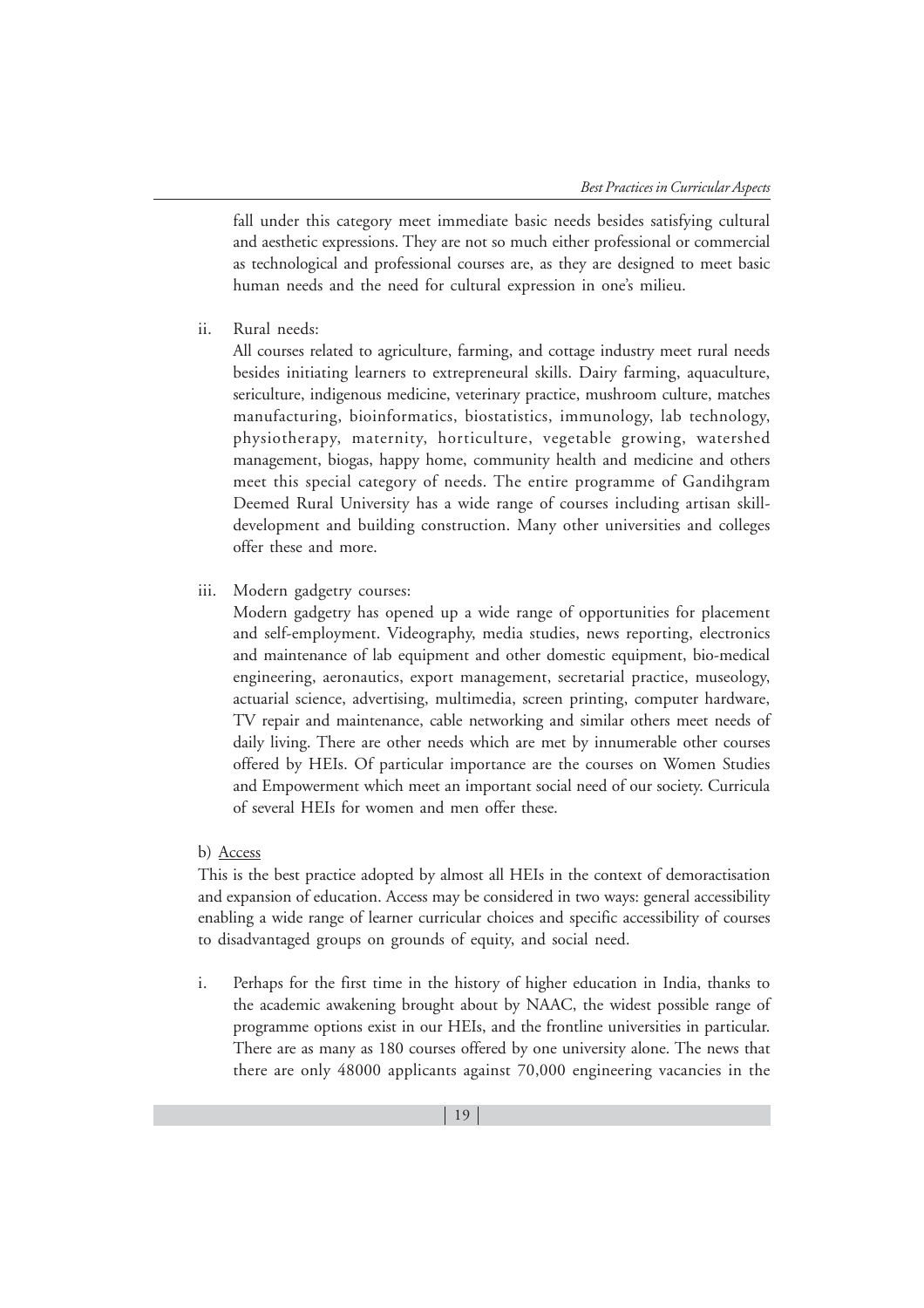fall under this category meet immediate basic needs besides satisfying cultural and aesthetic expressions. They are not so much either professional or commercial as technological and professional courses are, as they are designed to meet basic human needs and the need for cultural expression in one's milieu.

ii. Rural needs:

All courses related to agriculture, farming, and cottage industry meet rural needs besides initiating learners to extrepreneural skills. Dairy farming, aquaculture, sericulture, indigenous medicine, veterinary practice, mushroom culture, matches manufacturing, bioinformatics, biostatistics, immunology, lab technology, physiotherapy, maternity, horticulture, vegetable growing, watershed management, biogas, happy home, community health and medicine and others meet this special category of needs. The entire programme of Gandihgram Deemed Rural University has a wide range of courses including artisan skill-development and building construction. Many other universities and colleges offer these and more.

iii. Modern gadgetry courses:

Modern gadgetry has opened up a wide range of opportunities for placement and self-employment. Videography, media studies, news reporting, electronics and maintenance of lab equipment and other domestic equipment, bio-medical engineering, aeronautics, export management, secretarial practice, museology, actuarial science, advertising, multimedia, screen printing, computer hardware, TV repair and maintenance, cable networking and similar others meet needs of daily living. There are other needs which are met by innumerable other courses offered by HEIs. Of particular importance are the courses on Women Studies and Empowerment which meet an important social need of our society. Curricula of several HEIs for women and men offer these.

b) Access

This is the best practice adopted by almost all HEIs in the context of demoractisation and expansion of education. Access may be considered in two ways: general accessibility enabling a wide range of learner curricular choices and specific accessibility of courses to disadvantaged groups on grounds of equity, and social need.

i. Perhaps for the first time in the history of higher education in India, thanks to the academic awakening brought about by NAAC, the widest possible range of programme options exist in our HEIs, and the frontline universities in particular. There are as many as 180 courses offered by one university alone. The news that there are only 48000 applicants against 70,000 engineering vacancies in the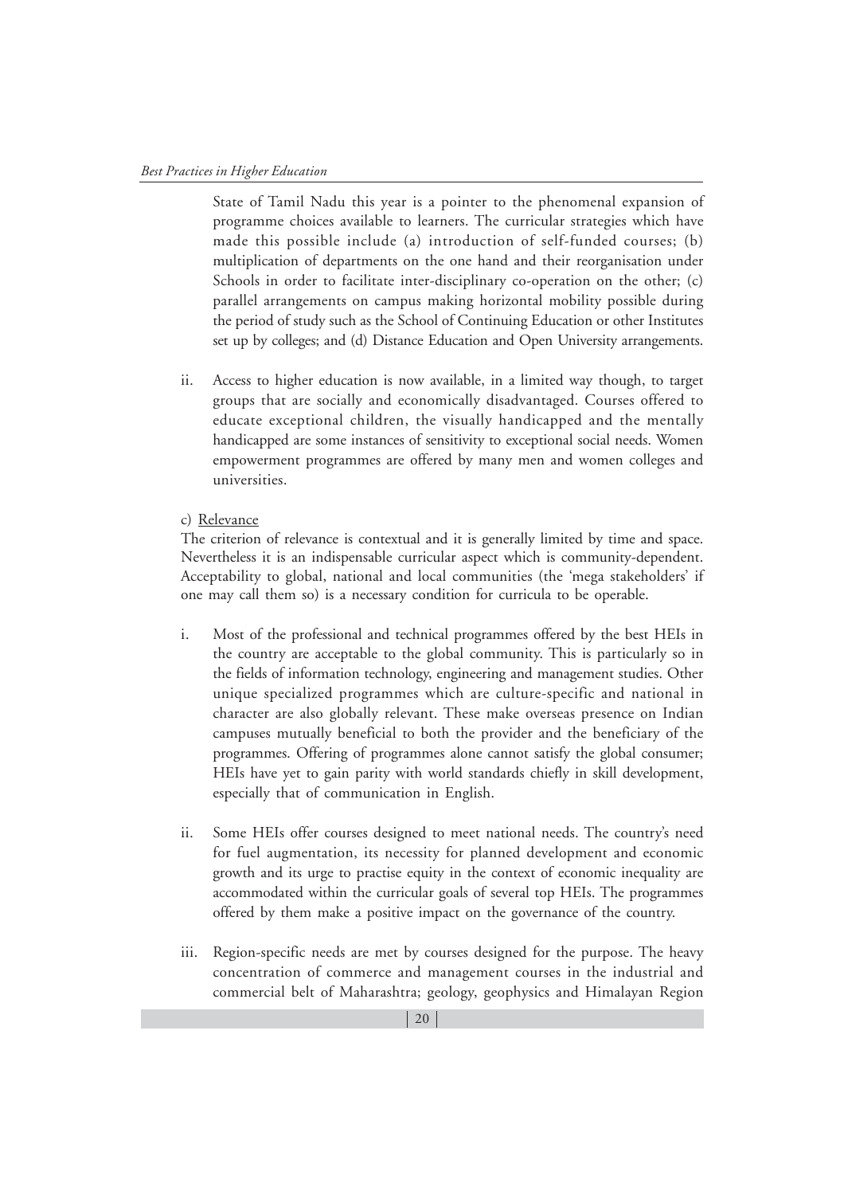State of Tamil Nadu this year is a pointer to the phenomenal expansion of programme choices available to learners. The curricular strategies which have made this possible include (a) introduction of self-funded courses; (b) multiplication of departments on the one hand and their reorganisation under Schools in order to facilitate inter-disciplinary co-operation on the other; (c) parallel arrangements on campus making horizontal mobility possible during the period of study such as the School of Continuing Education or other Institutes set up by colleges; and (d) Distance Education and Open University arrangements.

ii. Access to higher education is now available, in a limited way though, to target groups that are socially and economically disadvantaged. Courses offered to educate exceptional children, the visually handicapped and the mentally handicapped are some instances of sensitivity to exceptional social needs. Women empowerment programmes are offered by many men and women colleges and universities.

c) Relevance

The criterion of relevance is contextual and it is generally limited by time and space. Nevertheless it is an indispensable curricular aspect which is community-dependent. Acceptability to global, national and local communities (the 'mega stakeholders' if one may call them so) is a necessary condition for curricula to be operable.

i. Most of the professional and technical programmes offered by the best HEIs in the country are acceptable to the global community. This is particularly so in the fields of information technology, engineering and management studies. Other unique specialized programmes which are culture-specific and national in character are also globally relevant. These make overseas presence on Indian campuses mutually beneficial to both the provider and the beneficiary of the programmes. Offering of programmes alone cannot satisfy the global consumer; HEIs have yet to gain parity with world standards chiefly in skill development, especially that of communication in English.

ii. Some HEIs offer courses designed to meet national needs. The country's need for fuel augmentation, its necessity for planned development and economic growth and its urge to practise equity in the context of economic inequality are accommodated within the curricular goals of several top HEIs. The programmes offered by them make a positive impact on the governance of the country.

iii. Region-specific needs are met by courses designed for the purpose. The heavy concentration of commerce and management courses in the industrial and commercial belt of Maharashtra; geology, geophysics and Himalayan Region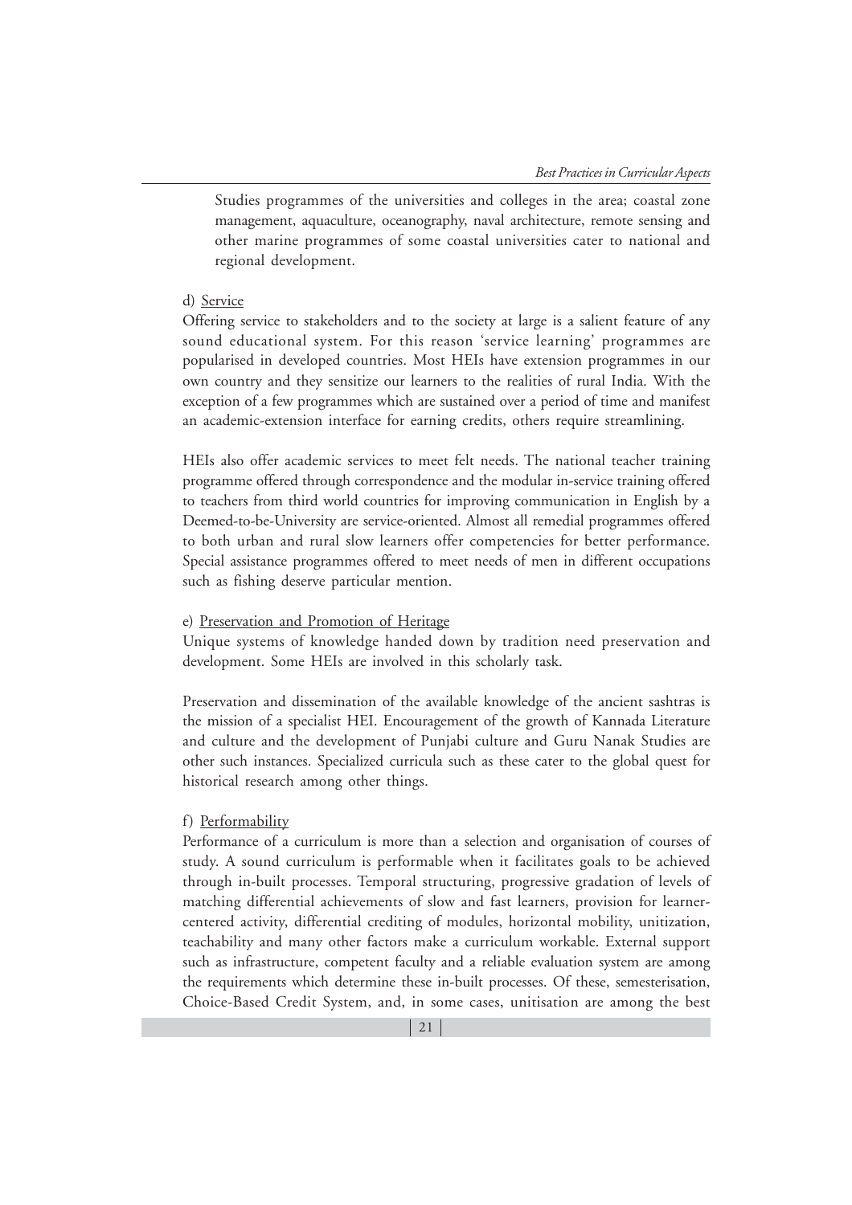Studies programmes of the universities and colleges in the area; coastal zone management, aquaculture, oceanography, naval architecture, remote sensing and other marine programmes of some coastal universities cater to national and regional development.

d) Service

Offering service to stakeholders and to the society at large is a salient feature of any sound educational system. For this reason 'service learning' programmes are popularised in developed countries. Most HEIs have extension programmes in our own country and they sensitize our learners to the realities of rural India. With the exception of a few programmes which are sustained over a period of time and manifest an academic-extension interface for earning credits, others require streamlining.

HEIs also offer academic services to meet felt needs. The national teacher training programme offered through correspondence and the modular in-service training offered to teachers from third world countries for improving communication in English by a Deemed-to-be-University are service-oriented. Almost all remedial programmes offered to both urban and rural slow learners offer competencies for better performance. Special assistance programmes offered to meet needs of men in different occupations such as fishing deserve particular mention.

e) Preservation and Promotion of Heritage

Unique systems of knowledge handed down by tradition need preservation and development. Some HEIs are involved in this scholarly task.

Preservation and dissemination of the available knowledge of the ancient sashtras is the mission of a specialist HEI. Encouragement of the growth of Kannada Literature and culture and the development of Punjabi culture and Guru Nanak Studies are other such instances. Specialized curricula such as these cater to the global quest for historical research among other things.

f) Performability

Performance of a curriculum is more than a selection and organisation of courses of study. A sound curriculum is performable when it facilitates goals to be achieved through in-built processes. Temporal structuring, progressive gradation of levels of matching differential achievements of slow and fast learners, provision for learner-centered activity, differential crediting of modules, horizontal mobility, unitization, teachability and many other factors make a curriculum workable. External support such as infrastructure, competent faculty and a reliable evaluation system are among the requirements which determine these in-built processes. Of these, semesterisation, Choice-Based Credit System, and, in some cases, unitisation are among the best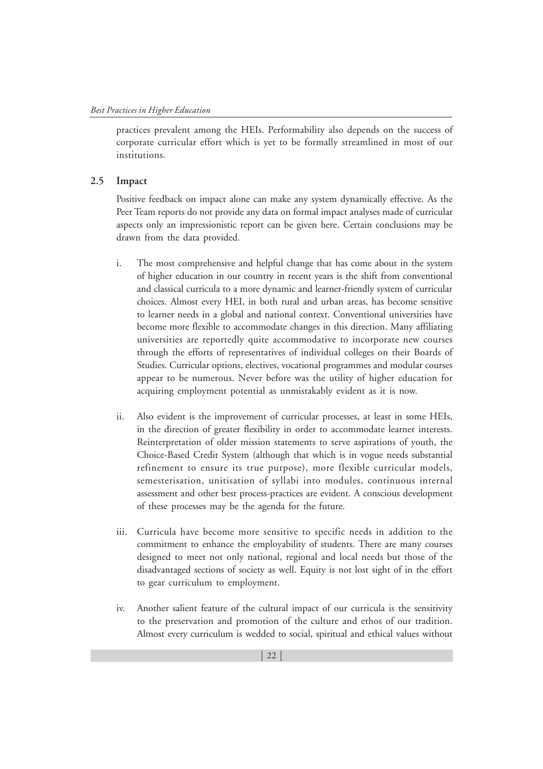practices prevalent among the HEIs. Performability also depends on the success of corporate curricular effort which is yet to be formally streamlined in most of our institutions.

## 2.5 Impact

Positive feedback on impact alone can make any system dynamically effective. As the Peer Team reports do not provide any data on formal impact analyses made of curricular aspects only an impressionistic report can be given here. Certain conclusions may be drawn from the data provided.

i. The most comprehensive and helpful change that has come about in the system of higher education in our country in recent years is the shift from conventional and classical curricula to a more dynamic and learner-friendly system of curricular choices. Almost every HEI, in both rural and urban areas, has become sensitive to learner needs in a global and national context. Conventional universities have become more flexible to accommodate changes in this direction. Many affiliating universities are reportedly quite accommodative to incorporate new courses through the efforts of representatives of individual colleges on their Boards of Studies. Curricular options, electives, vocational programmes and modular courses appear to be numerous. Never before was the utility of higher education for acquiring employment potential as unmistakably evident as it is now.

ii. Also evident is the improvement of curricular processes, at least in some HEIs, in the direction of greater flexibility in order to accommodate learner interests. Reinterpretation of older mission statements to serve aspirations of youth, the Choice-Based Credit System (although that which is in vogue needs substantial refinement to ensure its true purpose), more flexible curricular models, semesterisation, unitisation of syllabi into modules, continuous internal assessment and other best process-practices are evident. A conscious development of these processes may be the agenda for the future.

iii. Curricula have become more sensitive to specific needs in addition to the commitment to enhance the employability of students. There are many courses designed to meet not only national, regional and local needs but those of the disadvantaged sections of society as well. Equity is not lost sight of in the effort to gear curriculum to employment.

iv. Another salient feature of the cultural impact of our curricula is the sensitivity to the preservation and promotion of the culture and ethos of our tradition. Almost every curriculum is wedded to social, spiritual and ethical values without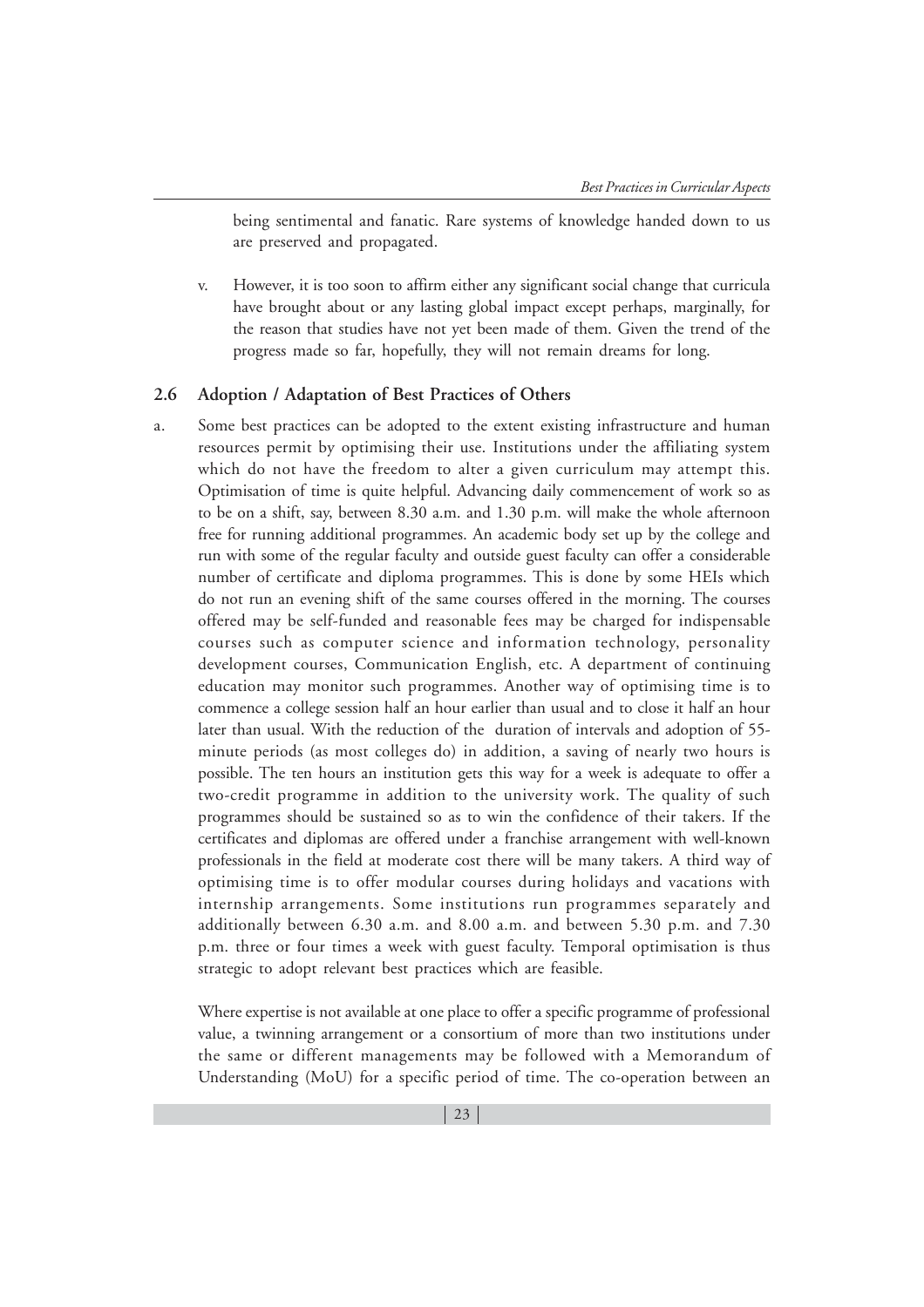being sentimental and fanatic. Rare systems of knowledge handed down to us are preserved and propagated.

v. However, it is too soon to affirm either any significant social change that curricula have brought about or any lasting global impact except perhaps, marginally, for the reason that studies have not yet been made of them. Given the trend of the progress made so far, hopefully, they will not remain dreams for long.

## 2.6 Adoption / Adaptation of Best Practices of Others

a. Some best practices can be adopted to the extent existing infrastructure and human resources permit by optimising their use. Institutions under the affiliating system which do not have the freedom to alter a given curriculum may attempt this. Optimisation of time is quite helpful. Advancing daily commencement of work so as to be on a shift, say, between 8.30 a.m. and 1.30 p.m. will make the whole afternoon free for running additional programmes. An academic body set up by the college and run with some of the regular faculty and outside guest faculty can offer a considerable number of certificate and diploma programmes. This is done by some HEIs which do not run an evening shift of the same courses offered in the morning. The courses offered may be self-funded and reasonable fees may be charged for indispensable courses such as computer science and information technology, personality development courses, Communication English, etc. A department of continuing education may monitor such programmes. Another way of optimising time is to commence a college session half an hour earlier than usual and to close it half an hour later than usual. With the reduction of the duration of intervals and adoption of 55-minute periods (as most colleges do) in addition, a saving of nearly two hours is possible. The ten hours an institution gets this way for a week is adequate to offer a two-credit programme in addition to the university work. The quality of such programmes should be sustained so as to win the confidence of their takers. If the certificates and diplomas are offered under a franchise arrangement with well-known professionals in the field at moderate cost there will be many takers. A third way of optimising time is to offer modular courses during holidays and vacations with internship arrangements. Some institutions run programmes separately and additionally between 6.30 a.m. and 8.00 a.m. and between 5.30 p.m. and 7.30 p.m. three or four times a week with guest faculty. Temporal optimisation is thus strategic to adopt relevant best practices which are feasible.

Where expertise is not available at one place to offer a specific programme of professional value, a twinning arrangement or a consortium of more than two institutions under the same or different managements may be followed with a Memorandum of Understanding (MoU) for a specific period of time. The co-operation between an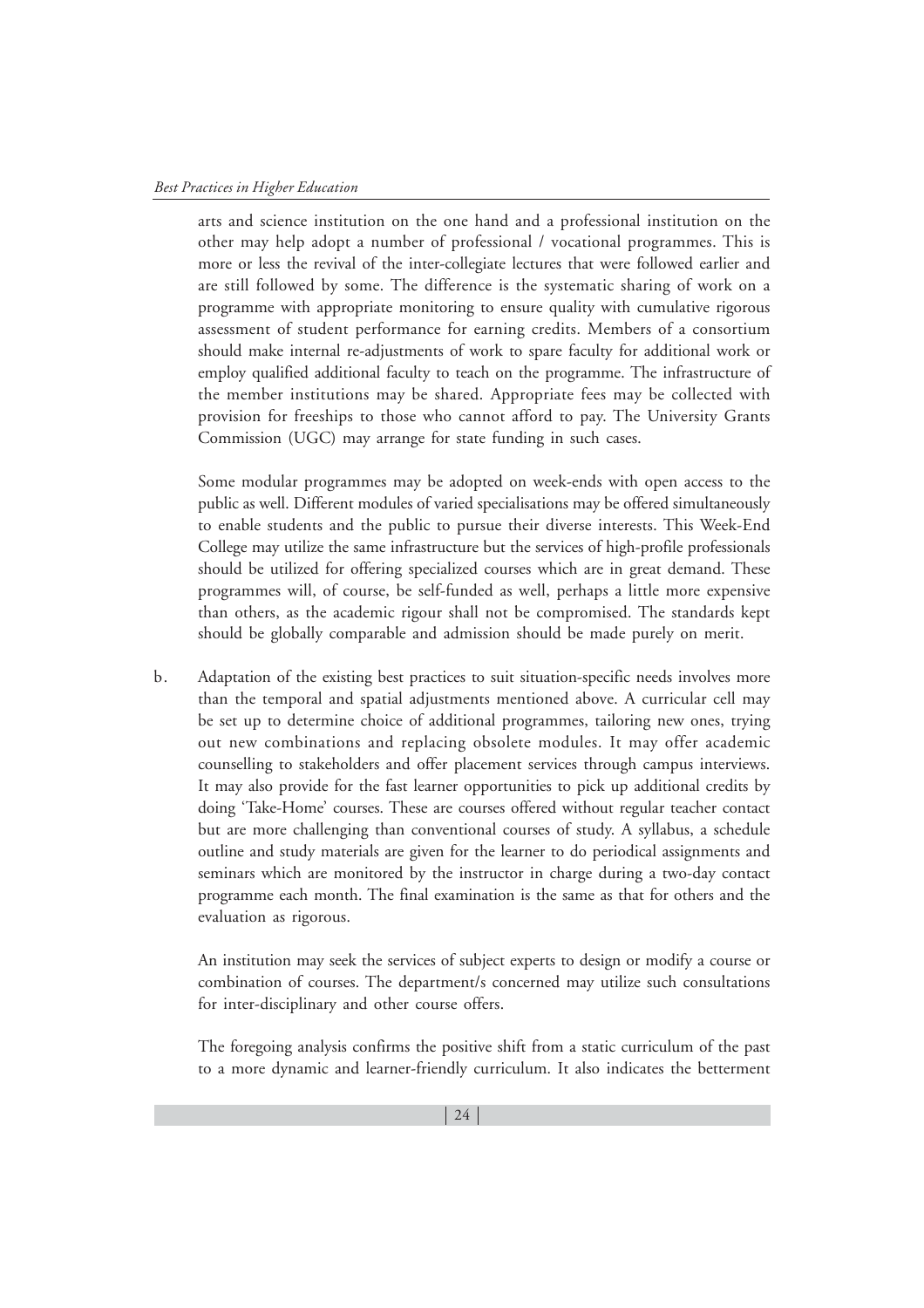arts and science institution on the one hand and a professional institution on the other may help adopt a number of professional / vocational programmes. This is more or less the revival of the inter-collegiate lectures that were followed earlier and are still followed by some. The difference is the systematic sharing of work on a programme with appropriate monitoring to ensure quality with cumulative rigorous assessment of student performance for earning credits. Members of a consortium should make internal re-adjustments of work to spare faculty for additional work or employ qualified additional faculty to teach on the programme. The infrastructure of the member institutions may be shared. Appropriate fees may be collected with provision for freeships to those who cannot afford to pay. The University Grants Commission (UGC) may arrange for state funding in such cases.

Some modular programmes may be adopted on week-ends with open access to the public as well. Different modules of varied specialisations may be offered simultaneously to enable students and the public to pursue their diverse interests. This Week-End College may utilize the same infrastructure but the services of high-profile professionals should be utilized for offering specialized courses which are in great demand. These programmes will, of course, be self-funded as well, perhaps a little more expensive than others, as the academic rigour shall not be compromised. The standards kept should be globally comparable and admission should be made purely on merit.

b. Adaptation of the existing best practices to suit situation-specific needs involves more than the temporal and spatial adjustments mentioned above. A curricular cell may be set up to determine choice of additional programmes, tailoring new ones, trying out new combinations and replacing obsolete modules. It may offer academic counselling to stakeholders and offer placement services through campus interviews. It may also provide for the fast learner opportunities to pick up additional credits by doing 'Take-Home' courses. These are courses offered without regular teacher contact but are more challenging than conventional courses of study. A syllabus, a schedule outline and study materials are given for the learner to do periodical assignments and seminars which are monitored by the instructor in charge during a two-day contact programme each month. The final examination is the same as that for others and the evaluation as rigorous.

An institution may seek the services of subject experts to design or modify a course or combination of courses. The department/s concerned may utilize such consultations for inter-disciplinary and other course offers.

The foregoing analysis confirms the positive shift from a static curriculum of the past to a more dynamic and learner-friendly curriculum. It also indicates the betterment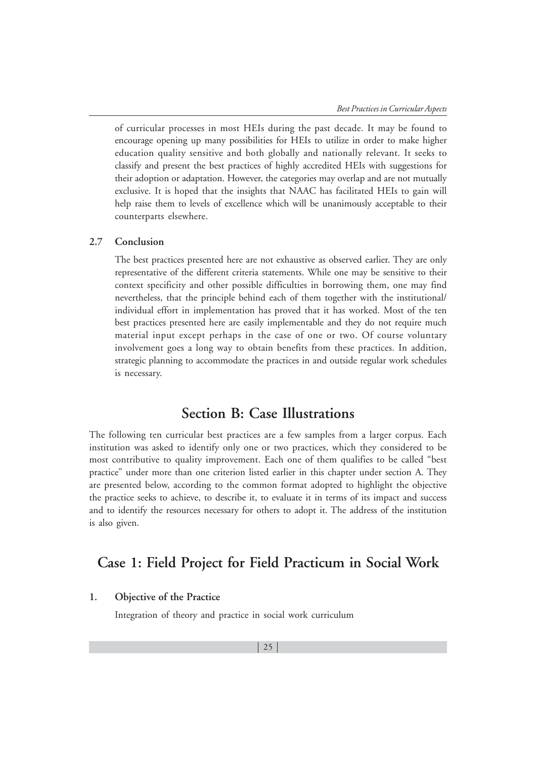of curricular processes in most HEIs during the past decade. It may be found to encourage opening up many possibilities for HEIs to utilize in order to make higher education quality sensitive and both globally and nationally relevant. It seeks to classify and present the best practices of highly accredited HEIs with suggestions for their adoption or adaptation. However, the categories may overlap and are not mutually exclusive. It is hoped that the insights that NAAC has facilitated HEIs to gain will help raise them to levels of excellence which will be unanimously acceptable to their counterparts elsewhere.

### 2.7 Conclusion

The best practices presented here are not exhaustive as observed earlier. They are only representative of the different criteria statements. While one may be sensitive to their context specificity and other possible difficulties in borrowing them, one may find nevertheless, that the principle behind each of them together with the institutional/ individual effort in implementation has proved that it has worked. Most of the ten best practices presented here are easily implementable and they do not require much material input except perhaps in the case of one or two. Of course voluntary involvement goes a long way to obtain benefits from these practices. In addition, strategic planning to accommodate the practices in and outside regular work schedules is necessary.

## Section B: Case Illustrations

The following ten curricular best practices are a few samples from a larger corpus. Each institution was asked to identify only one or two practices, which they considered to be most contributive to quality improvement. Each one of them qualifies to be called "best practice" under more than one criterion listed earlier in this chapter under section A. They are presented below, according to the common format adopted to highlight the objective the practice seeks to achieve, to describe it, to evaluate it in terms of its impact and success and to identify the resources necessary for others to adopt it. The address of the institution is also given.

## Case 1: Field Project for Field Practicum in Social Work

### 1. Objective of the Practice

Integration of theory and practice in social work curriculum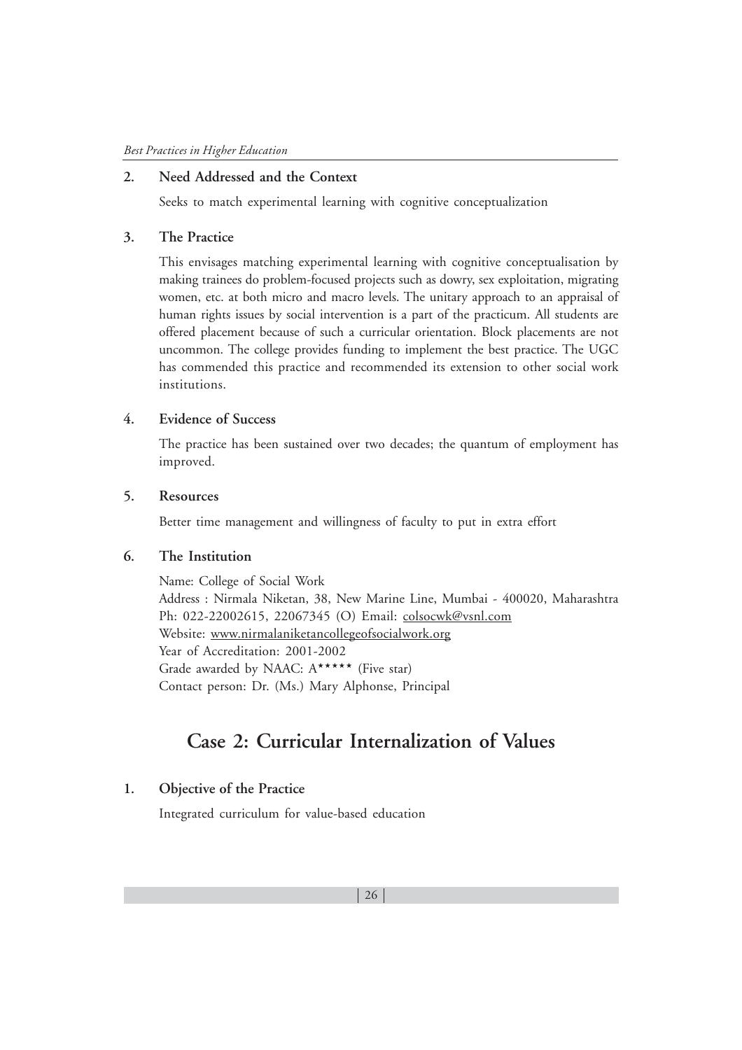**2. Need Addressed and the Context**

Seeks to match experimental learning with cognitive conceptualization

**3. The Practice**

This envisages matching experimental learning with cognitive conceptualisation by making trainees do problem-focused projects such as dowry, sex exploitation, migrating women, etc. at both micro and macro levels. The unitary approach to an appraisal of human rights issues by social intervention is a part of the practicum. All students are offered placement because of such a curricular orientation. Block placements are not uncommon. The college provides funding to implement the best practice. The UGC has commended this practice and recommended its extension to other social work institutions.

**4. Evidence of Success**

The practice has been sustained over two decades; the quantum of employment has improved.

**5. Resources**

Better time management and willingness of faculty to put in extra effort

**6. The Institution**

Name: College of Social Work
Address : Nirmala Niketan, 38, New Marine Line, Mumbai - 400020, Maharashtra
Ph: 022-22002615, 22067345 (O) Email: colsocwk@vsnl.com
Website: www.nirmalaniketancollegeofsocialwork.org
Year of Accreditation: 2001-2002
Grade awarded by NAAC: A***** (Five star)
Contact person: Dr. (Ms.) Mary Alphonse, Principal

## Case 2: Curricular Internalization of Values

**1. Objective of the Practice**

Integrated curriculum for value-based education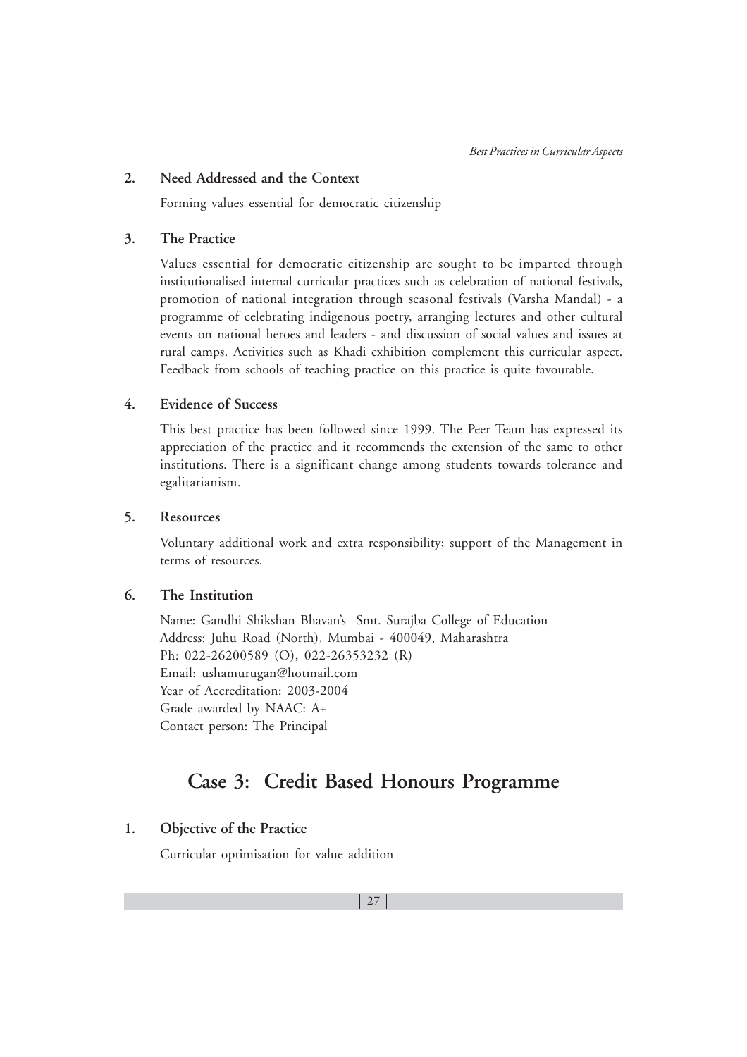## 2. Need Addressed and the Context

Forming values essential for democratic citizenship

## 3. The Practice

Values essential for democratic citizenship are sought to be imparted through institutionalised internal curricular practices such as celebration of national festivals, promotion of national integration through seasonal festivals (Varsha Mandal) - a programme of celebrating indigenous poetry, arranging lectures and other cultural events on national heroes and leaders - and discussion of social values and issues at rural camps. Activities such as Khadi exhibition complement this curricular aspect. Feedback from schools of teaching practice on this practice is quite favourable.

## 4. Evidence of Success

This best practice has been followed since 1999. The Peer Team has expressed its appreciation of the practice and it recommends the extension of the same to other institutions. There is a significant change among students towards tolerance and egalitarianism.

## 5. Resources

Voluntary additional work and extra responsibility; support of the Management in terms of resources.

## 6. The Institution

Name: Gandhi Shikshan Bhavan's Smt. Surajba College of Education
Address: Juhu Road (North), Mumbai - 400049, Maharashtra
Ph: 022-26200589 (O), 022-26353232 (R)
Email: ushamurugan@hotmail.com
Year of Accreditation: 2003-2004
Grade awarded by NAAC: A+
Contact person: The Principal

# Case 3: Credit Based Honours Programme

## 1. Objective of the Practice

Curricular optimisation for value addition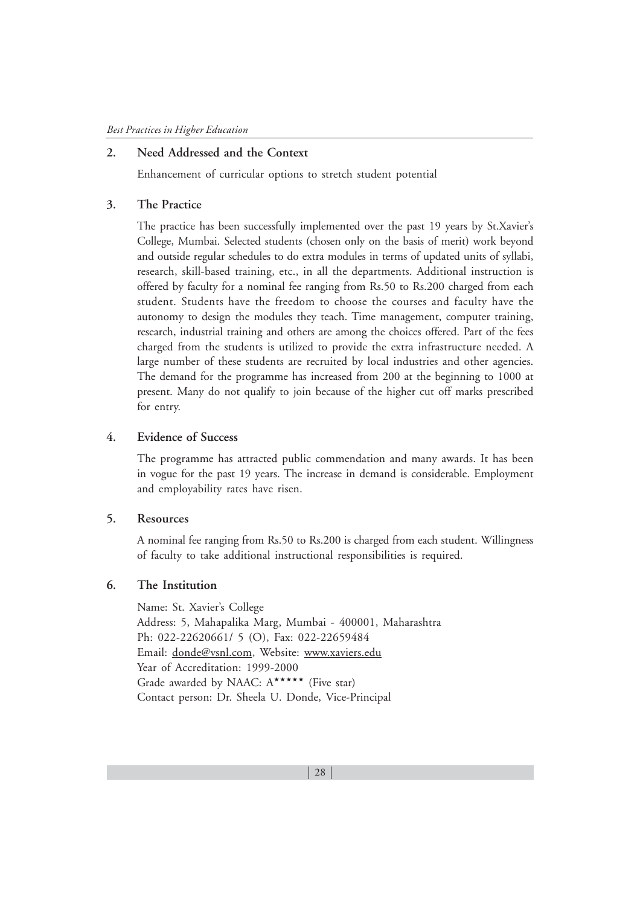## 2. Need Addressed and the Context

Enhancement of curricular options to stretch student potential

## 3. The Practice

The practice has been successfully implemented over the past 19 years by St.Xavier's College, Mumbai. Selected students (chosen only on the basis of merit) work beyond and outside regular schedules to do extra modules in terms of updated units of syllabi, research, skill-based training, etc., in all the departments. Additional instruction is offered by faculty for a nominal fee ranging from Rs.50 to Rs.200 charged from each student. Students have the freedom to choose the courses and faculty have the autonomy to design the modules they teach. Time management, computer training, research, industrial training and others are among the choices offered. Part of the fees charged from the students is utilized to provide the extra infrastructure needed. A large number of these students are recruited by local industries and other agencies. The demand for the programme has increased from 200 at the beginning to 1000 at present. Many do not qualify to join because of the higher cut off marks prescribed for entry.

## 4. Evidence of Success

The programme has attracted public commendation and many awards. It has been in vogue for the past 19 years. The increase in demand is considerable. Employment and employability rates have risen.

## 5. Resources

A nominal fee ranging from Rs.50 to Rs.200 is charged from each student. Willingness of faculty to take additional instructional responsibilities is required.

## 6. The Institution

Name: St. Xavier's College
Address: 5, Mahapalika Marg, Mumbai - 400001, Maharashtra
Ph: 022-22620661/ 5 (O), Fax: 022-22659484
Email: donde@vsnl.com, Website: www.xaviers.edu
Year of Accreditation: 1999-2000
Grade awarded by NAAC: A***** (Five star)
Contact person: Dr. Sheela U. Donde, Vice-Principal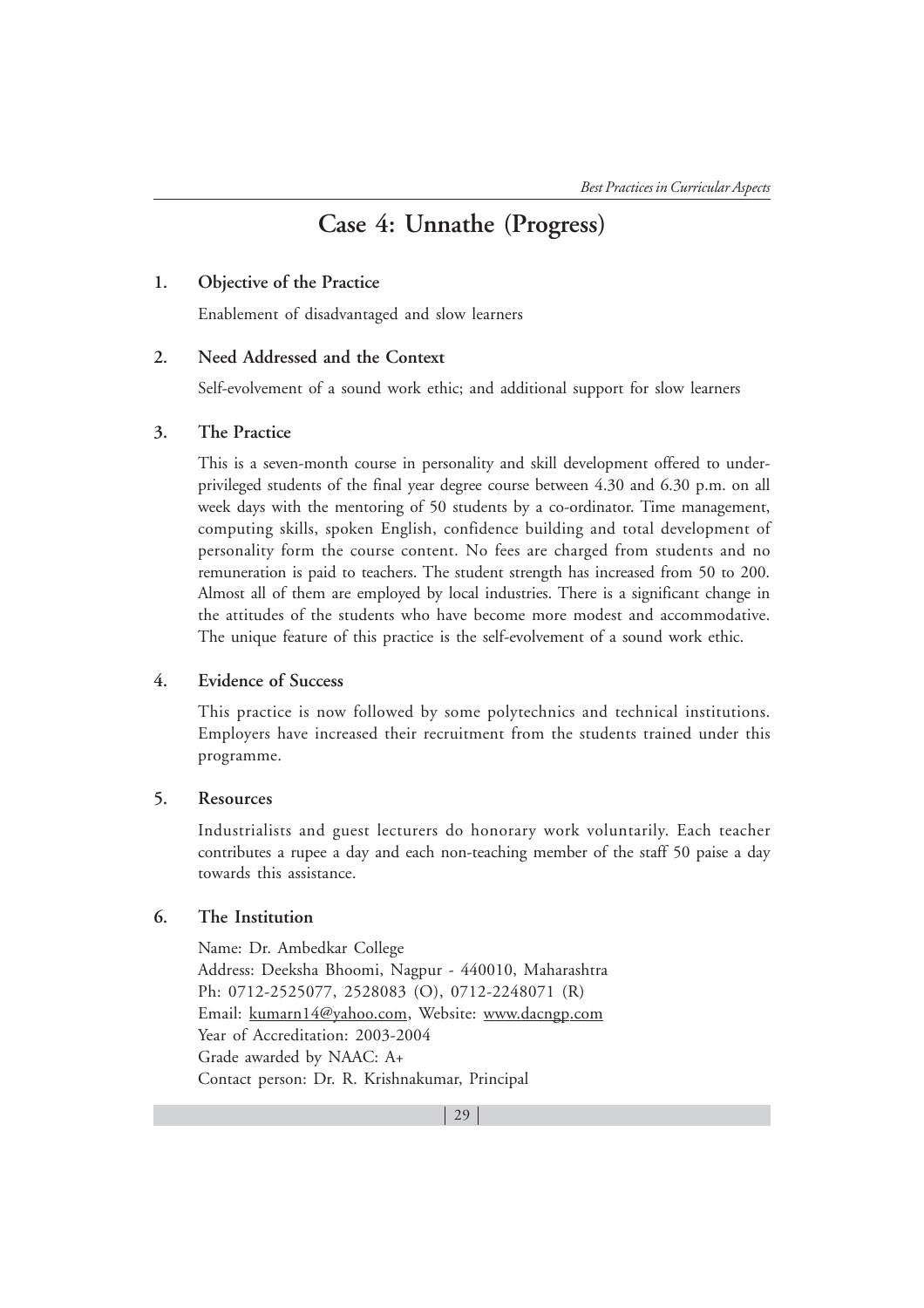# Case 4: Unnathe (Progress)

### 1. Objective of the Practice

Enablement of disadvantaged and slow learners

### 2. Need Addressed and the Context

Self-evolvement of a sound work ethic; and additional support for slow learners

### 3. The Practice

This is a seven-month course in personality and skill development offered to under-privileged students of the final year degree course between 4.30 and 6.30 p.m. on all week days with the mentoring of 50 students by a co-ordinator. Time management, computing skills, spoken English, confidence building and total development of personality form the course content. No fees are charged from students and no remuneration is paid to teachers. The student strength has increased from 50 to 200. Almost all of them are employed by local industries. There is a significant change in the attitudes of the students who have become more modest and accommodative. The unique feature of this practice is the self-evolvement of a sound work ethic.

### 4. Evidence of Success

This practice is now followed by some polytechnics and technical institutions. Employers have increased their recruitment from the students trained under this programme.

### 5. Resources

Industrialists and guest lecturers do honorary work voluntarily. Each teacher contributes a rupee a day and each non-teaching member of the staff 50 paise a day towards this assistance.

### 6. The Institution

Name: Dr. Ambedkar College  
Address: Deeksha Bhoomi, Nagpur - 440010, Maharashtra  
Ph: 0712-2525077, 2528083 (O), 0712-2248071 (R)  
Email: kumarn14@yahoo.com, Website: www.dacngp.com  
Year of Accreditation: 2003-2004  
Grade awarded by NAAC: A+  
Contact person: Dr. R. Krishnakumar, Principal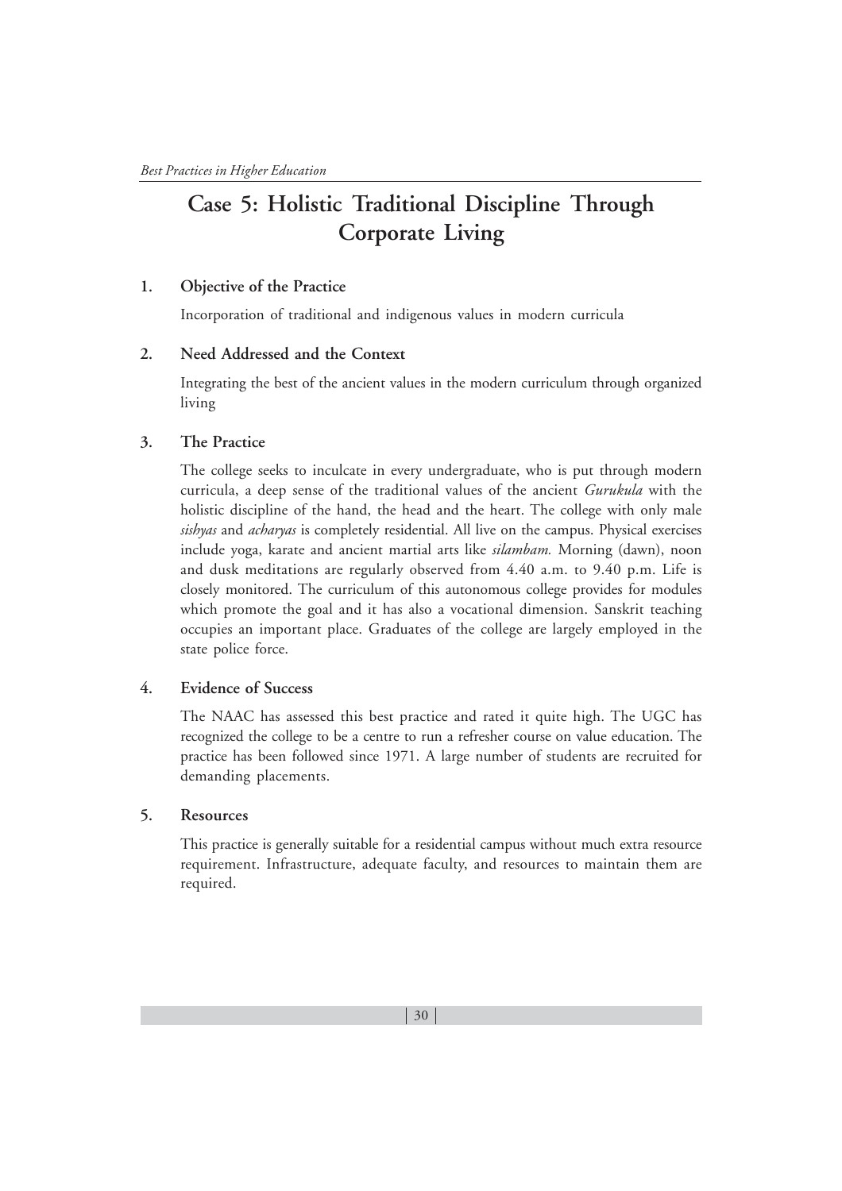# Case 5: Holistic Traditional Discipline Through Corporate Living

## 1. Objective of the Practice

Incorporation of traditional and indigenous values in modern curricula

## 2. Need Addressed and the Context

Integrating the best of the ancient values in the modern curriculum through organized living

## 3. The Practice

The college seeks to inculcate in every undergraduate, who is put through modern curricula, a deep sense of the traditional values of the ancient *Gurukula* with the holistic discipline of the hand, the head and the heart. The college with only male *sishyas* and *acharyas* is completely residential. All live on the campus. Physical exercises include yoga, karate and ancient martial arts like *silambam.* Morning (dawn), noon and dusk meditations are regularly observed from 4.40 a.m. to 9.40 p.m. Life is closely monitored. The curriculum of this autonomous college provides for modules which promote the goal and it has also a vocational dimension. Sanskrit teaching occupies an important place. Graduates of the college are largely employed in the state police force.

## 4. Evidence of Success

The NAAC has assessed this best practice and rated it quite high. The UGC has recognized the college to be a centre to run a refresher course on value education. The practice has been followed since 1971. A large number of students are recruited for demanding placements.

## 5. Resources

This practice is generally suitable for a residential campus without much extra resource requirement. Infrastructure, adequate faculty, and resources to maintain them are required.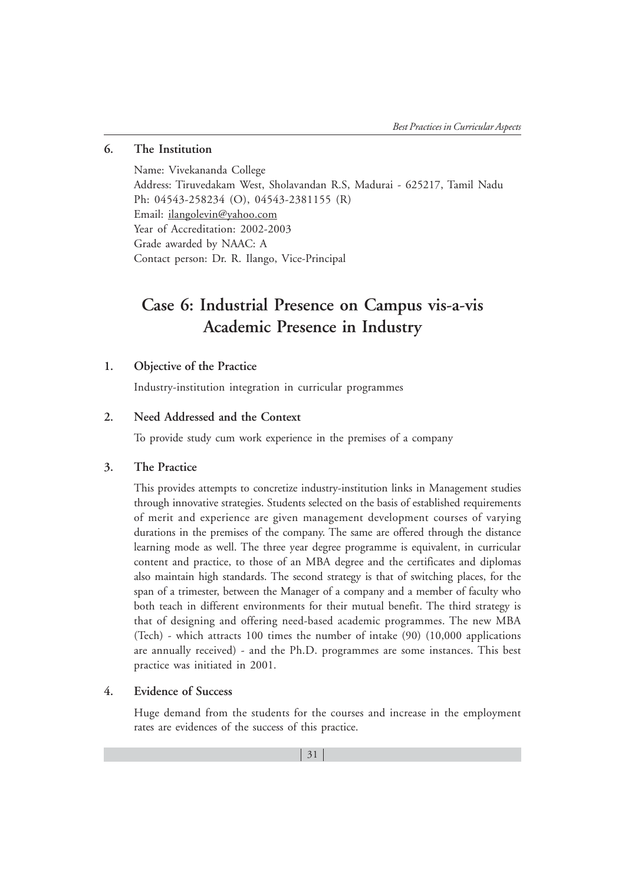## 6. The Institution

Name: Vivekananda College
Address: Tiruvedakam West, Sholavandan R.S, Madurai - 625217, Tamil Nadu
Ph: 04543-258234 (O), 04543-2381155 (R)
Email: ilangolevin@yahoo.com
Year of Accreditation: 2002-2003
Grade awarded by NAAC: A
Contact person: Dr. R. Ilango, Vice-Principal

# Case 6: Industrial Presence on Campus vis-a-vis Academic Presence in Industry

## 1. Objective of the Practice

Industry-institution integration in curricular programmes

## 2. Need Addressed and the Context

To provide study cum work experience in the premises of a company

## 3. The Practice

This provides attempts to concretize industry-institution links in Management studies through innovative strategies. Students selected on the basis of established requirements of merit and experience are given management development courses of varying durations in the premises of the company. The same are offered through the distance learning mode as well. The three year degree programme is equivalent, in curricular content and practice, to those of an MBA degree and the certificates and diplomas also maintain high standards. The second strategy is that of switching places, for the span of a trimester, between the Manager of a company and a member of faculty who both teach in different environments for their mutual benefit. The third strategy is that of designing and offering need-based academic programmes. The new MBA (Tech) - which attracts 100 times the number of intake (90) (10,000 applications are annually received) - and the Ph.D. programmes are some instances. This best practice was initiated in 2001.

## 4. Evidence of Success

Huge demand from the students for the courses and increase in the employment rates are evidences of the success of this practice.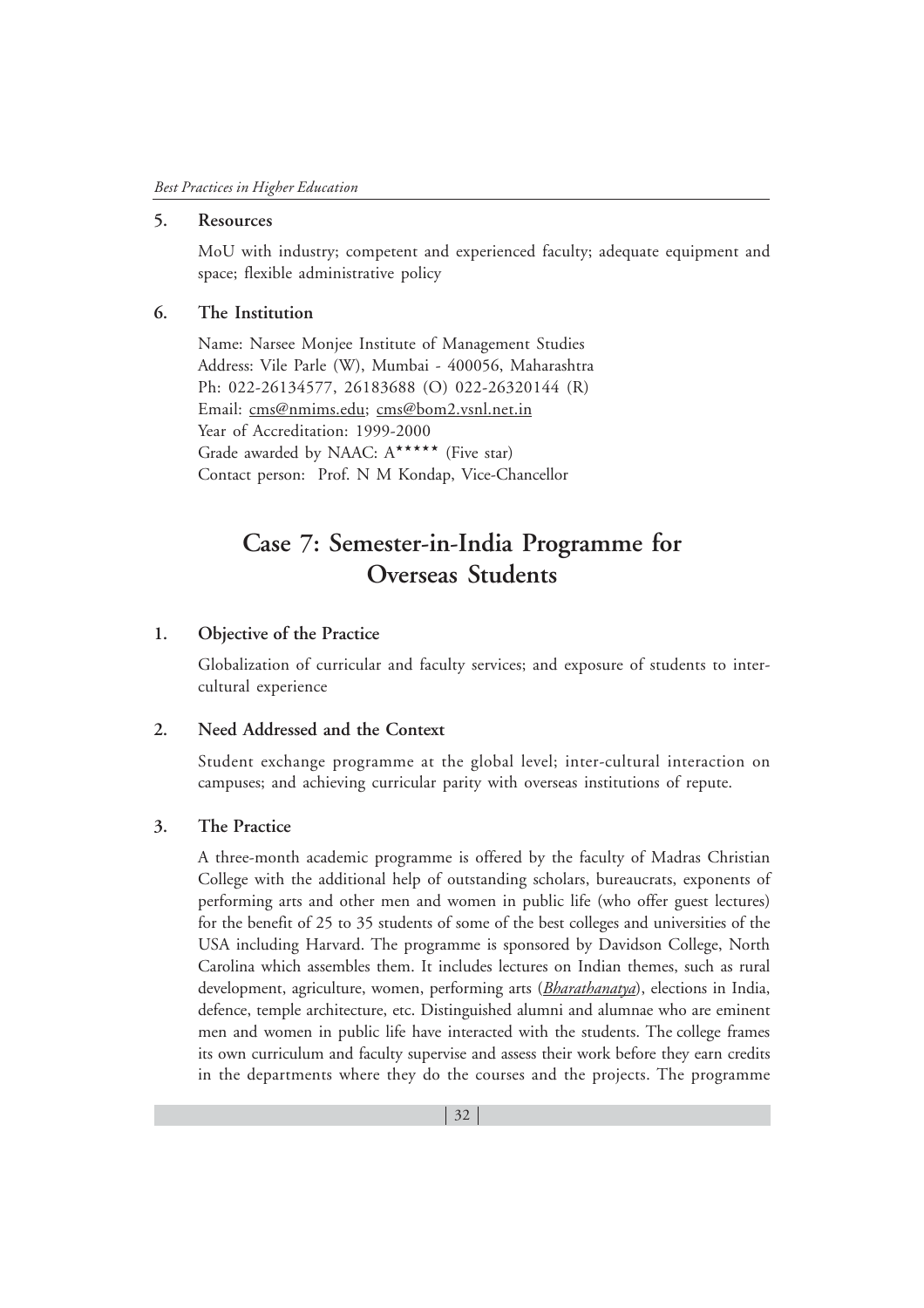### 5. Resources

MoU with industry; competent and experienced faculty; adequate equipment and space; flexible administrative policy

### 6. The Institution

Name: Narsee Monjee Institute of Management Studies
Address: Vile Parle (W), Mumbai - 400056, Maharashtra
Ph: 022-26134577, 26183688 (O) 022-26320144 (R)
Email: cms@nmims.edu; cms@bom2.vsnl.net.in
Year of Accreditation: 1999-2000
Grade awarded by NAAC: A***** (Five star)
Contact person: Prof. N M Kondap, Vice-Chancellor

## Case 7: Semester-in-India Programme for Overseas Students

### 1. Objective of the Practice

Globalization of curricular and faculty services; and exposure of students to inter-cultural experience

### 2. Need Addressed and the Context

Student exchange programme at the global level; inter-cultural interaction on campuses; and achieving curricular parity with overseas institutions of repute.

### 3. The Practice

A three-month academic programme is offered by the faculty of Madras Christian College with the additional help of outstanding scholars, bureaucrats, exponents of performing arts and other men and women in public life (who offer guest lectures) for the benefit of 25 to 35 students of some of the best colleges and universities of the USA including Harvard. The programme is sponsored by Davidson College, North Carolina which assembles them. It includes lectures on Indian themes, such as rural development, agriculture, women, performing arts (*Bharathanatya*), elections in India, defence, temple architecture, etc. Distinguished alumni and alumnae who are eminent men and women in public life have interacted with the students. The college frames its own curriculum and faculty supervise and assess their work before they earn credits in the departments where they do the courses and the projects. The programme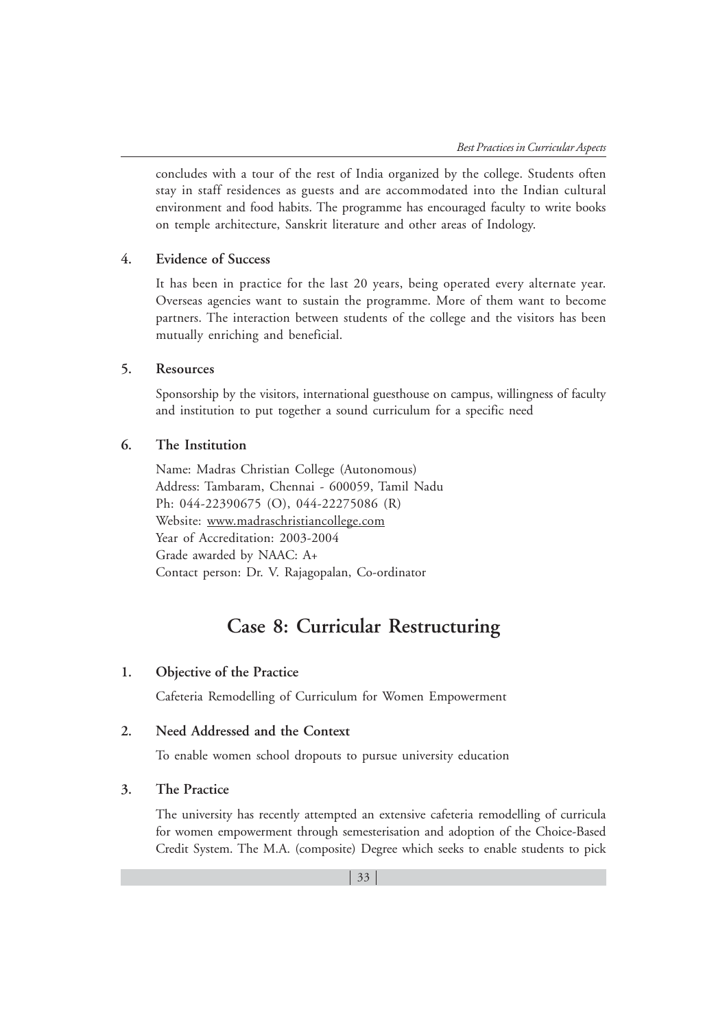concludes with a tour of the rest of India organized by the college. Students often stay in staff residences as guests and are accommodated into the Indian cultural environment and food habits. The programme has encouraged faculty to write books on temple architecture, Sanskrit literature and other areas of Indology.

### 4. Evidence of Success

It has been in practice for the last 20 years, being operated every alternate year. Overseas agencies want to sustain the programme. More of them want to become partners. The interaction between students of the college and the visitors has been mutually enriching and beneficial.

### 5. Resources

Sponsorship by the visitors, international guesthouse on campus, willingness of faculty and institution to put together a sound curriculum for a specific need

### 6. The Institution

Name: Madras Christian College (Autonomous)
Address: Tambaram, Chennai - 600059, Tamil Nadu
Ph: 044-22390675 (O), 044-22275086 (R)
Website: www.madraschristiancollege.com
Year of Accreditation: 2003-2004
Grade awarded by NAAC: A+
Contact person: Dr. V. Rajagopalan, Co-ordinator

## Case 8: Curricular Restructuring

### 1. Objective of the Practice

Cafeteria Remodelling of Curriculum for Women Empowerment

### 2. Need Addressed and the Context

To enable women school dropouts to pursue university education

### 3. The Practice

The university has recently attempted an extensive cafeteria remodelling of curricula for women empowerment through semesterisation and adoption of the Choice-Based Credit System. The M.A. (composite) Degree which seeks to enable students to pick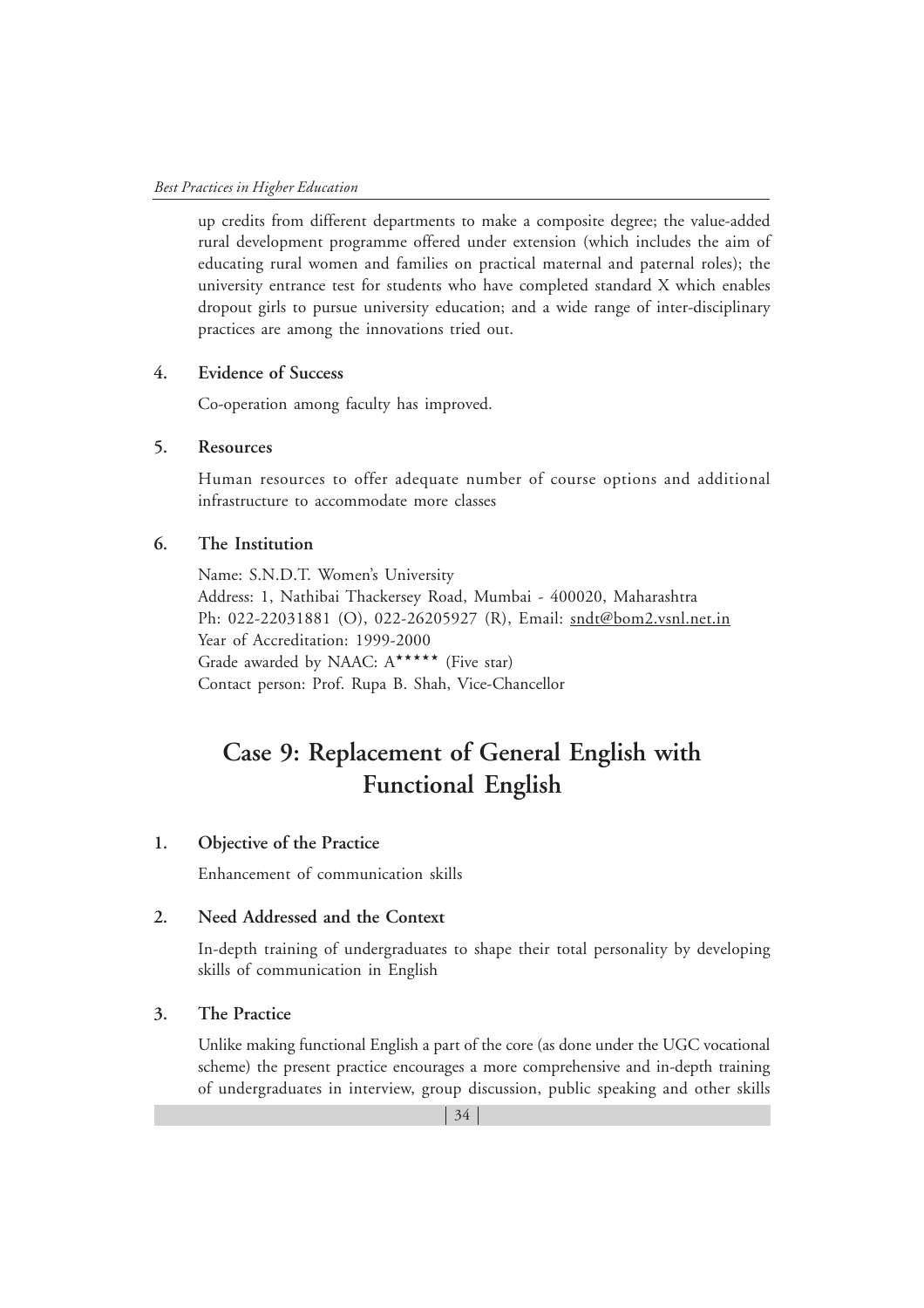up credits from different departments to make a composite degree; the value-added rural development programme offered under extension (which includes the aim of educating rural women and families on practical maternal and paternal roles); the university entrance test for students who have completed standard X which enables dropout girls to pursue university education; and a wide range of inter-disciplinary practices are among the innovations tried out.

### 4. Evidence of Success

Co-operation among faculty has improved.

### 5. Resources

Human resources to offer adequate number of course options and additional infrastructure to accommodate more classes

### 6. The Institution

Name: S.N.D.T. Women's University
Address: 1, Nathibai Thackersey Road, Mumbai - 400020, Maharashtra
Ph: 022-22031881 (O), 022-26205927 (R), Email: sndt@bom2.vsnl.net.in
Year of Accreditation: 1999-2000
Grade awarded by NAAC: A***** (Five star)
Contact person: Prof. Rupa B. Shah, Vice-Chancellor

## Case 9: Replacement of General English with Functional English

### 1. Objective of the Practice

Enhancement of communication skills

### 2. Need Addressed and the Context

In-depth training of undergraduates to shape their total personality by developing skills of communication in English

### 3. The Practice

Unlike making functional English a part of the core (as done under the UGC vocational scheme) the present practice encourages a more comprehensive and in-depth training of undergraduates in interview, group discussion, public speaking and other skills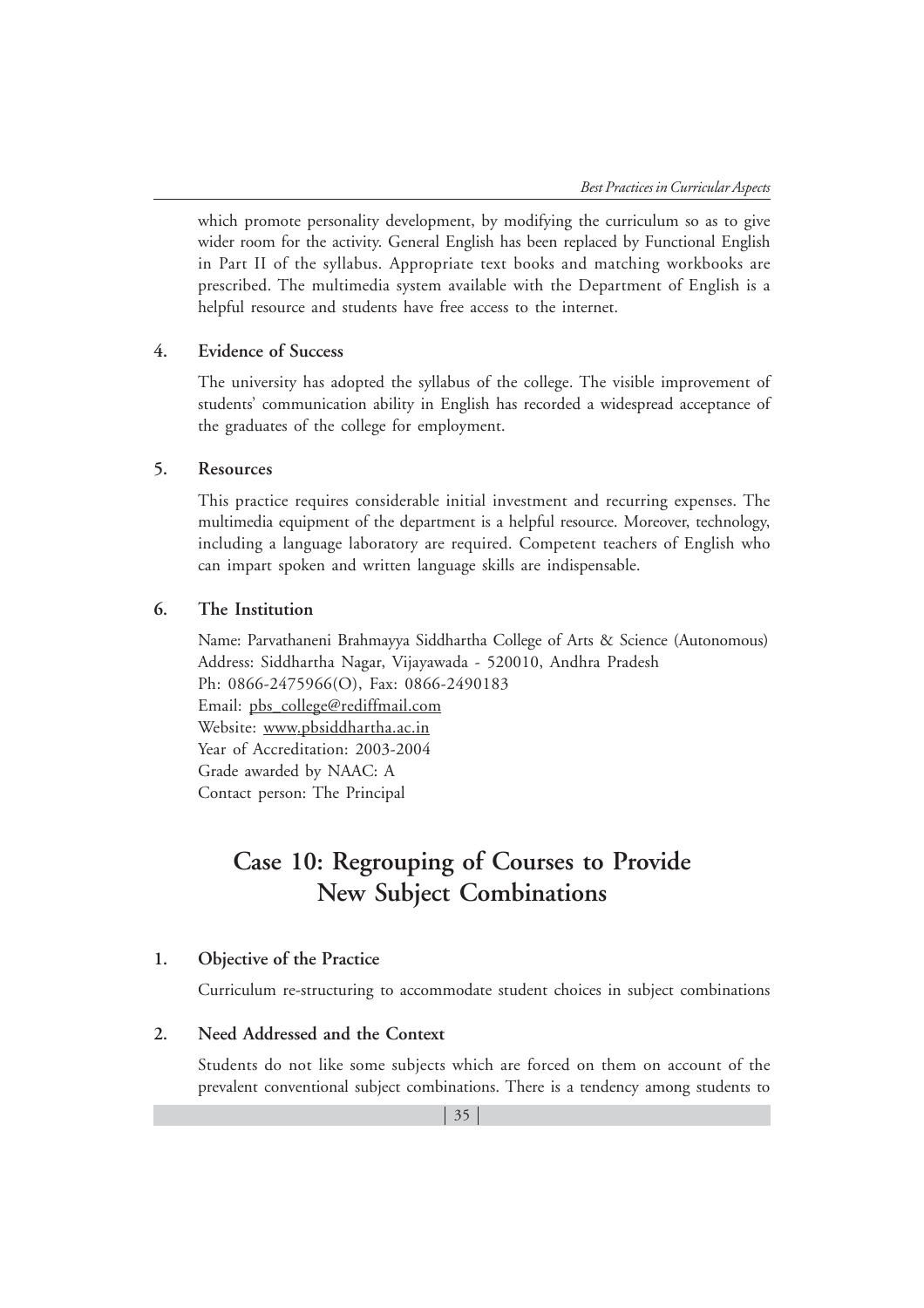which promote personality development, by modifying the curriculum so as to give wider room for the activity. General English has been replaced by Functional English in Part II of the syllabus. Appropriate text books and matching workbooks are prescribed. The multimedia system available with the Department of English is a helpful resource and students have free access to the internet.

### 4. Evidence of Success

The university has adopted the syllabus of the college. The visible improvement of students' communication ability in English has recorded a widespread acceptance of the graduates of the college for employment.

### 5. Resources

This practice requires considerable initial investment and recurring expenses. The multimedia equipment of the department is a helpful resource. Moreover, technology, including a language laboratory are required. Competent teachers of English who can impart spoken and written language skills are indispensable.

### 6. The Institution

Name: Parvathaneni Brahmayya Siddhartha College of Arts & Science (Autonomous)
Address: Siddhartha Nagar, Vijayawada - 520010, Andhra Pradesh
Ph: 0866-2475966(O), Fax: 0866-2490183
Email: pbs_college@rediffmail.com
Website: www.pbsiddhartha.ac.in
Year of Accreditation: 2003-2004
Grade awarded by NAAC: A
Contact person: The Principal

## Case 10: Regrouping of Courses to Provide New Subject Combinations

### 1. Objective of the Practice

Curriculum re-structuring to accommodate student choices in subject combinations

### 2. Need Addressed and the Context

Students do not like some subjects which are forced on them on account of the prevalent conventional subject combinations. There is a tendency among students to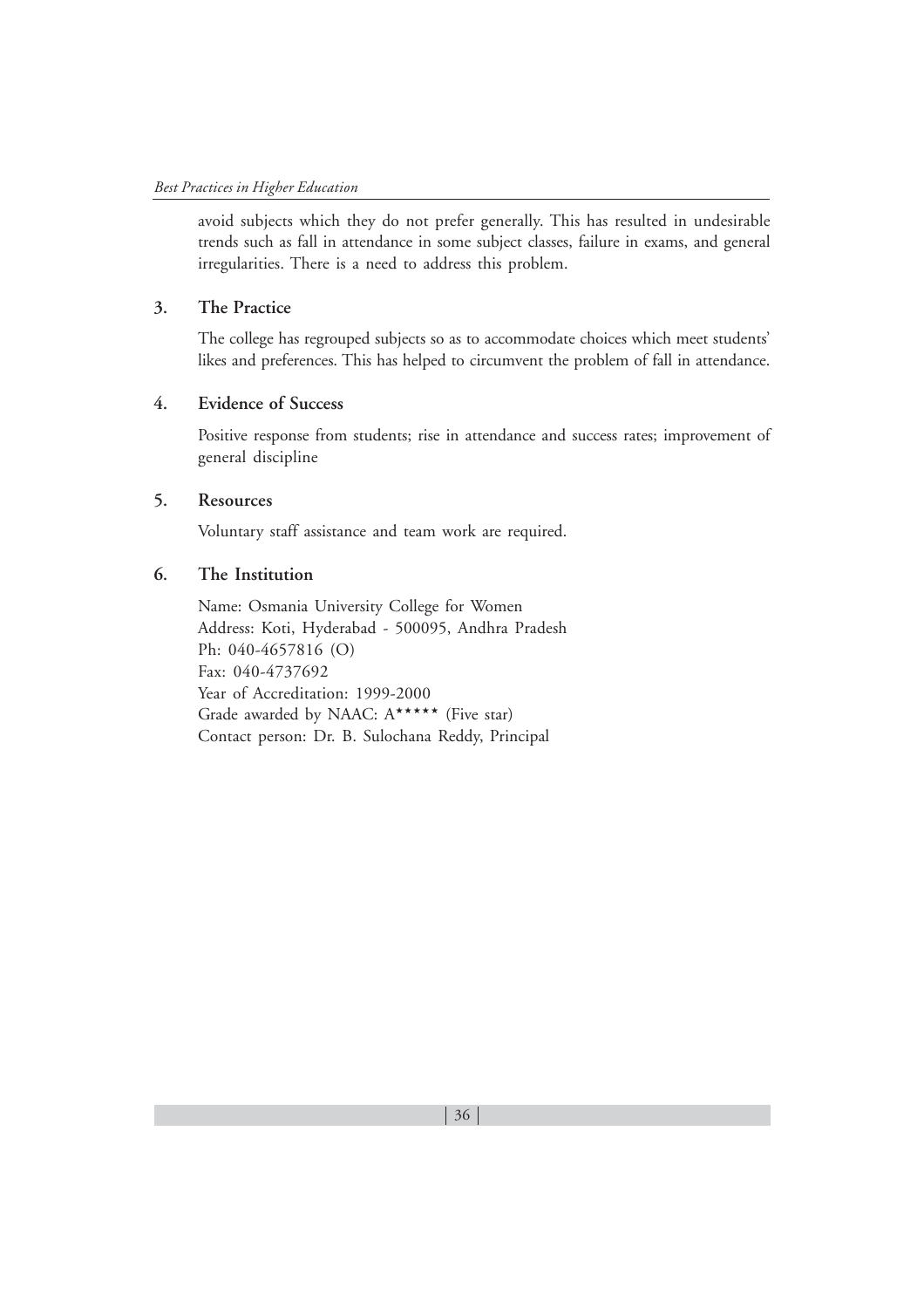avoid subjects which they do not prefer generally. This has resulted in undesirable trends such as fall in attendance in some subject classes, failure in exams, and general irregularities. There is a need to address this problem.

### 3. The Practice

The college has regrouped subjects so as to accommodate choices which meet students' likes and preferences. This has helped to circumvent the problem of fall in attendance.

### 4. Evidence of Success

Positive response from students; rise in attendance and success rates; improvement of general discipline

### 5. Resources

Voluntary staff assistance and team work are required.

### 6. The Institution

Name: Osmania University College for Women
Address: Koti, Hyderabad - 500095, Andhra Pradesh
Ph: 040-4657816 (O)
Fax: 040-4737692
Year of Accreditation: 1999-2000
Grade awarded by NAAC: A***** (Five star)
Contact person: Dr. B. Sulochana Reddy, Principal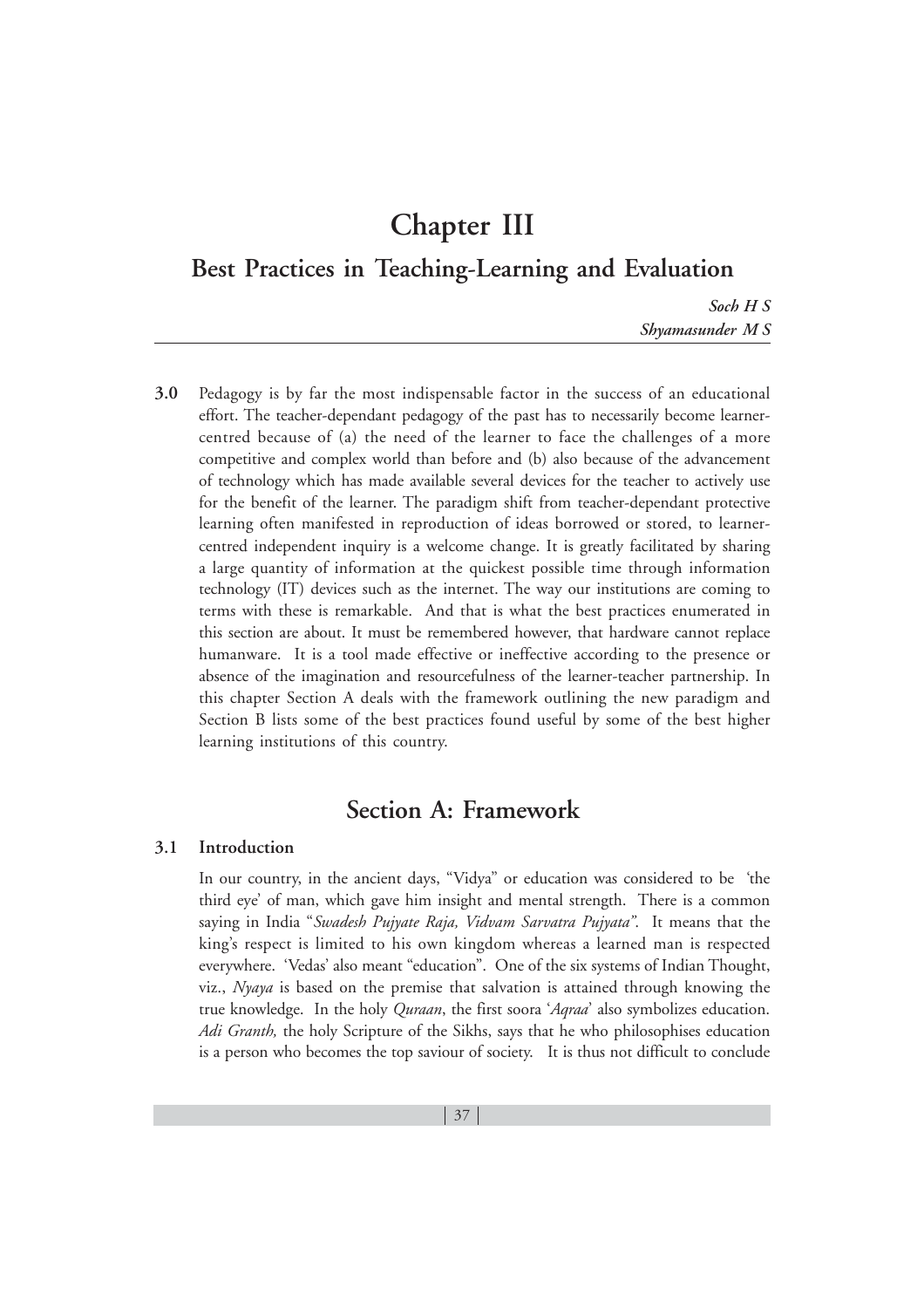# Chapter III

## Best Practices in Teaching-Learning and Evaluation

*Soch H S*
*Shyamasunder M S*

---

**3.0** Pedagogy is by far the most indispensable factor in the success of an educational effort. The teacher-dependant pedagogy of the past has to necessarily become learner-centred because of (a) the need of the learner to face the challenges of a more competitive and complex world than before and (b) also because of the advancement of technology which has made available several devices for the teacher to actively use for the benefit of the learner. The paradigm shift from teacher-dependant protective learning often manifested in reproduction of ideas borrowed or stored, to learner-centred independent inquiry is a welcome change. It is greatly facilitated by sharing a large quantity of information at the quickest possible time through information technology (IT) devices such as the internet. The way our institutions are coming to terms with these is remarkable. And that is what the best practices enumerated in this section are about. It must be remembered however, that hardware cannot replace humanware. It is a tool made effective or ineffective according to the presence or absence of the imagination and resourcefulness of the learner-teacher partnership. In this chapter Section A deals with the framework outlining the new paradigm and Section B lists some of the best practices found useful by some of the best higher learning institutions of this country.

## Section A: Framework

### 3.1 Introduction

In our country, in the ancient days, "Vidya" or education was considered to be 'the third eye' of man, which gave him insight and mental strength. There is a common saying in India "*Swadesh Pujyate Raja, Vidvam Sarvatra Pujyata*". It means that the king's respect is limited to his own kingdom whereas a learned man is respected everywhere. 'Vedas' also meant "education". One of the six systems of Indian Thought, viz., *Nyaya* is based on the premise that salvation is attained through knowing the true knowledge. In the holy *Quraan*, the first soora '*Aqraa*' also symbolizes education. *Adi Granth,* the holy Scripture of the Sikhs, says that he who philosophises education is a person who becomes the top saviour of society. It is thus not difficult to conclude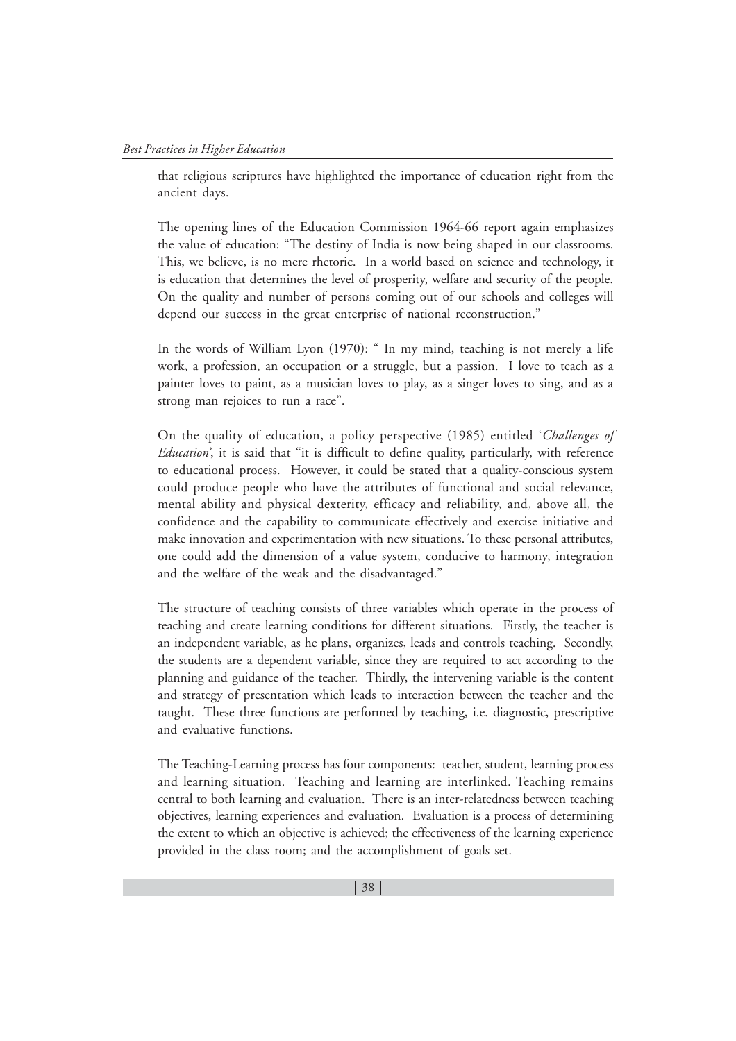that religious scriptures have highlighted the importance of education right from the ancient days.

The opening lines of the Education Commission 1964-66 report again emphasizes the value of education: "The destiny of India is now being shaped in our classrooms. This, we believe, is no mere rhetoric. In a world based on science and technology, it is education that determines the level of prosperity, welfare and security of the people. On the quality and number of persons coming out of our schools and colleges will depend our success in the great enterprise of national reconstruction."

In the words of William Lyon (1970): " In my mind, teaching is not merely a life work, a profession, an occupation or a struggle, but a passion. I love to teach as a painter loves to paint, as a musician loves to play, as a singer loves to sing, and as a strong man rejoices to run a race".

On the quality of education, a policy perspective (1985) entitled '*Challenges of Education*', it is said that "it is difficult to define quality, particularly, with reference to educational process. However, it could be stated that a quality-conscious system could produce people who have the attributes of functional and social relevance, mental ability and physical dexterity, efficacy and reliability, and, above all, the confidence and the capability to communicate effectively and exercise initiative and make innovation and experimentation with new situations. To these personal attributes, one could add the dimension of a value system, conducive to harmony, integration and the welfare of the weak and the disadvantaged."

The structure of teaching consists of three variables which operate in the process of teaching and create learning conditions for different situations. Firstly, the teacher is an independent variable, as he plans, organizes, leads and controls teaching. Secondly, the students are a dependent variable, since they are required to act according to the planning and guidance of the teacher. Thirdly, the intervening variable is the content and strategy of presentation which leads to interaction between the teacher and the taught. These three functions are performed by teaching, i.e. diagnostic, prescriptive and evaluative functions.

The Teaching-Learning process has four components: teacher, student, learning process and learning situation. Teaching and learning are interlinked. Teaching remains central to both learning and evaluation. There is an inter-relatedness between teaching objectives, learning experiences and evaluation. Evaluation is a process of determining the extent to which an objective is achieved; the effectiveness of the learning experience provided in the class room; and the accomplishment of goals set.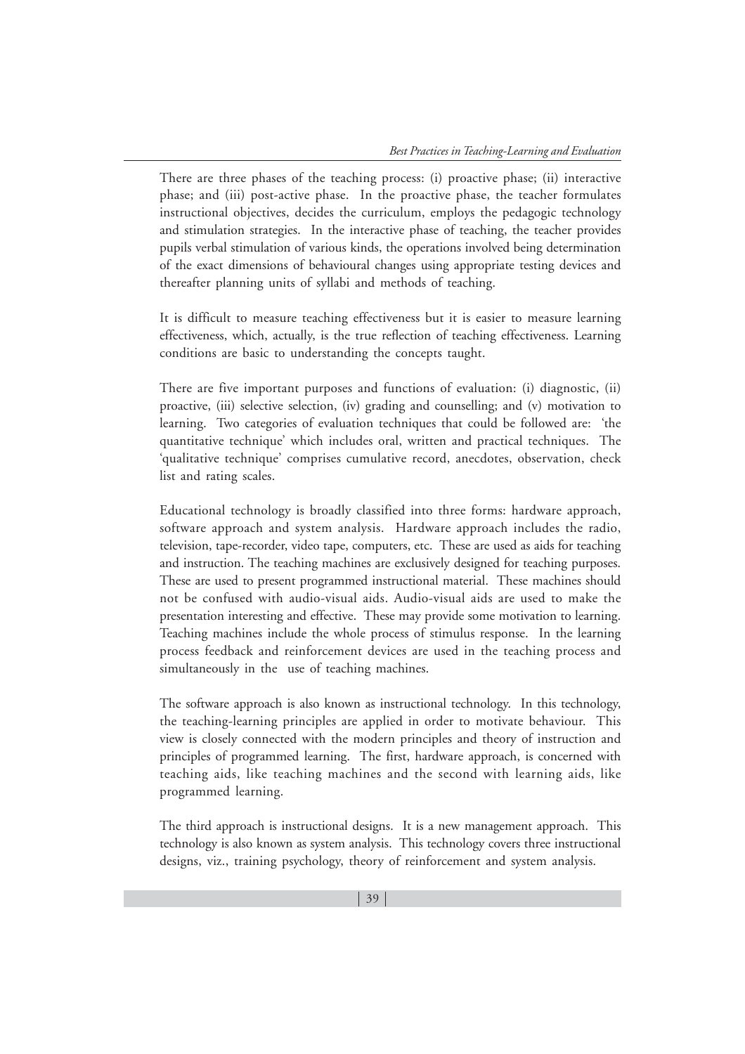There are three phases of the teaching process: (i) proactive phase; (ii) interactive phase; and (iii) post-active phase. In the proactive phase, the teacher formulates instructional objectives, decides the curriculum, employs the pedagogic technology and stimulation strategies. In the interactive phase of teaching, the teacher provides pupils verbal stimulation of various kinds, the operations involved being determination of the exact dimensions of behavioural changes using appropriate testing devices and thereafter planning units of syllabi and methods of teaching.

It is difficult to measure teaching effectiveness but it is easier to measure learning effectiveness, which, actually, is the true reflection of teaching effectiveness. Learning conditions are basic to understanding the concepts taught.

There are five important purposes and functions of evaluation: (i) diagnostic, (ii) proactive, (iii) selective selection, (iv) grading and counselling; and (v) motivation to learning. Two categories of evaluation techniques that could be followed are: 'the quantitative technique' which includes oral, written and practical techniques. The 'qualitative technique' comprises cumulative record, anecdotes, observation, check list and rating scales.

Educational technology is broadly classified into three forms: hardware approach, software approach and system analysis. Hardware approach includes the radio, television, tape-recorder, video tape, computers, etc. These are used as aids for teaching and instruction. The teaching machines are exclusively designed for teaching purposes. These are used to present programmed instructional material. These machines should not be confused with audio-visual aids. Audio-visual aids are used to make the presentation interesting and effective. These may provide some motivation to learning. Teaching machines include the whole process of stimulus response. In the learning process feedback and reinforcement devices are used in the teaching process and simultaneously in the use of teaching machines.

The software approach is also known as instructional technology. In this technology, the teaching-learning principles are applied in order to motivate behaviour. This view is closely connected with the modern principles and theory of instruction and principles of programmed learning. The first, hardware approach, is concerned with teaching aids, like teaching machines and the second with learning aids, like programmed learning.

The third approach is instructional designs. It is a new management approach. This technology is also known as system analysis. This technology covers three instructional designs, viz., training psychology, theory of reinforcement and system analysis.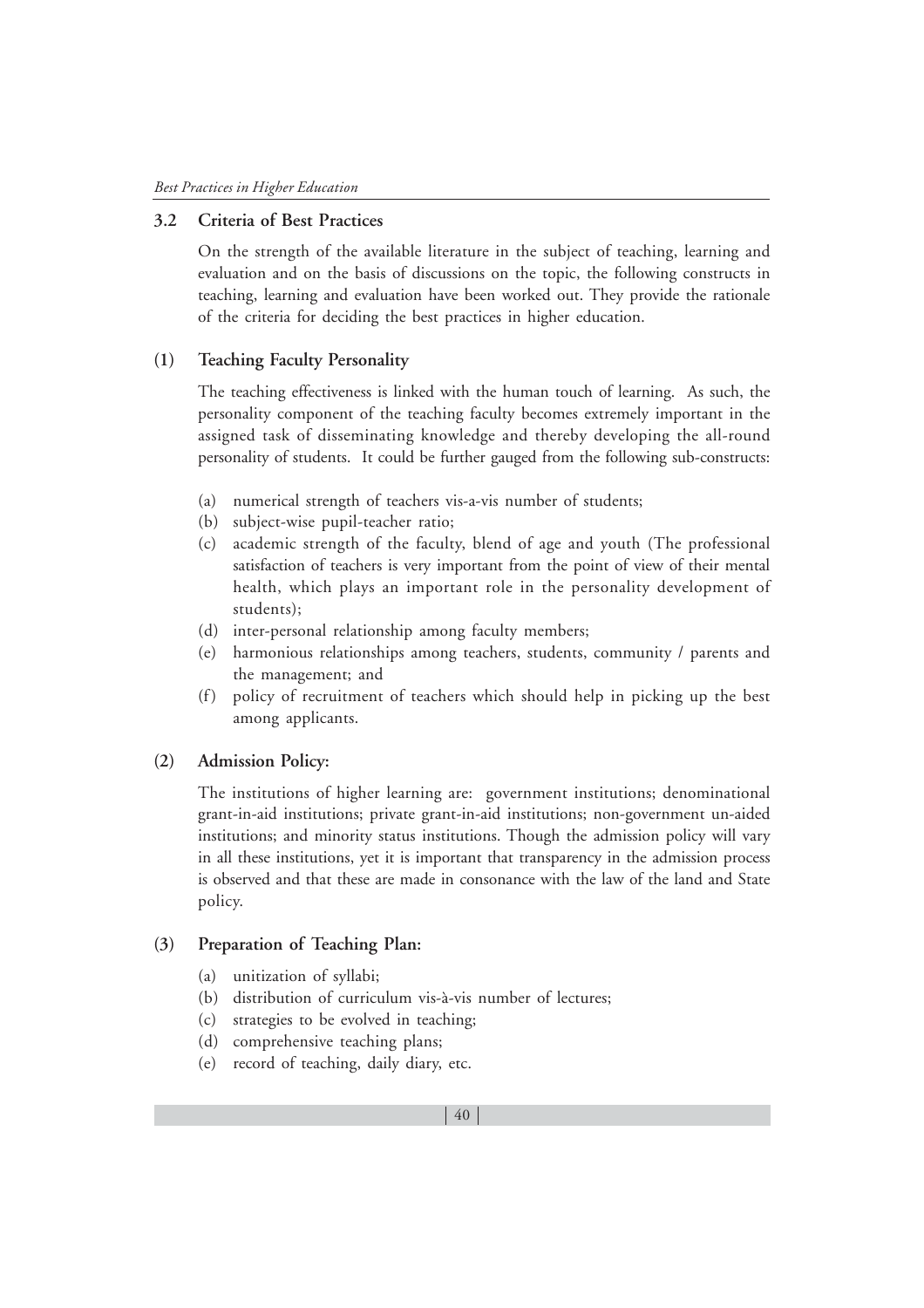## 3.2 Criteria of Best Practices

On the strength of the available literature in the subject of teaching, learning and evaluation and on the basis of discussions on the topic, the following constructs in teaching, learning and evaluation have been worked out. They provide the rationale of the criteria for deciding the best practices in higher education.

### (1) Teaching Faculty Personality

The teaching effectiveness is linked with the human touch of learning. As such, the personality component of the teaching faculty becomes extremely important in the assigned task of disseminating knowledge and thereby developing the all-round personality of students. It could be further gauged from the following sub-constructs:

(a) numerical strength of teachers vis-a-vis number of students;

(b) subject-wise pupil-teacher ratio;

(c) academic strength of the faculty, blend of age and youth (The professional satisfaction of teachers is very important from the point of view of their mental health, which plays an important role in the personality development of students);

(d) inter-personal relationship among faculty members;

(e) harmonious relationships among teachers, students, community / parents and the management; and

(f) policy of recruitment of teachers which should help in picking up the best among applicants.

### (2) Admission Policy:

The institutions of higher learning are: government institutions; denominational grant-in-aid institutions; private grant-in-aid institutions; non-government un-aided institutions; and minority status institutions. Though the admission policy will vary in all these institutions, yet it is important that transparency in the admission process is observed and that these are made in consonance with the law of the land and State policy.

### (3) Preparation of Teaching Plan:

(a) unitization of syllabi;

(b) distribution of curriculum vis-à-vis number of lectures;

(c) strategies to be evolved in teaching;

(d) comprehensive teaching plans;

(e) record of teaching, daily diary, etc.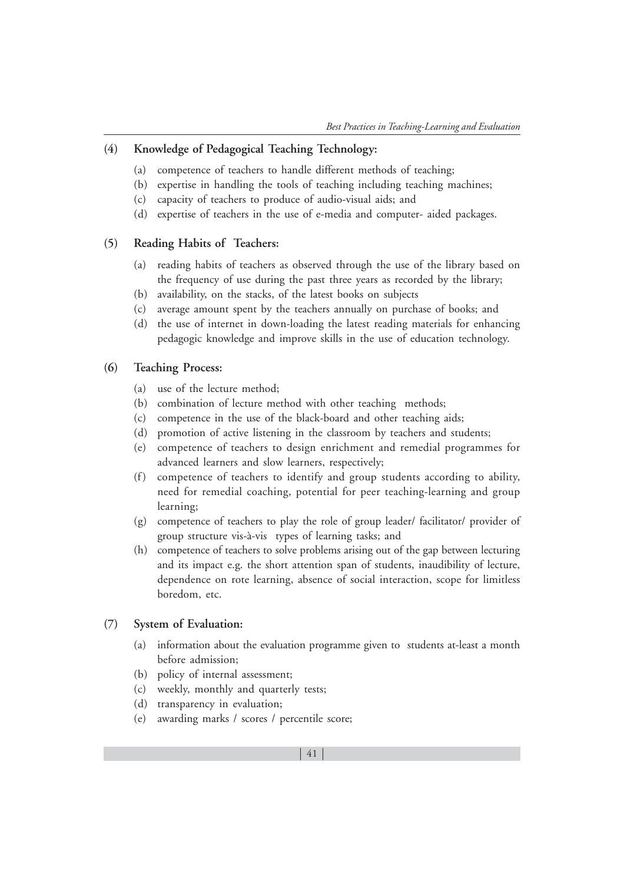**(4) Knowledge of Pedagogical Teaching Technology:**

(a) competence of teachers to handle different methods of teaching;
(b) expertise in handling the tools of teaching including teaching machines;
(c) capacity of teachers to produce of audio-visual aids; and
(d) expertise of teachers in the use of e-media and computer- aided packages.

**(5) Reading Habits of Teachers:**

(a) reading habits of teachers as observed through the use of the library based on the frequency of use during the past three years as recorded by the library;
(b) availability, on the stacks, of the latest books on subjects
(c) average amount spent by the teachers annually on purchase of books; and
(d) the use of internet in down-loading the latest reading materials for enhancing pedagogic knowledge and improve skills in the use of education technology.

**(6) Teaching Process:**

(a) use of the lecture method;
(b) combination of lecture method with other teaching methods;
(c) competence in the use of the black-board and other teaching aids;
(d) promotion of active listening in the classroom by teachers and students;
(e) competence of teachers to design enrichment and remedial programmes for advanced learners and slow learners, respectively;
(f) competence of teachers to identify and group students according to ability, need for remedial coaching, potential for peer teaching-learning and group learning;
(g) competence of teachers to play the role of group leader/ facilitator/ provider of group structure vis-à-vis types of learning tasks; and
(h) competence of teachers to solve problems arising out of the gap between lecturing and its impact e.g. the short attention span of students, inaudibility of lecture, dependence on rote learning, absence of social interaction, scope for limitless boredom, etc.

**(7) System of Evaluation:**

(a) information about the evaluation programme given to students at-least a month before admission;
(b) policy of internal assessment;
(c) weekly, monthly and quarterly tests;
(d) transparency in evaluation;
(e) awarding marks / scores / percentile score;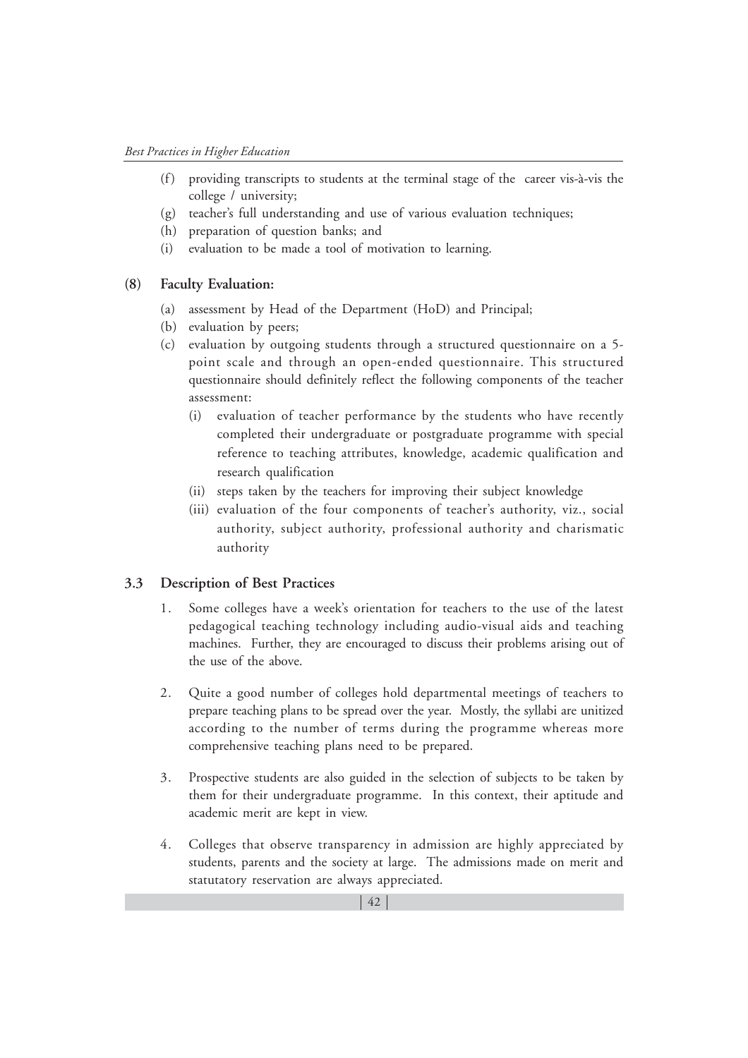(f) providing transcripts to students at the terminal stage of the career vis-à-vis the college / university;

(g) teacher's full understanding and use of various evaluation techniques;

(h) preparation of question banks; and

(i) evaluation to be made a tool of motivation to learning.

**(8) Faculty Evaluation:**

(a) assessment by Head of the Department (HoD) and Principal;

(b) evaluation by peers;

(c) evaluation by outgoing students through a structured questionnaire on a 5-point scale and through an open-ended questionnaire. This structured questionnaire should definitely reflect the following components of the teacher assessment:

  (i) evaluation of teacher performance by the students who have recently completed their undergraduate or postgraduate programme with special reference to teaching attributes, knowledge, academic qualification and research qualification

  (ii) steps taken by the teachers for improving their subject knowledge

  (iii) evaluation of the four components of teacher's authority, viz., social authority, subject authority, professional authority and charismatic authority

## 3.3 Description of Best Practices

1. Some colleges have a week's orientation for teachers to the use of the latest pedagogical teaching technology including audio-visual aids and teaching machines. Further, they are encouraged to discuss their problems arising out of the use of the above.

2. Quite a good number of colleges hold departmental meetings of teachers to prepare teaching plans to be spread over the year. Mostly, the syllabi are unitized according to the number of terms during the programme whereas more comprehensive teaching plans need to be prepared.

3. Prospective students are also guided in the selection of subjects to be taken by them for their undergraduate programme. In this context, their aptitude and academic merit are kept in view.

4. Colleges that observe transparency in admission are highly appreciated by students, parents and the society at large. The admissions made on merit and statutatory reservation are always appreciated.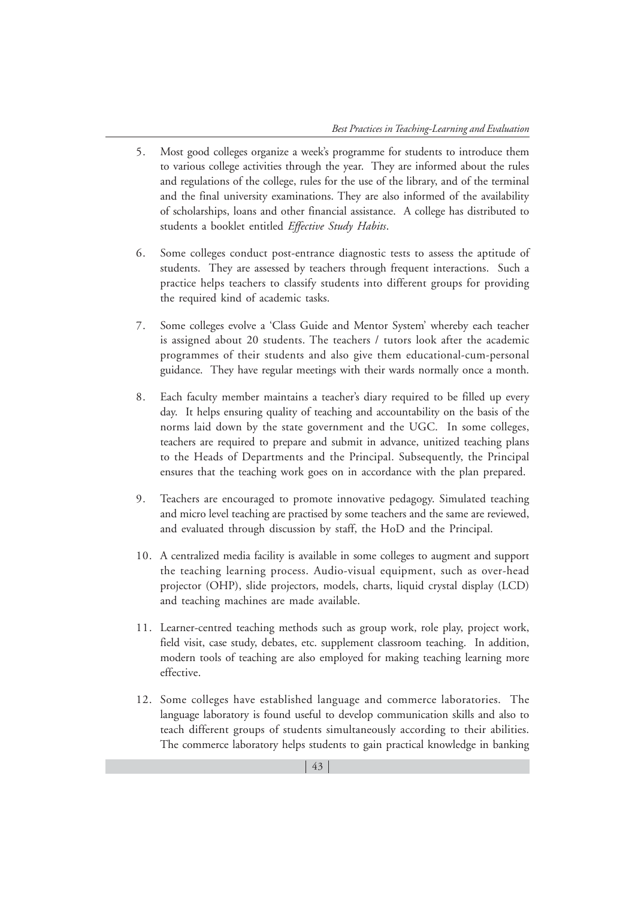5. Most good colleges organize a week's programme for students to introduce them to various college activities through the year. They are informed about the rules and regulations of the college, rules for the use of the library, and of the terminal and the final university examinations. They are also informed of the availability of scholarships, loans and other financial assistance. A college has distributed to students a booklet entitled *Effective Study Habits*.

6. Some colleges conduct post-entrance diagnostic tests to assess the aptitude of students. They are assessed by teachers through frequent interactions. Such a practice helps teachers to classify students into different groups for providing the required kind of academic tasks.

7. Some colleges evolve a 'Class Guide and Mentor System' whereby each teacher is assigned about 20 students. The teachers / tutors look after the academic programmes of their students and also give them educational-cum-personal guidance. They have regular meetings with their wards normally once a month.

8. Each faculty member maintains a teacher's diary required to be filled up every day. It helps ensuring quality of teaching and accountability on the basis of the norms laid down by the state government and the UGC. In some colleges, teachers are required to prepare and submit in advance, unitized teaching plans to the Heads of Departments and the Principal. Subsequently, the Principal ensures that the teaching work goes on in accordance with the plan prepared.

9. Teachers are encouraged to promote innovative pedagogy. Simulated teaching and micro level teaching are practised by some teachers and the same are reviewed, and evaluated through discussion by staff, the HoD and the Principal.

10. A centralized media facility is available in some colleges to augment and support the teaching learning process. Audio-visual equipment, such as over-head projector (OHP), slide projectors, models, charts, liquid crystal display (LCD) and teaching machines are made available.

11. Learner-centred teaching methods such as group work, role play, project work, field visit, case study, debates, etc. supplement classroom teaching. In addition, modern tools of teaching are also employed for making teaching learning more effective.

12. Some colleges have established language and commerce laboratories. The language laboratory is found useful to develop communication skills and also to teach different groups of students simultaneously according to their abilities. The commerce laboratory helps students to gain practical knowledge in banking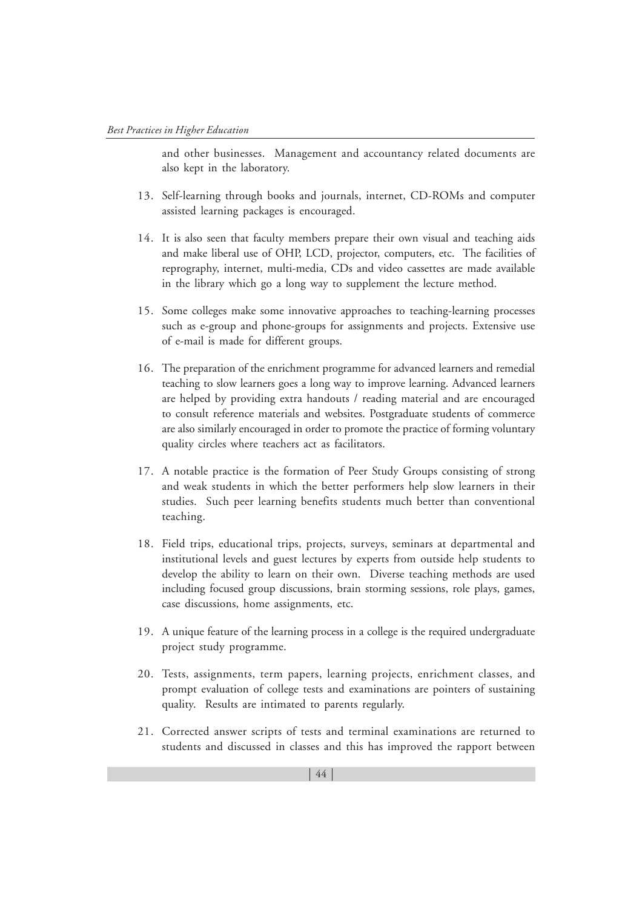and other businesses. Management and accountancy related documents are also kept in the laboratory.

13. Self-learning through books and journals, internet, CD-ROMs and computer assisted learning packages is encouraged.

14. It is also seen that faculty members prepare their own visual and teaching aids and make liberal use of OHP, LCD, projector, computers, etc. The facilities of reprography, internet, multi-media, CDs and video cassettes are made available in the library which go a long way to supplement the lecture method.

15. Some colleges make some innovative approaches to teaching-learning processes such as e-group and phone-groups for assignments and projects. Extensive use of e-mail is made for different groups.

16. The preparation of the enrichment programme for advanced learners and remedial teaching to slow learners goes a long way to improve learning. Advanced learners are helped by providing extra handouts / reading material and are encouraged to consult reference materials and websites. Postgraduate students of commerce are also similarly encouraged in order to promote the practice of forming voluntary quality circles where teachers act as facilitators.

17. A notable practice is the formation of Peer Study Groups consisting of strong and weak students in which the better performers help slow learners in their studies. Such peer learning benefits students much better than conventional teaching.

18. Field trips, educational trips, projects, surveys, seminars at departmental and institutional levels and guest lectures by experts from outside help students to develop the ability to learn on their own. Diverse teaching methods are used including focused group discussions, brain storming sessions, role plays, games, case discussions, home assignments, etc.

19. A unique feature of the learning process in a college is the required undergraduate project study programme.

20. Tests, assignments, term papers, learning projects, enrichment classes, and prompt evaluation of college tests and examinations are pointers of sustaining quality. Results are intimated to parents regularly.

21. Corrected answer scripts of tests and terminal examinations are returned to students and discussed in classes and this has improved the rapport between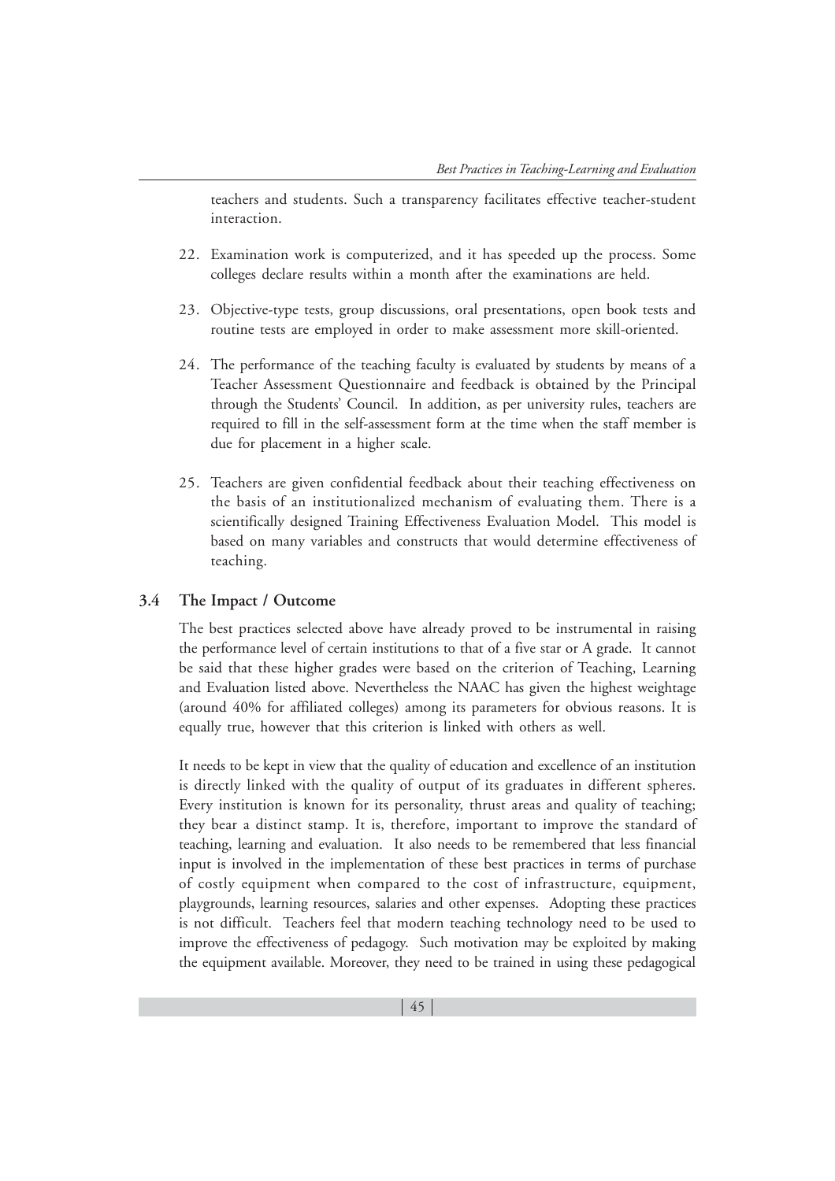teachers and students. Such a transparency facilitates effective teacher-student interaction.

22. Examination work is computerized, and it has speeded up the process. Some colleges declare results within a month after the examinations are held.

23. Objective-type tests, group discussions, oral presentations, open book tests and routine tests are employed in order to make assessment more skill-oriented.

24. The performance of the teaching faculty is evaluated by students by means of a Teacher Assessment Questionnaire and feedback is obtained by the Principal through the Students' Council. In addition, as per university rules, teachers are required to fill in the self-assessment form at the time when the staff member is due for placement in a higher scale.

25. Teachers are given confidential feedback about their teaching effectiveness on the basis of an institutionalized mechanism of evaluating them. There is a scientifically designed Training Effectiveness Evaluation Model. This model is based on many variables and constructs that would determine effectiveness of teaching.

## 3.4 The Impact / Outcome

The best practices selected above have already proved to be instrumental in raising the performance level of certain institutions to that of a five star or A grade. It cannot be said that these higher grades were based on the criterion of Teaching, Learning and Evaluation listed above. Nevertheless the NAAC has given the highest weightage (around 40% for affiliated colleges) among its parameters for obvious reasons. It is equally true, however that this criterion is linked with others as well.

It needs to be kept in view that the quality of education and excellence of an institution is directly linked with the quality of output of its graduates in different spheres. Every institution is known for its personality, thrust areas and quality of teaching; they bear a distinct stamp. It is, therefore, important to improve the standard of teaching, learning and evaluation. It also needs to be remembered that less financial input is involved in the implementation of these best practices in terms of purchase of costly equipment when compared to the cost of infrastructure, equipment, playgrounds, learning resources, salaries and other expenses. Adopting these practices is not difficult. Teachers feel that modern teaching technology need to be used to improve the effectiveness of pedagogy. Such motivation may be exploited by making the equipment available. Moreover, they need to be trained in using these pedagogical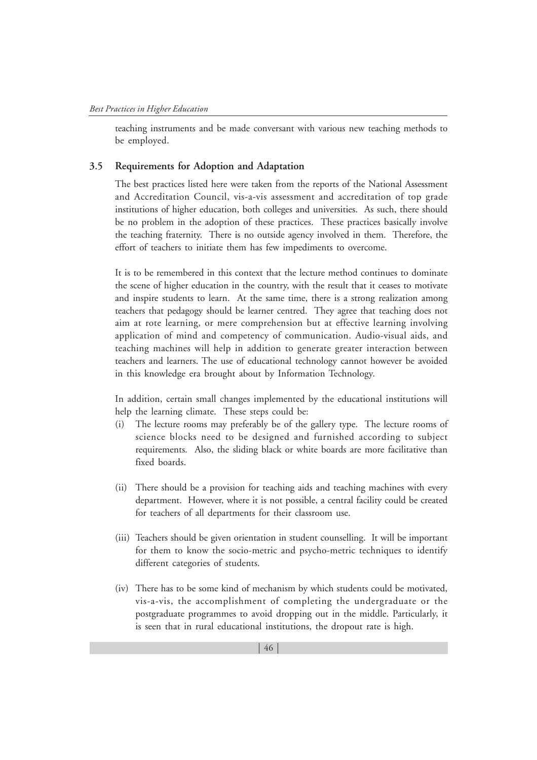teaching instruments and be made conversant with various new teaching methods to be employed.

### 3.5 Requirements for Adoption and Adaptation

The best practices listed here were taken from the reports of the National Assessment and Accreditation Council, vis-a-vis assessment and accreditation of top grade institutions of higher education, both colleges and universities. As such, there should be no problem in the adoption of these practices. These practices basically involve the teaching fraternity. There is no outside agency involved in them. Therefore, the effort of teachers to initiate them has few impediments to overcome.

It is to be remembered in this context that the lecture method continues to dominate the scene of higher education in the country, with the result that it ceases to motivate and inspire students to learn. At the same time, there is a strong realization among teachers that pedagogy should be learner centred. They agree that teaching does not aim at rote learning, or mere comprehension but at effective learning involving application of mind and competency of communication. Audio-visual aids, and teaching machines will help in addition to generate greater interaction between teachers and learners. The use of educational technology cannot however be avoided in this knowledge era brought about by Information Technology.

In addition, certain small changes implemented by the educational institutions will help the learning climate. These steps could be:

(i) The lecture rooms may preferably be of the gallery type. The lecture rooms of science blocks need to be designed and furnished according to subject requirements. Also, the sliding black or white boards are more facilitative than fixed boards.

(ii) There should be a provision for teaching aids and teaching machines with every department. However, where it is not possible, a central facility could be created for teachers of all departments for their classroom use.

(iii) Teachers should be given orientation in student counselling. It will be important for them to know the socio-metric and psycho-metric techniques to identify different categories of students.

(iv) There has to be some kind of mechanism by which students could be motivated, vis-a-vis, the accomplishment of completing the undergraduate or the postgraduate programmes to avoid dropping out in the middle. Particularly, it is seen that in rural educational institutions, the dropout rate is high.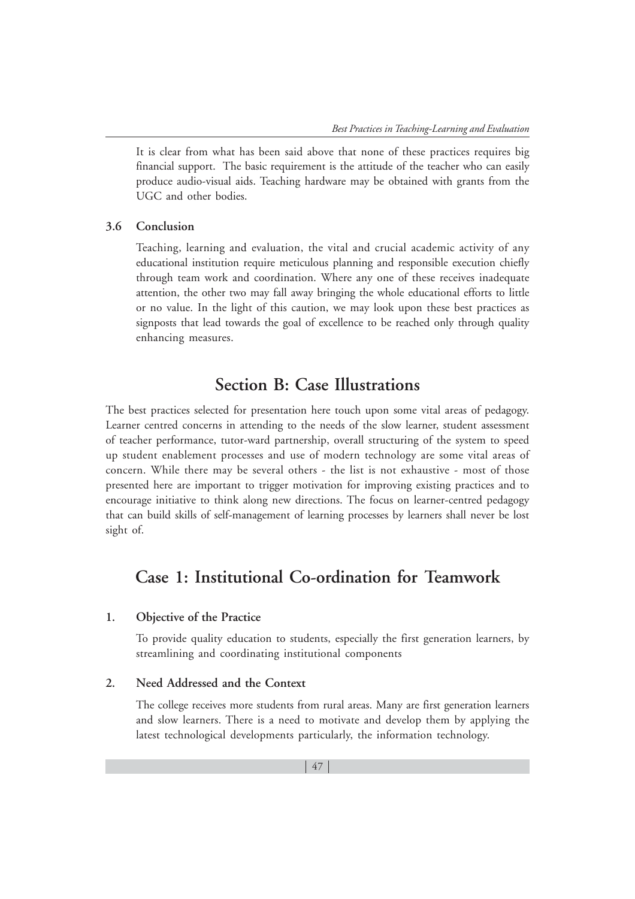It is clear from what has been said above that none of these practices requires big financial support. The basic requirement is the attitude of the teacher who can easily produce audio-visual aids. Teaching hardware may be obtained with grants from the UGC and other bodies.

### 3.6 Conclusion

Teaching, learning and evaluation, the vital and crucial academic activity of any educational institution require meticulous planning and responsible execution chiefly through team work and coordination. Where any one of these receives inadequate attention, the other two may fall away bringing the whole educational efforts to little or no value. In the light of this caution, we may look upon these best practices as signposts that lead towards the goal of excellence to be reached only through quality enhancing measures.

## Section B: Case Illustrations

The best practices selected for presentation here touch upon some vital areas of pedagogy. Learner centred concerns in attending to the needs of the slow learner, student assessment of teacher performance, tutor-ward partnership, overall structuring of the system to speed up student enablement processes and use of modern technology are some vital areas of concern. While there may be several others - the list is not exhaustive - most of those presented here are important to trigger motivation for improving existing practices and to encourage initiative to think along new directions. The focus on learner-centred pedagogy that can build skills of self-management of learning processes by learners shall never be lost sight of.

## Case 1: Institutional Co-ordination for Teamwork

### 1. Objective of the Practice

To provide quality education to students, especially the first generation learners, by streamlining and coordinating institutional components

### 2. Need Addressed and the Context

The college receives more students from rural areas. Many are first generation learners and slow learners. There is a need to motivate and develop them by applying the latest technological developments particularly, the information technology.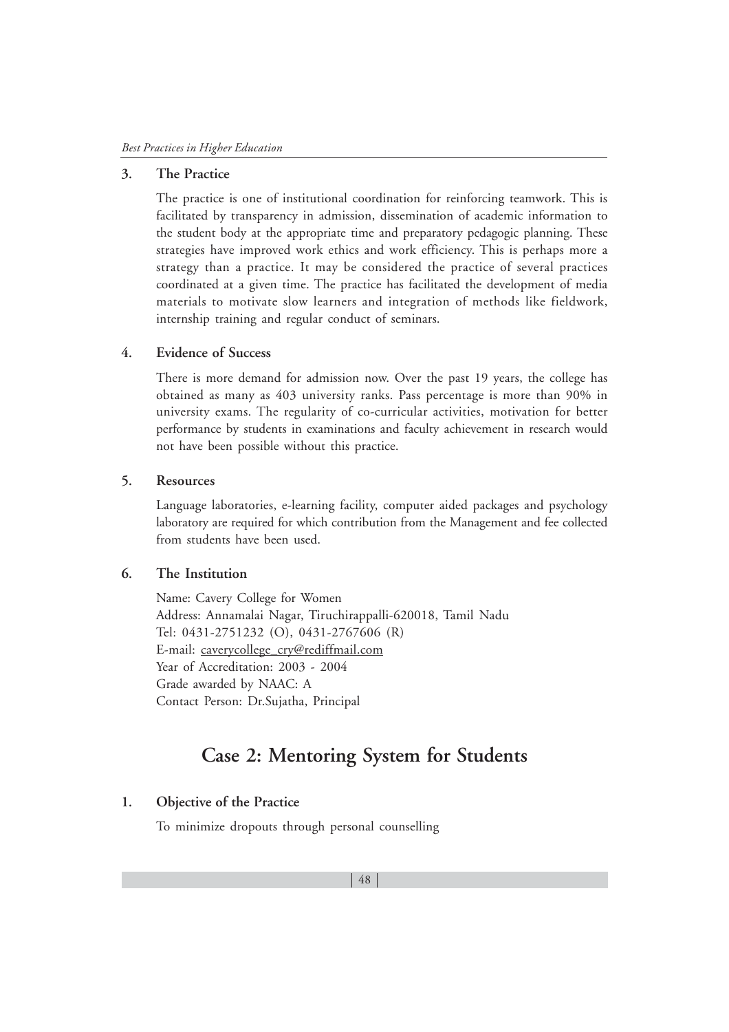### 3. The Practice

The practice is one of institutional coordination for reinforcing teamwork. This is facilitated by transparency in admission, dissemination of academic information to the student body at the appropriate time and preparatory pedagogic planning. These strategies have improved work ethics and work efficiency. This is perhaps more a strategy than a practice. It may be considered the practice of several practices coordinated at a given time. The practice has facilitated the development of media materials to motivate slow learners and integration of methods like fieldwork, internship training and regular conduct of seminars.

### 4. Evidence of Success

There is more demand for admission now. Over the past 19 years, the college has obtained as many as 403 university ranks. Pass percentage is more than 90% in university exams. The regularity of co-curricular activities, motivation for better performance by students in examinations and faculty achievement in research would not have been possible without this practice.

### 5. Resources

Language laboratories, e-learning facility, computer aided packages and psychology laboratory are required for which contribution from the Management and fee collected from students have been used.

### 6. The Institution

Name: Cavery College for Women
Address: Annamalai Nagar, Tiruchirappalli-620018, Tamil Nadu
Tel: 0431-2751232 (O), 0431-2767606 (R)
E-mail: caverycollege_cry@rediffmail.com
Year of Accreditation: 2003 - 2004
Grade awarded by NAAC: A
Contact Person: Dr.Sujatha, Principal

## Case 2: Mentoring System for Students

### 1. Objective of the Practice

To minimize dropouts through personal counselling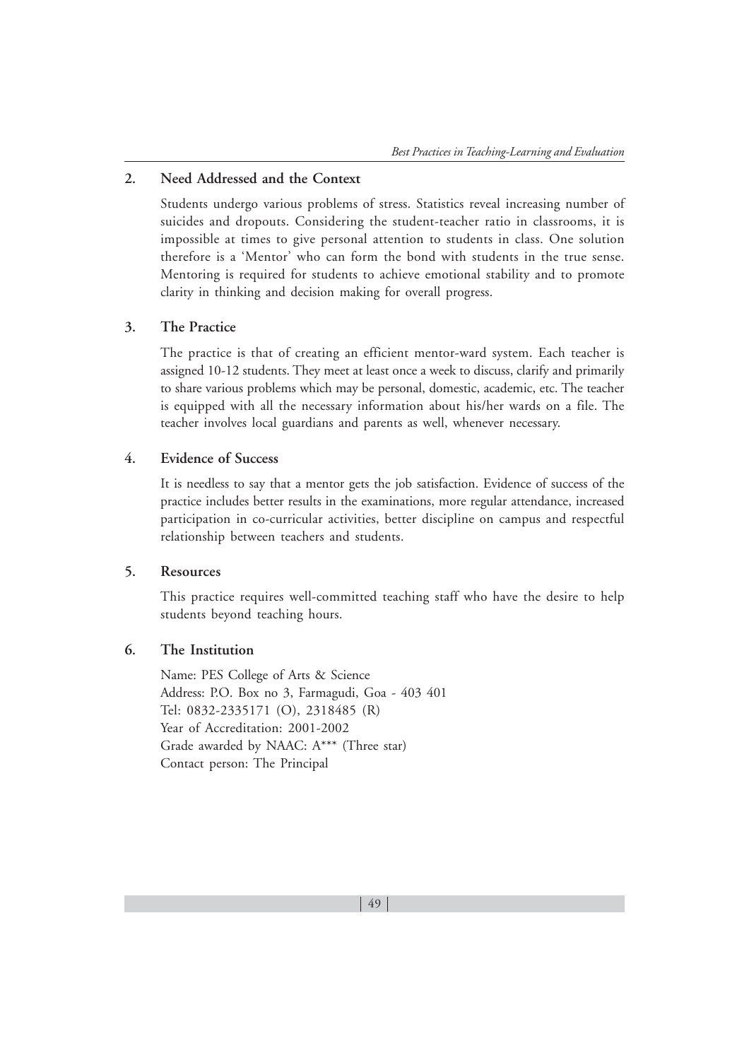## 2. Need Addressed and the Context

Students undergo various problems of stress. Statistics reveal increasing number of suicides and dropouts. Considering the student-teacher ratio in classrooms, it is impossible at times to give personal attention to students in class. One solution therefore is a 'Mentor' who can form the bond with students in the true sense. Mentoring is required for students to achieve emotional stability and to promote clarity in thinking and decision making for overall progress.

## 3. The Practice

The practice is that of creating an efficient mentor-ward system. Each teacher is assigned 10-12 students. They meet at least once a week to discuss, clarify and primarily to share various problems which may be personal, domestic, academic, etc. The teacher is equipped with all the necessary information about his/her wards on a file. The teacher involves local guardians and parents as well, whenever necessary.

## 4. Evidence of Success

It is needless to say that a mentor gets the job satisfaction. Evidence of success of the practice includes better results in the examinations, more regular attendance, increased participation in co-curricular activities, better discipline on campus and respectful relationship between teachers and students.

## 5. Resources

This practice requires well-committed teaching staff who have the desire to help students beyond teaching hours.

## 6. The Institution

Name: PES College of Arts & Science
Address: P.O. Box no 3, Farmagudi, Goa - 403 401
Tel: 0832-2335171 (O), 2318485 (R)
Year of Accreditation: 2001-2002
Grade awarded by NAAC: A*** (Three star)
Contact person: The Principal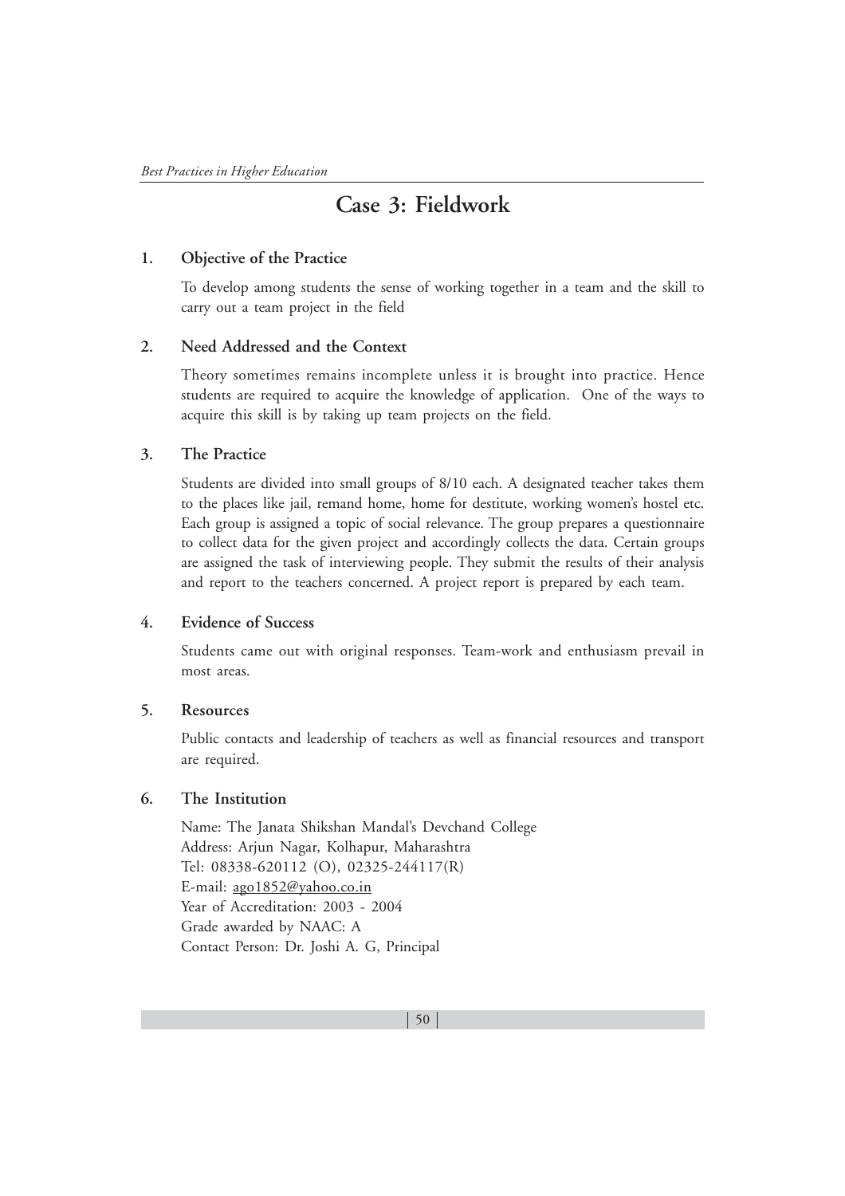# Case 3: Fieldwork

## 1. Objective of the Practice

To develop among students the sense of working together in a team and the skill to carry out a team project in the field

## 2. Need Addressed and the Context

Theory sometimes remains incomplete unless it is brought into practice. Hence students are required to acquire the knowledge of application. One of the ways to acquire this skill is by taking up team projects on the field.

## 3. The Practice

Students are divided into small groups of 8/10 each. A designated teacher takes them to the places like jail, remand home, home for destitute, working women's hostel etc. Each group is assigned a topic of social relevance. The group prepares a questionnaire to collect data for the given project and accordingly collects the data. Certain groups are assigned the task of interviewing people. They submit the results of their analysis and report to the teachers concerned. A project report is prepared by each team.

## 4. Evidence of Success

Students came out with original responses. Team-work and enthusiasm prevail in most areas.

## 5. Resources

Public contacts and leadership of teachers as well as financial resources and transport are required.

## 6. The Institution

Name: The Janata Shikshan Mandal's Devchand College
Address: Arjun Nagar, Kolhapur, Maharashtra
Tel: 08338-620112 (O), 02325-244117(R)
E-mail: ago1852@yahoo.co.in
Year of Accreditation: 2003 - 2004
Grade awarded by NAAC: A
Contact Person: Dr. Joshi A. G, Principal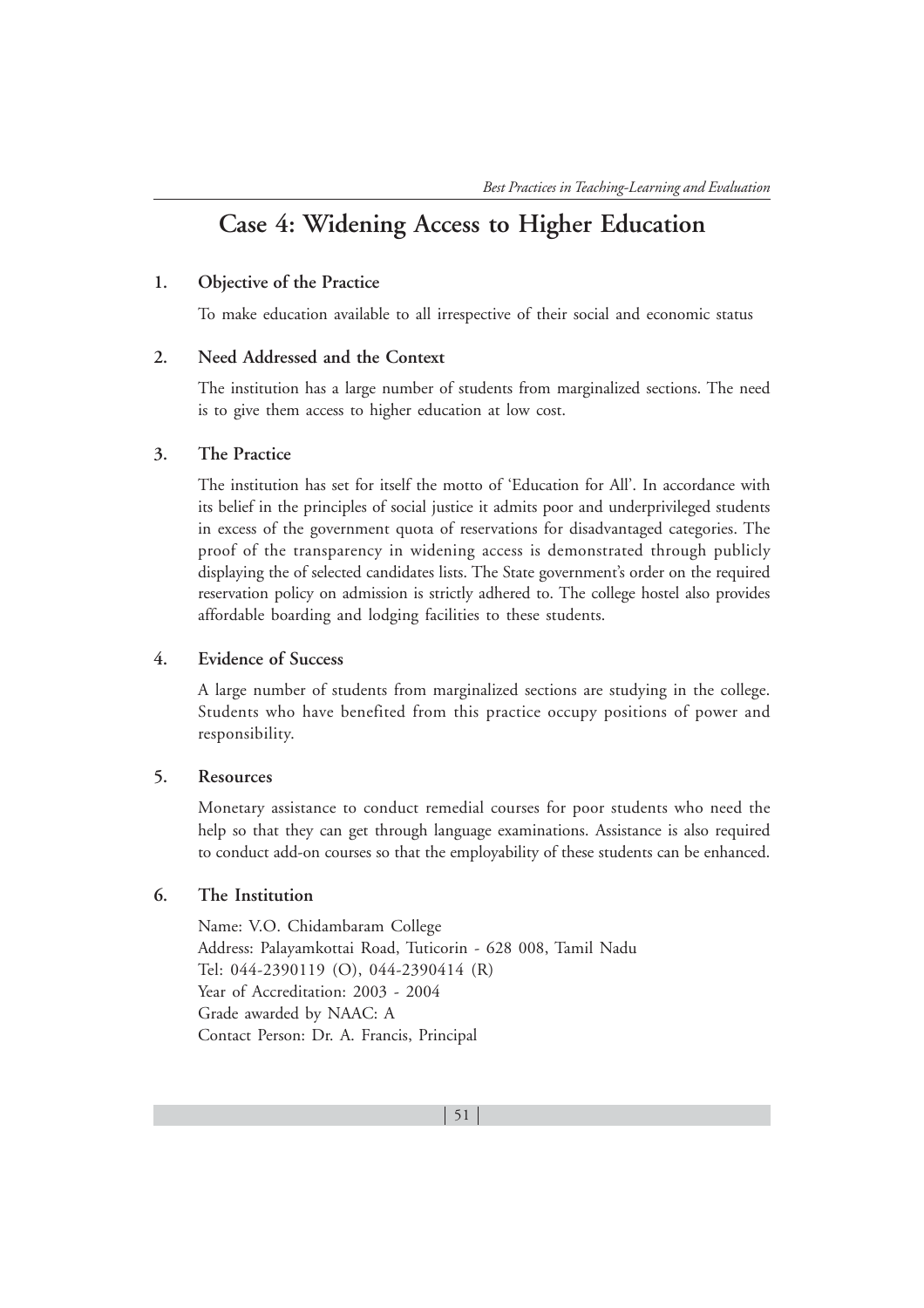# Case 4: Widening Access to Higher Education

## 1. Objective of the Practice

To make education available to all irrespective of their social and economic status

## 2. Need Addressed and the Context

The institution has a large number of students from marginalized sections. The need is to give them access to higher education at low cost.

## 3. The Practice

The institution has set for itself the motto of 'Education for All'. In accordance with its belief in the principles of social justice it admits poor and underprivileged students in excess of the government quota of reservations for disadvantaged categories. The proof of the transparency in widening access is demonstrated through publicly displaying the of selected candidates lists. The State government's order on the required reservation policy on admission is strictly adhered to. The college hostel also provides affordable boarding and lodging facilities to these students.

## 4. Evidence of Success

A large number of students from marginalized sections are studying in the college. Students who have benefited from this practice occupy positions of power and responsibility.

## 5. Resources

Monetary assistance to conduct remedial courses for poor students who need the help so that they can get through language examinations. Assistance is also required to conduct add-on courses so that the employability of these students can be enhanced.

## 6. The Institution

Name: V.O. Chidambaram College
Address: Palayamkottai Road, Tuticorin - 628 008, Tamil Nadu
Tel: 044-2390119 (O), 044-2390414 (R)
Year of Accreditation: 2003 - 2004
Grade awarded by NAAC: A
Contact Person: Dr. A. Francis, Principal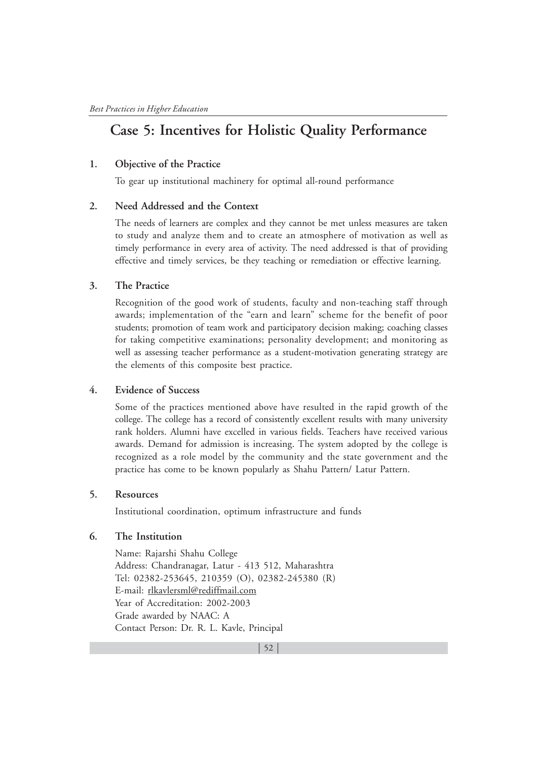# Case 5: Incentives for Holistic Quality Performance

## 1. Objective of the Practice

To gear up institutional machinery for optimal all-round performance

## 2. Need Addressed and the Context

The needs of learners are complex and they cannot be met unless measures are taken to study and analyze them and to create an atmosphere of motivation as well as timely performance in every area of activity. The need addressed is that of providing effective and timely services, be they teaching or remediation or effective learning.

## 3. The Practice

Recognition of the good work of students, faculty and non-teaching staff through awards; implementation of the "earn and learn" scheme for the benefit of poor students; promotion of team work and participatory decision making; coaching classes for taking competitive examinations; personality development; and monitoring as well as assessing teacher performance as a student-motivation generating strategy are the elements of this composite best practice.

## 4. Evidence of Success

Some of the practices mentioned above have resulted in the rapid growth of the college. The college has a record of consistently excellent results with many university rank holders. Alumni have excelled in various fields. Teachers have received various awards. Demand for admission is increasing. The system adopted by the college is recognized as a role model by the community and the state government and the practice has come to be known popularly as Shahu Pattern/ Latur Pattern.

## 5. Resources

Institutional coordination, optimum infrastructure and funds

## 6. The Institution

Name: Rajarshi Shahu College
Address: Chandranagar, Latur - 413 512, Maharashtra
Tel: 02382-253645, 210359 (O), 02382-245380 (R)
E-mail: rlkavlersml@rediffmail.com
Year of Accreditation: 2002-2003
Grade awarded by NAAC: A
Contact Person: Dr. R. L. Kavle, Principal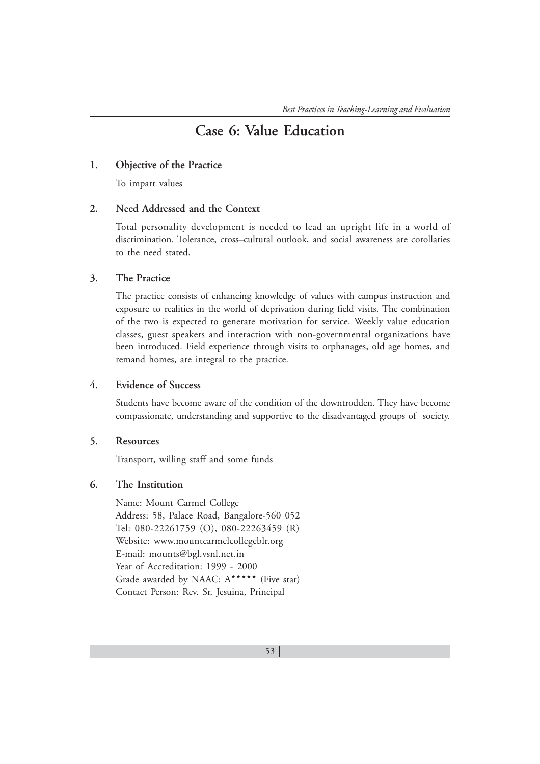# Case 6: Value Education

## 1. Objective of the Practice

To impart values

## 2. Need Addressed and the Context

Total personality development is needed to lead an upright life in a world of discrimination. Tolerance, cross–cultural outlook, and social awareness are corollaries to the need stated.

## 3. The Practice

The practice consists of enhancing knowledge of values with campus instruction and exposure to realities in the world of deprivation during field visits. The combination of the two is expected to generate motivation for service. Weekly value education classes, guest speakers and interaction with non-governmental organizations have been introduced. Field experience through visits to orphanages, old age homes, and remand homes, are integral to the practice.

## 4. Evidence of Success

Students have become aware of the condition of the downtrodden. They have become compassionate, understanding and supportive to the disadvantaged groups of society.

## 5. Resources

Transport, willing staff and some funds

## 6. The Institution

Name: Mount Carmel College
Address: 58, Palace Road, Bangalore-560 052
Tel: 080-22261759 (O), 080-22263459 (R)
Website: www.mountcarmelcollegeblr.org
E-mail: mounts@bgl.vsnl.net.in
Year of Accreditation: 1999 - 2000
Grade awarded by NAAC: A***** (Five star)
Contact Person: Rev. Sr. Jesuina, Principal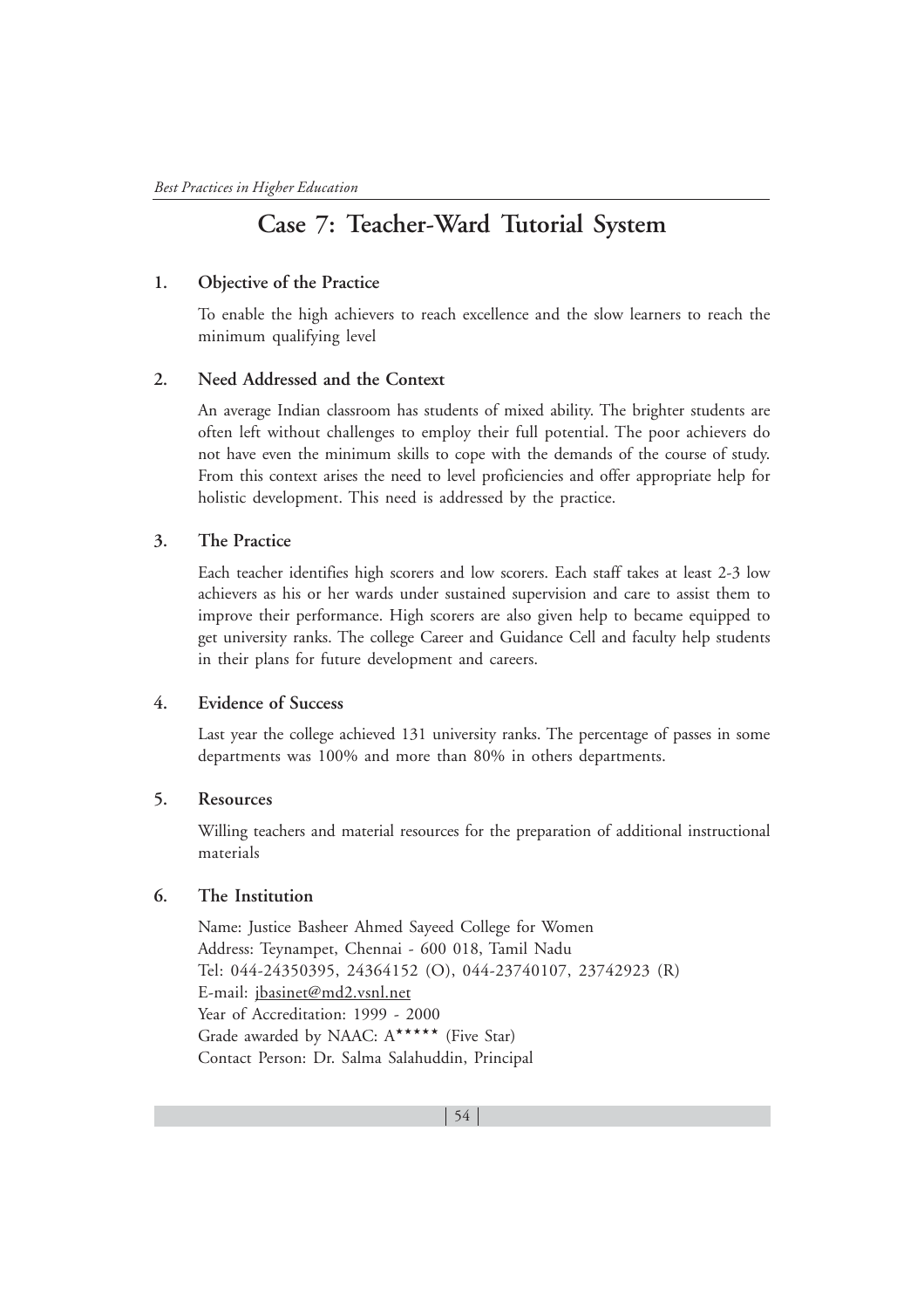## Case 7: Teacher-Ward Tutorial System

### 1. Objective of the Practice

To enable the high achievers to reach excellence and the slow learners to reach the minimum qualifying level

### 2. Need Addressed and the Context

An average Indian classroom has students of mixed ability. The brighter students are often left without challenges to employ their full potential. The poor achievers do not have even the minimum skills to cope with the demands of the course of study. From this context arises the need to level proficiencies and offer appropriate help for holistic development. This need is addressed by the practice.

### 3. The Practice

Each teacher identifies high scorers and low scorers. Each staff takes at least 2-3 low achievers as his or her wards under sustained supervision and care to assist them to improve their performance. High scorers are also given help to became equipped to get university ranks. The college Career and Guidance Cell and faculty help students in their plans for future development and careers.

### 4. Evidence of Success

Last year the college achieved 131 university ranks. The percentage of passes in some departments was 100% and more than 80% in others departments.

### 5. Resources

Willing teachers and material resources for the preparation of additional instructional materials

### 6. The Institution

Name: Justice Basheer Ahmed Sayeed College for Women
Address: Teynampet, Chennai - 600 018, Tamil Nadu
Tel: 044-24350395, 24364152 (O), 044-23740107, 23742923 (R)
E-mail: jbasinet@md2.vsnl.net
Year of Accreditation: 1999 - 2000
Grade awarded by NAAC: A***** (Five Star)
Contact Person: Dr. Salma Salahuddin, Principal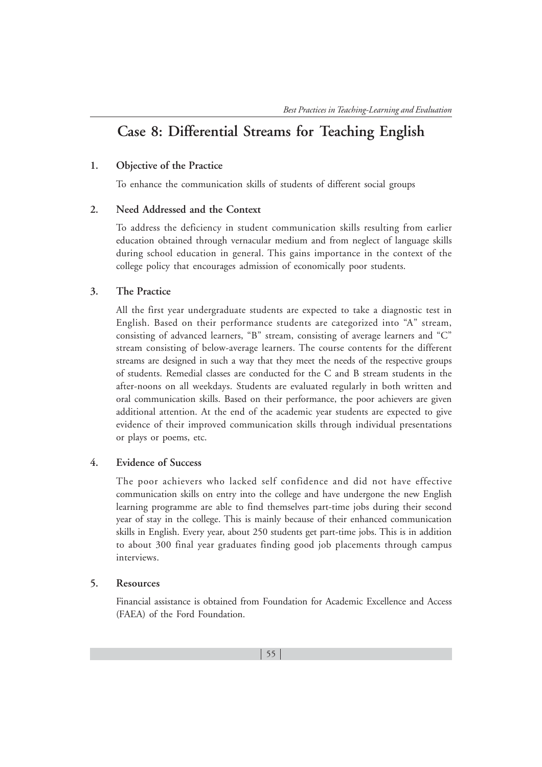# Case 8: Differential Streams for Teaching English

## 1. Objective of the Practice

To enhance the communication skills of students of different social groups

## 2. Need Addressed and the Context

To address the deficiency in student communication skills resulting from earlier education obtained through vernacular medium and from neglect of language skills during school education in general. This gains importance in the context of the college policy that encourages admission of economically poor students.

## 3. The Practice

All the first year undergraduate students are expected to take a diagnostic test in English. Based on their performance students are categorized into "A" stream, consisting of advanced learners, "B" stream, consisting of average learners and "C" stream consisting of below-average learners. The course contents for the different streams are designed in such a way that they meet the needs of the respective groups of students. Remedial classes are conducted for the C and B stream students in the after-noons on all weekdays. Students are evaluated regularly in both written and oral communication skills. Based on their performance, the poor achievers are given additional attention. At the end of the academic year students are expected to give evidence of their improved communication skills through individual presentations or plays or poems, etc.

## 4. Evidence of Success

The poor achievers who lacked self confidence and did not have effective communication skills on entry into the college and have undergone the new English learning programme are able to find themselves part-time jobs during their second year of stay in the college. This is mainly because of their enhanced communication skills in English. Every year, about 250 students get part-time jobs. This is in addition to about 300 final year graduates finding good job placements through campus interviews.

## 5. Resources

Financial assistance is obtained from Foundation for Academic Excellence and Access (FAEA) of the Ford Foundation.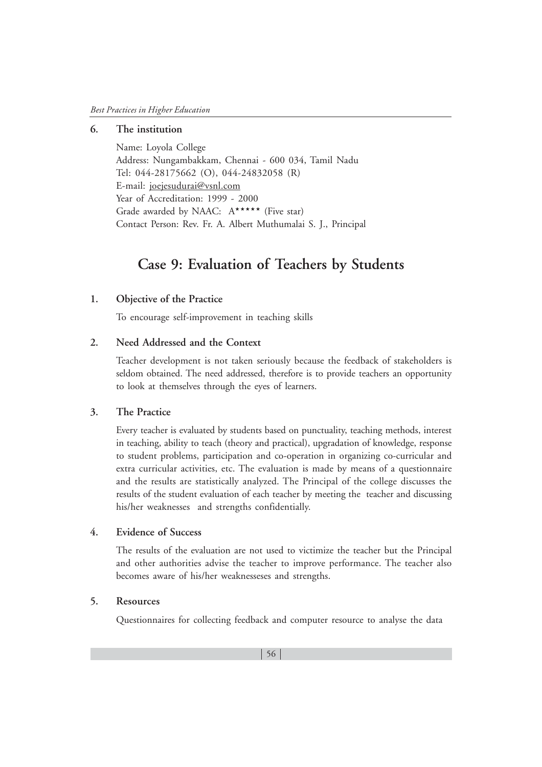## 6. The institution

Name: Loyola College
Address: Nungambakkam, Chennai - 600 034, Tamil Nadu
Tel: 044-28175662 (O), 044-24832058 (R)
E-mail: joejesudurai@vsnl.com
Year of Accreditation: 1999 - 2000
Grade awarded by NAAC: A***** (Five star)
Contact Person: Rev. Fr. A. Albert Muthumalai S. J., Principal

# Case 9: Evaluation of Teachers by Students

## 1. Objective of the Practice

To encourage self-improvement in teaching skills

## 2. Need Addressed and the Context

Teacher development is not taken seriously because the feedback of stakeholders is seldom obtained. The need addressed, therefore is to provide teachers an opportunity to look at themselves through the eyes of learners.

## 3. The Practice

Every teacher is evaluated by students based on punctuality, teaching methods, interest in teaching, ability to teach (theory and practical), upgradation of knowledge, response to student problems, participation and co-operation in organizing co-curricular and extra curricular activities, etc. The evaluation is made by means of a questionnaire and the results are statistically analyzed. The Principal of the college discusses the results of the student evaluation of each teacher by meeting the teacher and discussing his/her weaknesses and strengths confidentially.

## 4. Evidence of Success

The results of the evaluation are not used to victimize the teacher but the Principal and other authorities advise the teacher to improve performance. The teacher also becomes aware of his/her weaknesseses and strengths.

## 5. Resources

Questionnaires for collecting feedback and computer resource to analyse the data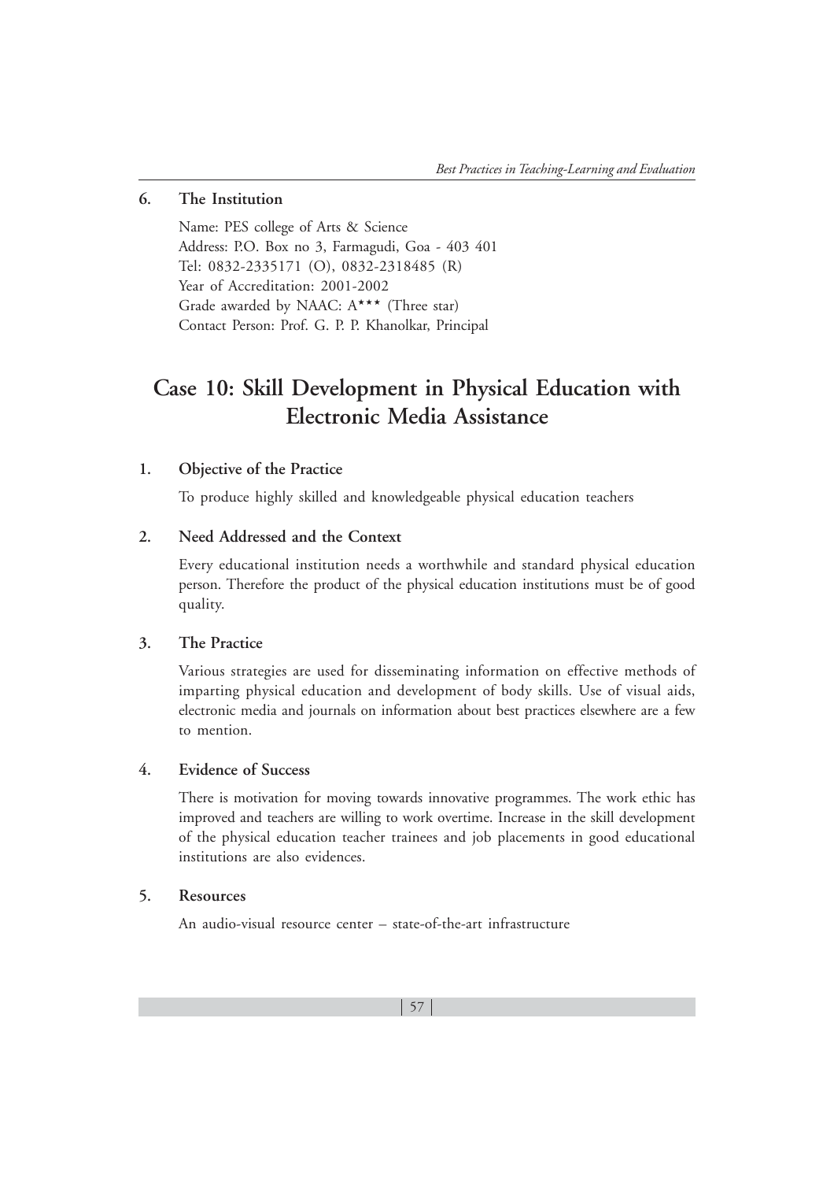### 6. The Institution

Name: PES college of Arts & Science
Address: P.O. Box no 3, Farmagudi, Goa - 403 401
Tel: 0832-2335171 (O), 0832-2318485 (R)
Year of Accreditation: 2001-2002
Grade awarded by NAAC: A*** (Three star)
Contact Person: Prof. G. P. P. Khanolkar, Principal

## Case 10: Skill Development in Physical Education with Electronic Media Assistance

### 1. Objective of the Practice

To produce highly skilled and knowledgeable physical education teachers

### 2. Need Addressed and the Context

Every educational institution needs a worthwhile and standard physical education person. Therefore the product of the physical education institutions must be of good quality.

### 3. The Practice

Various strategies are used for disseminating information on effective methods of imparting physical education and development of body skills. Use of visual aids, electronic media and journals on information about best practices elsewhere are a few to mention.

### 4. Evidence of Success

There is motivation for moving towards innovative programmes. The work ethic has improved and teachers are willing to work overtime. Increase in the skill development of the physical education teacher trainees and job placements in good educational institutions are also evidences.

### 5. Resources

An audio-visual resource center – state-of-the-art infrastructure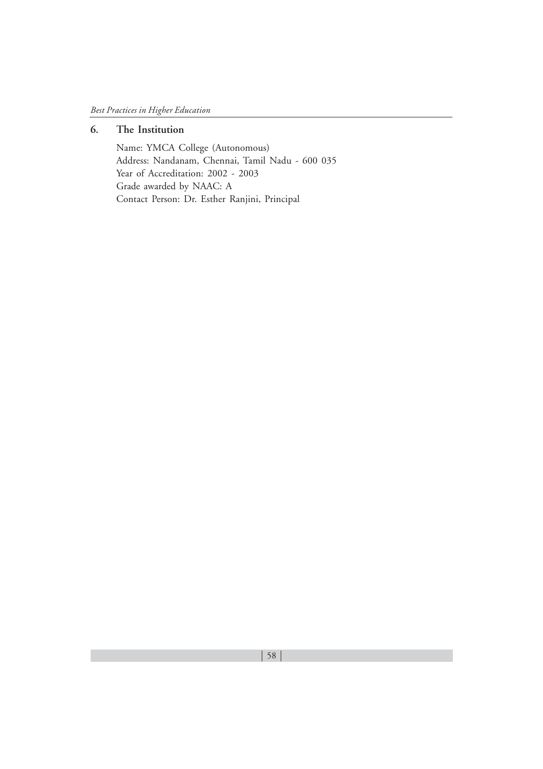## 6. The Institution

Name: YMCA College (Autonomous)
Address: Nandanam, Chennai, Tamil Nadu - 600 035
Year of Accreditation: 2002 - 2003
Grade awarded by NAAC: A
Contact Person: Dr. Esther Ranjini, Principal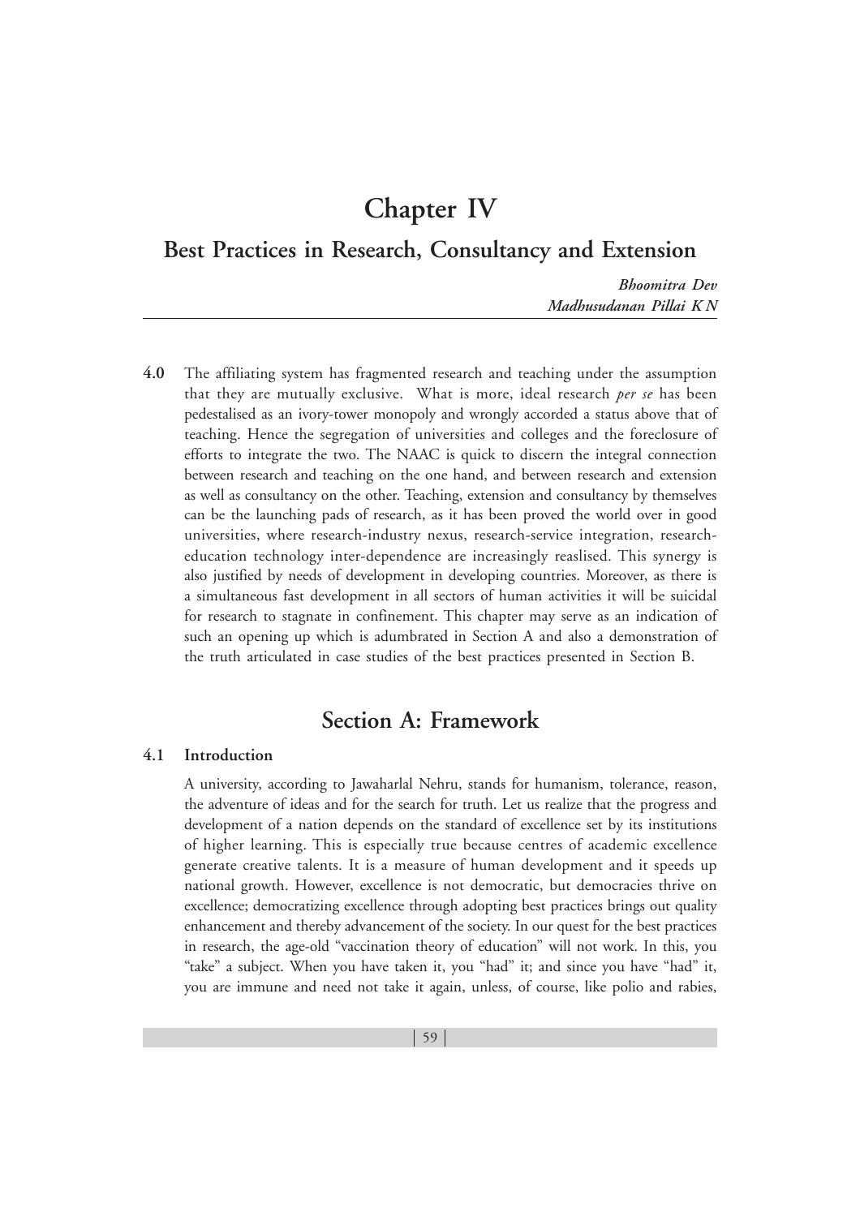# Chapter IV

## Best Practices in Research, Consultancy and Extension

*Bhoomitra Dev*
*Madhusudanan Pillai K N*

**4.0** The affiliating system has fragmented research and teaching under the assumption that they are mutually exclusive. What is more, ideal research *per se* has been pedestalised as an ivory-tower monopoly and wrongly accorded a status above that of teaching. Hence the segregation of universities and colleges and the foreclosure of efforts to integrate the two. The NAAC is quick to discern the integral connection between research and teaching on the one hand, and between research and extension as well as consultancy on the other. Teaching, extension and consultancy by themselves can be the launching pads of research, as it has been proved the world over in good universities, where research-industry nexus, research-service integration, research-education technology inter-dependence are increasingly reaslised. This synergy is also justified by needs of development in developing countries. Moreover, as there is a simultaneous fast development in all sectors of human activities it will be suicidal for research to stagnate in confinement. This chapter may serve as an indication of such an opening up which is adumbrated in Section A and also a demonstration of the truth articulated in case studies of the best practices presented in Section B.

## Section A: Framework

### 4.1 Introduction

A university, according to Jawaharlal Nehru, stands for humanism, tolerance, reason, the adventure of ideas and for the search for truth. Let us realize that the progress and development of a nation depends on the standard of excellence set by its institutions of higher learning. This is especially true because centres of academic excellence generate creative talents. It is a measure of human development and it speeds up national growth. However, excellence is not democratic, but democracies thrive on excellence; democratizing excellence through adopting best practices brings out quality enhancement and thereby advancement of the society. In our quest for the best practices in research, the age-old "vaccination theory of education" will not work. In this, you "take" a subject. When you have taken it, you "had" it; and since you have "had" it, you are immune and need not take it again, unless, of course, like polio and rabies,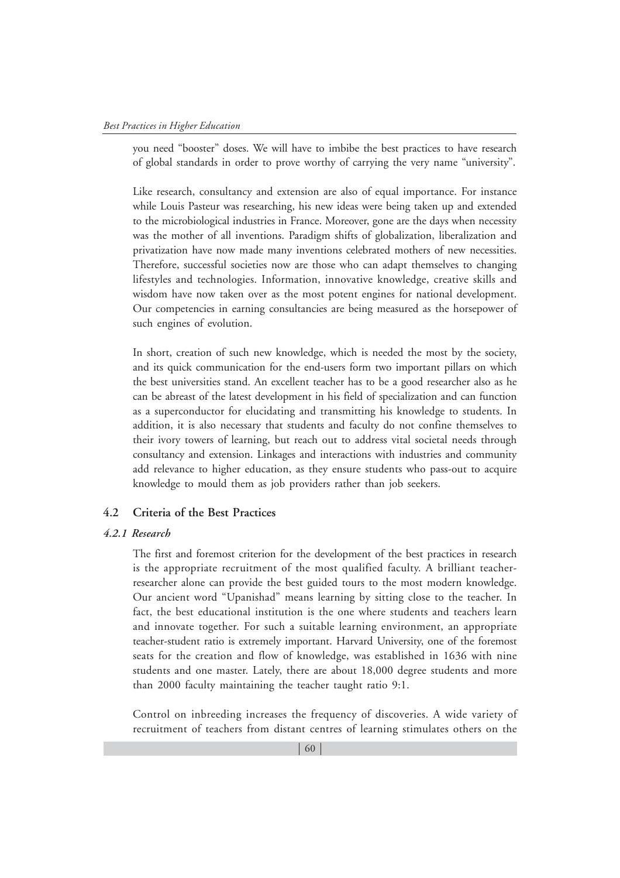you need "booster" doses. We will have to imbibe the best practices to have research of global standards in order to prove worthy of carrying the very name "university".

Like research, consultancy and extension are also of equal importance. For instance while Louis Pasteur was researching, his new ideas were being taken up and extended to the microbiological industries in France. Moreover, gone are the days when necessity was the mother of all inventions. Paradigm shifts of globalization, liberalization and privatization have now made many inventions celebrated mothers of new necessities. Therefore, successful societies now are those who can adapt themselves to changing lifestyles and technologies. Information, innovative knowledge, creative skills and wisdom have now taken over as the most potent engines for national development. Our competencies in earning consultancies are being measured as the horsepower of such engines of evolution.

In short, creation of such new knowledge, which is needed the most by the society, and its quick communication for the end-users form two important pillars on which the best universities stand. An excellent teacher has to be a good researcher also as he can be abreast of the latest development in his field of specialization and can function as a superconductor for elucidating and transmitting his knowledge to students. In addition, it is also necessary that students and faculty do not confine themselves to their ivory towers of learning, but reach out to address vital societal needs through consultancy and extension. Linkages and interactions with industries and community add relevance to higher education, as they ensure students who pass-out to acquire knowledge to mould them as job providers rather than job seekers.

## 4.2 Criteria of the Best Practices

### *4.2.1 Research*

The first and foremost criterion for the development of the best practices in research is the appropriate recruitment of the most qualified faculty. A brilliant teacher-researcher alone can provide the best guided tours to the most modern knowledge. Our ancient word "Upanishad" means learning by sitting close to the teacher. In fact, the best educational institution is the one where students and teachers learn and innovate together. For such a suitable learning environment, an appropriate teacher-student ratio is extremely important. Harvard University, one of the foremost seats for the creation and flow of knowledge, was established in 1636 with nine students and one master. Lately, there are about 18,000 degree students and more than 2000 faculty maintaining the teacher taught ratio 9:1.

Control on inbreeding increases the frequency of discoveries. A wide variety of recruitment of teachers from distant centres of learning stimulates others on the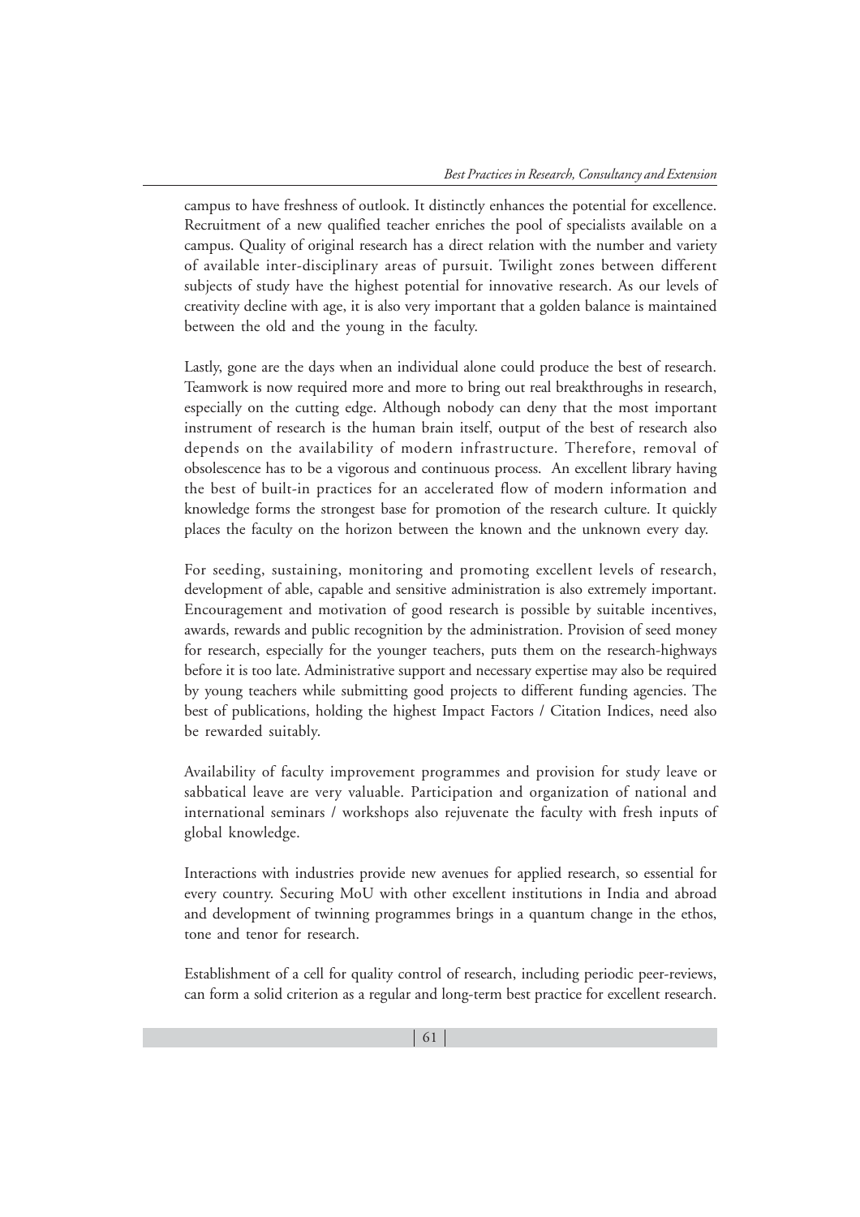campus to have freshness of outlook. It distinctly enhances the potential for excellence. Recruitment of a new qualified teacher enriches the pool of specialists available on a campus. Quality of original research has a direct relation with the number and variety of available inter-disciplinary areas of pursuit. Twilight zones between different subjects of study have the highest potential for innovative research. As our levels of creativity decline with age, it is also very important that a golden balance is maintained between the old and the young in the faculty.

Lastly, gone are the days when an individual alone could produce the best of research. Teamwork is now required more and more to bring out real breakthroughs in research, especially on the cutting edge. Although nobody can deny that the most important instrument of research is the human brain itself, output of the best of research also depends on the availability of modern infrastructure. Therefore, removal of obsolescence has to be a vigorous and continuous process. An excellent library having the best of built-in practices for an accelerated flow of modern information and knowledge forms the strongest base for promotion of the research culture. It quickly places the faculty on the horizon between the known and the unknown every day.

For seeding, sustaining, monitoring and promoting excellent levels of research, development of able, capable and sensitive administration is also extremely important. Encouragement and motivation of good research is possible by suitable incentives, awards, rewards and public recognition by the administration. Provision of seed money for research, especially for the younger teachers, puts them on the research-highways before it is too late. Administrative support and necessary expertise may also be required by young teachers while submitting good projects to different funding agencies. The best of publications, holding the highest Impact Factors / Citation Indices, need also be rewarded suitably.

Availability of faculty improvement programmes and provision for study leave or sabbatical leave are very valuable. Participation and organization of national and international seminars / workshops also rejuvenate the faculty with fresh inputs of global knowledge.

Interactions with industries provide new avenues for applied research, so essential for every country. Securing MoU with other excellent institutions in India and abroad and development of twinning programmes brings in a quantum change in the ethos, tone and tenor for research.

Establishment of a cell for quality control of research, including periodic peer-reviews, can form a solid criterion as a regular and long-term best practice for excellent research.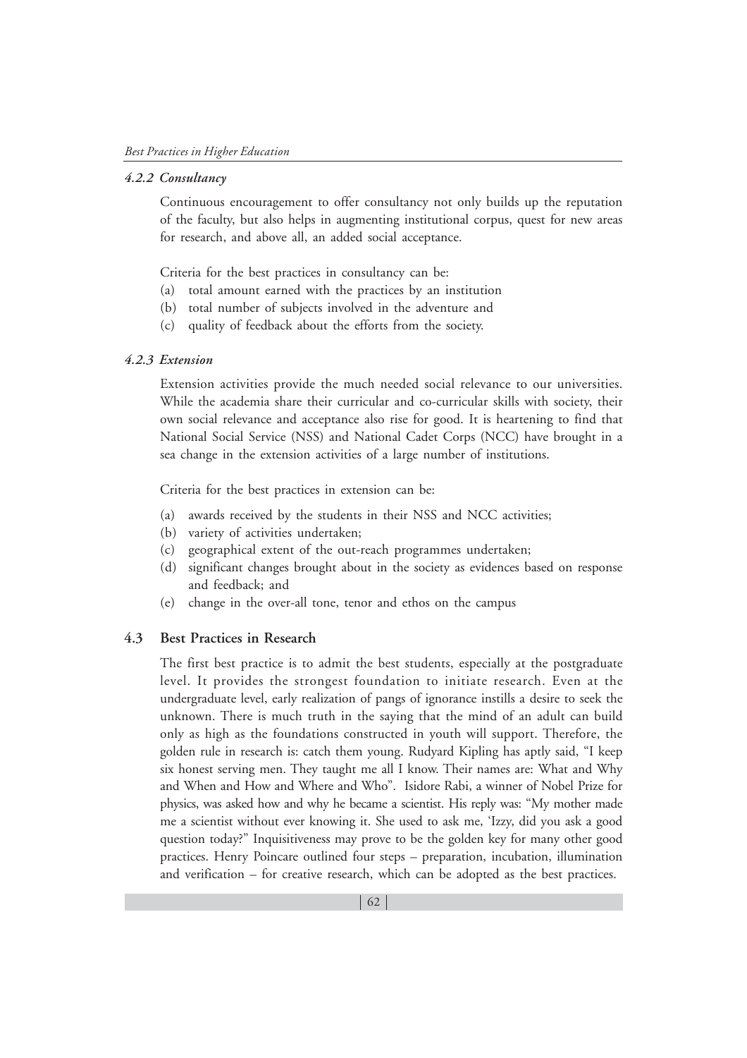#### *4.2.2 Consultancy*

Continuous encouragement to offer consultancy not only builds up the reputation of the faculty, but also helps in augmenting institutional corpus, quest for new areas for research, and above all, an added social acceptance.

Criteria for the best practices in consultancy can be:

(a) total amount earned with the practices by an institution
(b) total number of subjects involved in the adventure and
(c) quality of feedback about the efforts from the society.

#### *4.2.3 Extension*

Extension activities provide the much needed social relevance to our universities. While the academia share their curricular and co-curricular skills with society, their own social relevance and acceptance also rise for good. It is heartening to find that National Social Service (NSS) and National Cadet Corps (NCC) have brought in a sea change in the extension activities of a large number of institutions.

Criteria for the best practices in extension can be:

(a) awards received by the students in their NSS and NCC activities;
(b) variety of activities undertaken;
(c) geographical extent of the out-reach programmes undertaken;
(d) significant changes brought about in the society as evidences based on response and feedback; and
(e) change in the over-all tone, tenor and ethos on the campus

### 4.3 Best Practices in Research

The first best practice is to admit the best students, especially at the postgraduate level. It provides the strongest foundation to initiate research. Even at the undergraduate level, early realization of pangs of ignorance instills a desire to seek the unknown. There is much truth in the saying that the mind of an adult can build only as high as the foundations constructed in youth will support. Therefore, the golden rule in research is: catch them young. Rudyard Kipling has aptly said, "I keep six honest serving men. They taught me all I know. Their names are: What and Why and When and How and Where and Who". Isidore Rabi, a winner of Nobel Prize for physics, was asked how and why he became a scientist. His reply was: "My mother made me a scientist without ever knowing it. She used to ask me, 'Izzy, did you ask a good question today?" Inquisitiveness may prove to be the golden key for many other good practices. Henry Poincare outlined four steps – preparation, incubation, illumination and verification – for creative research, which can be adopted as the best practices.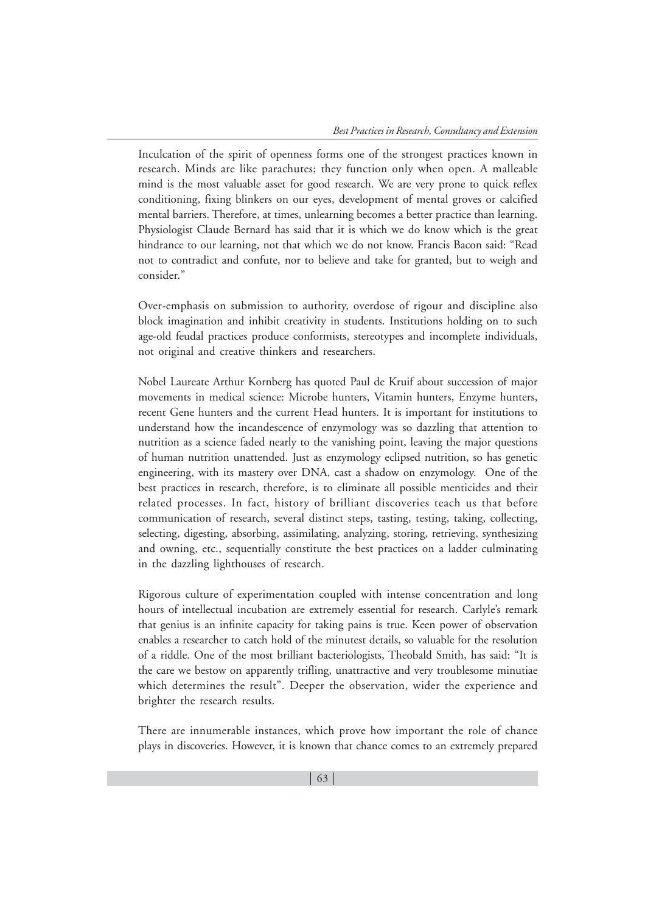Inculcation of the spirit of openness forms one of the strongest practices known in research. Minds are like parachutes; they function only when open. A malleable mind is the most valuable asset for good research. We are very prone to quick reflex conditioning, fixing blinkers on our eyes, development of mental groves or calcified mental barriers. Therefore, at times, unlearning becomes a better practice than learning. Physiologist Claude Bernard has said that it is which we do know which is the great hindrance to our learning, not that which we do not know. Francis Bacon said: "Read not to contradict and confute, nor to believe and take for granted, but to weigh and consider."

Over-emphasis on submission to authority, overdose of rigour and discipline also block imagination and inhibit creativity in students. Institutions holding on to such age-old feudal practices produce conformists, stereotypes and incomplete individuals, not original and creative thinkers and researchers.

Nobel Laureate Arthur Kornberg has quoted Paul de Kruif about succession of major movements in medical science: Microbe hunters, Vitamin hunters, Enzyme hunters, recent Gene hunters and the current Head hunters. It is important for institutions to understand how the incandescence of enzymology was so dazzling that attention to nutrition as a science faded nearly to the vanishing point, leaving the major questions of human nutrition unattended. Just as enzymology eclipsed nutrition, so has genetic engineering, with its mastery over DNA, cast a shadow on enzymology. One of the best practices in research, therefore, is to eliminate all possible menticides and their related processes. In fact, history of brilliant discoveries teach us that before communication of research, several distinct steps, tasting, testing, taking, collecting, selecting, digesting, absorbing, assimilating, analyzing, storing, retrieving, synthesizing and owning, etc., sequentially constitute the best practices on a ladder culminating in the dazzling lighthouses of research.

Rigorous culture of experimentation coupled with intense concentration and long hours of intellectual incubation are extremely essential for research. Carlyle's remark that genius is an infinite capacity for taking pains is true. Keen power of observation enables a researcher to catch hold of the minutest details, so valuable for the resolution of a riddle. One of the most brilliant bacteriologists, Theobald Smith, has said: "It is the care we bestow on apparently trifling, unattractive and very troublesome minutiae which determines the result". Deeper the observation, wider the experience and brighter the research results.

There are innumerable instances, which prove how important the role of chance plays in discoveries. However, it is known that chance comes to an extremely prepared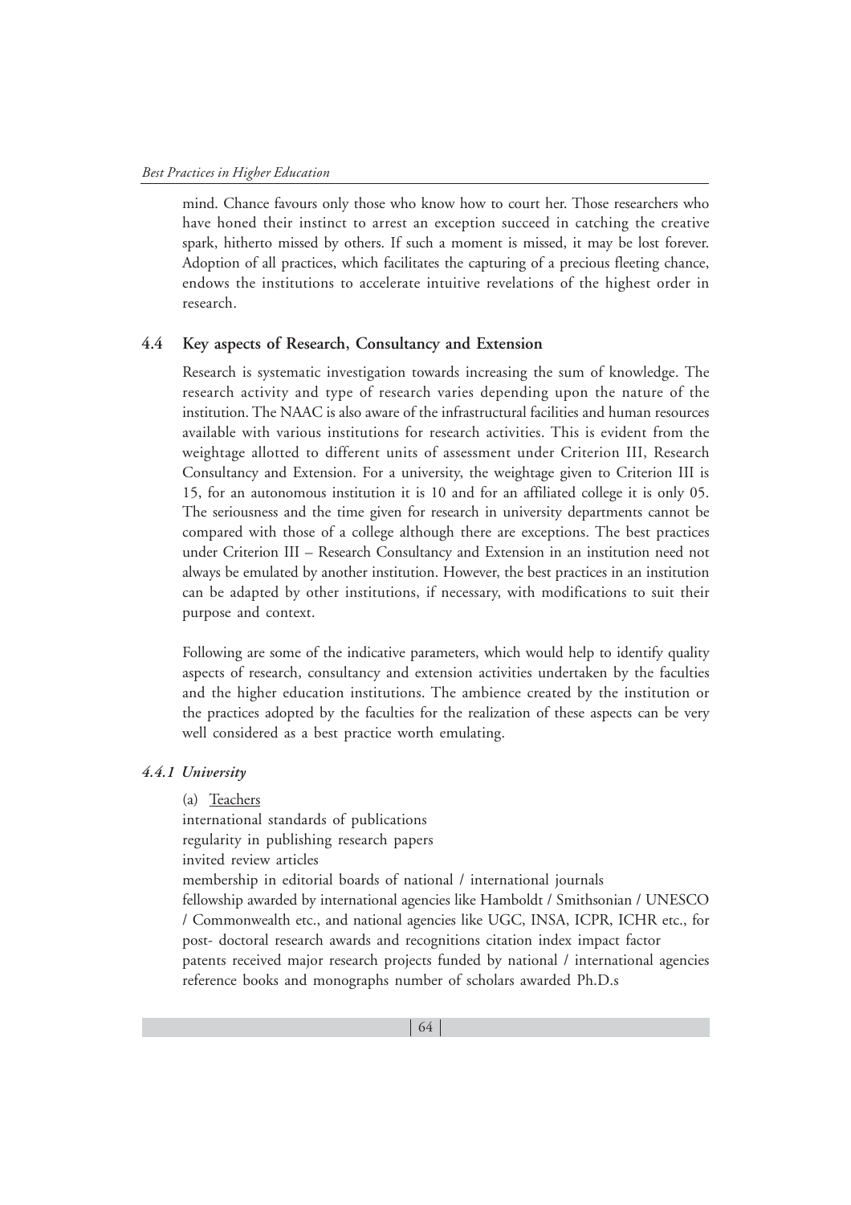mind. Chance favours only those who know how to court her. Those researchers who have honed their instinct to arrest an exception succeed in catching the creative spark, hitherto missed by others. If such a moment is missed, it may be lost forever. Adoption of all practices, which facilitates the capturing of a precious fleeting chance, endows the institutions to accelerate intuitive revelations of the highest order in research.

## 4.4 Key aspects of Research, Consultancy and Extension

Research is systematic investigation towards increasing the sum of knowledge. The research activity and type of research varies depending upon the nature of the institution. The NAAC is also aware of the infrastructural facilities and human resources available with various institutions for research activities. This is evident from the weightage allotted to different units of assessment under Criterion III, Research Consultancy and Extension. For a university, the weightage given to Criterion III is 15, for an autonomous institution it is 10 and for an affiliated college it is only 05. The seriousness and the time given for research in university departments cannot be compared with those of a college although there are exceptions. The best practices under Criterion III – Research Consultancy and Extension in an institution need not always be emulated by another institution. However, the best practices in an institution can be adapted by other institutions, if necessary, with modifications to suit their purpose and context.

Following are some of the indicative parameters, which would help to identify quality aspects of research, consultancy and extension activities undertaken by the faculties and the higher education institutions. The ambience created by the institution or the practices adopted by the faculties for the realization of these aspects can be very well considered as a best practice worth emulating.

### *4.4.1 University*

(a) Teachers

international standards of publications
regularity in publishing research papers
invited review articles
membership in editorial boards of national / international journals
fellowship awarded by international agencies like Hamboldt / Smithsonian / UNESCO / Commonwealth etc., and national agencies like UGC, INSA, ICPR, ICHR etc., for post- doctoral research awards and recognitions citation index impact factor
patents received major research projects funded by national / international agencies
reference books and monographs number of scholars awarded Ph.D.s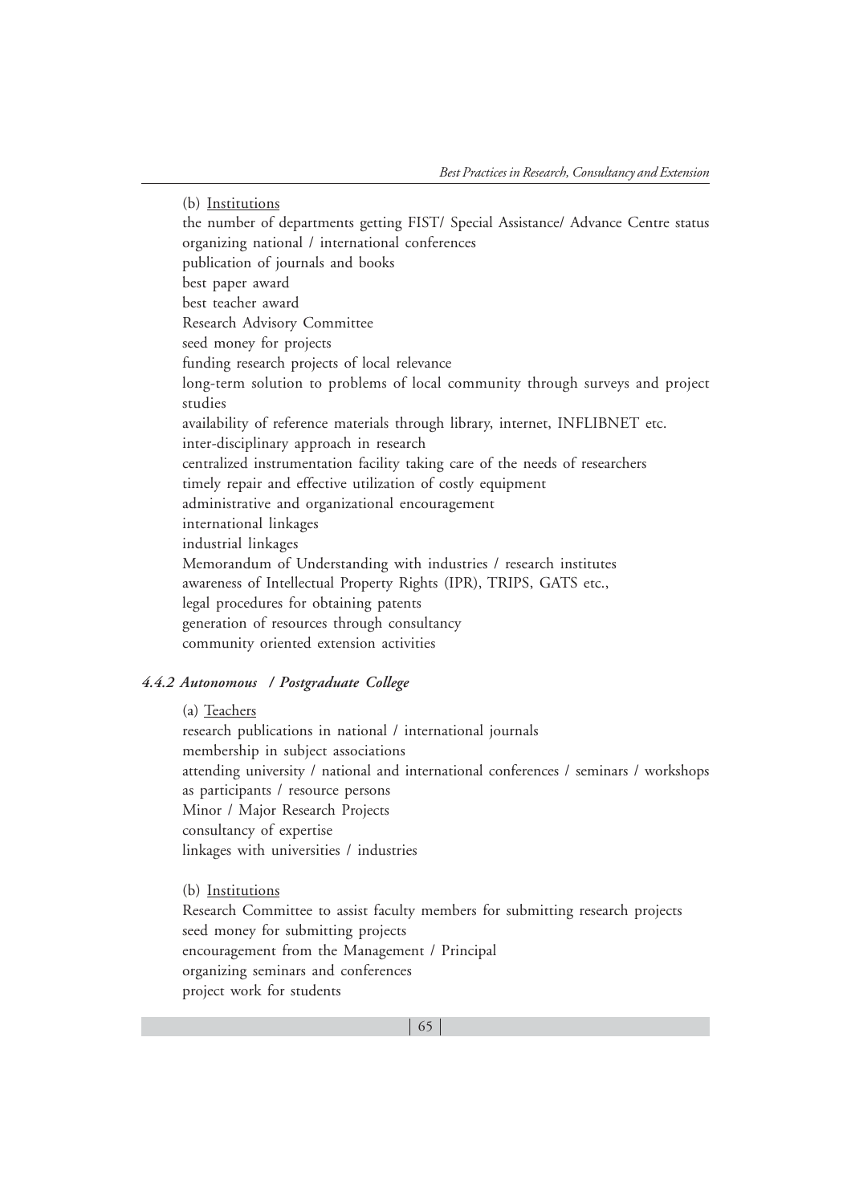(b) Institutions

the number of departments getting FIST/ Special Assistance/ Advance Centre status
organizing national / international conferences
publication of journals and books
best paper award
best teacher award
Research Advisory Committee
seed money for projects
funding research projects of local relevance
long-term solution to problems of local community through surveys and project studies
availability of reference materials through library, internet, INFLIBNET etc.
inter-disciplinary approach in research
centralized instrumentation facility taking care of the needs of researchers
timely repair and effective utilization of costly equipment
administrative and organizational encouragement
international linkages
industrial linkages
Memorandum of Understanding with industries / research institutes
awareness of Intellectual Property Rights (IPR), TRIPS, GATS etc.,
legal procedures for obtaining patents
generation of resources through consultancy
community oriented extension activities

### *4.4.2 Autonomous / Postgraduate College*

(a) Teachers

research publications in national / international journals
membership in subject associations
attending university / national and international conferences / seminars / workshops as participants / resource persons
Minor / Major Research Projects
consultancy of expertise
linkages with universities / industries

(b) Institutions

Research Committee to assist faculty members for submitting research projects
seed money for submitting projects
encouragement from the Management / Principal
organizing seminars and conferences
project work for students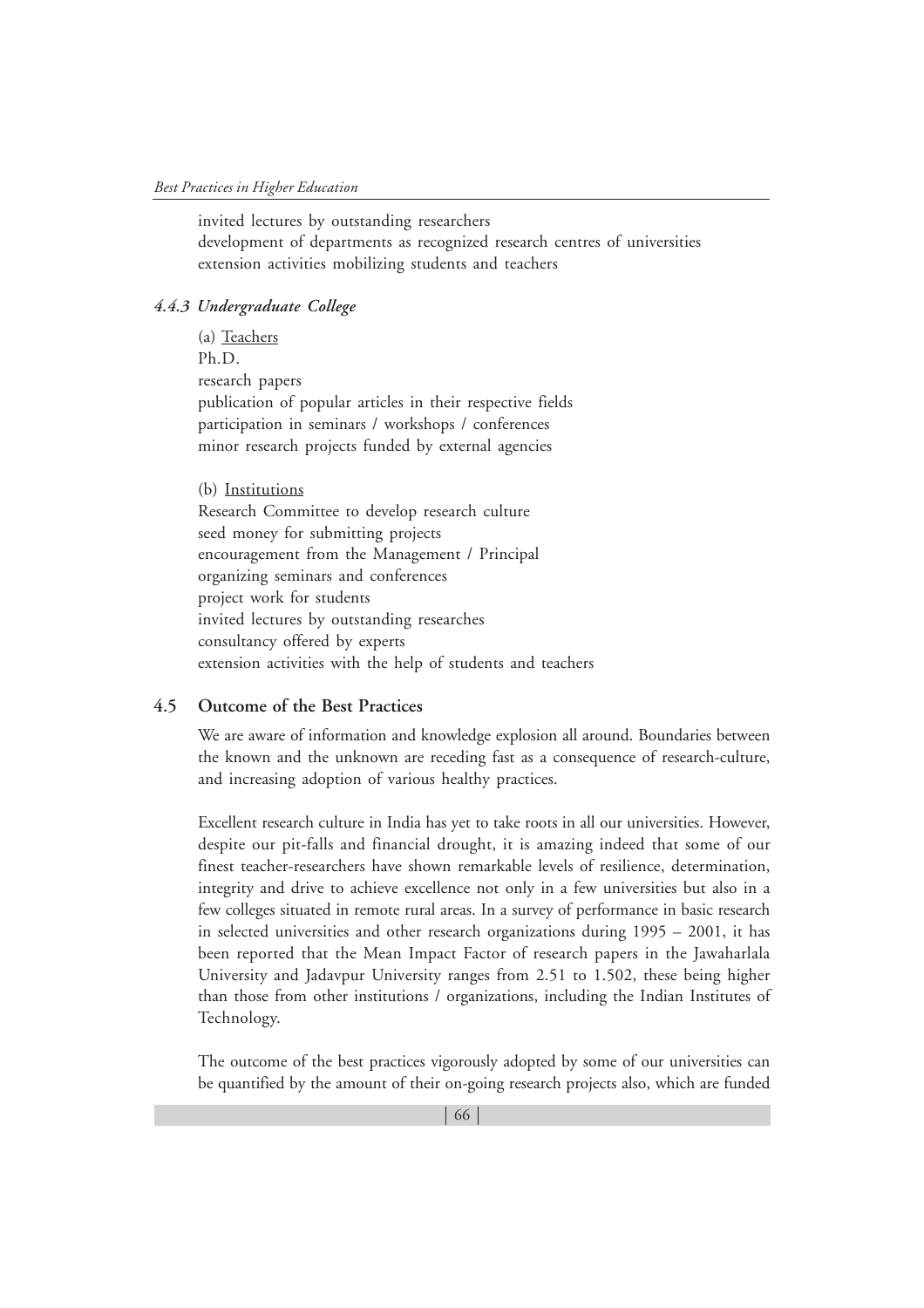invited lectures by outstanding researchers
development of departments as recognized research centres of universities
extension activities mobilizing students and teachers

### *4.4.3 Undergraduate College*

(a) Teachers

Ph.D.
research papers
publication of popular articles in their respective fields
participation in seminars / workshops / conferences
minor research projects funded by external agencies

(b) Institutions

Research Committee to develop research culture
seed money for submitting projects
encouragement from the Management / Principal
organizing seminars and conferences
project work for students
invited lectures by outstanding researches
consultancy offered by experts
extension activities with the help of students and teachers

## 4.5 Outcome of the Best Practices

We are aware of information and knowledge explosion all around. Boundaries between the known and the unknown are receding fast as a consequence of research-culture, and increasing adoption of various healthy practices.

Excellent research culture in India has yet to take roots in all our universities. However, despite our pit-falls and financial drought, it is amazing indeed that some of our finest teacher-researchers have shown remarkable levels of resilience, determination, integrity and drive to achieve excellence not only in a few universities but also in a few colleges situated in remote rural areas. In a survey of performance in basic research in selected universities and other research organizations during 1995 – 2001, it has been reported that the Mean Impact Factor of research papers in the Jawaharlala University and Jadavpur University ranges from 2.51 to 1.502, these being higher than those from other institutions / organizations, including the Indian Institutes of Technology.

The outcome of the best practices vigorously adopted by some of our universities can be quantified by the amount of their on-going research projects also, which are funded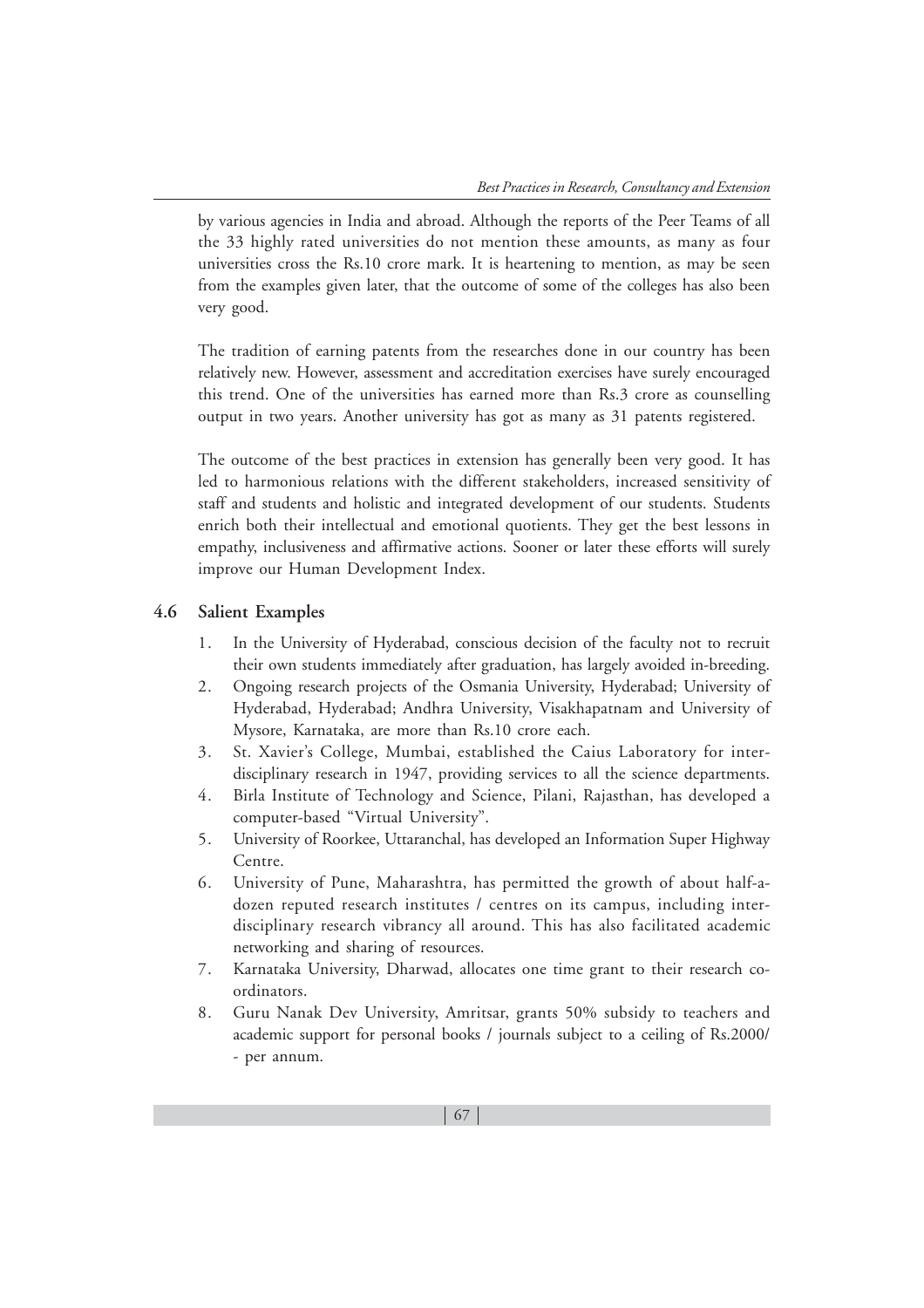by various agencies in India and abroad. Although the reports of the Peer Teams of all the 33 highly rated universities do not mention these amounts, as many as four universities cross the Rs.10 crore mark. It is heartening to mention, as may be seen from the examples given later, that the outcome of some of the colleges has also been very good.

The tradition of earning patents from the researches done in our country has been relatively new. However, assessment and accreditation exercises have surely encouraged this trend. One of the universities has earned more than Rs.3 crore as counselling output in two years. Another university has got as many as 31 patents registered.

The outcome of the best practices in extension has generally been very good. It has led to harmonious relations with the different stakeholders, increased sensitivity of staff and students and holistic and integrated development of our students. Students enrich both their intellectual and emotional quotients. They get the best lessons in empathy, inclusiveness and affirmative actions. Sooner or later these efforts will surely improve our Human Development Index.

## 4.6 Salient Examples

1. In the University of Hyderabad, conscious decision of the faculty not to recruit their own students immediately after graduation, has largely avoided in-breeding.
2. Ongoing research projects of the Osmania University, Hyderabad; University of Hyderabad, Hyderabad; Andhra University, Visakhapatnam and University of Mysore, Karnataka, are more than Rs.10 crore each.
3. St. Xavier's College, Mumbai, established the Caius Laboratory for inter-disciplinary research in 1947, providing services to all the science departments.
4. Birla Institute of Technology and Science, Pilani, Rajasthan, has developed a computer-based "Virtual University".
5. University of Roorkee, Uttaranchal, has developed an Information Super Highway Centre.
6. University of Pune, Maharashtra, has permitted the growth of about half-a-dozen reputed research institutes / centres on its campus, including inter-disciplinary research vibrancy all around. This has also facilitated academic networking and sharing of resources.
7. Karnataka University, Dharwad, allocates one time grant to their research co-ordinators.
8. Guru Nanak Dev University, Amritsar, grants 50% subsidy to teachers and academic support for personal books / journals subject to a ceiling of Rs.2000/- per annum.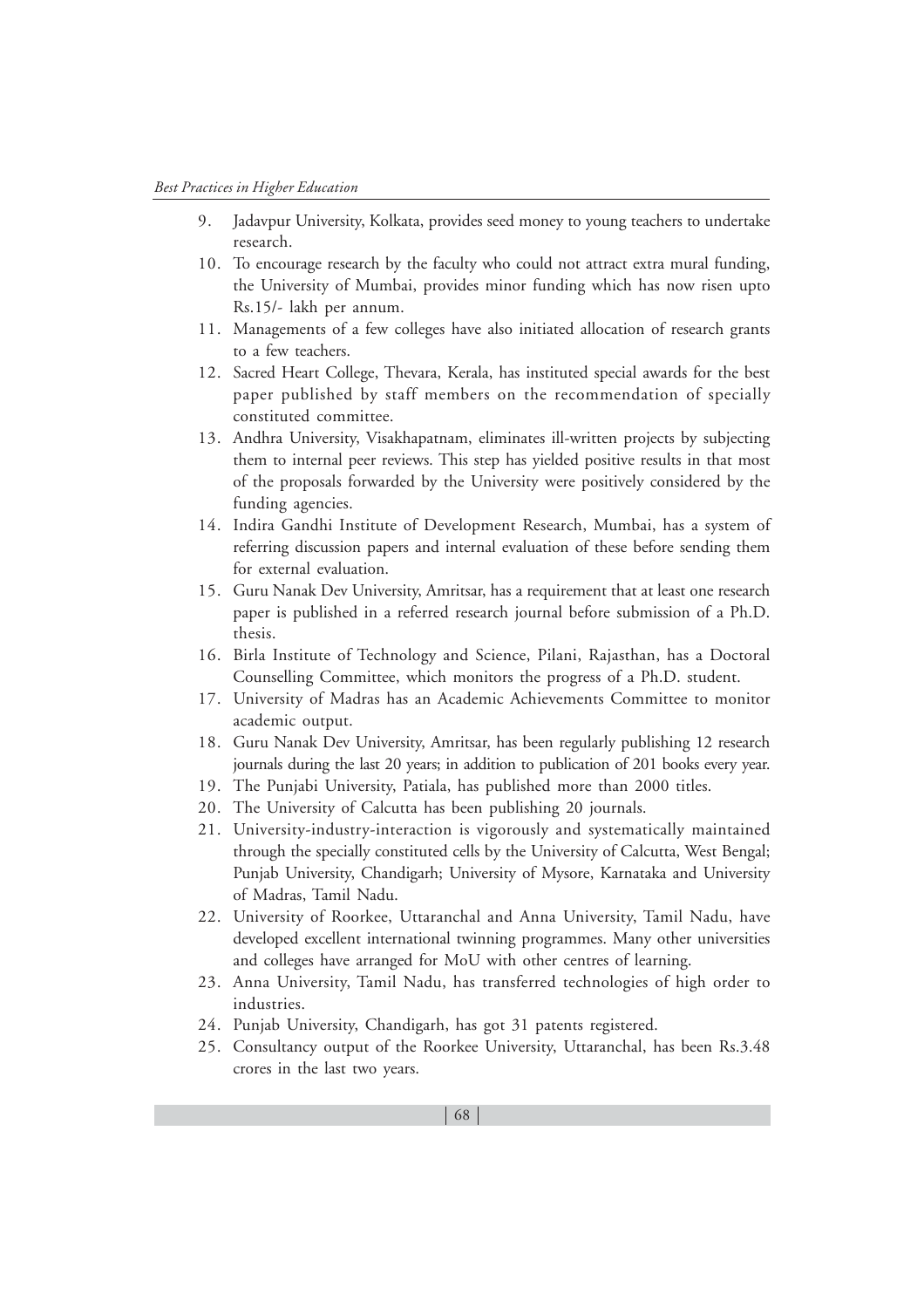9. Jadavpur University, Kolkata, provides seed money to young teachers to undertake research.
10. To encourage research by the faculty who could not attract extra mural funding, the University of Mumbai, provides minor funding which has now risen upto Rs.15/- lakh per annum.
11. Managements of a few colleges have also initiated allocation of research grants to a few teachers.
12. Sacred Heart College, Thevara, Kerala, has instituted special awards for the best paper published by staff members on the recommendation of specially constituted committee.
13. Andhra University, Visakhapatnam, eliminates ill-written projects by subjecting them to internal peer reviews. This step has yielded positive results in that most of the proposals forwarded by the University were positively considered by the funding agencies.
14. Indira Gandhi Institute of Development Research, Mumbai, has a system of referring discussion papers and internal evaluation of these before sending them for external evaluation.
15. Guru Nanak Dev University, Amritsar, has a requirement that at least one research paper is published in a referred research journal before submission of a Ph.D. thesis.
16. Birla Institute of Technology and Science, Pilani, Rajasthan, has a Doctoral Counselling Committee, which monitors the progress of a Ph.D. student.
17. University of Madras has an Academic Achievements Committee to monitor academic output.
18. Guru Nanak Dev University, Amritsar, has been regularly publishing 12 research journals during the last 20 years; in addition to publication of 201 books every year.
19. The Punjabi University, Patiala, has published more than 2000 titles.
20. The University of Calcutta has been publishing 20 journals.
21. University-industry-interaction is vigorously and systematically maintained through the specially constituted cells by the University of Calcutta, West Bengal; Punjab University, Chandigarh; University of Mysore, Karnataka and University of Madras, Tamil Nadu.
22. University of Roorkee, Uttaranchal and Anna University, Tamil Nadu, have developed excellent international twinning programmes. Many other universities and colleges have arranged for MoU with other centres of learning.
23. Anna University, Tamil Nadu, has transferred technologies of high order to industries.
24. Punjab University, Chandigarh, has got 31 patents registered.
25. Consultancy output of the Roorkee University, Uttaranchal, has been Rs.3.48 crores in the last two years.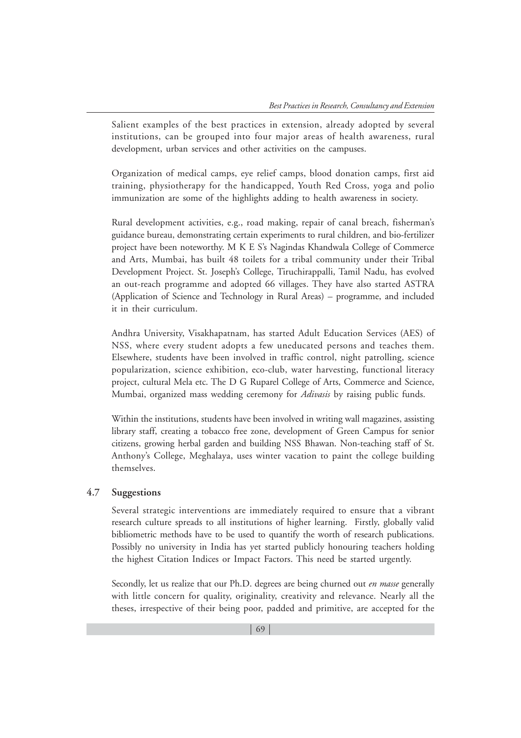Salient examples of the best practices in extension, already adopted by several institutions, can be grouped into four major areas of health awareness, rural development, urban services and other activities on the campuses.

Organization of medical camps, eye relief camps, blood donation camps, first aid training, physiotherapy for the handicapped, Youth Red Cross, yoga and polio immunization are some of the highlights adding to health awareness in society.

Rural development activities, e.g., road making, repair of canal breach, fisherman's guidance bureau, demonstrating certain experiments to rural children, and bio-fertilizer project have been noteworthy. M K E S's Nagindas Khandwala College of Commerce and Arts, Mumbai, has built 48 toilets for a tribal community under their Tribal Development Project. St. Joseph's College, Tiruchirappalli, Tamil Nadu, has evolved an out-reach programme and adopted 66 villages. They have also started ASTRA (Application of Science and Technology in Rural Areas) – programme, and included it in their curriculum.

Andhra University, Visakhapatnam, has started Adult Education Services (AES) of NSS, where every student adopts a few uneducated persons and teaches them. Elsewhere, students have been involved in traffic control, night patrolling, science popularization, science exhibition, eco-club, water harvesting, functional literacy project, cultural Mela etc. The D G Ruparel College of Arts, Commerce and Science, Mumbai, organized mass wedding ceremony for *Adivasis* by raising public funds.

Within the institutions, students have been involved in writing wall magazines, assisting library staff, creating a tobacco free zone, development of Green Campus for senior citizens, growing herbal garden and building NSS Bhawan. Non-teaching staff of St. Anthony's College, Meghalaya, uses winter vacation to paint the college building themselves.

## 4.7 Suggestions

Several strategic interventions are immediately required to ensure that a vibrant research culture spreads to all institutions of higher learning. Firstly, globally valid bibliometric methods have to be used to quantify the worth of research publications. Possibly no university in India has yet started publicly honouring teachers holding the highest Citation Indices or Impact Factors. This need be started urgently.

Secondly, let us realize that our Ph.D. degrees are being churned out *en masse* generally with little concern for quality, originality, creativity and relevance. Nearly all the theses, irrespective of their being poor, padded and primitive, are accepted for the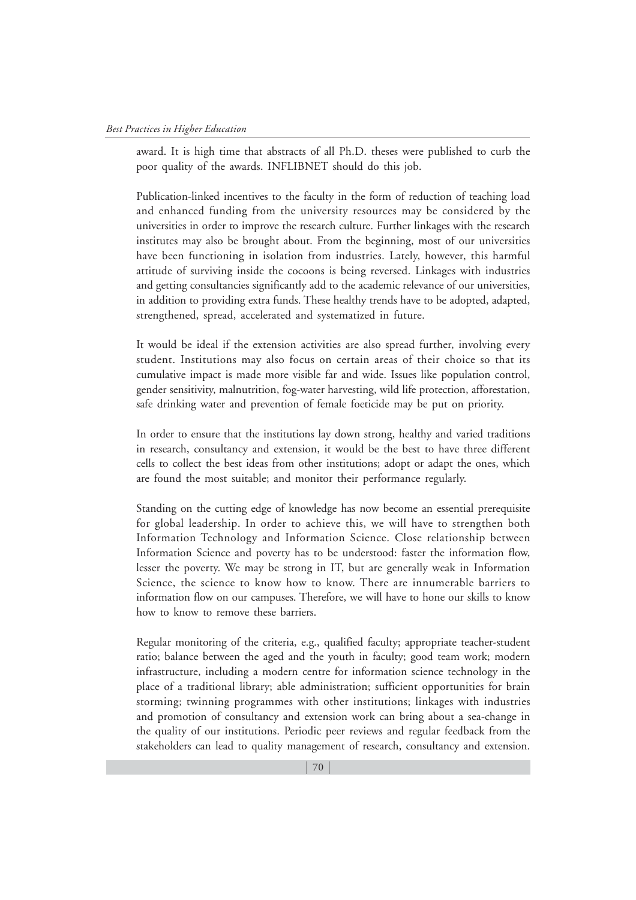award. It is high time that abstracts of all Ph.D. theses were published to curb the poor quality of the awards. INFLIBNET should do this job.

Publication-linked incentives to the faculty in the form of reduction of teaching load and enhanced funding from the university resources may be considered by the universities in order to improve the research culture. Further linkages with the research institutes may also be brought about. From the beginning, most of our universities have been functioning in isolation from industries. Lately, however, this harmful attitude of surviving inside the cocoons is being reversed. Linkages with industries and getting consultancies significantly add to the academic relevance of our universities, in addition to providing extra funds. These healthy trends have to be adopted, adapted, strengthened, spread, accelerated and systematized in future.

It would be ideal if the extension activities are also spread further, involving every student. Institutions may also focus on certain areas of their choice so that its cumulative impact is made more visible far and wide. Issues like population control, gender sensitivity, malnutrition, fog-water harvesting, wild life protection, afforestation, safe drinking water and prevention of female foeticide may be put on priority.

In order to ensure that the institutions lay down strong, healthy and varied traditions in research, consultancy and extension, it would be the best to have three different cells to collect the best ideas from other institutions; adopt or adapt the ones, which are found the most suitable; and monitor their performance regularly.

Standing on the cutting edge of knowledge has now become an essential prerequisite for global leadership. In order to achieve this, we will have to strengthen both Information Technology and Information Science. Close relationship between Information Science and poverty has to be understood: faster the information flow, lesser the poverty. We may be strong in IT, but are generally weak in Information Science, the science to know how to know. There are innumerable barriers to information flow on our campuses. Therefore, we will have to hone our skills to know how to know to remove these barriers.

Regular monitoring of the criteria, e.g., qualified faculty; appropriate teacher-student ratio; balance between the aged and the youth in faculty; good team work; modern infrastructure, including a modern centre for information science technology in the place of a traditional library; able administration; sufficient opportunities for brain storming; twinning programmes with other institutions; linkages with industries and promotion of consultancy and extension work can bring about a sea-change in the quality of our institutions. Periodic peer reviews and regular feedback from the stakeholders can lead to quality management of research, consultancy and extension.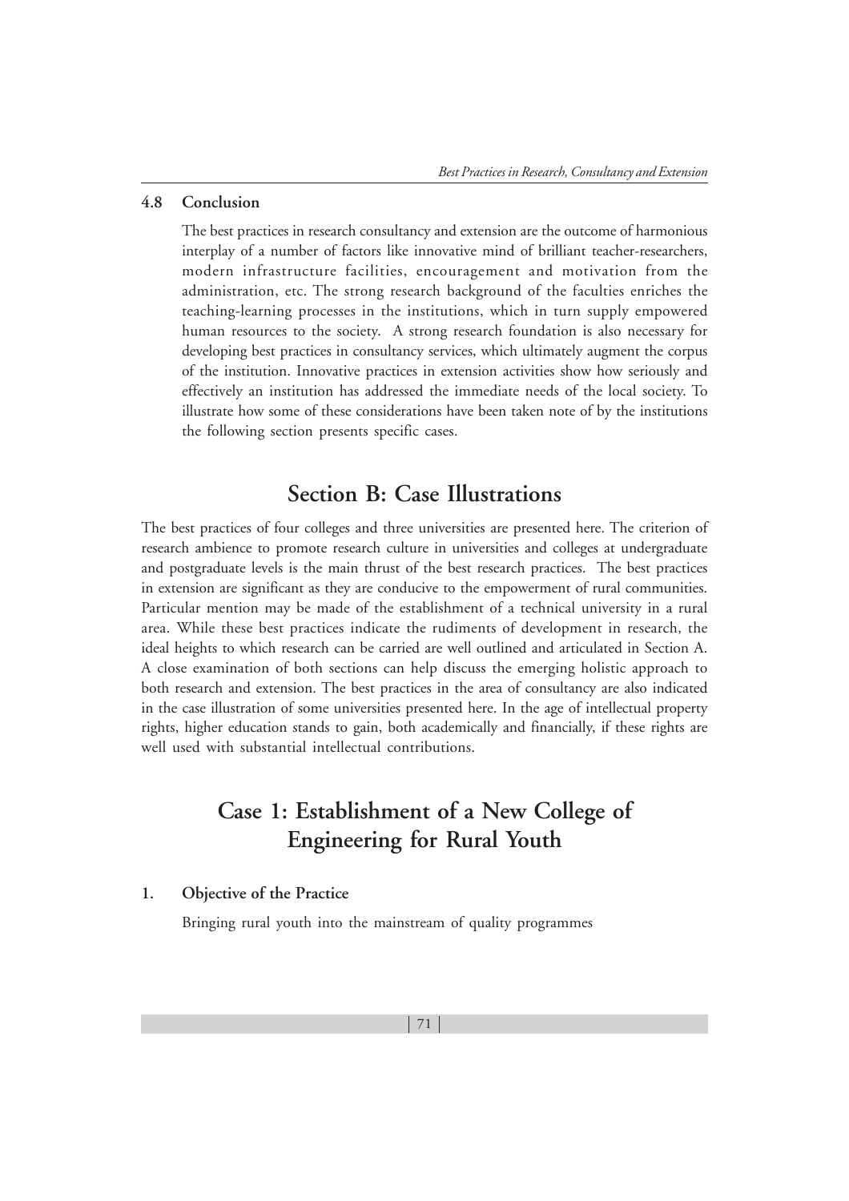### 4.8 Conclusion

The best practices in research consultancy and extension are the outcome of harmonious interplay of a number of factors like innovative mind of brilliant teacher-researchers, modern infrastructure facilities, encouragement and motivation from the administration, etc. The strong research background of the faculties enriches the teaching-learning processes in the institutions, which in turn supply empowered human resources to the society. A strong research foundation is also necessary for developing best practices in consultancy services, which ultimately augment the corpus of the institution. Innovative practices in extension activities show how seriously and effectively an institution has addressed the immediate needs of the local society. To illustrate how some of these considerations have been taken note of by the institutions the following section presents specific cases.

## Section B: Case Illustrations

The best practices of four colleges and three universities are presented here. The criterion of research ambience to promote research culture in universities and colleges at undergraduate and postgraduate levels is the main thrust of the best research practices. The best practices in extension are significant as they are conducive to the empowerment of rural communities. Particular mention may be made of the establishment of a technical university in a rural area. While these best practices indicate the rudiments of development in research, the ideal heights to which research can be carried are well outlined and articulated in Section A. A close examination of both sections can help discuss the emerging holistic approach to both research and extension. The best practices in the area of consultancy are also indicated in the case illustration of some universities presented here. In the age of intellectual property rights, higher education stands to gain, both academically and financially, if these rights are well used with substantial intellectual contributions.

## Case 1: Establishment of a New College of Engineering for Rural Youth

### 1. Objective of the Practice

Bringing rural youth into the mainstream of quality programmes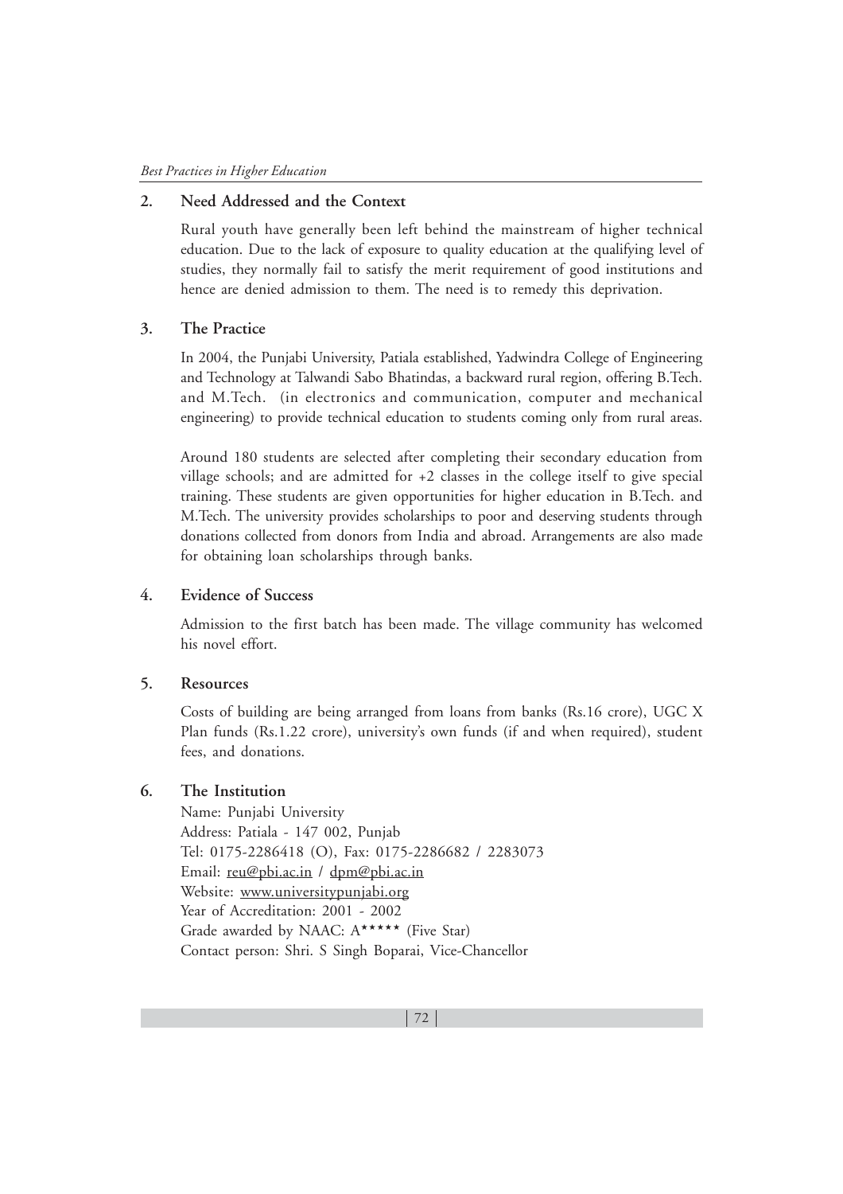## 2. Need Addressed and the Context

Rural youth have generally been left behind the mainstream of higher technical education. Due to the lack of exposure to quality education at the qualifying level of studies, they normally fail to satisfy the merit requirement of good institutions and hence are denied admission to them. The need is to remedy this deprivation.

## 3. The Practice

In 2004, the Punjabi University, Patiala established, Yadwindra College of Engineering and Technology at Talwandi Sabo Bhatindas, a backward rural region, offering B.Tech. and M.Tech. (in electronics and communication, computer and mechanical engineering) to provide technical education to students coming only from rural areas.

Around 180 students are selected after completing their secondary education from village schools; and are admitted for +2 classes in the college itself to give special training. These students are given opportunities for higher education in B.Tech. and M.Tech. The university provides scholarships to poor and deserving students through donations collected from donors from India and abroad. Arrangements are also made for obtaining loan scholarships through banks.

## 4. Evidence of Success

Admission to the first batch has been made. The village community has welcomed his novel effort.

## 5. Resources

Costs of building are being arranged from loans from banks (Rs.16 crore), UGC X Plan funds (Rs.1.22 crore), university's own funds (if and when required), student fees, and donations.

## 6. The Institution

Name: Punjabi University
Address: Patiala - 147 002, Punjab
Tel: 0175-2286418 (O), Fax: 0175-2286682 / 2283073
Email: reu@pbi.ac.in / dpm@pbi.ac.in
Website: www.universitypunjabi.org
Year of Accreditation: 2001 - 2002
Grade awarded by NAAC: A***** (Five Star)
Contact person: Shri. S Singh Boparai, Vice-Chancellor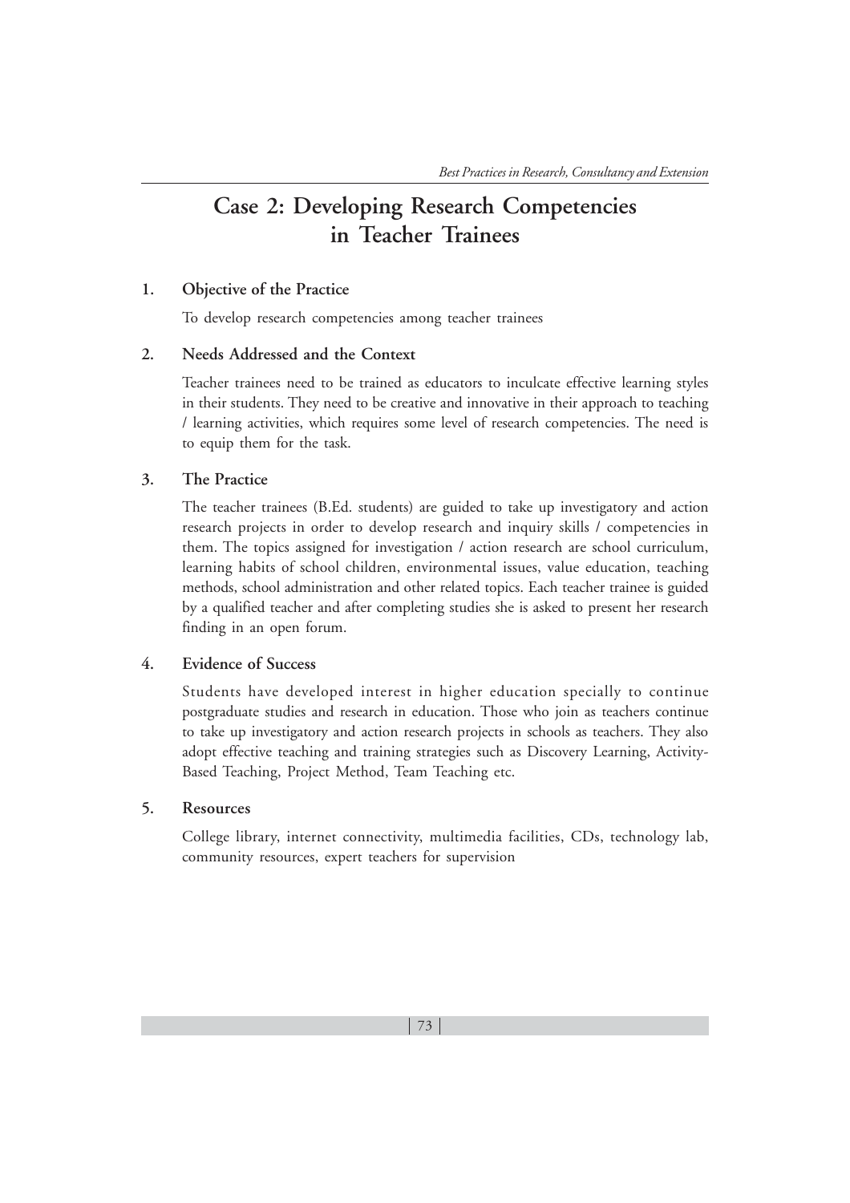# Case 2: Developing Research Competencies in Teacher Trainees

## 1. Objective of the Practice

To develop research competencies among teacher trainees

## 2. Needs Addressed and the Context

Teacher trainees need to be trained as educators to inculcate effective learning styles in their students. They need to be creative and innovative in their approach to teaching / learning activities, which requires some level of research competencies. The need is to equip them for the task.

## 3. The Practice

The teacher trainees (B.Ed. students) are guided to take up investigatory and action research projects in order to develop research and inquiry skills / competencies in them. The topics assigned for investigation / action research are school curriculum, learning habits of school children, environmental issues, value education, teaching methods, school administration and other related topics. Each teacher trainee is guided by a qualified teacher and after completing studies she is asked to present her research finding in an open forum.

## 4. Evidence of Success

Students have developed interest in higher education specially to continue postgraduate studies and research in education. Those who join as teachers continue to take up investigatory and action research projects in schools as teachers. They also adopt effective teaching and training strategies such as Discovery Learning, Activity-Based Teaching, Project Method, Team Teaching etc.

## 5. Resources

College library, internet connectivity, multimedia facilities, CDs, technology lab, community resources, expert teachers for supervision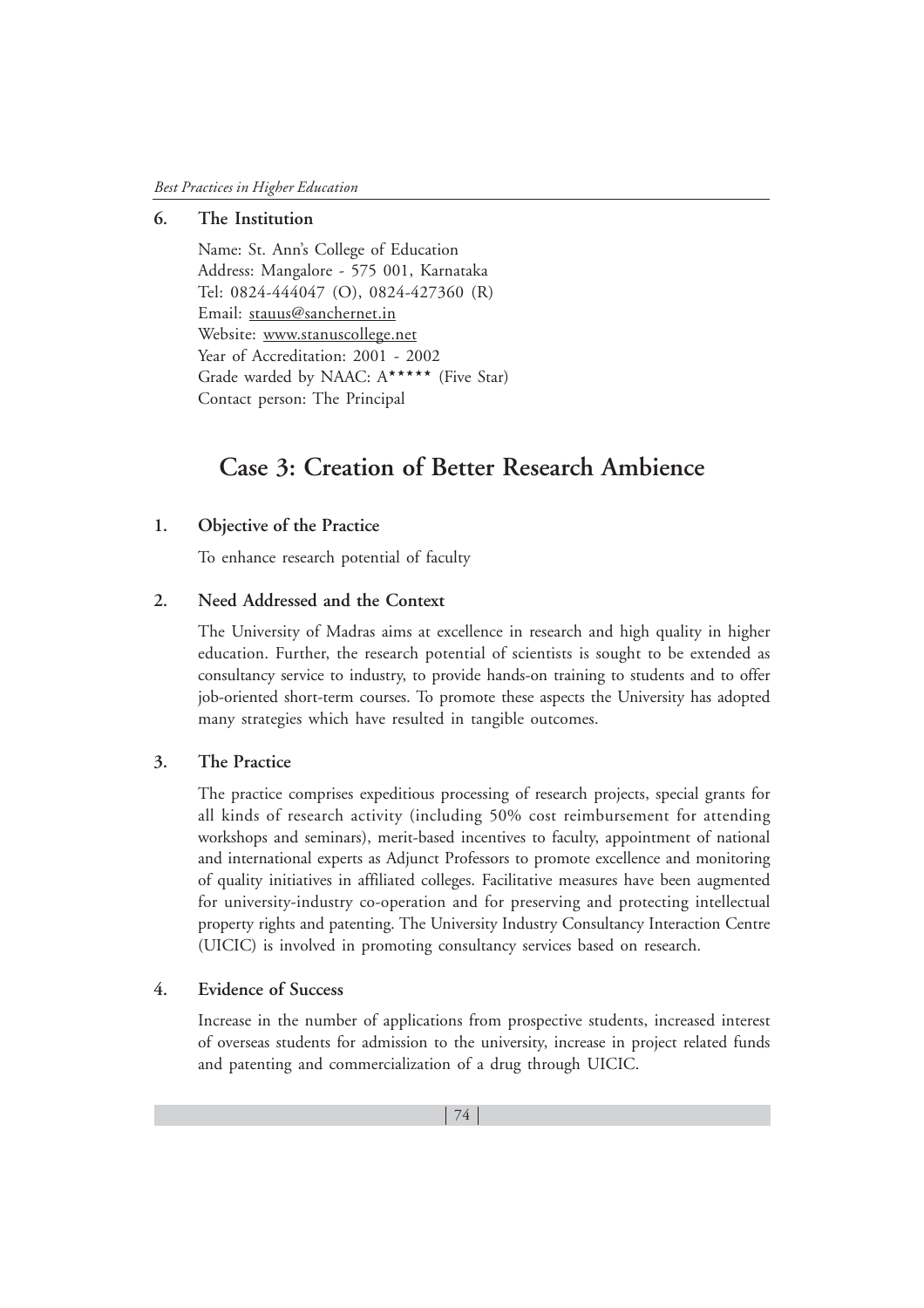### 6. The Institution

Name: St. Ann's College of Education
Address: Mangalore - 575 001, Karnataka
Tel: 0824-444047 (O), 0824-427360 (R)
Email: stauus@sanchernet.in
Website: www.stanuscollege.net
Year of Accreditation: 2001 - 2002
Grade warded by NAAC: A***** (Five Star)
Contact person: The Principal

## Case 3: Creation of Better Research Ambience

### 1. Objective of the Practice

To enhance research potential of faculty

### 2. Need Addressed and the Context

The University of Madras aims at excellence in research and high quality in higher education. Further, the research potential of scientists is sought to be extended as consultancy service to industry, to provide hands-on training to students and to offer job-oriented short-term courses. To promote these aspects the University has adopted many strategies which have resulted in tangible outcomes.

### 3. The Practice

The practice comprises expeditious processing of research projects, special grants for all kinds of research activity (including 50% cost reimbursement for attending workshops and seminars), merit-based incentives to faculty, appointment of national and international experts as Adjunct Professors to promote excellence and monitoring of quality initiatives in affiliated colleges. Facilitative measures have been augmented for university-industry co-operation and for preserving and protecting intellectual property rights and patenting. The University Industry Consultancy Interaction Centre (UICIC) is involved in promoting consultancy services based on research.

### 4. Evidence of Success

Increase in the number of applications from prospective students, increased interest of overseas students for admission to the university, increase in project related funds and patenting and commercialization of a drug through UICIC.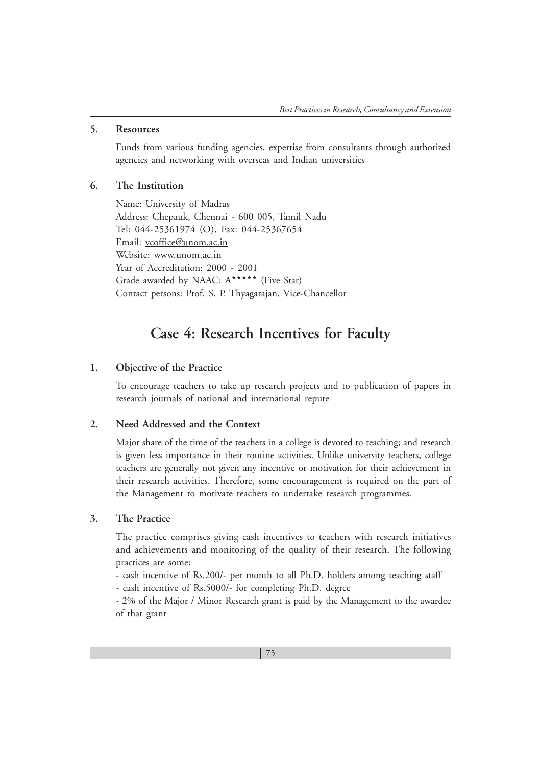### 5. Resources

Funds from various funding agencies, expertise from consultants through authorized agencies and networking with overseas and Indian universities

### 6. The Institution

Name: University of Madras
Address: Chepauk, Chennai - 600 005, Tamil Nadu
Tel: 044-25361974 (O), Fax: 044-25367654
Email: vcoffice@unom.ac.in
Website: www.unom.ac.in
Year of Accreditation: 2000 - 2001
Grade awarded by NAAC: A***** (Five Star)
Contact persons: Prof. S. P. Thyagarajan, Vice-Chancellor

## Case 4: Research Incentives for Faculty

### 1. Objective of the Practice

To encourage teachers to take up research projects and to publication of papers in research journals of national and international repute

### 2. Need Addressed and the Context

Major share of the time of the teachers in a college is devoted to teaching; and research is given less importance in their routine activities. Unlike university teachers, college teachers are generally not given any incentive or motivation for their achievement in their research activities. Therefore, some encouragement is required on the part of the Management to motivate teachers to undertake research programmes.

### 3. The Practice

The practice comprises giving cash incentives to teachers with research initiatives and achievements and monitoring of the quality of their research. The following practices are some:

- cash incentive of Rs.200/- per month to all Ph.D. holders among teaching staff
- cash incentive of Rs.5000/- for completing Ph.D. degree
- 2% of the Major / Minor Research grant is paid by the Management to the awardee of that grant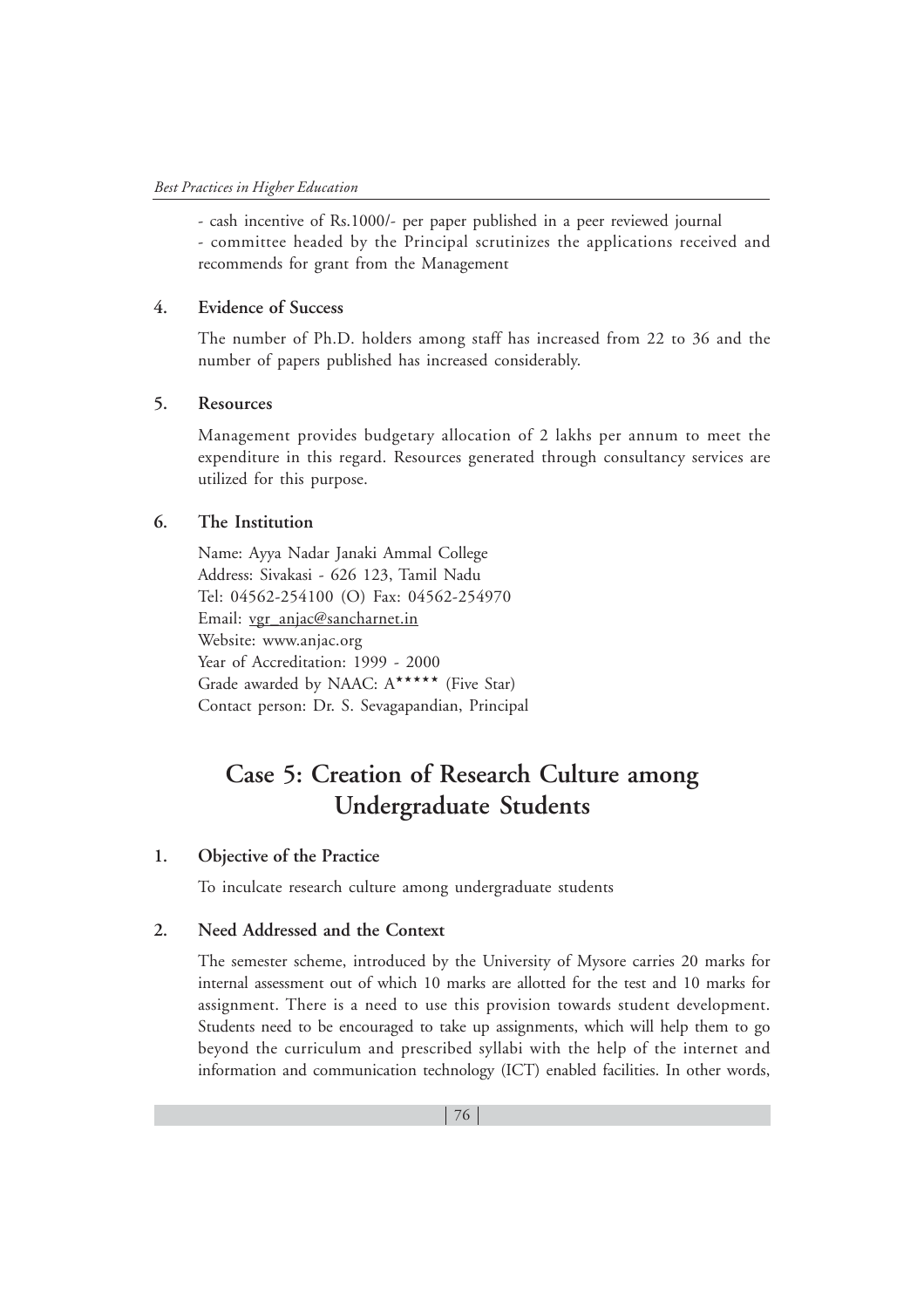- cash incentive of Rs.1000/- per paper published in a peer reviewed journal
- committee headed by the Principal scrutinizes the applications received and recommends for grant from the Management

**4. Evidence of Success**

The number of Ph.D. holders among staff has increased from 22 to 36 and the number of papers published has increased considerably.

**5. Resources**

Management provides budgetary allocation of 2 lakhs per annum to meet the expenditure in this regard. Resources generated through consultancy services are utilized for this purpose.

**6. The Institution**

Name: Ayya Nadar Janaki Ammal College
Address: Sivakasi - 626 123, Tamil Nadu
Tel: 04562-254100 (O) Fax: 04562-254970
Email: vgr_anjac@sancharnet.in
Website: www.anjac.org
Year of Accreditation: 1999 - 2000
Grade awarded by NAAC: A***** (Five Star)
Contact person: Dr. S. Sevagapandian, Principal

## Case 5: Creation of Research Culture among Undergraduate Students

**1. Objective of the Practice**

To inculcate research culture among undergraduate students

**2. Need Addressed and the Context**

The semester scheme, introduced by the University of Mysore carries 20 marks for internal assessment out of which 10 marks are allotted for the test and 10 marks for assignment. There is a need to use this provision towards student development. Students need to be encouraged to take up assignments, which will help them to go beyond the curriculum and prescribed syllabi with the help of the internet and information and communication technology (ICT) enabled facilities. In other words,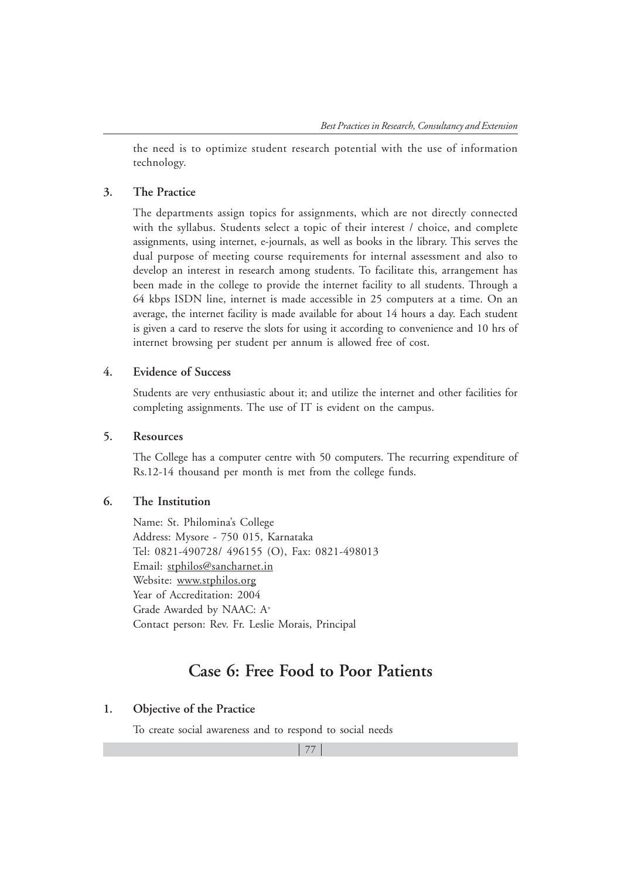the need is to optimize student research potential with the use of information technology.

### 3. The Practice

The departments assign topics for assignments, which are not directly connected with the syllabus. Students select a topic of their interest / choice, and complete assignments, using internet, e-journals, as well as books in the library. This serves the dual purpose of meeting course requirements for internal assessment and also to develop an interest in research among students. To facilitate this, arrangement has been made in the college to provide the internet facility to all students. Through a 64 kbps ISDN line, internet is made accessible in 25 computers at a time. On an average, the internet facility is made available for about 14 hours a day. Each student is given a card to reserve the slots for using it according to convenience and 10 hrs of internet browsing per student per annum is allowed free of cost.

### 4. Evidence of Success

Students are very enthusiastic about it; and utilize the internet and other facilities for completing assignments. The use of IT is evident on the campus.

### 5. Resources

The College has a computer centre with 50 computers. The recurring expenditure of Rs.12-14 thousand per month is met from the college funds.

### 6. The Institution

Name: St. Philomina's College
Address: Mysore - 750 015, Karnataka
Tel: 0821-490728/ 496155 (O), Fax: 0821-498013
Email: stphilos@sancharnet.in
Website: www.stphilos.org
Year of Accreditation: 2004
Grade Awarded by NAAC: A+
Contact person: Rev. Fr. Leslie Morais, Principal

## Case 6: Free Food to Poor Patients

### 1. Objective of the Practice

To create social awareness and to respond to social needs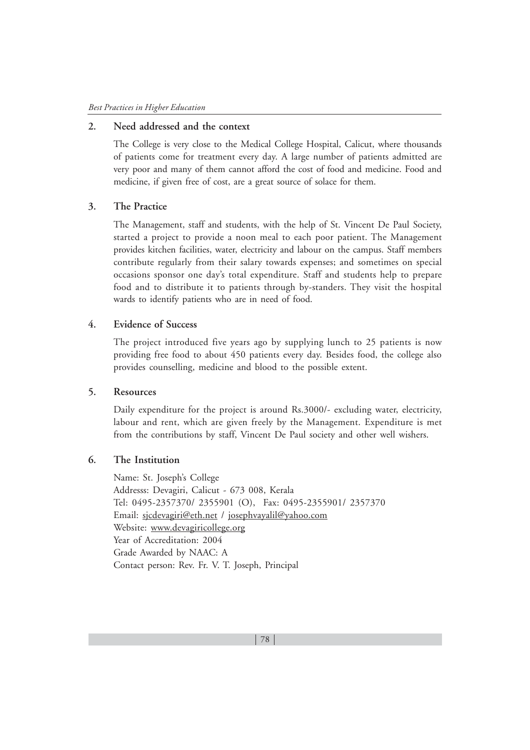## 2. Need addressed and the context

The College is very close to the Medical College Hospital, Calicut, where thousands of patients come for treatment every day. A large number of patients admitted are very poor and many of them cannot afford the cost of food and medicine. Food and medicine, if given free of cost, are a great source of solace for them.

## 3. The Practice

The Management, staff and students, with the help of St. Vincent De Paul Society, started a project to provide a noon meal to each poor patient. The Management provides kitchen facilities, water, electricity and labour on the campus. Staff members contribute regularly from their salary towards expenses; and sometimes on special occasions sponsor one day's total expenditure. Staff and students help to prepare food and to distribute it to patients through by-standers. They visit the hospital wards to identify patients who are in need of food.

## 4. Evidence of Success

The project introduced five years ago by supplying lunch to 25 patients is now providing free food to about 450 patients every day. Besides food, the college also provides counselling, medicine and blood to the possible extent.

## 5. Resources

Daily expenditure for the project is around Rs.3000/- excluding water, electricity, labour and rent, which are given freely by the Management. Expenditure is met from the contributions by staff, Vincent De Paul society and other well wishers.

## 6. The Institution

Name: St. Joseph's College
Addresss: Devagiri, Calicut - 673 008, Kerala
Tel: 0495-2357370/ 2355901 (O), Fax: 0495-2355901/ 2357370
Email: sjcdevagiri@eth.net / josephvayalil@yahoo.com
Website: www.devagiricollege.org
Year of Accreditation: 2004
Grade Awarded by NAAC: A
Contact person: Rev. Fr. V. T. Joseph, Principal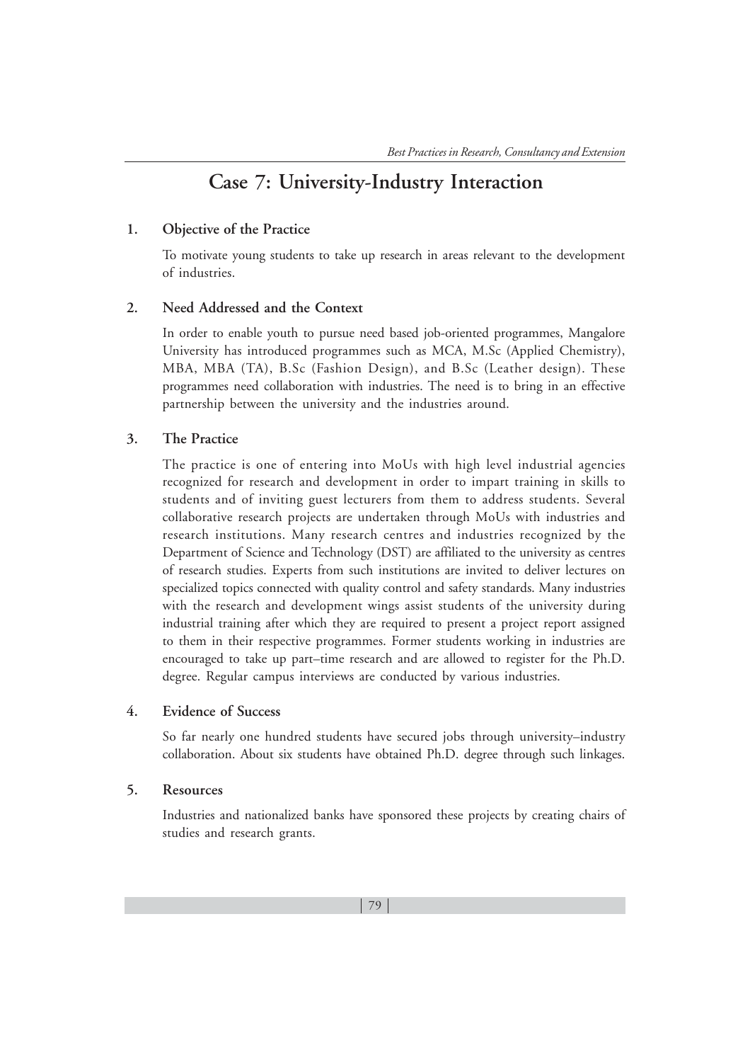# Case 7: University-Industry Interaction

## 1. Objective of the Practice

To motivate young students to take up research in areas relevant to the development of industries.

## 2. Need Addressed and the Context

In order to enable youth to pursue need based job-oriented programmes, Mangalore University has introduced programmes such as MCA, M.Sc (Applied Chemistry), MBA, MBA (TA), B.Sc (Fashion Design), and B.Sc (Leather design). These programmes need collaboration with industries. The need is to bring in an effective partnership between the university and the industries around.

## 3. The Practice

The practice is one of entering into MoUs with high level industrial agencies recognized for research and development in order to impart training in skills to students and of inviting guest lecturers from them to address students. Several collaborative research projects are undertaken through MoUs with industries and research institutions. Many research centres and industries recognized by the Department of Science and Technology (DST) are affiliated to the university as centres of research studies. Experts from such institutions are invited to deliver lectures on specialized topics connected with quality control and safety standards. Many industries with the research and development wings assist students of the university during industrial training after which they are required to present a project report assigned to them in their respective programmes. Former students working in industries are encouraged to take up part–time research and are allowed to register for the Ph.D. degree. Regular campus interviews are conducted by various industries.

## 4. Evidence of Success

So far nearly one hundred students have secured jobs through university–industry collaboration. About six students have obtained Ph.D. degree through such linkages.

## 5. Resources

Industries and nationalized banks have sponsored these projects by creating chairs of studies and research grants.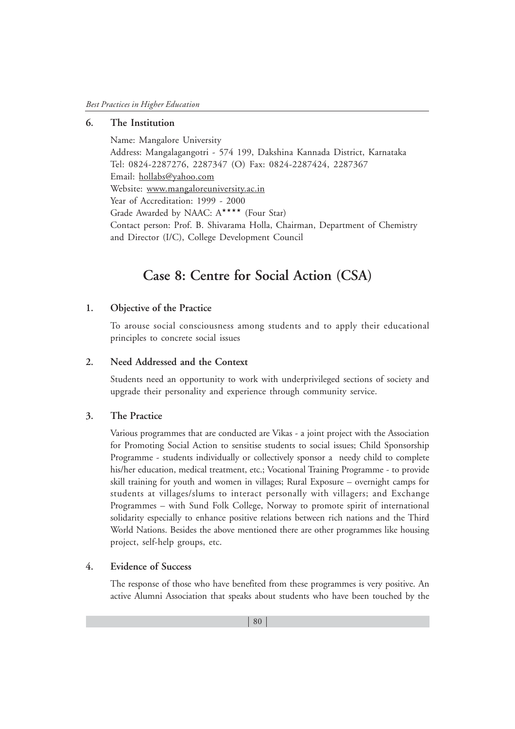### 6. The Institution

Name: Mangalore University
Address: Mangalagangotri - 574 199, Dakshina Kannada District, Karnataka
Tel: 0824-2287276, 2287347 (O) Fax: 0824-2287424, 2287367
Email: hollabs@yahoo.com
Website: www.mangaloreuniversity.ac.in
Year of Accreditation: 1999 - 2000
Grade Awarded by NAAC: A**** (Four Star)
Contact person: Prof. B. Shivarama Holla, Chairman, Department of Chemistry and Director (I/C), College Development Council

## Case 8: Centre for Social Action (CSA)

### 1. Objective of the Practice

To arouse social consciousness among students and to apply their educational principles to concrete social issues

### 2. Need Addressed and the Context

Students need an opportunity to work with underprivileged sections of society and upgrade their personality and experience through community service.

### 3. The Practice

Various programmes that are conducted are Vikas - a joint project with the Association for Promoting Social Action to sensitise students to social issues; Child Sponsorship Programme - students individually or collectively sponsor a needy child to complete his/her education, medical treatment, etc.; Vocational Training Programme - to provide skill training for youth and women in villages; Rural Exposure – overnight camps for students at villages/slums to interact personally with villagers; and Exchange Programmes – with Sund Folk College, Norway to promote spirit of international solidarity especially to enhance positive relations between rich nations and the Third World Nations. Besides the above mentioned there are other programmes like housing project, self-help groups, etc.

### 4. Evidence of Success

The response of those who have benefited from these programmes is very positive. An active Alumni Association that speaks about students who have been touched by the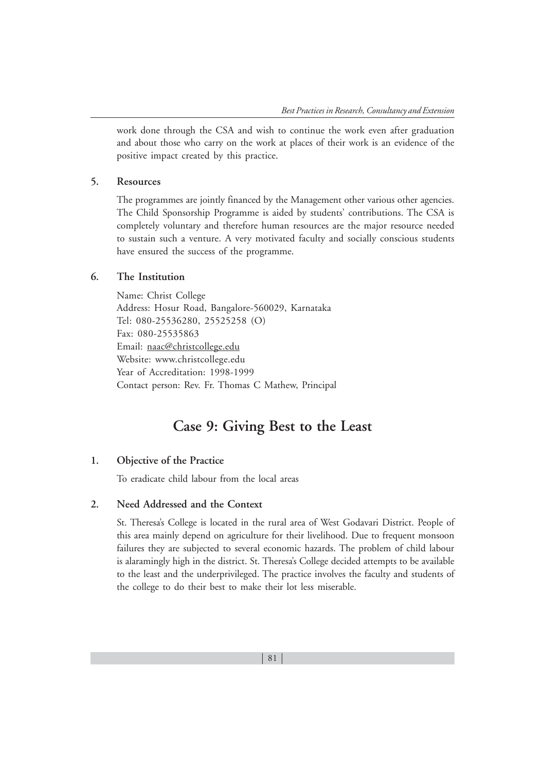work done through the CSA and wish to continue the work even after graduation and about those who carry on the work at places of their work is an evidence of the positive impact created by this practice.

## 5. Resources

The programmes are jointly financed by the Management other various other agencies. The Child Sponsorship Programme is aided by students' contributions. The CSA is completely voluntary and therefore human resources are the major resource needed to sustain such a venture. A very motivated faculty and socially conscious students have ensured the success of the programme.

## 6. The Institution

Name: Christ College
Address: Hosur Road, Bangalore-560029, Karnataka
Tel: 080-25536280, 25525258 (O)
Fax: 080-25535863
Email: naac@christcollege.edu
Website: www.christcollege.edu
Year of Accreditation: 1998-1999
Contact person: Rev. Fr. Thomas C Mathew, Principal

# Case 9: Giving Best to the Least

## 1. Objective of the Practice

To eradicate child labour from the local areas

## 2. Need Addressed and the Context

St. Theresa's College is located in the rural area of West Godavari District. People of this area mainly depend on agriculture for their livelihood. Due to frequent monsoon failures they are subjected to several economic hazards. The problem of child labour is alaramingly high in the district. St. Theresa's College decided attempts to be available to the least and the underprivileged. The practice involves the faculty and students of the college to do their best to make their lot less miserable.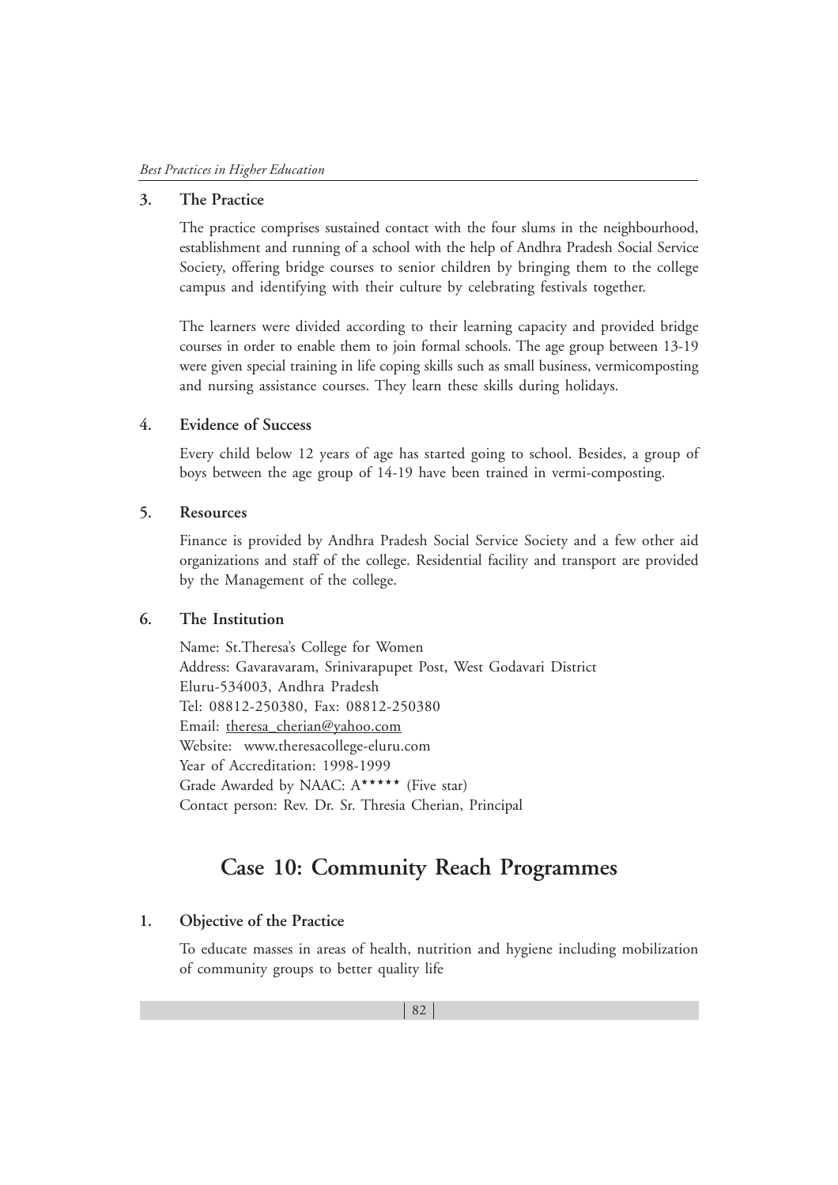### 3. The Practice

The practice comprises sustained contact with the four slums in the neighbourhood, establishment and running of a school with the help of Andhra Pradesh Social Service Society, offering bridge courses to senior children by bringing them to the college campus and identifying with their culture by celebrating festivals together.

The learners were divided according to their learning capacity and provided bridge courses in order to enable them to join formal schools. The age group between 13-19 were given special training in life coping skills such as small business, vermicomposting and nursing assistance courses. They learn these skills during holidays.

### 4. Evidence of Success

Every child below 12 years of age has started going to school. Besides, a group of boys between the age group of 14-19 have been trained in vermi-composting.

### 5. Resources

Finance is provided by Andhra Pradesh Social Service Society and a few other aid organizations and staff of the college. Residential facility and transport are provided by the Management of the college.

### 6. The Institution

Name: St.Theresa's College for Women
Address: Gavaravaram, Srinivarapupet Post, West Godavari District
Eluru-534003, Andhra Pradesh
Tel: 08812-250380, Fax: 08812-250380
Email: theresa_cherian@yahoo.com
Website: www.theresacollege-eluru.com
Year of Accreditation: 1998-1999
Grade Awarded by NAAC: A***** (Five star)
Contact person: Rev. Dr. Sr. Thresia Cherian, Principal

## Case 10: Community Reach Programmes

### 1. Objective of the Practice

To educate masses in areas of health, nutrition and hygiene including mobilization of community groups to better quality life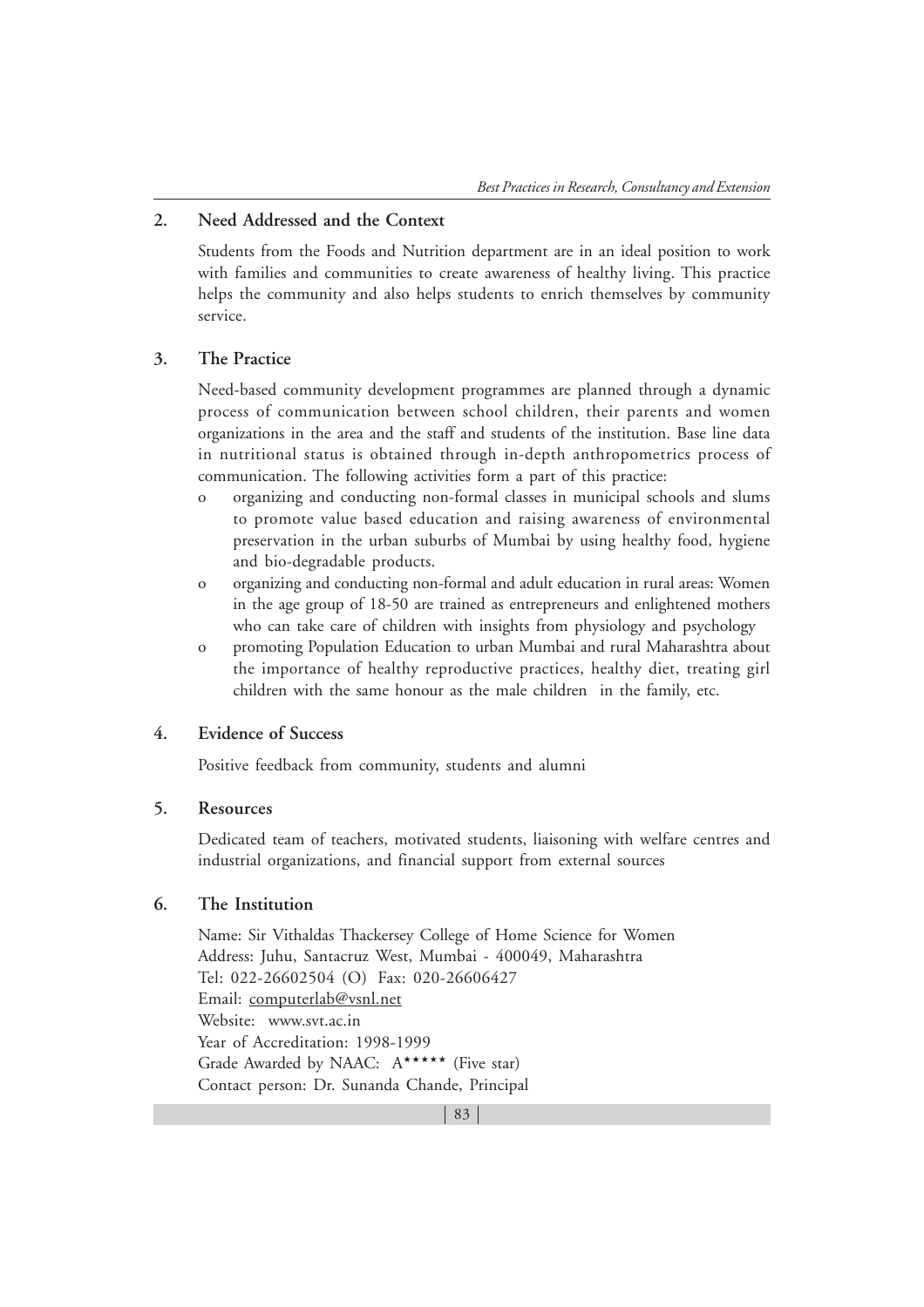## 2. Need Addressed and the Context

Students from the Foods and Nutrition department are in an ideal position to work with families and communities to create awareness of healthy living. This practice helps the community and also helps students to enrich themselves by community service.

## 3. The Practice

Need-based community development programmes are planned through a dynamic process of communication between school children, their parents and women organizations in the area and the staff and students of the institution. Base line data in nutritional status is obtained through in-depth anthropometrics process of communication. The following activities form a part of this practice:

- organizing and conducting non-formal classes in municipal schools and slums to promote value based education and raising awareness of environmental preservation in the urban suburbs of Mumbai by using healthy food, hygiene and bio-degradable products.
- organizing and conducting non-formal and adult education in rural areas: Women in the age group of 18-50 are trained as entrepreneurs and enlightened mothers who can take care of children with insights from physiology and psychology
- promoting Population Education to urban Mumbai and rural Maharashtra about the importance of healthy reproductive practices, healthy diet, treating girl children with the same honour as the male children in the family, etc.

## 4. Evidence of Success

Positive feedback from community, students and alumni

## 5. Resources

Dedicated team of teachers, motivated students, liaisoning with welfare centres and industrial organizations, and financial support from external sources

## 6. The Institution

Name: Sir Vithaldas Thackersey College of Home Science for Women
Address: Juhu, Santacruz West, Mumbai - 400049, Maharashtra
Tel: 022-26602504 (O) Fax: 020-26606427
Email: computerlab@vsnl.net
Website: www.svt.ac.in
Year of Accreditation: 1998-1999
Grade Awarded by NAAC: A***** (Five star)
Contact person: Dr. Sunanda Chande, Principal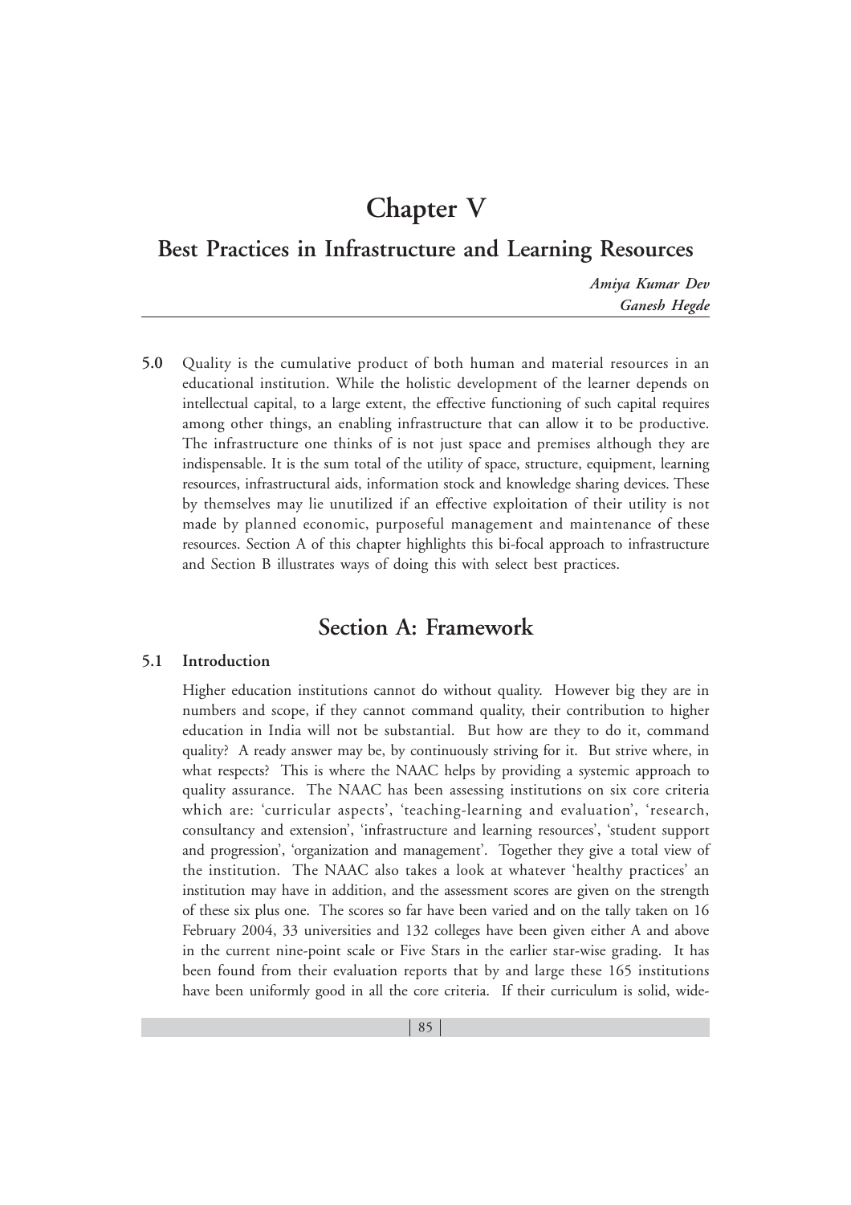# Chapter V

## Best Practices in Infrastructure and Learning Resources

*Amiya Kumar Dev*
*Ganesh Hegde*

**5.0** Quality is the cumulative product of both human and material resources in an educational institution. While the holistic development of the learner depends on intellectual capital, to a large extent, the effective functioning of such capital requires among other things, an enabling infrastructure that can allow it to be productive. The infrastructure one thinks of is not just space and premises although they are indispensable. It is the sum total of the utility of space, structure, equipment, learning resources, infrastructural aids, information stock and knowledge sharing devices. These by themselves may lie unutilized if an effective exploitation of their utility is not made by planned economic, purposeful management and maintenance of these resources. Section A of this chapter highlights this bi-focal approach to infrastructure and Section B illustrates ways of doing this with select best practices.

## Section A: Framework

### 5.1 Introduction

Higher education institutions cannot do without quality. However big they are in numbers and scope, if they cannot command quality, their contribution to higher education in India will not be substantial. But how are they to do it, command quality? A ready answer may be, by continuously striving for it. But strive where, in what respects? This is where the NAAC helps by providing a systemic approach to quality assurance. The NAAC has been assessing institutions on six core criteria which are: 'curricular aspects', 'teaching-learning and evaluation', 'research, consultancy and extension', 'infrastructure and learning resources', 'student support and progression', 'organization and management'. Together they give a total view of the institution. The NAAC also takes a look at whatever 'healthy practices' an institution may have in addition, and the assessment scores are given on the strength of these six plus one. The scores so far have been varied and on the tally taken on 16 February 2004, 33 universities and 132 colleges have been given either A and above in the current nine-point scale or Five Stars in the earlier star-wise grading. It has been found from their evaluation reports that by and large these 165 institutions have been uniformly good in all the core criteria. If their curriculum is solid, wide-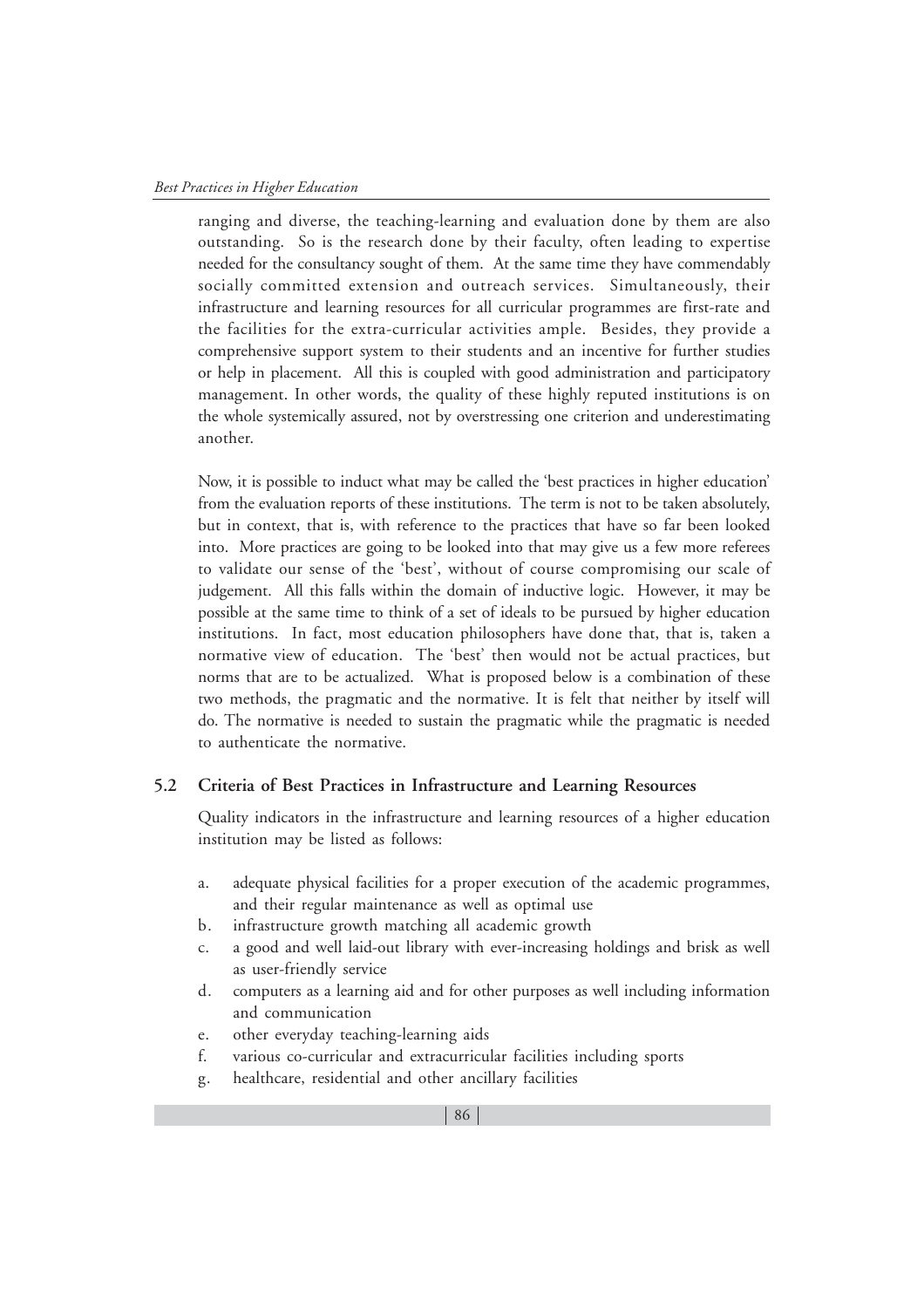ranging and diverse, the teaching-learning and evaluation done by them are also outstanding. So is the research done by their faculty, often leading to expertise needed for the consultancy sought of them. At the same time they have commendably socially committed extension and outreach services. Simultaneously, their infrastructure and learning resources for all curricular programmes are first-rate and the facilities for the extra-curricular activities ample. Besides, they provide a comprehensive support system to their students and an incentive for further studies or help in placement. All this is coupled with good administration and participatory management. In other words, the quality of these highly reputed institutions is on the whole systemically assured, not by overstressing one criterion and underestimating another.

Now, it is possible to induct what may be called the 'best practices in higher education' from the evaluation reports of these institutions. The term is not to be taken absolutely, but in context, that is, with reference to the practices that have so far been looked into. More practices are going to be looked into that may give us a few more referees to validate our sense of the 'best', without of course compromising our scale of judgement. All this falls within the domain of inductive logic. However, it may be possible at the same time to think of a set of ideals to be pursued by higher education institutions. In fact, most education philosophers have done that, that is, taken a normative view of education. The 'best' then would not be actual practices, but norms that are to be actualized. What is proposed below is a combination of these two methods, the pragmatic and the normative. It is felt that neither by itself will do. The normative is needed to sustain the pragmatic while the pragmatic is needed to authenticate the normative.

## 5.2 Criteria of Best Practices in Infrastructure and Learning Resources

Quality indicators in the infrastructure and learning resources of a higher education institution may be listed as follows:

a. adequate physical facilities for a proper execution of the academic programmes, and their regular maintenance as well as optimal use
b. infrastructure growth matching all academic growth
c. a good and well laid-out library with ever-increasing holdings and brisk as well as user-friendly service
d. computers as a learning aid and for other purposes as well including information and communication
e. other everyday teaching-learning aids
f. various co-curricular and extracurricular facilities including sports
g. healthcare, residential and other ancillary facilities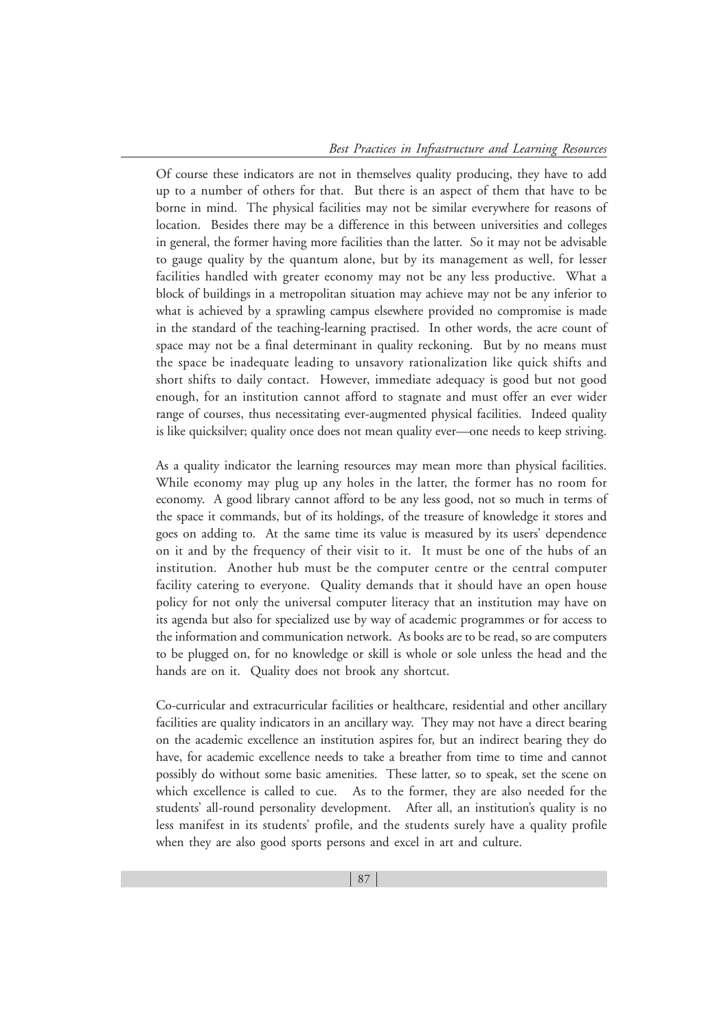Of course these indicators are not in themselves quality producing, they have to add up to a number of others for that. But there is an aspect of them that have to be borne in mind. The physical facilities may not be similar everywhere for reasons of location. Besides there may be a difference in this between universities and colleges in general, the former having more facilities than the latter. So it may not be advisable to gauge quality by the quantum alone, but by its management as well, for lesser facilities handled with greater economy may not be any less productive. What a block of buildings in a metropolitan situation may achieve may not be any inferior to what is achieved by a sprawling campus elsewhere provided no compromise is made in the standard of the teaching-learning practised. In other words, the acre count of space may not be a final determinant in quality reckoning. But by no means must the space be inadequate leading to unsavory rationalization like quick shifts and short shifts to daily contact. However, immediate adequacy is good but not good enough, for an institution cannot afford to stagnate and must offer an ever wider range of courses, thus necessitating ever-augmented physical facilities. Indeed quality is like quicksilver; quality once does not mean quality ever—one needs to keep striving.

As a quality indicator the learning resources may mean more than physical facilities. While economy may plug up any holes in the latter, the former has no room for economy. A good library cannot afford to be any less good, not so much in terms of the space it commands, but of its holdings, of the treasure of knowledge it stores and goes on adding to. At the same time its value is measured by its users' dependence on it and by the frequency of their visit to it. It must be one of the hubs of an institution. Another hub must be the computer centre or the central computer facility catering to everyone. Quality demands that it should have an open house policy for not only the universal computer literacy that an institution may have on its agenda but also for specialized use by way of academic programmes or for access to the information and communication network. As books are to be read, so are computers to be plugged on, for no knowledge or skill is whole or sole unless the head and the hands are on it. Quality does not brook any shortcut.

Co-curricular and extracurricular facilities or healthcare, residential and other ancillary facilities are quality indicators in an ancillary way. They may not have a direct bearing on the academic excellence an institution aspires for, but an indirect bearing they do have, for academic excellence needs to take a breather from time to time and cannot possibly do without some basic amenities. These latter, so to speak, set the scene on which excellence is called to cue. As to the former, they are also needed for the students' all-round personality development. After all, an institution's quality is no less manifest in its students' profile, and the students surely have a quality profile when they are also good sports persons and excel in art and culture.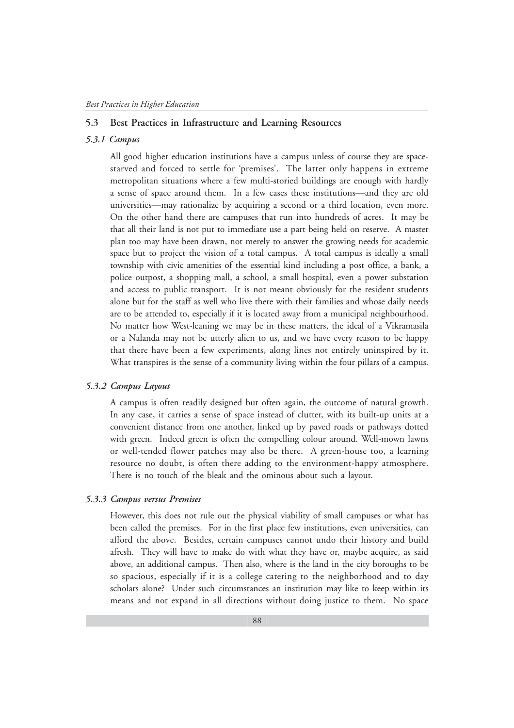## 5.3 Best Practices in Infrastructure and Learning Resources

### *5.3.1 Campus*

All good higher education institutions have a campus unless of course they are space-starved and forced to settle for 'premises'. The latter only happens in extreme metropolitan situations where a few multi-storied buildings are enough with hardly a sense of space around them. In a few cases these institutions—and they are old universities—may rationalize by acquiring a second or a third location, even more. On the other hand there are campuses that run into hundreds of acres. It may be that all their land is not put to immediate use a part being held on reserve. A master plan too may have been drawn, not merely to answer the growing needs for academic space but to project the vision of a total campus. A total campus is ideally a small township with civic amenities of the essential kind including a post office, a bank, a police outpost, a shopping mall, a school, a small hospital, even a power substation and access to public transport. It is not meant obviously for the resident students alone but for the staff as well who live there with their families and whose daily needs are to be attended to, especially if it is located away from a municipal neighbourhood. No matter how West-leaning we may be in these matters, the ideal of a Vikramasila or a Nalanda may not be utterly alien to us, and we have every reason to be happy that there have been a few experiments, along lines not entirely uninspired by it. What transpires is the sense of a community living within the four pillars of a campus.

### *5.3.2 Campus Layout*

A campus is often readily designed but often again, the outcome of natural growth. In any case, it carries a sense of space instead of clutter, with its built-up units at a convenient distance from one another, linked up by paved roads or pathways dotted with green. Indeed green is often the compelling colour around. Well-mown lawns or well-tended flower patches may also be there. A green-house too, a learning resource no doubt, is often there adding to the environment-happy atmosphere. There is no touch of the bleak and the ominous about such a layout.

### *5.3.3 Campus versus Premises*

However, this does not rule out the physical viability of small campuses or what has been called the premises. For in the first place few institutions, even universities, can afford the above. Besides, certain campuses cannot undo their history and build afresh. They will have to make do with what they have or, maybe acquire, as said above, an additional campus. Then also, where is the land in the city boroughs to be so spacious, especially if it is a college catering to the neighborhood and to day scholars alone? Under such circumstances an institution may like to keep within its means and not expand in all directions without doing justice to them. No space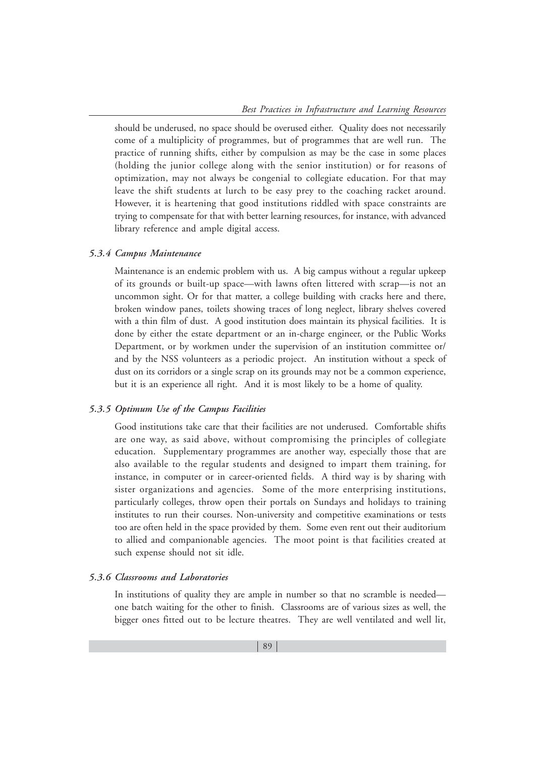should be underused, no space should be overused either. Quality does not necessarily come of a multiplicity of programmes, but of programmes that are well run. The practice of running shifts, either by compulsion as may be the case in some places (holding the junior college along with the senior institution) or for reasons of optimization, may not always be congenial to collegiate education. For that may leave the shift students at lurch to be easy prey to the coaching racket around. However, it is heartening that good institutions riddled with space constraints are trying to compensate for that with better learning resources, for instance, with advanced library reference and ample digital access.

### *5.3.4 Campus Maintenance*

Maintenance is an endemic problem with us. A big campus without a regular upkeep of its grounds or built-up space—with lawns often littered with scrap—is not an uncommon sight. Or for that matter, a college building with cracks here and there, broken window panes, toilets showing traces of long neglect, library shelves covered with a thin film of dust. A good institution does maintain its physical facilities. It is done by either the estate department or an in-charge engineer, or the Public Works Department, or by workmen under the supervision of an institution committee or/ and by the NSS volunteers as a periodic project. An institution without a speck of dust on its corridors or a single scrap on its grounds may not be a common experience, but it is an experience all right. And it is most likely to be a home of quality.

### *5.3.5 Optimum Use of the Campus Facilities*

Good institutions take care that their facilities are not underused. Comfortable shifts are one way, as said above, without compromising the principles of collegiate education. Supplementary programmes are another way, especially those that are also available to the regular students and designed to impart them training, for instance, in computer or in career-oriented fields. A third way is by sharing with sister organizations and agencies. Some of the more enterprising institutions, particularly colleges, throw open their portals on Sundays and holidays to training institutes to run their courses. Non-university and competitive examinations or tests too are often held in the space provided by them. Some even rent out their auditorium to allied and companionable agencies. The moot point is that facilities created at such expense should not sit idle.

### *5.3.6 Classrooms and Laboratories*

In institutions of quality they are ample in number so that no scramble is needed—one batch waiting for the other to finish. Classrooms are of various sizes as well, the bigger ones fitted out to be lecture theatres. They are well ventilated and well lit,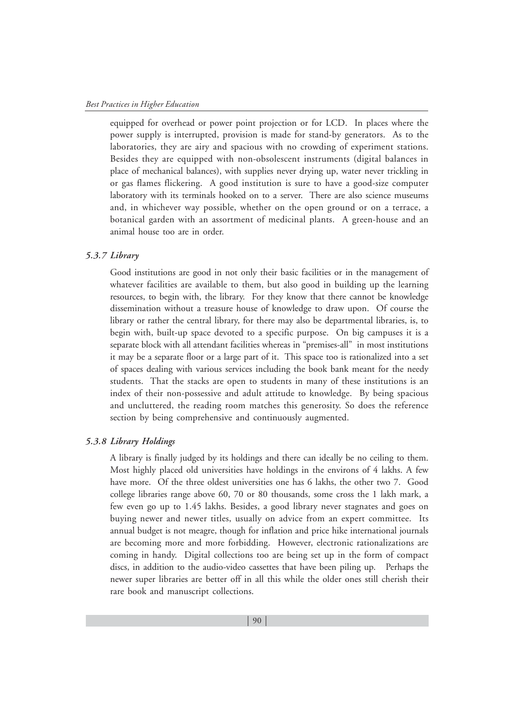equipped for overhead or power point projection or for LCD. In places where the power supply is interrupted, provision is made for stand-by generators. As to the laboratories, they are airy and spacious with no crowding of experiment stations. Besides they are equipped with non-obsolescent instruments (digital balances in place of mechanical balances), with supplies never drying up, water never trickling in or gas flames flickering. A good institution is sure to have a good-size computer laboratory with its terminals hooked on to a server. There are also science museums and, in whichever way possible, whether on the open ground or on a terrace, a botanical garden with an assortment of medicinal plants. A green-house and an animal house too are in order.

### *5.3.7 Library*

Good institutions are good in not only their basic facilities or in the management of whatever facilities are available to them, but also good in building up the learning resources, to begin with, the library. For they know that there cannot be knowledge dissemination without a treasure house of knowledge to draw upon. Of course the library or rather the central library, for there may also be departmental libraries, is, to begin with, built-up space devoted to a specific purpose. On big campuses it is a separate block with all attendant facilities whereas in "premises-all" in most institutions it may be a separate floor or a large part of it. This space too is rationalized into a set of spaces dealing with various services including the book bank meant for the needy students. That the stacks are open to students in many of these institutions is an index of their non-possessive and adult attitude to knowledge. By being spacious and uncluttered, the reading room matches this generosity. So does the reference section by being comprehensive and continuously augmented.

### *5.3.8 Library Holdings*

A library is finally judged by its holdings and there can ideally be no ceiling to them. Most highly placed old universities have holdings in the environs of 4 lakhs. A few have more. Of the three oldest universities one has 6 lakhs, the other two 7. Good college libraries range above 60, 70 or 80 thousands, some cross the 1 lakh mark, a few even go up to 1.45 lakhs. Besides, a good library never stagnates and goes on buying newer and newer titles, usually on advice from an expert committee. Its annual budget is not meagre, though for inflation and price hike international journals are becoming more and more forbidding. However, electronic rationalizations are coming in handy. Digital collections too are being set up in the form of compact discs, in addition to the audio-video cassettes that have been piling up. Perhaps the newer super libraries are better off in all this while the older ones still cherish their rare book and manuscript collections.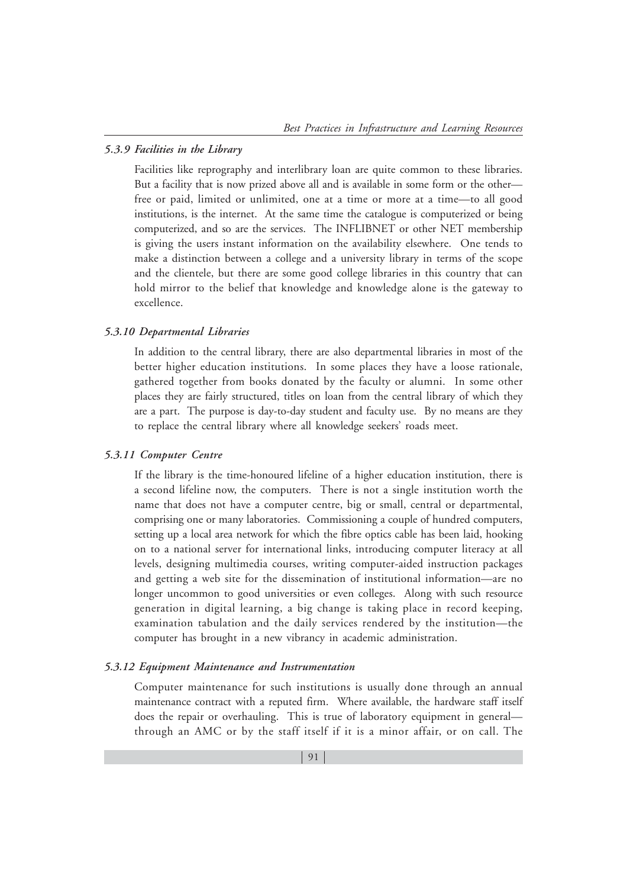#### *5.3.9 Facilities in the Library*

Facilities like reprography and interlibrary loan are quite common to these libraries. But a facility that is now prized above all and is available in some form or the other—free or paid, limited or unlimited, one at a time or more at a time—to all good institutions, is the internet. At the same time the catalogue is computerized or being computerized, and so are the services. The INFLIBNET or other NET membership is giving the users instant information on the availability elsewhere. One tends to make a distinction between a college and a university library in terms of the scope and the clientele, but there are some good college libraries in this country that can hold mirror to the belief that knowledge and knowledge alone is the gateway to excellence.

#### *5.3.10 Departmental Libraries*

In addition to the central library, there are also departmental libraries in most of the better higher education institutions. In some places they have a loose rationale, gathered together from books donated by the faculty or alumni. In some other places they are fairly structured, titles on loan from the central library of which they are a part. The purpose is day-to-day student and faculty use. By no means are they to replace the central library where all knowledge seekers' roads meet.

#### *5.3.11 Computer Centre*

If the library is the time-honoured lifeline of a higher education institution, there is a second lifeline now, the computers. There is not a single institution worth the name that does not have a computer centre, big or small, central or departmental, comprising one or many laboratories. Commissioning a couple of hundred computers, setting up a local area network for which the fibre optics cable has been laid, hooking on to a national server for international links, introducing computer literacy at all levels, designing multimedia courses, writing computer-aided instruction packages and getting a web site for the dissemination of institutional information—are no longer uncommon to good universities or even colleges. Along with such resource generation in digital learning, a big change is taking place in record keeping, examination tabulation and the daily services rendered by the institution—the computer has brought in a new vibrancy in academic administration.

#### *5.3.12 Equipment Maintenance and Instrumentation*

Computer maintenance for such institutions is usually done through an annual maintenance contract with a reputed firm. Where available, the hardware staff itself does the repair or overhauling. This is true of laboratory equipment in general—through an AMC or by the staff itself if it is a minor affair, or on call. The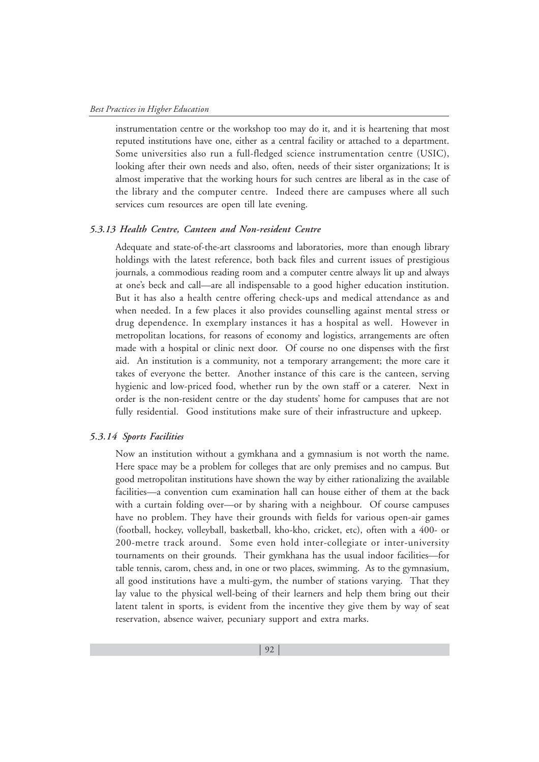instrumentation centre or the workshop too may do it, and it is heartening that most reputed institutions have one, either as a central facility or attached to a department. Some universities also run a full-fledged science instrumentation centre (USIC), looking after their own needs and also, often, needs of their sister organizations; It is almost imperative that the working hours for such centres are liberal as in the case of the library and the computer centre. Indeed there are campuses where all such services cum resources are open till late evening.

### *5.3.13 Health Centre, Canteen and Non-resident Centre*

Adequate and state-of-the-art classrooms and laboratories, more than enough library holdings with the latest reference, both back files and current issues of prestigious journals, a commodious reading room and a computer centre always lit up and always at one's beck and call—are all indispensable to a good higher education institution. But it has also a health centre offering check-ups and medical attendance as and when needed. In a few places it also provides counselling against mental stress or drug dependence. In exemplary instances it has a hospital as well. However in metropolitan locations, for reasons of economy and logistics, arrangements are often made with a hospital or clinic next door. Of course no one dispenses with the first aid. An institution is a community, not a temporary arrangement; the more care it takes of everyone the better. Another instance of this care is the canteen, serving hygienic and low-priced food, whether run by the own staff or a caterer. Next in order is the non-resident centre or the day students' home for campuses that are not fully residential. Good institutions make sure of their infrastructure and upkeep.

### *5.3.14 Sports Facilities*

Now an institution without a gymkhana and a gymnasium is not worth the name. Here space may be a problem for colleges that are only premises and no campus. But good metropolitan institutions have shown the way by either rationalizing the available facilities—a convention cum examination hall can house either of them at the back with a curtain folding over—or by sharing with a neighbour. Of course campuses have no problem. They have their grounds with fields for various open-air games (football, hockey, volleyball, basketball, kho-kho, cricket, etc), often with a 400- or 200-metre track around. Some even hold inter-collegiate or inter-university tournaments on their grounds. Their gymkhana has the usual indoor facilities—for table tennis, carom, chess and, in one or two places, swimming. As to the gymnasium, all good institutions have a multi-gym, the number of stations varying. That they lay value to the physical well-being of their learners and help them bring out their latent talent in sports, is evident from the incentive they give them by way of seat reservation, absence waiver, pecuniary support and extra marks.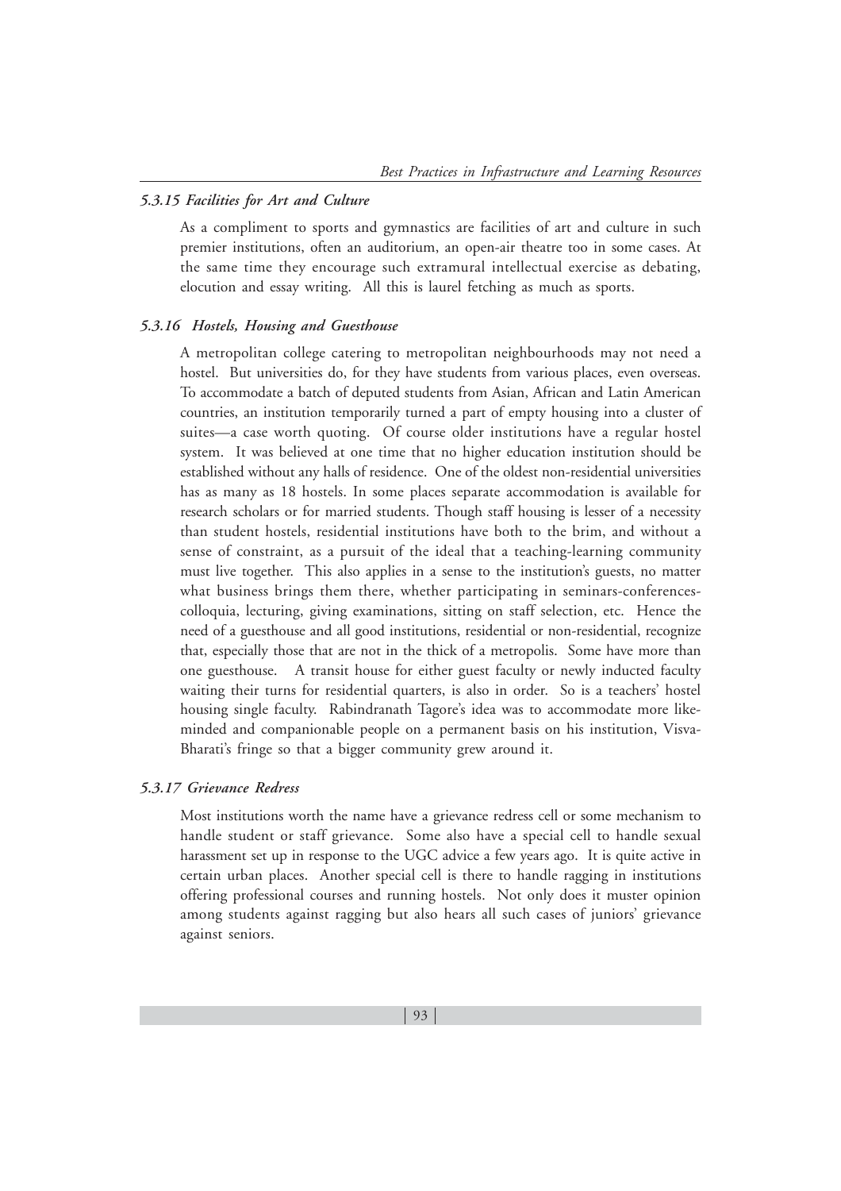#### *5.3.15 Facilities for Art and Culture*

As a compliment to sports and gymnastics are facilities of art and culture in such premier institutions, often an auditorium, an open-air theatre too in some cases. At the same time they encourage such extramural intellectual exercise as debating, elocution and essay writing. All this is laurel fetching as much as sports.

#### *5.3.16 Hostels, Housing and Guesthouse*

A metropolitan college catering to metropolitan neighbourhoods may not need a hostel. But universities do, for they have students from various places, even overseas. To accommodate a batch of deputed students from Asian, African and Latin American countries, an institution temporarily turned a part of empty housing into a cluster of suites—a case worth quoting. Of course older institutions have a regular hostel system. It was believed at one time that no higher education institution should be established without any halls of residence. One of the oldest non-residential universities has as many as 18 hostels. In some places separate accommodation is available for research scholars or for married students. Though staff housing is lesser of a necessity than student hostels, residential institutions have both to the brim, and without a sense of constraint, as a pursuit of the ideal that a teaching-learning community must live together. This also applies in a sense to the institution's guests, no matter what business brings them there, whether participating in seminars-conferences-colloquia, lecturing, giving examinations, sitting on staff selection, etc. Hence the need of a guesthouse and all good institutions, residential or non-residential, recognize that, especially those that are not in the thick of a metropolis. Some have more than one guesthouse. A transit house for either guest faculty or newly inducted faculty waiting their turns for residential quarters, is also in order. So is a teachers' hostel housing single faculty. Rabindranath Tagore's idea was to accommodate more like-minded and companionable people on a permanent basis on his institution, Visva-Bharati's fringe so that a bigger community grew around it.

#### *5.3.17 Grievance Redress*

Most institutions worth the name have a grievance redress cell or some mechanism to handle student or staff grievance. Some also have a special cell to handle sexual harassment set up in response to the UGC advice a few years ago. It is quite active in certain urban places. Another special cell is there to handle ragging in institutions offering professional courses and running hostels. Not only does it muster opinion among students against ragging but also hears all such cases of juniors' grievance against seniors.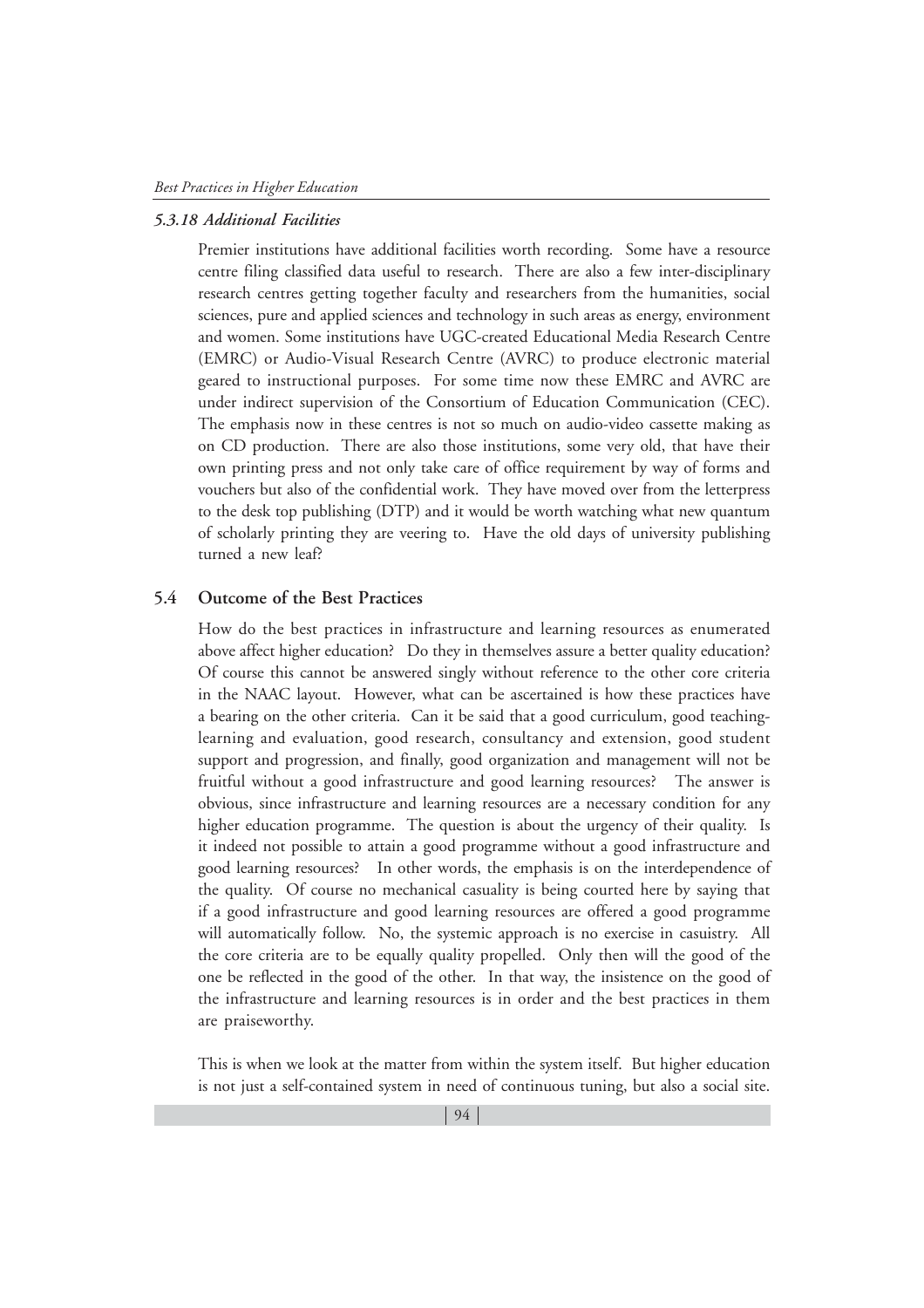### *5.3.18 Additional Facilities*

Premier institutions have additional facilities worth recording. Some have a resource centre filing classified data useful to research. There are also a few inter-disciplinary research centres getting together faculty and researchers from the humanities, social sciences, pure and applied sciences and technology in such areas as energy, environment and women. Some institutions have UGC-created Educational Media Research Centre (EMRC) or Audio-Visual Research Centre (AVRC) to produce electronic material geared to instructional purposes. For some time now these EMRC and AVRC are under indirect supervision of the Consortium of Education Communication (CEC). The emphasis now in these centres is not so much on audio-video cassette making as on CD production. There are also those institutions, some very old, that have their own printing press and not only take care of office requirement by way of forms and vouchers but also of the confidential work. They have moved over from the letterpress to the desk top publishing (DTP) and it would be worth watching what new quantum of scholarly printing they are veering to. Have the old days of university publishing turned a new leaf?

## 5.4 Outcome of the Best Practices

How do the best practices in infrastructure and learning resources as enumerated above affect higher education? Do they in themselves assure a better quality education? Of course this cannot be answered singly without reference to the other core criteria in the NAAC layout. However, what can be ascertained is how these practices have a bearing on the other criteria. Can it be said that a good curriculum, good teaching-learning and evaluation, good research, consultancy and extension, good student support and progression, and finally, good organization and management will not be fruitful without a good infrastructure and good learning resources? The answer is obvious, since infrastructure and learning resources are a necessary condition for any higher education programme. The question is about the urgency of their quality. Is it indeed not possible to attain a good programme without a good infrastructure and good learning resources? In other words, the emphasis is on the interdependence of the quality. Of course no mechanical casuality is being courted here by saying that if a good infrastructure and good learning resources are offered a good programme will automatically follow. No, the systemic approach is no exercise in casuistry. All the core criteria are to be equally quality propelled. Only then will the good of the one be reflected in the good of the other. In that way, the insistence on the good of the infrastructure and learning resources is in order and the best practices in them are praiseworthy.

This is when we look at the matter from within the system itself. But higher education is not just a self-contained system in need of continuous tuning, but also a social site.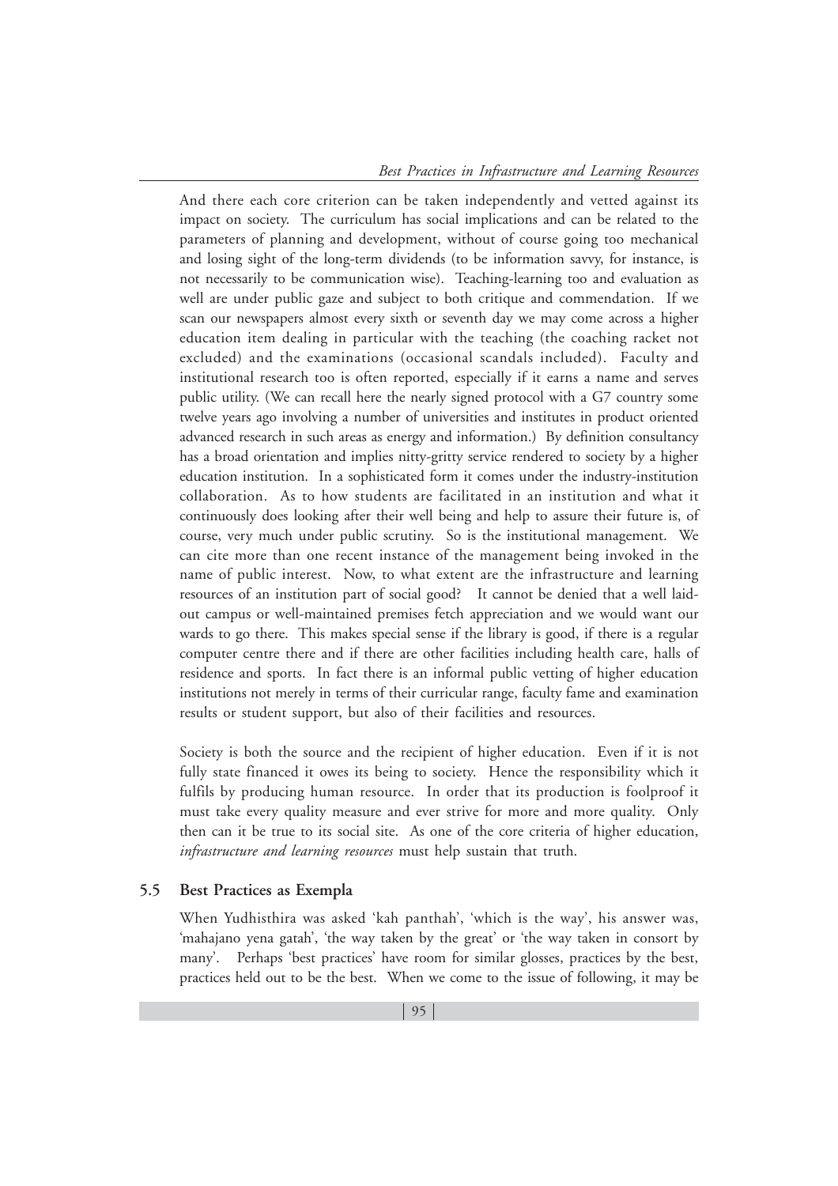And there each core criterion can be taken independently and vetted against its impact on society. The curriculum has social implications and can be related to the parameters of planning and development, without of course going too mechanical and losing sight of the long-term dividends (to be information savvy, for instance, is not necessarily to be communication wise). Teaching-learning too and evaluation as well are under public gaze and subject to both critique and commendation. If we scan our newspapers almost every sixth or seventh day we may come across a higher education item dealing in particular with the teaching (the coaching racket not excluded) and the examinations (occasional scandals included). Faculty and institutional research too is often reported, especially if it earns a name and serves public utility. (We can recall here the nearly signed protocol with a G7 country some twelve years ago involving a number of universities and institutes in product oriented advanced research in such areas as energy and information.) By definition consultancy has a broad orientation and implies nitty-gritty service rendered to society by a higher education institution. In a sophisticated form it comes under the industry-institution collaboration. As to how students are facilitated in an institution and what it continuously does looking after their well being and help to assure their future is, of course, very much under public scrutiny. So is the institutional management. We can cite more than one recent instance of the management being invoked in the name of public interest. Now, to what extent are the infrastructure and learning resources of an institution part of social good? It cannot be denied that a well laid-out campus or well-maintained premises fetch appreciation and we would want our wards to go there. This makes special sense if the library is good, if there is a regular computer centre there and if there are other facilities including health care, halls of residence and sports. In fact there is an informal public vetting of higher education institutions not merely in terms of their curricular range, faculty fame and examination results or student support, but also of their facilities and resources.

Society is both the source and the recipient of higher education. Even if it is not fully state financed it owes its being to society. Hence the responsibility which it fulfils by producing human resource. In order that its production is foolproof it must take every quality measure and ever strive for more and more quality. Only then can it be true to its social site. As one of the core criteria of higher education, *infrastructure and learning resources* must help sustain that truth.

### 5.5 Best Practices as Exempla

When Yudhisthira was asked 'kah panthah', 'which is the way', his answer was, 'mahajano yena gatah', 'the way taken by the great' or 'the way taken in consort by many'. Perhaps 'best practices' have room for similar glosses, practices by the best, practices held out to be the best. When we come to the issue of following, it may be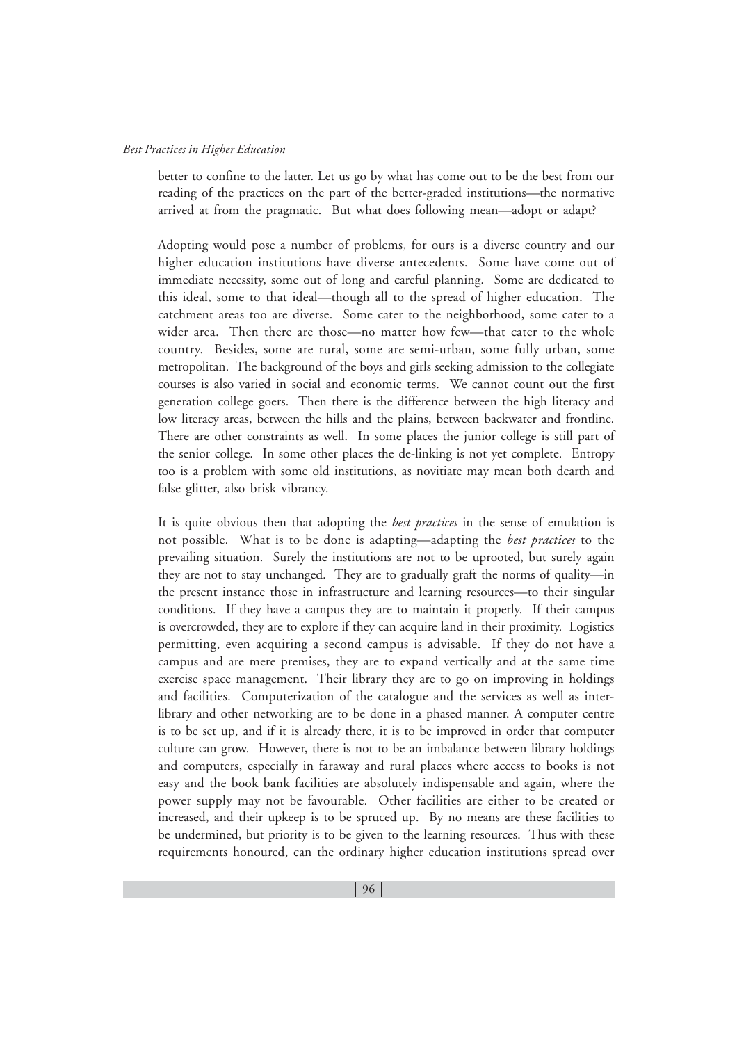better to confine to the latter. Let us go by what has come out to be the best from our reading of the practices on the part of the better-graded institutions—the normative arrived at from the pragmatic. But what does following mean—adopt or adapt?

Adopting would pose a number of problems, for ours is a diverse country and our higher education institutions have diverse antecedents. Some have come out of immediate necessity, some out of long and careful planning. Some are dedicated to this ideal, some to that ideal—though all to the spread of higher education. The catchment areas too are diverse. Some cater to the neighborhood, some cater to a wider area. Then there are those—no matter how few—that cater to the whole country. Besides, some are rural, some are semi-urban, some fully urban, some metropolitan. The background of the boys and girls seeking admission to the collegiate courses is also varied in social and economic terms. We cannot count out the first generation college goers. Then there is the difference between the high literacy and low literacy areas, between the hills and the plains, between backwater and frontline. There are other constraints as well. In some places the junior college is still part of the senior college. In some other places the de-linking is not yet complete. Entropy too is a problem with some old institutions, as novitiate may mean both dearth and false glitter, also brisk vibrancy.

It is quite obvious then that adopting the *best practices* in the sense of emulation is not possible. What is to be done is adapting—adapting the *best practices* to the prevailing situation. Surely the institutions are not to be uprooted, but surely again they are not to stay unchanged. They are to gradually graft the norms of quality—in the present instance those in infrastructure and learning resources—to their singular conditions. If they have a campus they are to maintain it properly. If their campus is overcrowded, they are to explore if they can acquire land in their proximity. Logistics permitting, even acquiring a second campus is advisable. If they do not have a campus and are mere premises, they are to expand vertically and at the same time exercise space management. Their library they are to go on improving in holdings and facilities. Computerization of the catalogue and the services as well as inter-library and other networking are to be done in a phased manner. A computer centre is to be set up, and if it is already there, it is to be improved in order that computer culture can grow. However, there is not to be an imbalance between library holdings and computers, especially in faraway and rural places where access to books is not easy and the book bank facilities are absolutely indispensable and again, where the power supply may not be favourable. Other facilities are either to be created or increased, and their upkeep is to be spruced up. By no means are these facilities to be undermined, but priority is to be given to the learning resources. Thus with these requirements honoured, can the ordinary higher education institutions spread over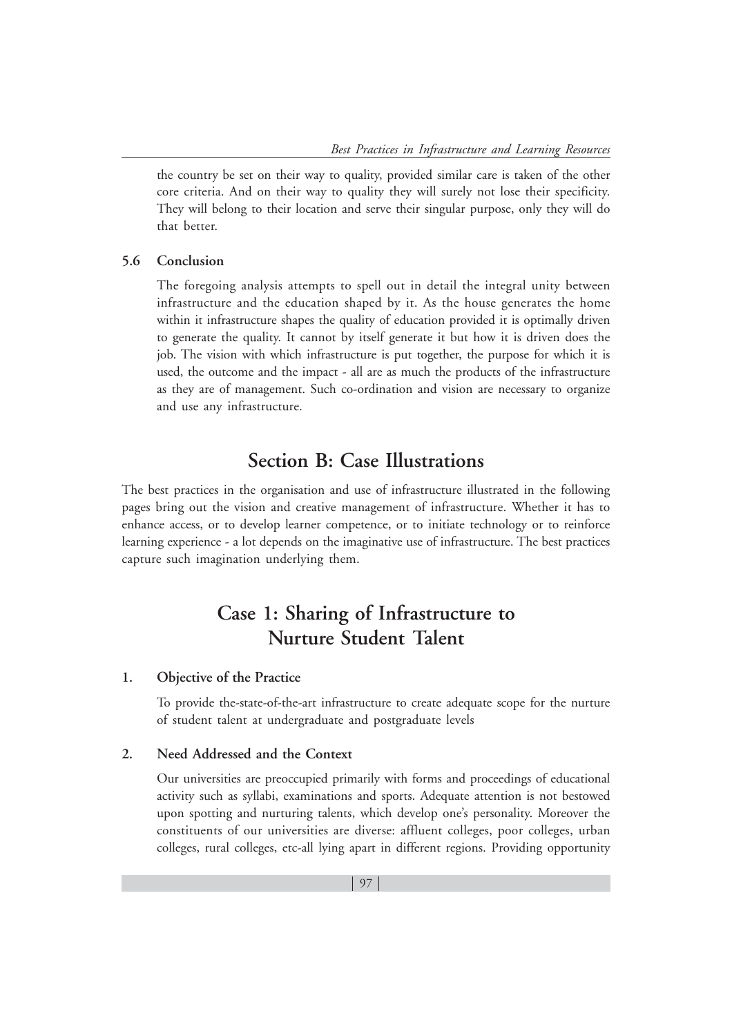the country be set on their way to quality, provided similar care is taken of the other core criteria. And on their way to quality they will surely not lose their specificity. They will belong to their location and serve their singular purpose, only they will do that better.

### 5.6 Conclusion

The foregoing analysis attempts to spell out in detail the integral unity between infrastructure and the education shaped by it. As the house generates the home within it infrastructure shapes the quality of education provided it is optimally driven to generate the quality. It cannot by itself generate it but how it is driven does the job. The vision with which infrastructure is put together, the purpose for which it is used, the outcome and the impact - all are as much the products of the infrastructure as they are of management. Such co-ordination and vision are necessary to organize and use any infrastructure.

## Section B: Case Illustrations

The best practices in the organisation and use of infrastructure illustrated in the following pages bring out the vision and creative management of infrastructure. Whether it has to enhance access, or to develop learner competence, or to initiate technology or to reinforce learning experience - a lot depends on the imaginative use of infrastructure. The best practices capture such imagination underlying them.

## Case 1: Sharing of Infrastructure to Nurture Student Talent

### 1. Objective of the Practice

To provide the-state-of-the-art infrastructure to create adequate scope for the nurture of student talent at undergraduate and postgraduate levels

### 2. Need Addressed and the Context

Our universities are preoccupied primarily with forms and proceedings of educational activity such as syllabi, examinations and sports. Adequate attention is not bestowed upon spotting and nurturing talents, which develop one's personality. Moreover the constituents of our universities are diverse: affluent colleges, poor colleges, urban colleges, rural colleges, etc-all lying apart in different regions. Providing opportunity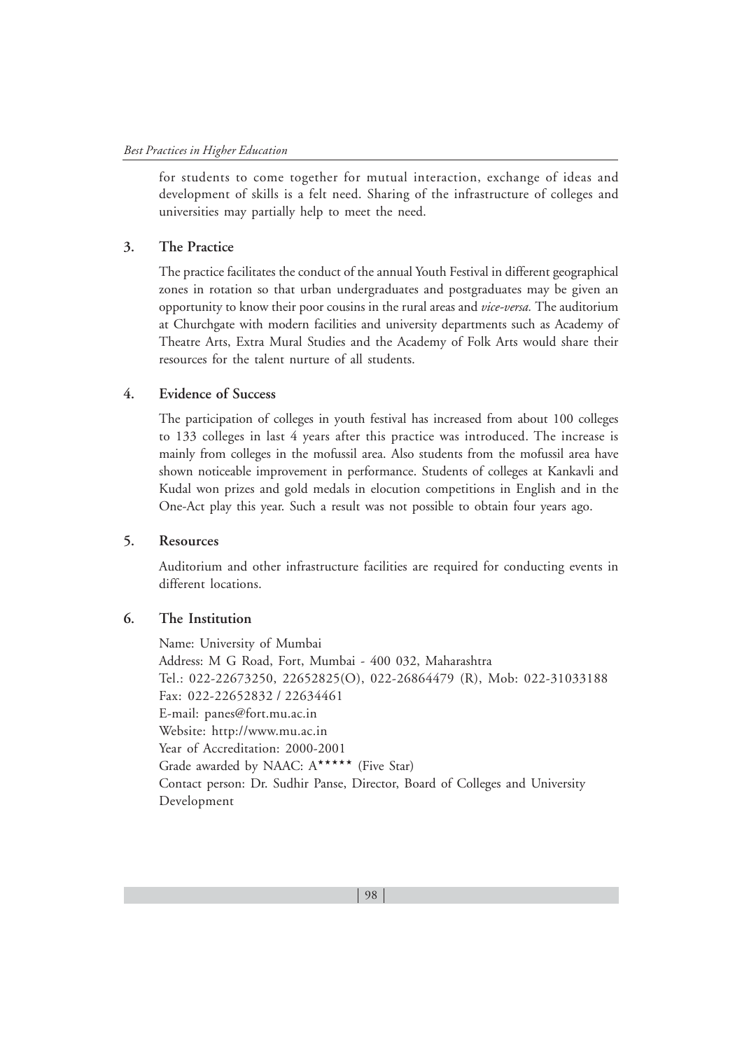for students to come together for mutual interaction, exchange of ideas and development of skills is a felt need. Sharing of the infrastructure of colleges and universities may partially help to meet the need.

### 3. The Practice

The practice facilitates the conduct of the annual Youth Festival in different geographical zones in rotation so that urban undergraduates and postgraduates may be given an opportunity to know their poor cousins in the rural areas and *vice-versa.* The auditorium at Churchgate with modern facilities and university departments such as Academy of Theatre Arts, Extra Mural Studies and the Academy of Folk Arts would share their resources for the talent nurture of all students.

### 4. Evidence of Success

The participation of colleges in youth festival has increased from about 100 colleges to 133 colleges in last 4 years after this practice was introduced. The increase is mainly from colleges in the mofussil area. Also students from the mofussil area have shown noticeable improvement in performance. Students of colleges at Kankavli and Kudal won prizes and gold medals in elocution competitions in English and in the One-Act play this year. Such a result was not possible to obtain four years ago.

### 5. Resources

Auditorium and other infrastructure facilities are required for conducting events in different locations.

### 6. The Institution

Name: University of Mumbai
Address: M G Road, Fort, Mumbai - 400 032, Maharashtra
Tel.: 022-22673250, 22652825(O), 022-26864479 (R), Mob: 022-31033188
Fax: 022-22652832 / 22634461
E-mail: panes@fort.mu.ac.in
Website: http://www.mu.ac.in
Year of Accreditation: 2000-2001
Grade awarded by NAAC: A***** (Five Star)
Contact person: Dr. Sudhir Panse, Director, Board of Colleges and University Development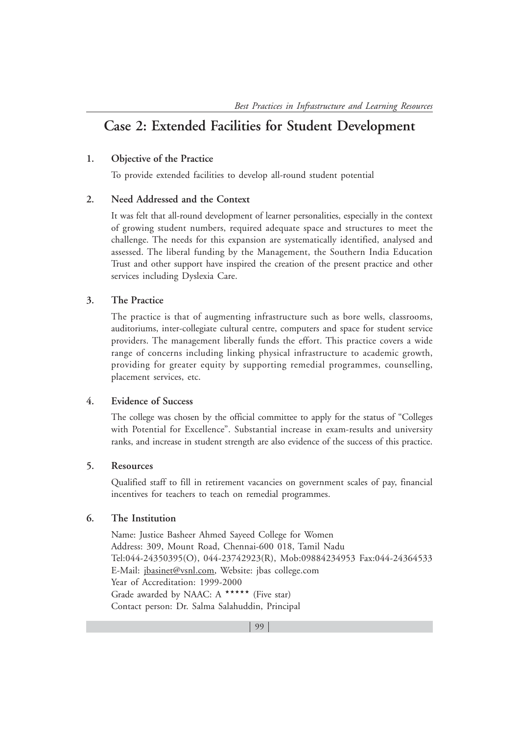## Case 2: Extended Facilities for Student Development

### 1. Objective of the Practice

To provide extended facilities to develop all-round student potential

### 2. Need Addressed and the Context

It was felt that all-round development of learner personalities, especially in the context of growing student numbers, required adequate space and structures to meet the challenge. The needs for this expansion are systematically identified, analysed and assessed. The liberal funding by the Management, the Southern India Education Trust and other support have inspired the creation of the present practice and other services including Dyslexia Care.

### 3. The Practice

The practice is that of augmenting infrastructure such as bore wells, classrooms, auditoriums, inter-collegiate cultural centre, computers and space for student service providers. The management liberally funds the effort. This practice covers a wide range of concerns including linking physical infrastructure to academic growth, providing for greater equity by supporting remedial programmes, counselling, placement services, etc.

### 4. Evidence of Success

The college was chosen by the official committee to apply for the status of "Colleges with Potential for Excellence". Substantial increase in exam-results and university ranks, and increase in student strength are also evidence of the success of this practice.

### 5. Resources

Qualified staff to fill in retirement vacancies on government scales of pay, financial incentives for teachers to teach on remedial programmes.

### 6. The Institution

Name: Justice Basheer Ahmed Sayeed College for Women
Address: 309, Mount Road, Chennai-600 018, Tamil Nadu
Tel:044-24350395(O), 044-23742923(R), Mob:09884234953 Fax:044-24364533
E-Mail: jbasinet@vsnl.com, Website: jbas college.com
Year of Accreditation: 1999-2000
Grade awarded by NAAC: A ***** (Five star)
Contact person: Dr. Salma Salahuddin, Principal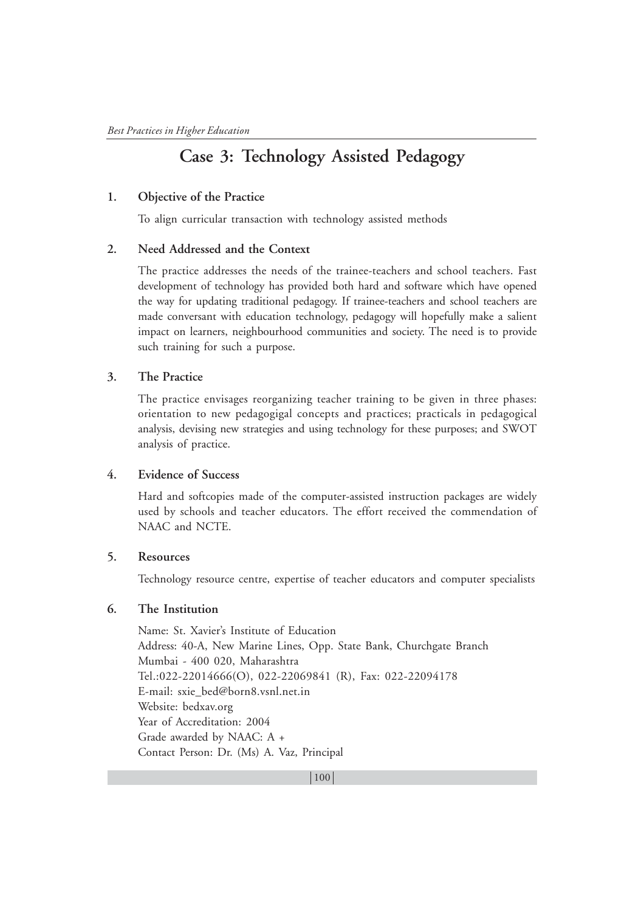# Case 3: Technology Assisted Pedagogy

## 1. Objective of the Practice

To align curricular transaction with technology assisted methods

## 2. Need Addressed and the Context

The practice addresses the needs of the trainee-teachers and school teachers. Fast development of technology has provided both hard and software which have opened the way for updating traditional pedagogy. If trainee-teachers and school teachers are made conversant with education technology, pedagogy will hopefully make a salient impact on learners, neighbourhood communities and society. The need is to provide such training for such a purpose.

## 3. The Practice

The practice envisages reorganizing teacher training to be given in three phases: orientation to new pedagogigal concepts and practices; practicals in pedagogical analysis, devising new strategies and using technology for these purposes; and SWOT analysis of practice.

## 4. Evidence of Success

Hard and softcopies made of the computer-assisted instruction packages are widely used by schools and teacher educators. The effort received the commendation of NAAC and NCTE.

## 5. Resources

Technology resource centre, expertise of teacher educators and computer specialists

## 6. The Institution

Name: St. Xavier's Institute of Education
Address: 40-A, New Marine Lines, Opp. State Bank, Churchgate Branch
Mumbai - 400 020, Maharashtra
Tel.:022-22014666(O), 022-22069841 (R), Fax: 022-22094178
E-mail: sxie_bed@born8.vsnl.net.in
Website: bedxav.org
Year of Accreditation: 2004
Grade awarded by NAAC: A +
Contact Person: Dr. (Ms) A. Vaz, Principal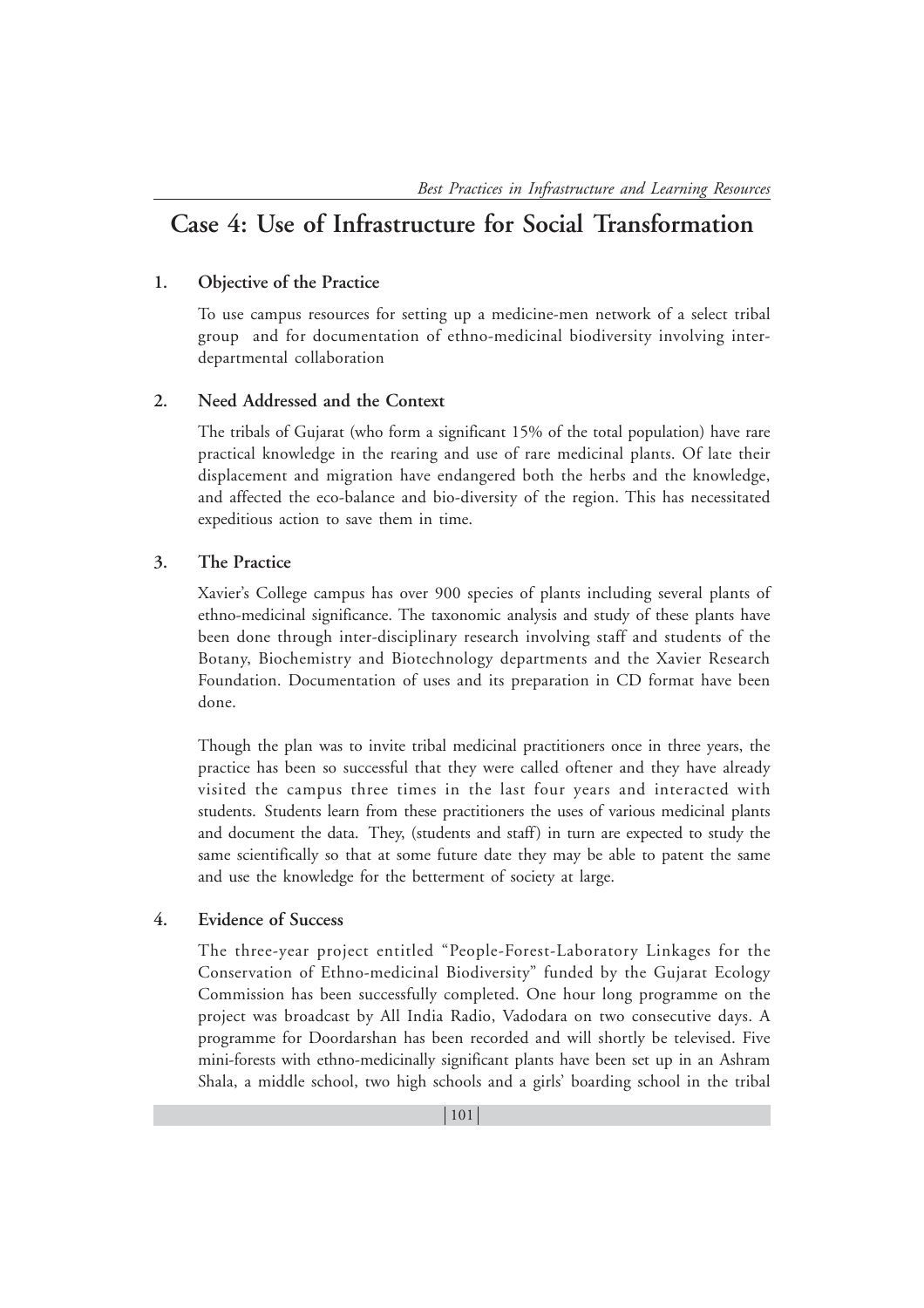## Case 4: Use of Infrastructure for Social Transformation

### 1. Objective of the Practice

To use campus resources for setting up a medicine-men network of a select tribal group and for documentation of ethno-medicinal biodiversity involving inter-departmental collaboration

### 2. Need Addressed and the Context

The tribals of Gujarat (who form a significant 15% of the total population) have rare practical knowledge in the rearing and use of rare medicinal plants. Of late their displacement and migration have endangered both the herbs and the knowledge, and affected the eco-balance and bio-diversity of the region. This has necessitated expeditious action to save them in time.

### 3. The Practice

Xavier's College campus has over 900 species of plants including several plants of ethno-medicinal significance. The taxonomic analysis and study of these plants have been done through inter-disciplinary research involving staff and students of the Botany, Biochemistry and Biotechnology departments and the Xavier Research Foundation. Documentation of uses and its preparation in CD format have been done.

Though the plan was to invite tribal medicinal practitioners once in three years, the practice has been so successful that they were called oftener and they have already visited the campus three times in the last four years and interacted with students. Students learn from these practitioners the uses of various medicinal plants and document the data. They, (students and staff) in turn are expected to study the same scientifically so that at some future date they may be able to patent the same and use the knowledge for the betterment of society at large.

### 4. Evidence of Success

The three-year project entitled "People-Forest-Laboratory Linkages for the Conservation of Ethno-medicinal Biodiversity" funded by the Gujarat Ecology Commission has been successfully completed. One hour long programme on the project was broadcast by All India Radio, Vadodara on two consecutive days. A programme for Doordarshan has been recorded and will shortly be televised. Five mini-forests with ethno-medicinally significant plants have been set up in an Ashram Shala, a middle school, two high schools and a girls' boarding school in the tribal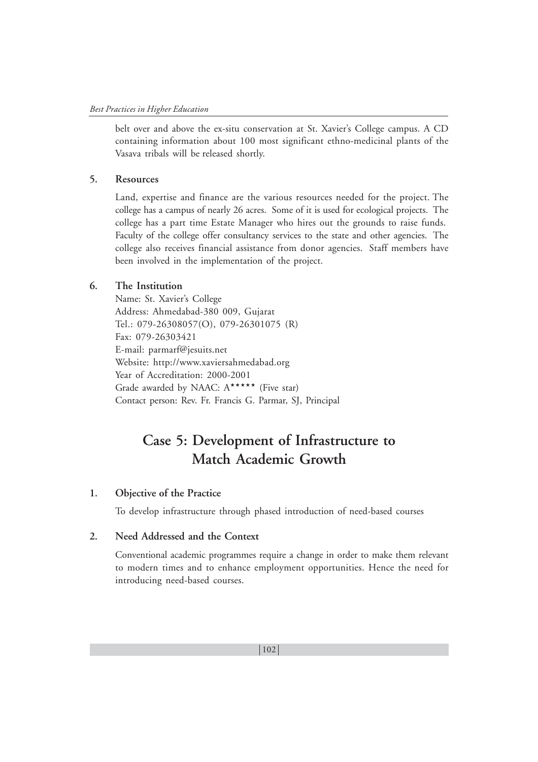belt over and above the ex-situ conservation at St. Xavier's College campus. A CD containing information about 100 most significant ethno-medicinal plants of the Vasava tribals will be released shortly.

**5. Resources**

Land, expertise and finance are the various resources needed for the project. The college has a campus of nearly 26 acres. Some of it is used for ecological projects. The college has a part time Estate Manager who hires out the grounds to raise funds. Faculty of the college offer consultancy services to the state and other agencies. The college also receives financial assistance from donor agencies. Staff members have been involved in the implementation of the project.

**6. The Institution**

Name: St. Xavier's College
Address: Ahmedabad-380 009, Gujarat
Tel.: 079-26308057(O), 079-26301075 (R)
Fax: 079-26303421
E-mail: parmarf@jesuits.net
Website: http://www.xaviersahmedabad.org
Year of Accreditation: 2000-2001
Grade awarded by NAAC: A***** (Five star)
Contact person: Rev. Fr. Francis G. Parmar, SJ, Principal

## Case 5: Development of Infrastructure to Match Academic Growth

**1. Objective of the Practice**

To develop infrastructure through phased introduction of need-based courses

**2. Need Addressed and the Context**

Conventional academic programmes require a change in order to make them relevant to modern times and to enhance employment opportunities. Hence the need for introducing need-based courses.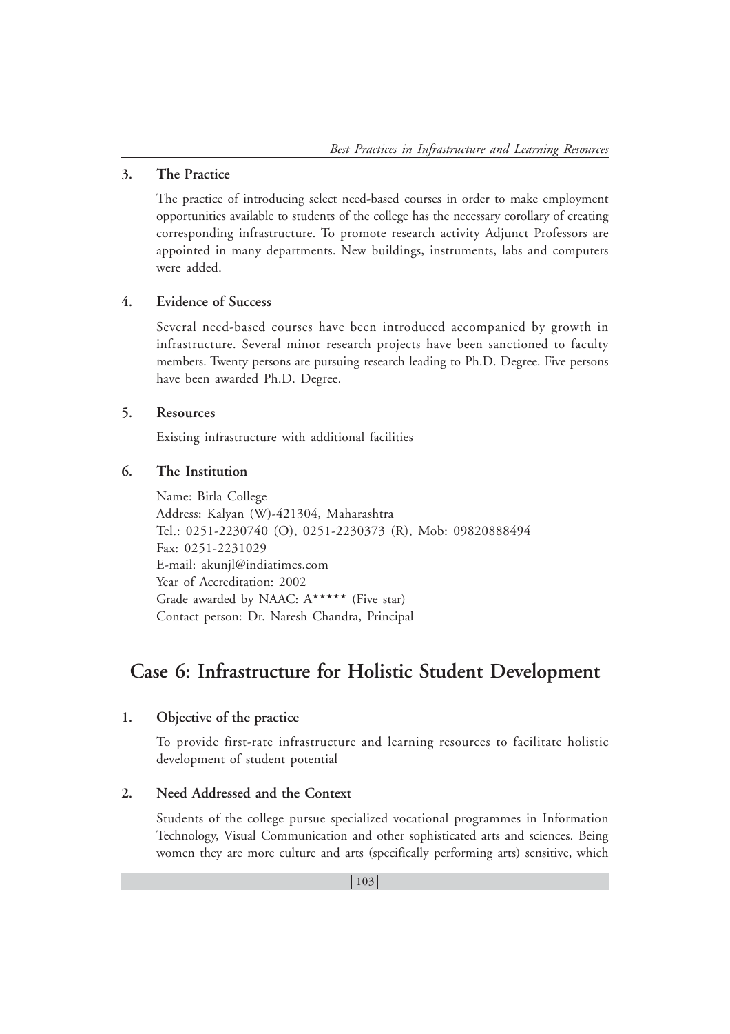### 3. The Practice

The practice of introducing select need-based courses in order to make employment opportunities available to students of the college has the necessary corollary of creating corresponding infrastructure. To promote research activity Adjunct Professors are appointed in many departments. New buildings, instruments, labs and computers were added.

### 4. Evidence of Success

Several need-based courses have been introduced accompanied by growth in infrastructure. Several minor research projects have been sanctioned to faculty members. Twenty persons are pursuing research leading to Ph.D. Degree. Five persons have been awarded Ph.D. Degree.

### 5. Resources

Existing infrastructure with additional facilities

### 6. The Institution

Name: Birla College
Address: Kalyan (W)-421304, Maharashtra
Tel.: 0251-2230740 (O), 0251-2230373 (R), Mob: 09820888494
Fax: 0251-2231029
E-mail: akunjl@indiatimes.com
Year of Accreditation: 2002
Grade awarded by NAAC: A***** (Five star)
Contact person: Dr. Naresh Chandra, Principal

## Case 6: Infrastructure for Holistic Student Development

### 1. Objective of the practice

To provide first-rate infrastructure and learning resources to facilitate holistic development of student potential

### 2. Need Addressed and the Context

Students of the college pursue specialized vocational programmes in Information Technology, Visual Communication and other sophisticated arts and sciences. Being women they are more culture and arts (specifically performing arts) sensitive, which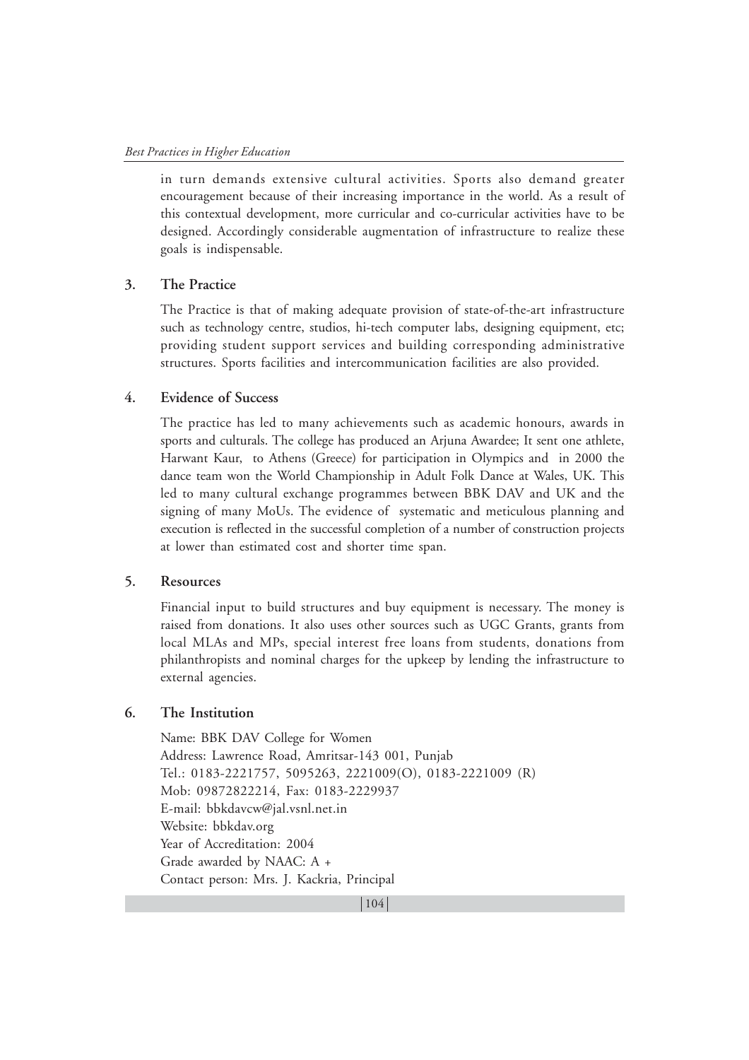in turn demands extensive cultural activities. Sports also demand greater encouragement because of their increasing importance in the world. As a result of this contextual development, more curricular and co-curricular activities have to be designed. Accordingly considerable augmentation of infrastructure to realize these goals is indispensable.

## 3. The Practice

The Practice is that of making adequate provision of state-of-the-art infrastructure such as technology centre, studios, hi-tech computer labs, designing equipment, etc; providing student support services and building corresponding administrative structures. Sports facilities and intercommunication facilities are also provided.

## 4. Evidence of Success

The practice has led to many achievements such as academic honours, awards in sports and culturals. The college has produced an Arjuna Awardee; It sent one athlete, Harwant Kaur, to Athens (Greece) for participation in Olympics and in 2000 the dance team won the World Championship in Adult Folk Dance at Wales, UK. This led to many cultural exchange programmes between BBK DAV and UK and the signing of many MoUs. The evidence of systematic and meticulous planning and execution is reflected in the successful completion of a number of construction projects at lower than estimated cost and shorter time span.

## 5. Resources

Financial input to build structures and buy equipment is necessary. The money is raised from donations. It also uses other sources such as UGC Grants, grants from local MLAs and MPs, special interest free loans from students, donations from philanthropists and nominal charges for the upkeep by lending the infrastructure to external agencies.

## 6. The Institution

Name: BBK DAV College for Women
Address: Lawrence Road, Amritsar-143 001, Punjab
Tel.: 0183-2221757, 5095263, 2221009(O), 0183-2221009 (R)
Mob: 09872822214, Fax: 0183-2229937
E-mail: bbkdavcw@jal.vsnl.net.in
Website: bbkdav.org
Year of Accreditation: 2004
Grade awarded by NAAC: A +
Contact person: Mrs. J. Kackria, Principal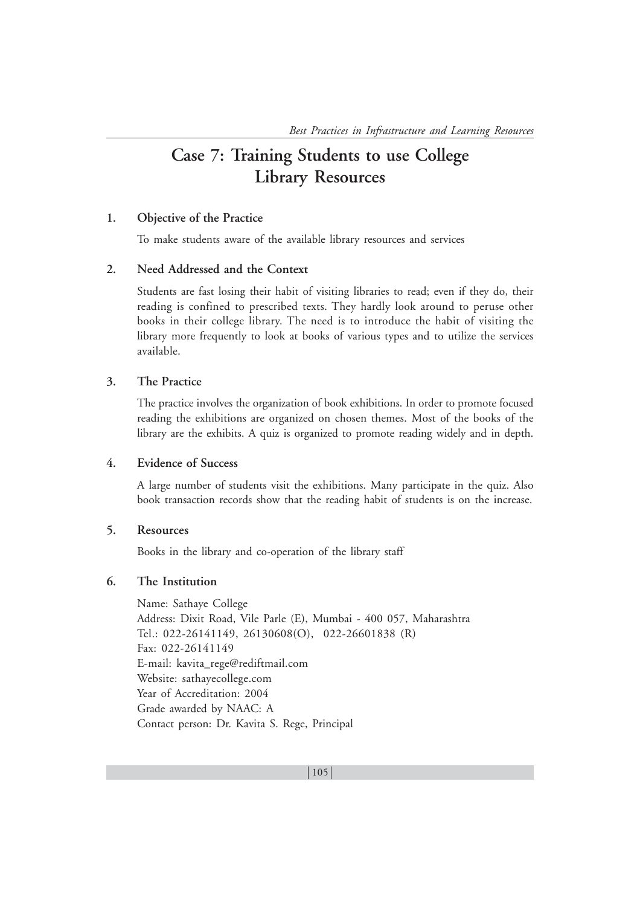# Case 7: Training Students to use College Library Resources

## 1. Objective of the Practice

To make students aware of the available library resources and services

## 2. Need Addressed and the Context

Students are fast losing their habit of visiting libraries to read; even if they do, their reading is confined to prescribed texts. They hardly look around to peruse other books in their college library. The need is to introduce the habit of visiting the library more frequently to look at books of various types and to utilize the services available.

## 3. The Practice

The practice involves the organization of book exhibitions. In order to promote focused reading the exhibitions are organized on chosen themes. Most of the books of the library are the exhibits. A quiz is organized to promote reading widely and in depth.

## 4. Evidence of Success

A large number of students visit the exhibitions. Many participate in the quiz. Also book transaction records show that the reading habit of students is on the increase.

## 5. Resources

Books in the library and co-operation of the library staff

## 6. The Institution

Name: Sathaye College
Address: Dixit Road, Vile Parle (E), Mumbai - 400 057, Maharashtra
Tel.: 022-26141149, 26130608(O), 022-26601838 (R)
Fax: 022-26141149
E-mail: kavita_rege@rediftmail.com
Website: sathayecollege.com
Year of Accreditation: 2004
Grade awarded by NAAC: A
Contact person: Dr. Kavita S. Rege, Principal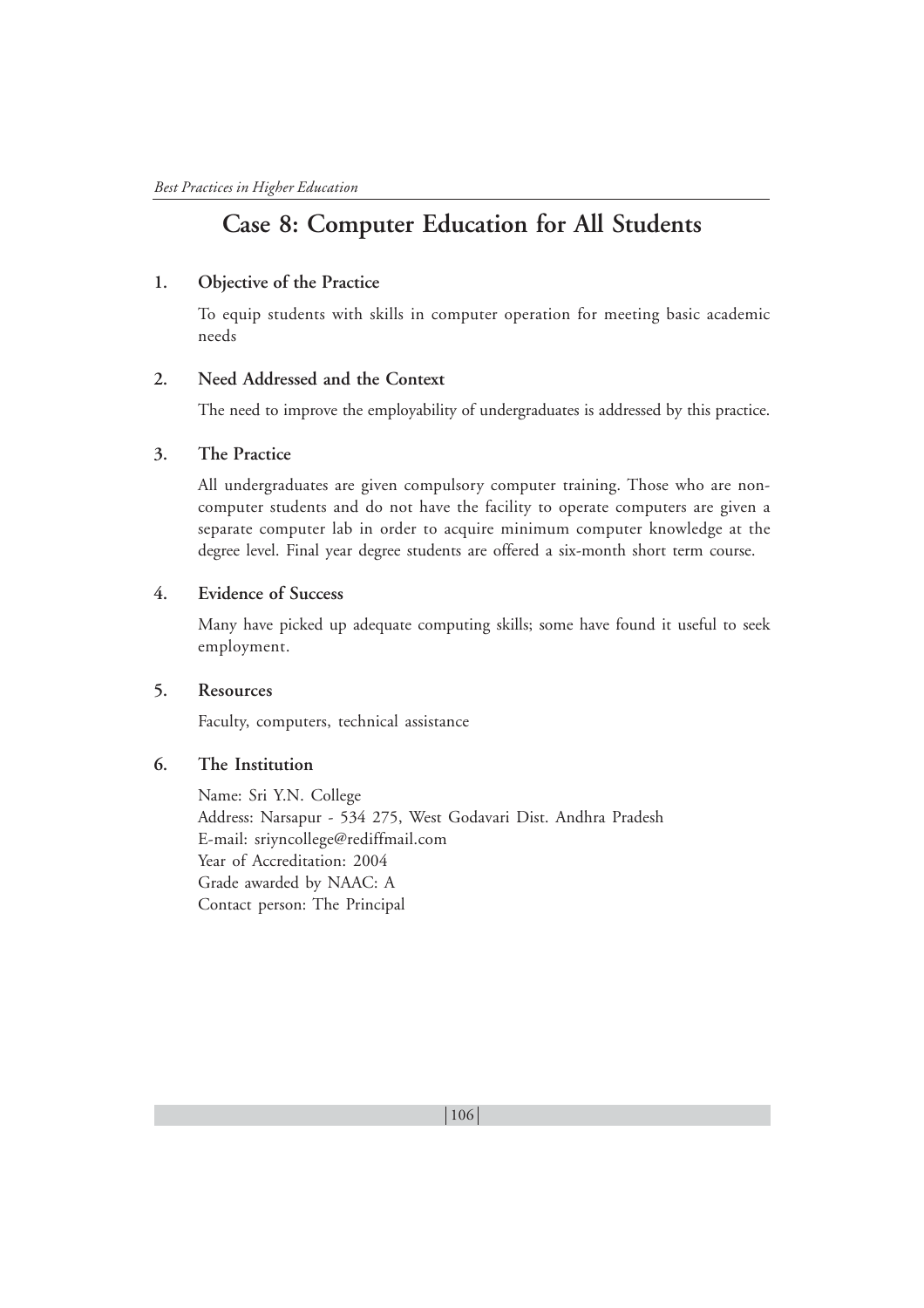# Case 8: Computer Education for All Students

## 1. Objective of the Practice

To equip students with skills in computer operation for meeting basic academic needs

## 2. Need Addressed and the Context

The need to improve the employability of undergraduates is addressed by this practice.

## 3. The Practice

All undergraduates are given compulsory computer training. Those who are non-computer students and do not have the facility to operate computers are given a separate computer lab in order to acquire minimum computer knowledge at the degree level. Final year degree students are offered a six-month short term course.

## 4. Evidence of Success

Many have picked up adequate computing skills; some have found it useful to seek employment.

## 5. Resources

Faculty, computers, technical assistance

## 6. The Institution

Name: Sri Y.N. College  
Address: Narsapur - 534 275, West Godavari Dist. Andhra Pradesh  
E-mail: sriyncollege@rediffmail.com  
Year of Accreditation: 2004  
Grade awarded by NAAC: A  
Contact person: The Principal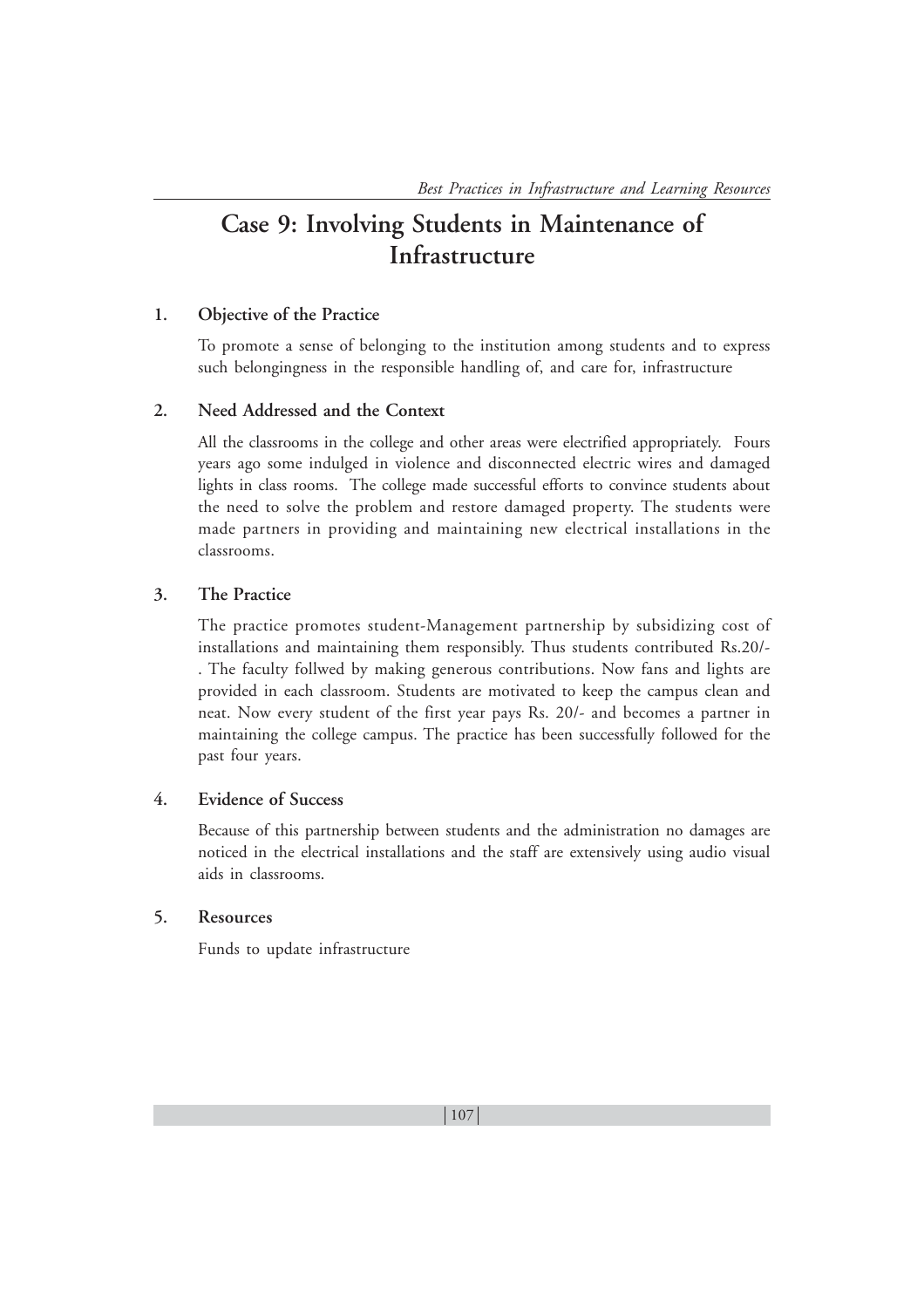# Case 9: Involving Students in Maintenance of Infrastructure

## 1. Objective of the Practice

To promote a sense of belonging to the institution among students and to express such belongingness in the responsible handling of, and care for, infrastructure

## 2. Need Addressed and the Context

All the classrooms in the college and other areas were electrified appropriately. Fours years ago some indulged in violence and disconnected electric wires and damaged lights in class rooms. The college made successful efforts to convince students about the need to solve the problem and restore damaged property. The students were made partners in providing and maintaining new electrical installations in the classrooms.

## 3. The Practice

The practice promotes student-Management partnership by subsidizing cost of installations and maintaining them responsibly. Thus students contributed Rs.20/- . The faculty follwed by making generous contributions. Now fans and lights are provided in each classroom. Students are motivated to keep the campus clean and neat. Now every student of the first year pays Rs. 20/- and becomes a partner in maintaining the college campus. The practice has been successfully followed for the past four years.

## 4. Evidence of Success

Because of this partnership between students and the administration no damages are noticed in the electrical installations and the staff are extensively using audio visual aids in classrooms.

## 5. Resources

Funds to update infrastructure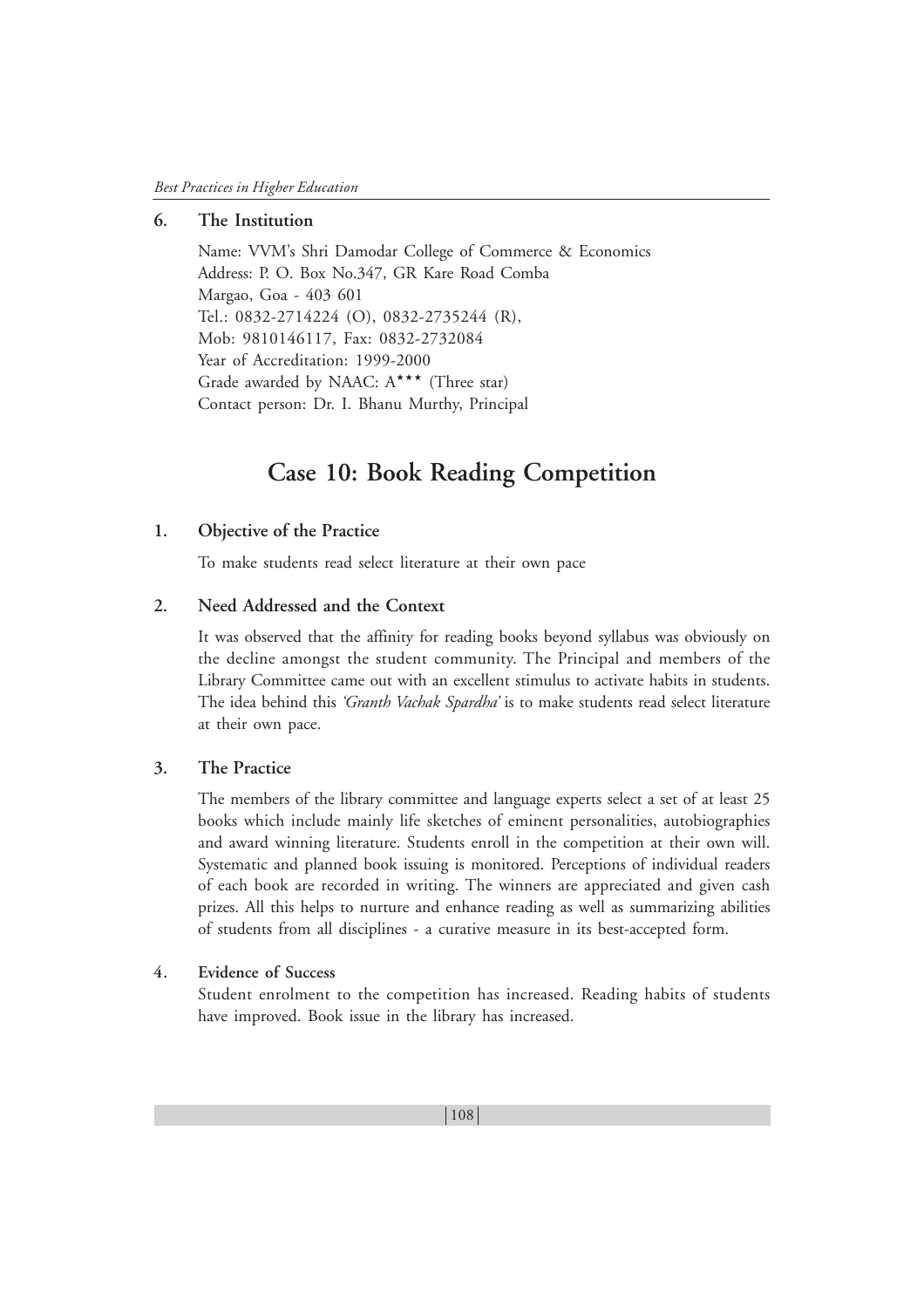## 6. The Institution

Name: VVM's Shri Damodar College of Commerce & Economics
Address: P. O. Box No.347, GR Kare Road Comba
Margao, Goa - 403 601
Tel.: 0832-2714224 (O), 0832-2735244 (R),
Mob: 9810146117, Fax: 0832-2732084
Year of Accreditation: 1999-2000
Grade awarded by NAAC: A*** (Three star)
Contact person: Dr. I. Bhanu Murthy, Principal

# Case 10: Book Reading Competition

## 1. Objective of the Practice

To make students read select literature at their own pace

## 2. Need Addressed and the Context

It was observed that the affinity for reading books beyond syllabus was obviously on the decline amongst the student community. The Principal and members of the Library Committee came out with an excellent stimulus to activate habits in students. The idea behind this *'Granth Vachak Spardha'* is to make students read select literature at their own pace.

## 3. The Practice

The members of the library committee and language experts select a set of at least 25 books which include mainly life sketches of eminent personalities, autobiographies and award winning literature. Students enroll in the competition at their own will. Systematic and planned book issuing is monitored. Perceptions of individual readers of each book are recorded in writing. The winners are appreciated and given cash prizes. All this helps to nurture and enhance reading as well as summarizing abilities of students from all disciplines - a curative measure in its best-accepted form.

## 4. Evidence of Success

Student enrolment to the competition has increased. Reading habits of students have improved. Book issue in the library has increased.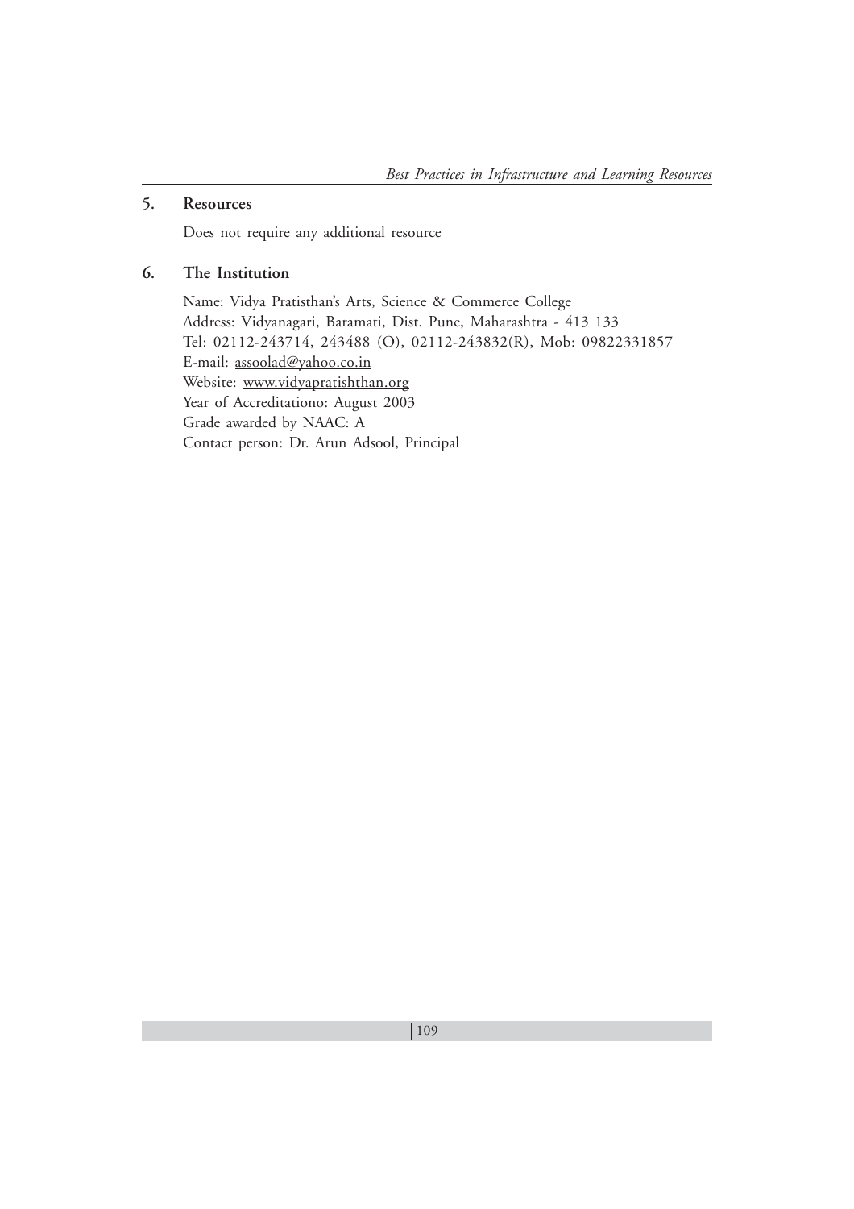## 5. Resources

Does not require any additional resource

## 6. The Institution

Name: Vidya Pratisthan's Arts, Science & Commerce College
Address: Vidyanagari, Baramati, Dist. Pune, Maharashtra - 413 133
Tel: 02112-243714, 243488 (O), 02112-243832(R), Mob: 09822331857
E-mail: assoolad@yahoo.co.in
Website: www.vidyapratishthan.org
Year of Accreditationo: August 2003
Grade awarded by NAAC: A
Contact person: Dr. Arun Adsool, Principal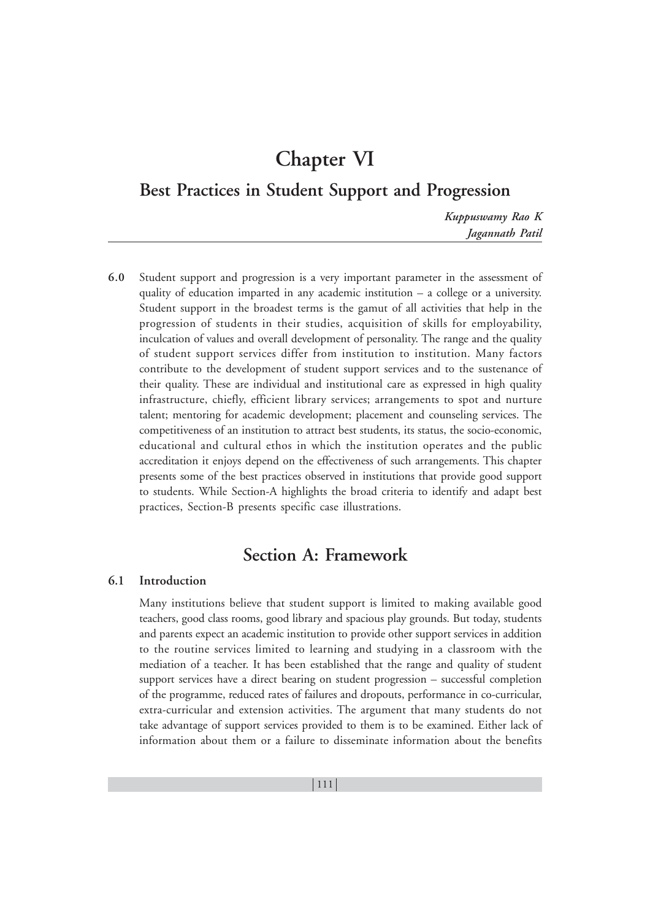# Chapter VI

## Best Practices in Student Support and Progression

*Kuppuswamy Rao K*
*Jagannath Patil*

**6.0** Student support and progression is a very important parameter in the assessment of quality of education imparted in any academic institution – a college or a university. Student support in the broadest terms is the gamut of all activities that help in the progression of students in their studies, acquisition of skills for employability, inculcation of values and overall development of personality. The range and the quality of student support services differ from institution to institution. Many factors contribute to the development of student support services and to the sustenance of their quality. These are individual and institutional care as expressed in high quality infrastructure, chiefly, efficient library services; arrangements to spot and nurture talent; mentoring for academic development; placement and counseling services. The competitiveness of an institution to attract best students, its status, the socio-economic, educational and cultural ethos in which the institution operates and the public accreditation it enjoys depend on the effectiveness of such arrangements. This chapter presents some of the best practices observed in institutions that provide good support to students. While Section-A highlights the broad criteria to identify and adapt best practices, Section-B presents specific case illustrations.

## Section A: Framework

### 6.1 Introduction

Many institutions believe that student support is limited to making available good teachers, good class rooms, good library and spacious play grounds. But today, students and parents expect an academic institution to provide other support services in addition to the routine services limited to learning and studying in a classroom with the mediation of a teacher. It has been established that the range and quality of student support services have a direct bearing on student progression – successful completion of the programme, reduced rates of failures and dropouts, performance in co-curricular, extra-curricular and extension activities. The argument that many students do not take advantage of support services provided to them is to be examined. Either lack of information about them or a failure to disseminate information about the benefits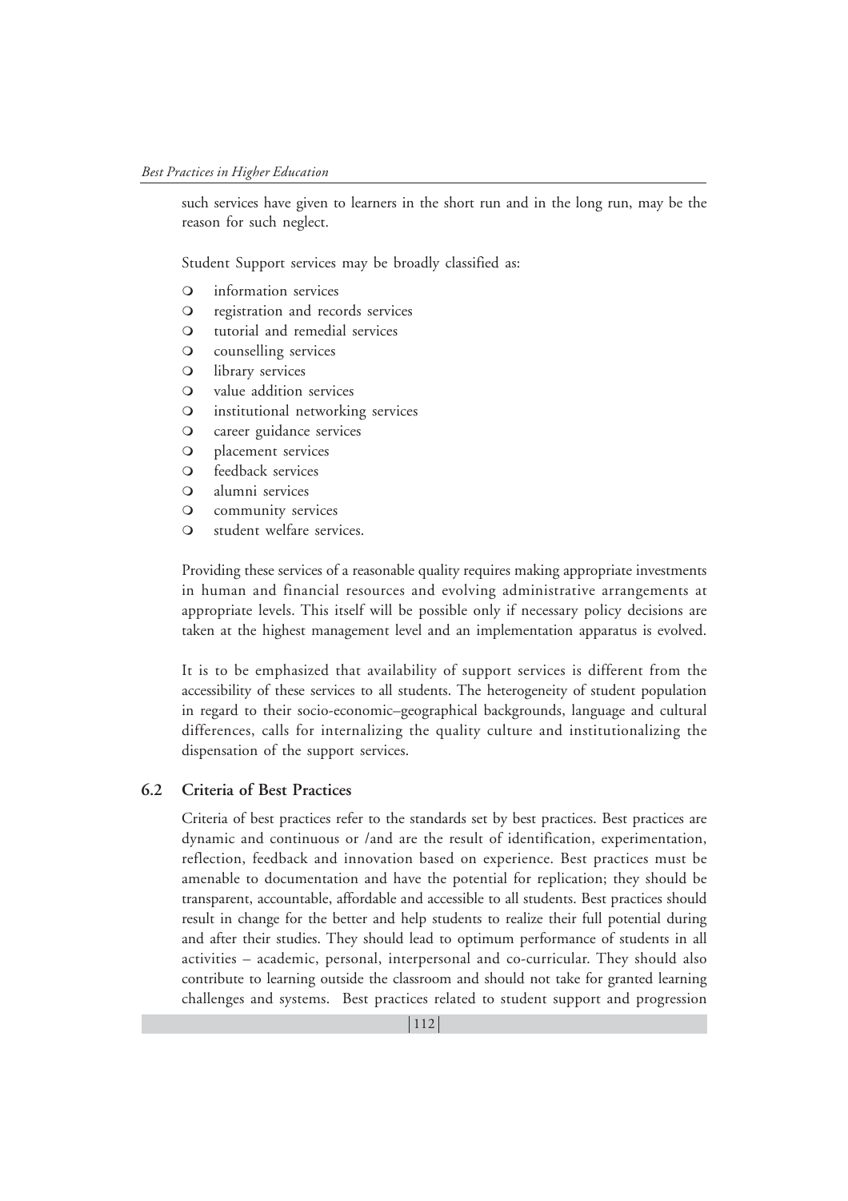such services have given to learners in the short run and in the long run, may be the reason for such neglect.

Student Support services may be broadly classified as:

- information services
- registration and records services
- tutorial and remedial services
- counselling services
- library services
- value addition services
- institutional networking services
- career guidance services
- placement services
- feedback services
- alumni services
- community services
- student welfare services.

Providing these services of a reasonable quality requires making appropriate investments in human and financial resources and evolving administrative arrangements at appropriate levels. This itself will be possible only if necessary policy decisions are taken at the highest management level and an implementation apparatus is evolved.

It is to be emphasized that availability of support services is different from the accessibility of these services to all students. The heterogeneity of student population in regard to their socio-economic–geographical backgrounds, language and cultural differences, calls for internalizing the quality culture and institutionalizing the dispensation of the support services.

## 6.2 Criteria of Best Practices

Criteria of best practices refer to the standards set by best practices. Best practices are dynamic and continuous or /and are the result of identification, experimentation, reflection, feedback and innovation based on experience. Best practices must be amenable to documentation and have the potential for replication; they should be transparent, accountable, affordable and accessible to all students. Best practices should result in change for the better and help students to realize their full potential during and after their studies. They should lead to optimum performance of students in all activities – academic, personal, interpersonal and co-curricular. They should also contribute to learning outside the classroom and should not take for granted learning challenges and systems. Best practices related to student support and progression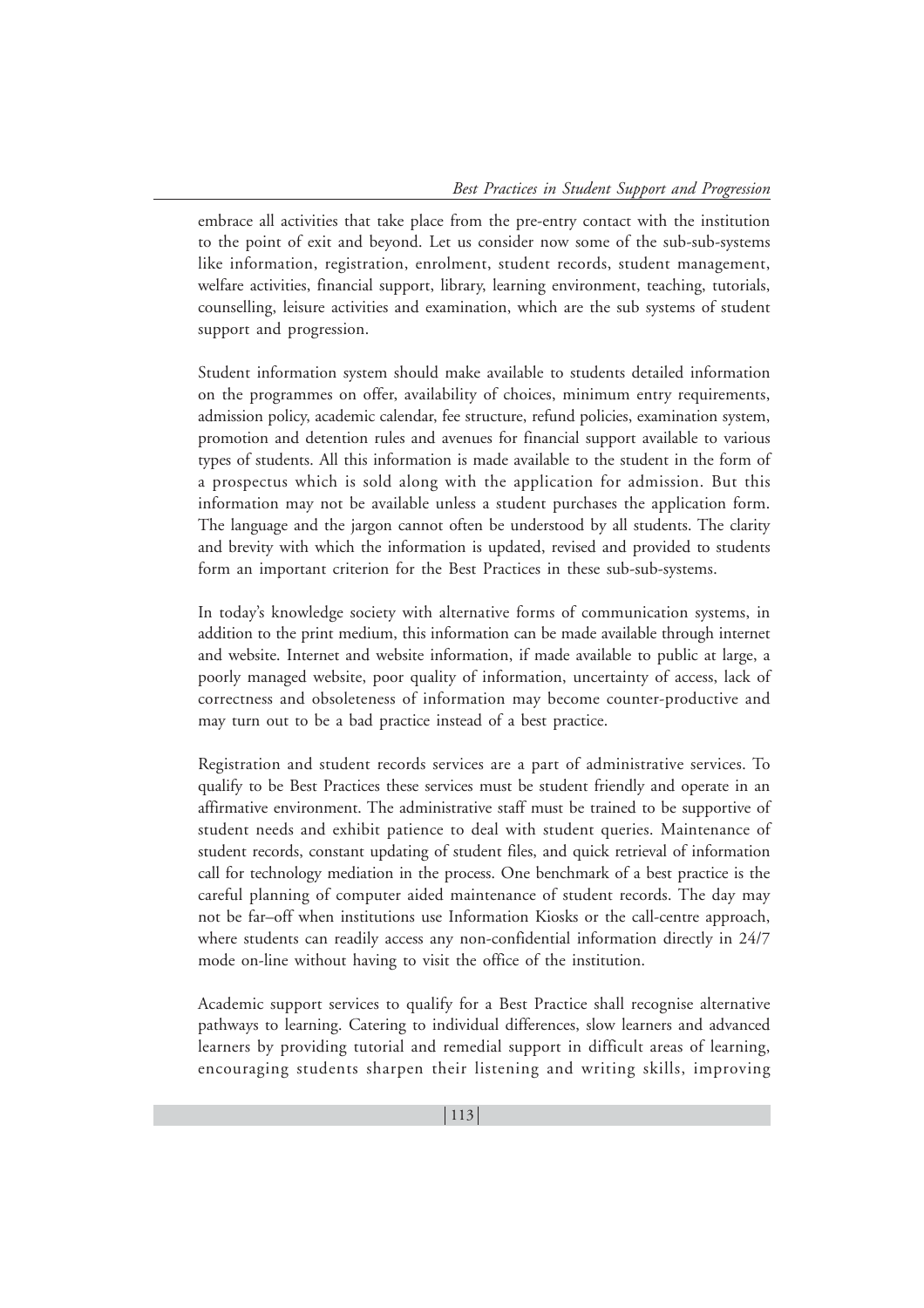embrace all activities that take place from the pre-entry contact with the institution to the point of exit and beyond. Let us consider now some of the sub-sub-systems like information, registration, enrolment, student records, student management, welfare activities, financial support, library, learning environment, teaching, tutorials, counselling, leisure activities and examination, which are the sub systems of student support and progression.

Student information system should make available to students detailed information on the programmes on offer, availability of choices, minimum entry requirements, admission policy, academic calendar, fee structure, refund policies, examination system, promotion and detention rules and avenues for financial support available to various types of students. All this information is made available to the student in the form of a prospectus which is sold along with the application for admission. But this information may not be available unless a student purchases the application form. The language and the jargon cannot often be understood by all students. The clarity and brevity with which the information is updated, revised and provided to students form an important criterion for the Best Practices in these sub-sub-systems.

In today's knowledge society with alternative forms of communication systems, in addition to the print medium, this information can be made available through internet and website. Internet and website information, if made available to public at large, a poorly managed website, poor quality of information, uncertainty of access, lack of correctness and obsoleteness of information may become counter-productive and may turn out to be a bad practice instead of a best practice.

Registration and student records services are a part of administrative services. To qualify to be Best Practices these services must be student friendly and operate in an affirmative environment. The administrative staff must be trained to be supportive of student needs and exhibit patience to deal with student queries. Maintenance of student records, constant updating of student files, and quick retrieval of information call for technology mediation in the process. One benchmark of a best practice is the careful planning of computer aided maintenance of student records. The day may not be far–off when institutions use Information Kiosks or the call-centre approach, where students can readily access any non-confidential information directly in 24/7 mode on-line without having to visit the office of the institution.

Academic support services to qualify for a Best Practice shall recognise alternative pathways to learning. Catering to individual differences, slow learners and advanced learners by providing tutorial and remedial support in difficult areas of learning, encouraging students sharpen their listening and writing skills, improving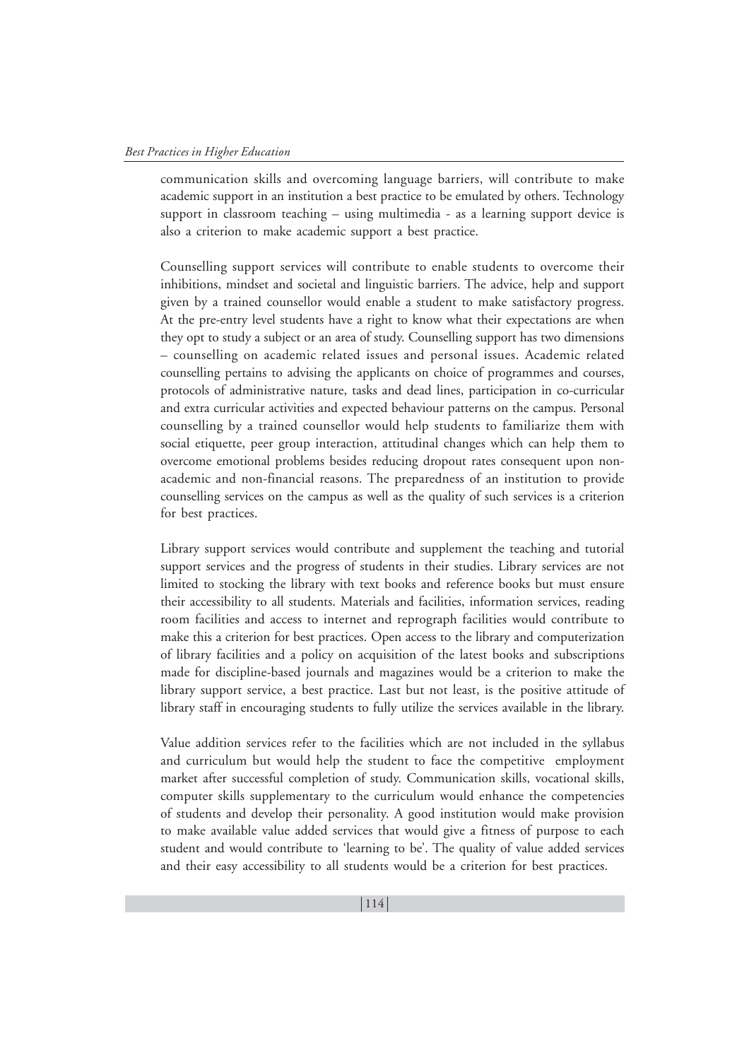communication skills and overcoming language barriers, will contribute to make academic support in an institution a best practice to be emulated by others. Technology support in classroom teaching – using multimedia - as a learning support device is also a criterion to make academic support a best practice.

Counselling support services will contribute to enable students to overcome their inhibitions, mindset and societal and linguistic barriers. The advice, help and support given by a trained counsellor would enable a student to make satisfactory progress. At the pre-entry level students have a right to know what their expectations are when they opt to study a subject or an area of study. Counselling support has two dimensions – counselling on academic related issues and personal issues. Academic related counselling pertains to advising the applicants on choice of programmes and courses, protocols of administrative nature, tasks and dead lines, participation in co-curricular and extra curricular activities and expected behaviour patterns on the campus. Personal counselling by a trained counsellor would help students to familiarize them with social etiquette, peer group interaction, attitudinal changes which can help them to overcome emotional problems besides reducing dropout rates consequent upon non-academic and non-financial reasons. The preparedness of an institution to provide counselling services on the campus as well as the quality of such services is a criterion for best practices.

Library support services would contribute and supplement the teaching and tutorial support services and the progress of students in their studies. Library services are not limited to stocking the library with text books and reference books but must ensure their accessibility to all students. Materials and facilities, information services, reading room facilities and access to internet and reprograph facilities would contribute to make this a criterion for best practices. Open access to the library and computerization of library facilities and a policy on acquisition of the latest books and subscriptions made for discipline-based journals and magazines would be a criterion to make the library support service, a best practice. Last but not least, is the positive attitude of library staff in encouraging students to fully utilize the services available in the library.

Value addition services refer to the facilities which are not included in the syllabus and curriculum but would help the student to face the competitive employment market after successful completion of study. Communication skills, vocational skills, computer skills supplementary to the curriculum would enhance the competencies of students and develop their personality. A good institution would make provision to make available value added services that would give a fitness of purpose to each student and would contribute to 'learning to be'. The quality of value added services and their easy accessibility to all students would be a criterion for best practices.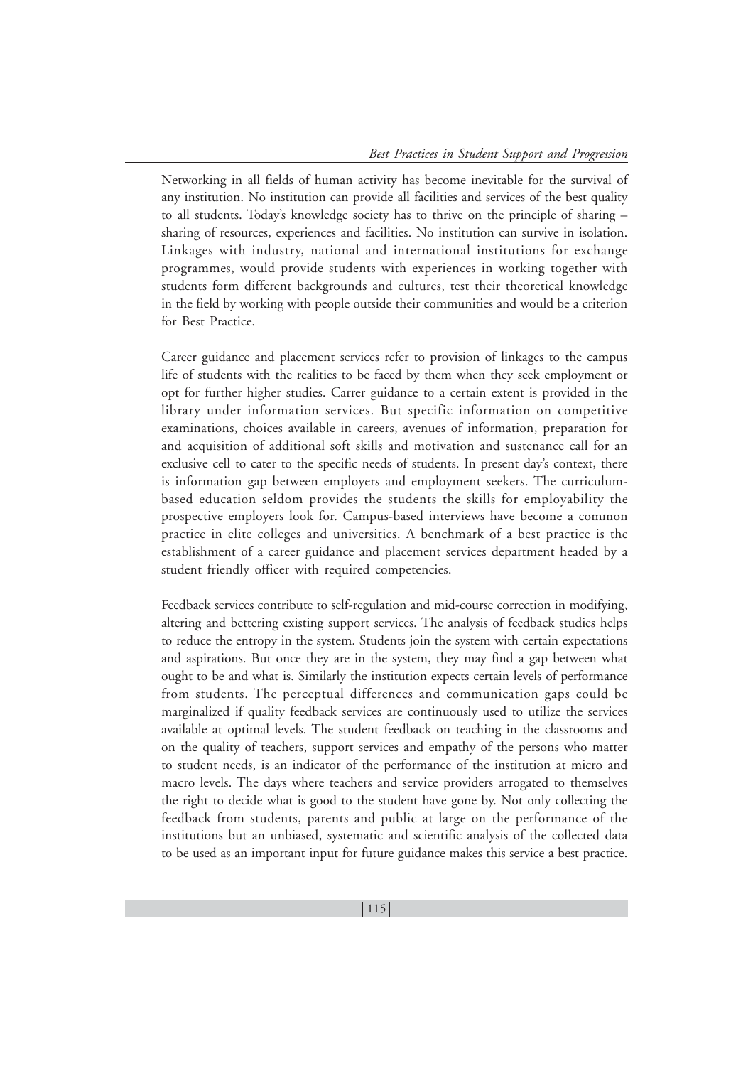Networking in all fields of human activity has become inevitable for the survival of any institution. No institution can provide all facilities and services of the best quality to all students. Today's knowledge society has to thrive on the principle of sharing – sharing of resources, experiences and facilities. No institution can survive in isolation. Linkages with industry, national and international institutions for exchange programmes, would provide students with experiences in working together with students form different backgrounds and cultures, test their theoretical knowledge in the field by working with people outside their communities and would be a criterion for Best Practice.

Career guidance and placement services refer to provision of linkages to the campus life of students with the realities to be faced by them when they seek employment or opt for further higher studies. Carrer guidance to a certain extent is provided in the library under information services. But specific information on competitive examinations, choices available in careers, avenues of information, preparation for and acquisition of additional soft skills and motivation and sustenance call for an exclusive cell to cater to the specific needs of students. In present day's context, there is information gap between employers and employment seekers. The curriculum-based education seldom provides the students the skills for employability the prospective employers look for. Campus-based interviews have become a common practice in elite colleges and universities. A benchmark of a best practice is the establishment of a career guidance and placement services department headed by a student friendly officer with required competencies.

Feedback services contribute to self-regulation and mid-course correction in modifying, altering and bettering existing support services. The analysis of feedback studies helps to reduce the entropy in the system. Students join the system with certain expectations and aspirations. But once they are in the system, they may find a gap between what ought to be and what is. Similarly the institution expects certain levels of performance from students. The perceptual differences and communication gaps could be marginalized if quality feedback services are continuously used to utilize the services available at optimal levels. The student feedback on teaching in the classrooms and on the quality of teachers, support services and empathy of the persons who matter to student needs, is an indicator of the performance of the institution at micro and macro levels. The days where teachers and service providers arrogated to themselves the right to decide what is good to the student have gone by. Not only collecting the feedback from students, parents and public at large on the performance of the institutions but an unbiased, systematic and scientific analysis of the collected data to be used as an important input for future guidance makes this service a best practice.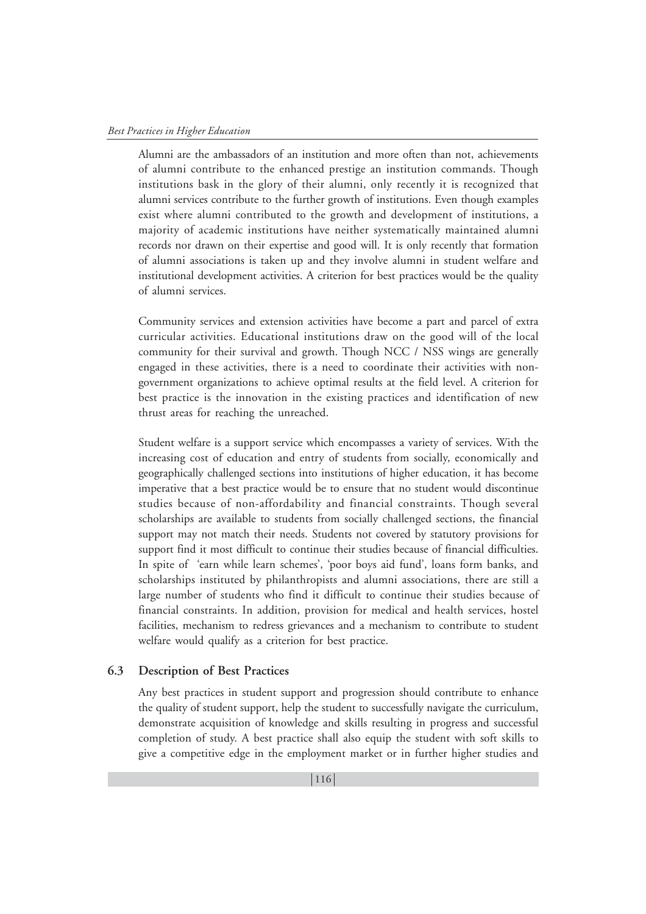Alumni are the ambassadors of an institution and more often than not, achievements of alumni contribute to the enhanced prestige an institution commands. Though institutions bask in the glory of their alumni, only recently it is recognized that alumni services contribute to the further growth of institutions. Even though examples exist where alumni contributed to the growth and development of institutions, a majority of academic institutions have neither systematically maintained alumni records nor drawn on their expertise and good will. It is only recently that formation of alumni associations is taken up and they involve alumni in student welfare and institutional development activities. A criterion for best practices would be the quality of alumni services.

Community services and extension activities have become a part and parcel of extra curricular activities. Educational institutions draw on the good will of the local community for their survival and growth. Though NCC / NSS wings are generally engaged in these activities, there is a need to coordinate their activities with non-government organizations to achieve optimal results at the field level. A criterion for best practice is the innovation in the existing practices and identification of new thrust areas for reaching the unreached.

Student welfare is a support service which encompasses a variety of services. With the increasing cost of education and entry of students from socially, economically and geographically challenged sections into institutions of higher education, it has become imperative that a best practice would be to ensure that no student would discontinue studies because of non-affordability and financial constraints. Though several scholarships are available to students from socially challenged sections, the financial support may not match their needs. Students not covered by statutory provisions for support find it most difficult to continue their studies because of financial difficulties. In spite of 'earn while learn schemes', 'poor boys aid fund', loans form banks, and scholarships instituted by philanthropists and alumni associations, there are still a large number of students who find it difficult to continue their studies because of financial constraints. In addition, provision for medical and health services, hostel facilities, mechanism to redress grievances and a mechanism to contribute to student welfare would qualify as a criterion for best practice.

## 6.3 Description of Best Practices

Any best practices in student support and progression should contribute to enhance the quality of student support, help the student to successfully navigate the curriculum, demonstrate acquisition of knowledge and skills resulting in progress and successful completion of study. A best practice shall also equip the student with soft skills to give a competitive edge in the employment market or in further higher studies and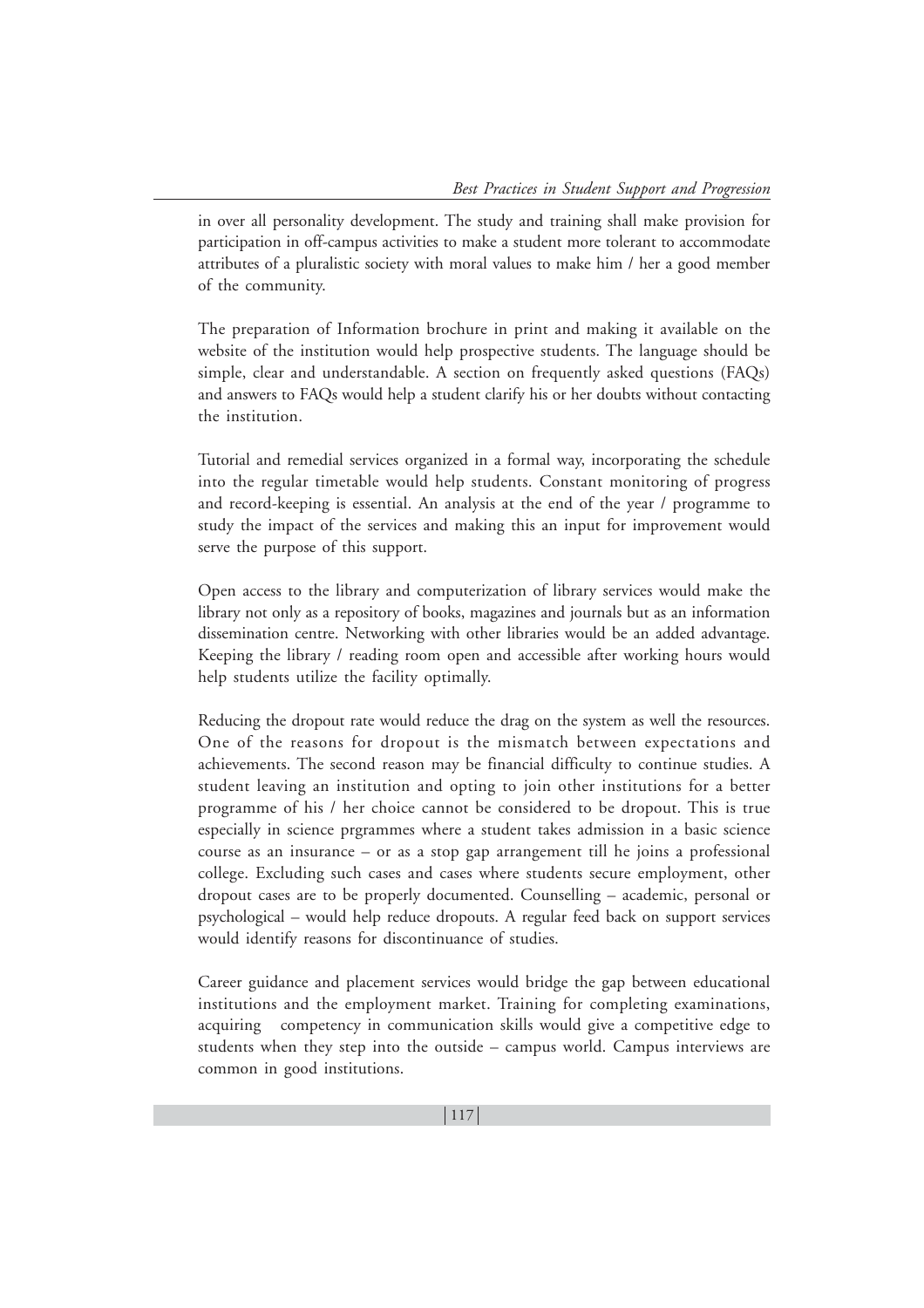in over all personality development. The study and training shall make provision for participation in off-campus activities to make a student more tolerant to accommodate attributes of a pluralistic society with moral values to make him / her a good member of the community.

The preparation of Information brochure in print and making it available on the website of the institution would help prospective students. The language should be simple, clear and understandable. A section on frequently asked questions (FAQs) and answers to FAQs would help a student clarify his or her doubts without contacting the institution.

Tutorial and remedial services organized in a formal way, incorporating the schedule into the regular timetable would help students. Constant monitoring of progress and record-keeping is essential. An analysis at the end of the year / programme to study the impact of the services and making this an input for improvement would serve the purpose of this support.

Open access to the library and computerization of library services would make the library not only as a repository of books, magazines and journals but as an information dissemination centre. Networking with other libraries would be an added advantage. Keeping the library / reading room open and accessible after working hours would help students utilize the facility optimally.

Reducing the dropout rate would reduce the drag on the system as well the resources. One of the reasons for dropout is the mismatch between expectations and achievements. The second reason may be financial difficulty to continue studies. A student leaving an institution and opting to join other institutions for a better programme of his / her choice cannot be considered to be dropout. This is true especially in science prgrammes where a student takes admission in a basic science course as an insurance – or as a stop gap arrangement till he joins a professional college. Excluding such cases and cases where students secure employment, other dropout cases are to be properly documented. Counselling – academic, personal or psychological – would help reduce dropouts. A regular feed back on support services would identify reasons for discontinuance of studies.

Career guidance and placement services would bridge the gap between educational institutions and the employment market. Training for completing examinations, acquiring competency in communication skills would give a competitive edge to students when they step into the outside – campus world. Campus interviews are common in good institutions.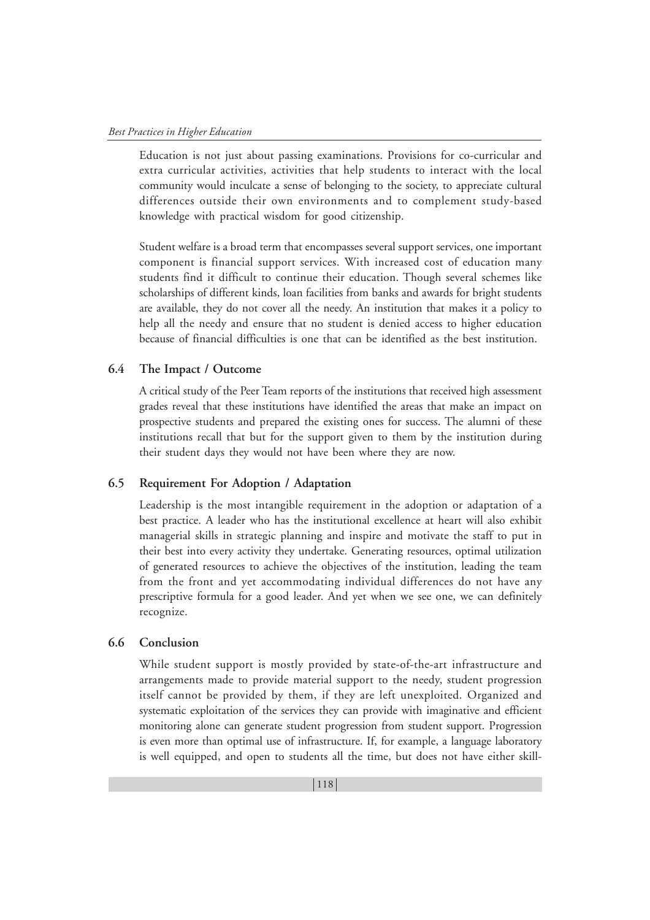Education is not just about passing examinations. Provisions for co-curricular and extra curricular activities, activities that help students to interact with the local community would inculcate a sense of belonging to the society, to appreciate cultural differences outside their own environments and to complement study-based knowledge with practical wisdom for good citizenship.

Student welfare is a broad term that encompasses several support services, one important component is financial support services. With increased cost of education many students find it difficult to continue their education. Though several schemes like scholarships of different kinds, loan facilities from banks and awards for bright students are available, they do not cover all the needy. An institution that makes it a policy to help all the needy and ensure that no student is denied access to higher education because of financial difficulties is one that can be identified as the best institution.

## 6.4 The Impact / Outcome

A critical study of the Peer Team reports of the institutions that received high assessment grades reveal that these institutions have identified the areas that make an impact on prospective students and prepared the existing ones for success. The alumni of these institutions recall that but for the support given to them by the institution during their student days they would not have been where they are now.

## 6.5 Requirement For Adoption / Adaptation

Leadership is the most intangible requirement in the adoption or adaptation of a best practice. A leader who has the institutional excellence at heart will also exhibit managerial skills in strategic planning and inspire and motivate the staff to put in their best into every activity they undertake. Generating resources, optimal utilization of generated resources to achieve the objectives of the institution, leading the team from the front and yet accommodating individual differences do not have any prescriptive formula for a good leader. And yet when we see one, we can definitely recognize.

## 6.6 Conclusion

While student support is mostly provided by state-of-the-art infrastructure and arrangements made to provide material support to the needy, student progression itself cannot be provided by them, if they are left unexploited. Organized and systematic exploitation of the services they can provide with imaginative and efficient monitoring alone can generate student progression from student support. Progression is even more than optimal use of infrastructure. If, for example, a language laboratory is well equipped, and open to students all the time, but does not have either skill-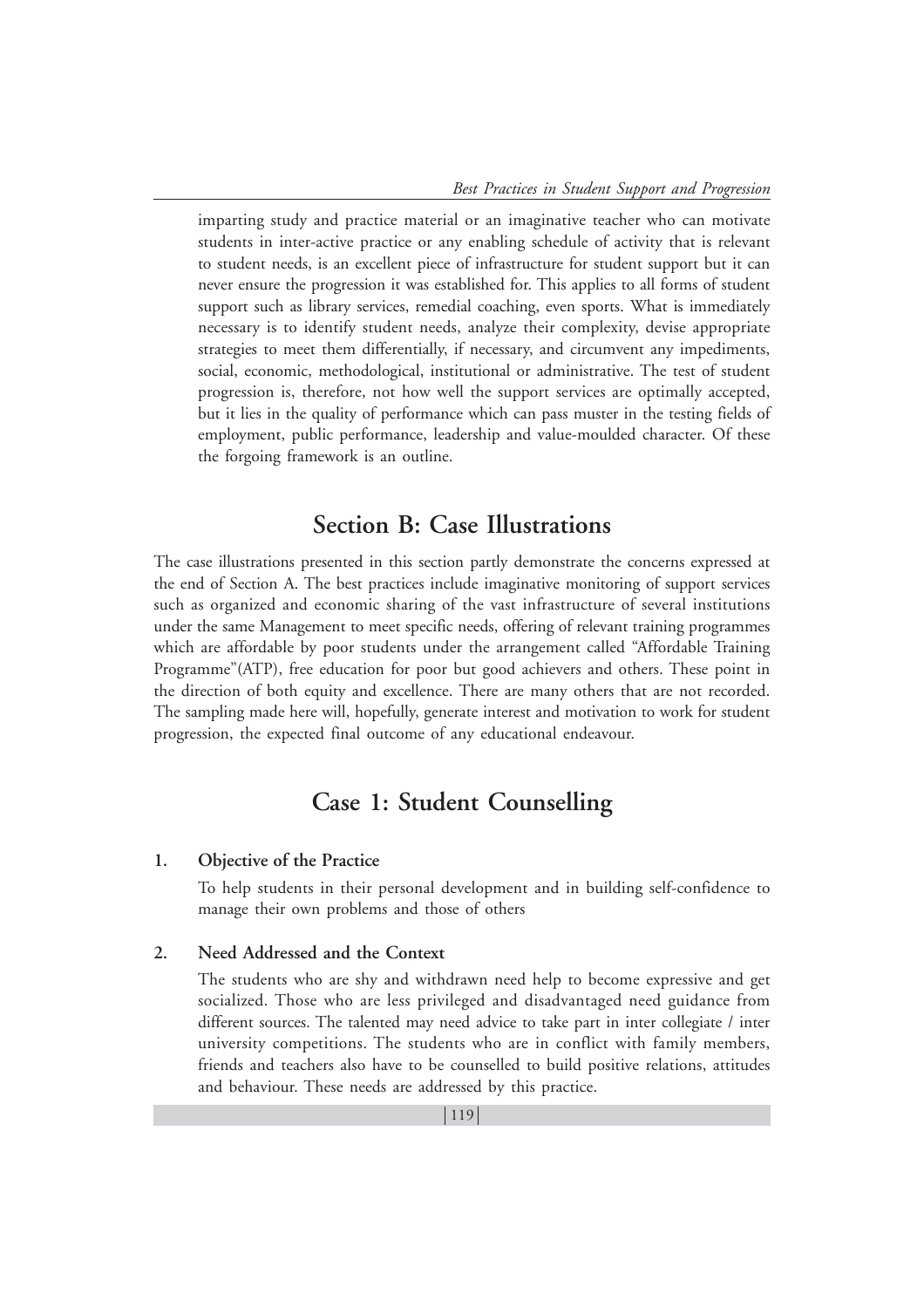imparting study and practice material or an imaginative teacher who can motivate students in inter-active practice or any enabling schedule of activity that is relevant to student needs, is an excellent piece of infrastructure for student support but it can never ensure the progression it was established for. This applies to all forms of student support such as library services, remedial coaching, even sports. What is immediately necessary is to identify student needs, analyze their complexity, devise appropriate strategies to meet them differentially, if necessary, and circumvent any impediments, social, economic, methodological, institutional or administrative. The test of student progression is, therefore, not how well the support services are optimally accepted, but it lies in the quality of performance which can pass muster in the testing fields of employment, public performance, leadership and value-moulded character. Of these the forgoing framework is an outline.

# Section B: Case Illustrations

The case illustrations presented in this section partly demonstrate the concerns expressed at the end of Section A. The best practices include imaginative monitoring of support services such as organized and economic sharing of the vast infrastructure of several institutions under the same Management to meet specific needs, offering of relevant training programmes which are affordable by poor students under the arrangement called "Affordable Training Programme"(ATP), free education for poor but good achievers and others. These point in the direction of both equity and excellence. There are many others that are not recorded. The sampling made here will, hopefully, generate interest and motivation to work for student progression, the expected final outcome of any educational endeavour.

# Case 1: Student Counselling

**1. Objective of the Practice**

To help students in their personal development and in building self-confidence to manage their own problems and those of others

**2. Need Addressed and the Context**

The students who are shy and withdrawn need help to become expressive and get socialized. Those who are less privileged and disadvantaged need guidance from different sources. The talented may need advice to take part in inter collegiate / inter university competitions. The students who are in conflict with family members, friends and teachers also have to be counselled to build positive relations, attitudes and behaviour. These needs are addressed by this practice.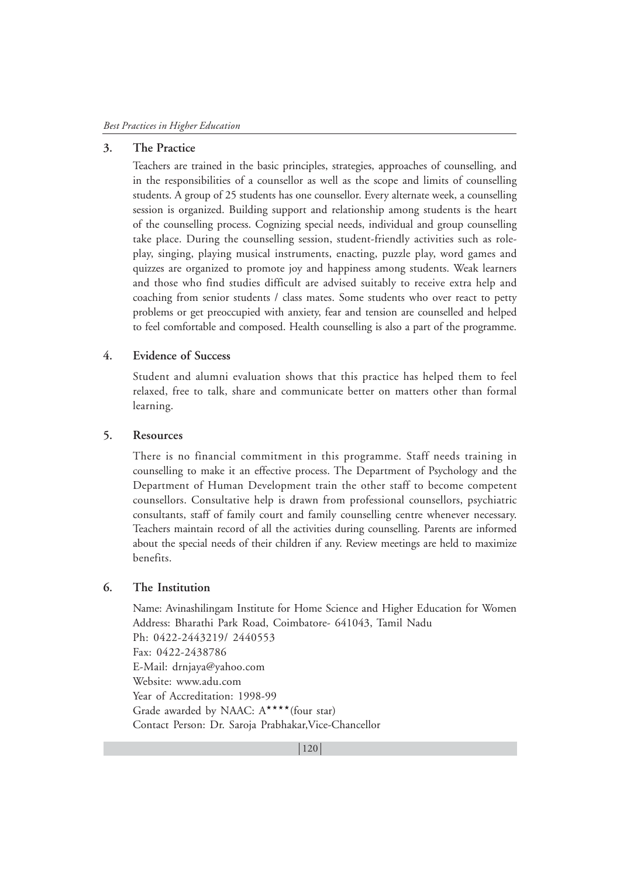## 3. The Practice

Teachers are trained in the basic principles, strategies, approaches of counselling, and in the responsibilities of a counsellor as well as the scope and limits of counselling students. A group of 25 students has one counsellor. Every alternate week, a counselling session is organized. Building support and relationship among students is the heart of the counselling process. Cognizing special needs, individual and group counselling take place. During the counselling session, student-friendly activities such as role-play, singing, playing musical instruments, enacting, puzzle play, word games and quizzes are organized to promote joy and happiness among students. Weak learners and those who find studies difficult are advised suitably to receive extra help and coaching from senior students / class mates. Some students who over react to petty problems or get preoccupied with anxiety, fear and tension are counselled and helped to feel comfortable and composed. Health counselling is also a part of the programme.

## 4. Evidence of Success

Student and alumni evaluation shows that this practice has helped them to feel relaxed, free to talk, share and communicate better on matters other than formal learning.

## 5. Resources

There is no financial commitment in this programme. Staff needs training in counselling to make it an effective process. The Department of Psychology and the Department of Human Development train the other staff to become competent counsellors. Consultative help is drawn from professional counsellors, psychiatric consultants, staff of family court and family counselling centre whenever necessary. Teachers maintain record of all the activities during counselling. Parents are informed about the special needs of their children if any. Review meetings are held to maximize benefits.

## 6. The Institution

Name: Avinashilingam Institute for Home Science and Higher Education for Women
Address: Bharathi Park Road, Coimbatore- 641043, Tamil Nadu
Ph: 0422-2443219/ 2440553
Fax: 0422-2438786
E-Mail: drnjaya@yahoo.com
Website: www.adu.com
Year of Accreditation: 1998-99
Grade awarded by NAAC: A**** (four star)
Contact Person: Dr. Saroja Prabhakar,Vice-Chancellor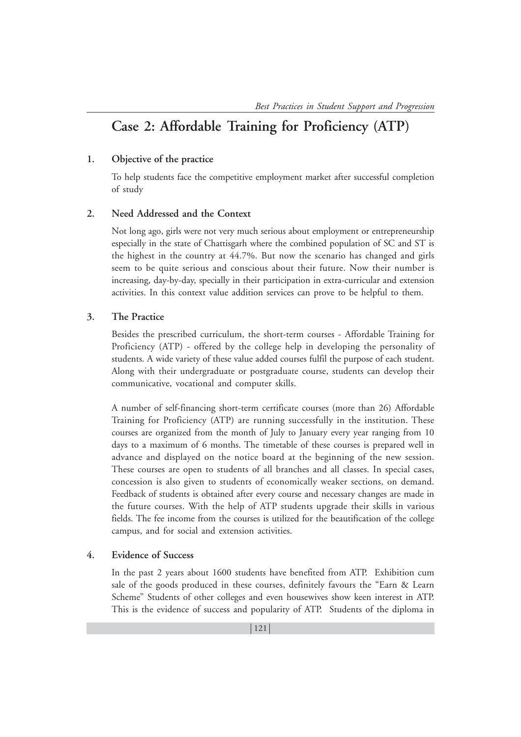# Case 2: Affordable Training for Proficiency (ATP)

## 1. Objective of the practice

To help students face the competitive employment market after successful completion of study

## 2. Need Addressed and the Context

Not long ago, girls were not very much serious about employment or entrepreneurship especially in the state of Chattisgarh where the combined population of SC and ST is the highest in the country at 44.7%. But now the scenario has changed and girls seem to be quite serious and conscious about their future. Now their number is increasing, day-by-day, specially in their participation in extra-curricular and extension activities. In this context value addition services can prove to be helpful to them.

## 3. The Practice

Besides the prescribed curriculum, the short-term courses - Affordable Training for Proficiency (ATP) - offered by the college help in developing the personality of students. A wide variety of these value added courses fulfil the purpose of each student. Along with their undergraduate or postgraduate course, students can develop their communicative, vocational and computer skills.

A number of self-financing short-term certificate courses (more than 26) Affordable Training for Proficiency (ATP) are running successfully in the institution. These courses are organized from the month of July to January every year ranging from 10 days to a maximum of 6 months. The timetable of these courses is prepared well in advance and displayed on the notice board at the beginning of the new session. These courses are open to students of all branches and all classes. In special cases, concession is also given to students of economically weaker sections, on demand. Feedback of students is obtained after every course and necessary changes are made in the future courses. With the help of ATP students upgrade their skills in various fields. The fee income from the courses is utilized for the beautification of the college campus, and for social and extension activities.

## 4. Evidence of Success

In the past 2 years about 1600 students have benefited from ATP. Exhibition cum sale of the goods produced in these courses, definitely favours the "Earn & Learn Scheme" Students of other colleges and even housewives show keen interest in ATP. This is the evidence of success and popularity of ATP. Students of the diploma in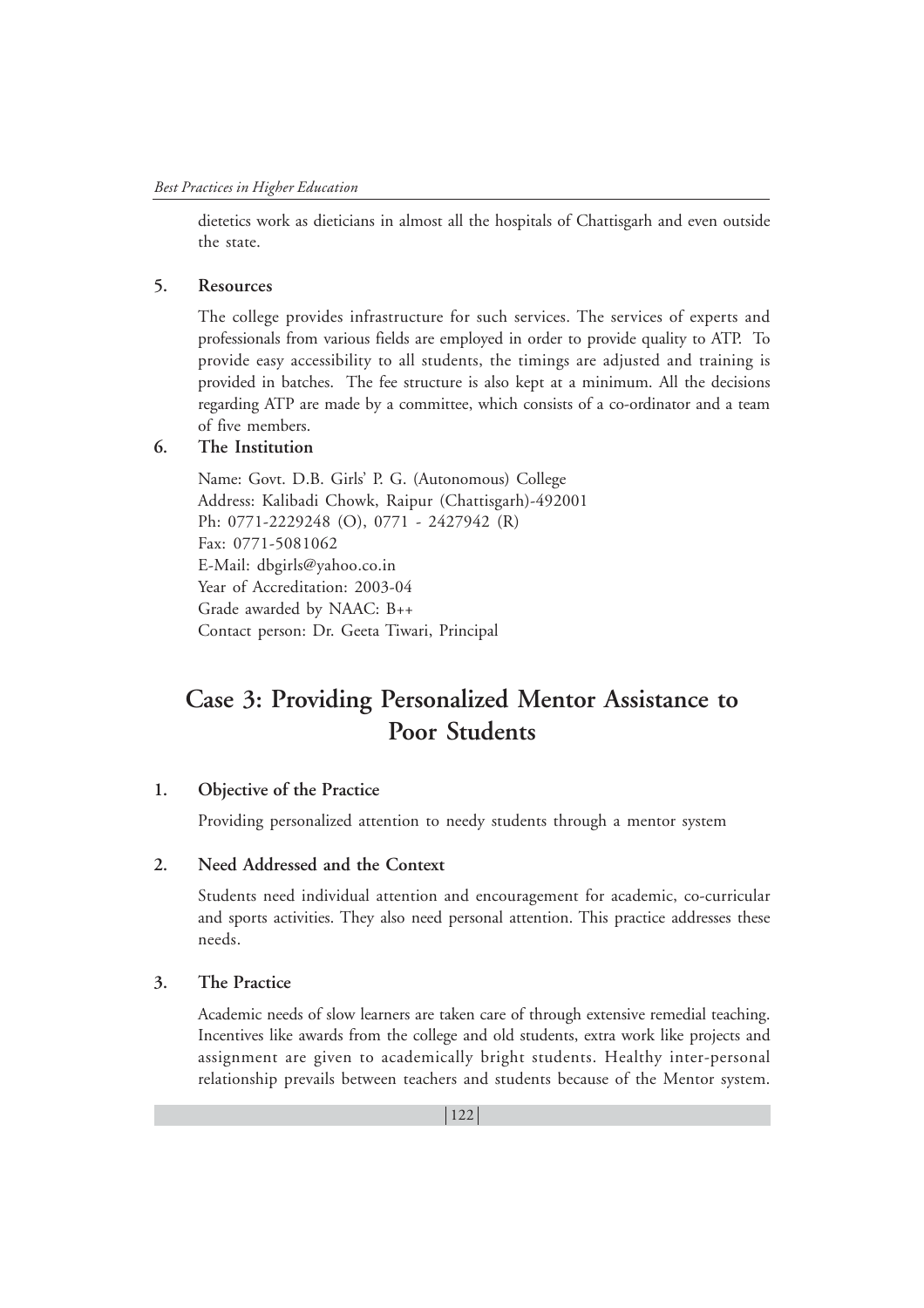dietetics work as dieticians in almost all the hospitals of Chattisgarh and even outside the state.

**5. Resources**

The college provides infrastructure for such services. The services of experts and professionals from various fields are employed in order to provide quality to ATP. To provide easy accessibility to all students, the timings are adjusted and training is provided in batches. The fee structure is also kept at a minimum. All the decisions regarding ATP are made by a committee, which consists of a co-ordinator and a team of five members.

**6. The Institution**

Name: Govt. D.B. Girls' P. G. (Autonomous) College
Address: Kalibadi Chowk, Raipur (Chattisgarh)-492001
Ph: 0771-2229248 (O), 0771 - 2427942 (R)
Fax: 0771-5081062
E-Mail: dbgirls@yahoo.co.in
Year of Accreditation: 2003-04
Grade awarded by NAAC: B++
Contact person: Dr. Geeta Tiwari, Principal

## Case 3: Providing Personalized Mentor Assistance to Poor Students

**1. Objective of the Practice**

Providing personalized attention to needy students through a mentor system

**2. Need Addressed and the Context**

Students need individual attention and encouragement for academic, co-curricular and sports activities. They also need personal attention. This practice addresses these needs.

**3. The Practice**

Academic needs of slow learners are taken care of through extensive remedial teaching. Incentives like awards from the college and old students, extra work like projects and assignment are given to academically bright students. Healthy inter-personal relationship prevails between teachers and students because of the Mentor system.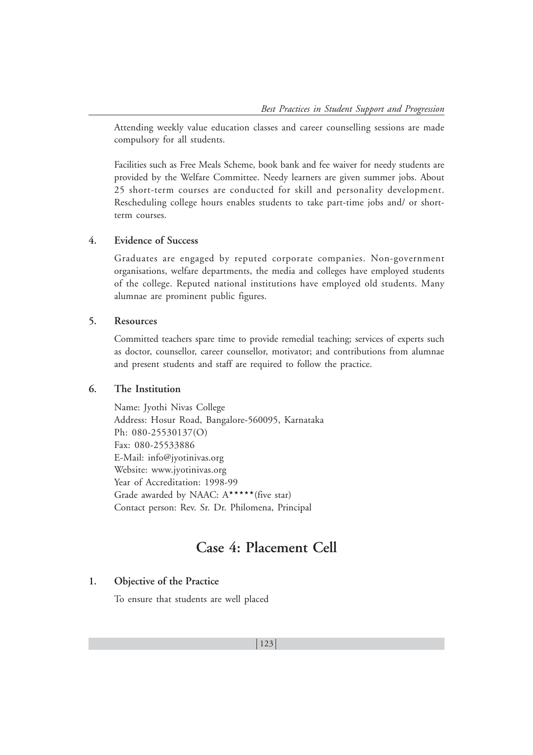Attending weekly value education classes and career counselling sessions are made compulsory for all students.

Facilities such as Free Meals Scheme, book bank and fee waiver for needy students are provided by the Welfare Committee. Needy learners are given summer jobs. About 25 short-term courses are conducted for skill and personality development. Rescheduling college hours enables students to take part-time jobs and/ or short-term courses.

**4. Evidence of Success**

Graduates are engaged by reputed corporate companies. Non-government organisations, welfare departments, the media and colleges have employed students of the college. Reputed national institutions have employed old students. Many alumnae are prominent public figures.

**5. Resources**

Committed teachers spare time to provide remedial teaching; services of experts such as doctor, counsellor, career counsellor, motivator; and contributions from alumnae and present students and staff are required to follow the practice.

**6. The Institution**

Name: Jyothi Nivas College
Address: Hosur Road, Bangalore-560095, Karnataka
Ph: 080-25530137(O)
Fax: 080-25533886
E-Mail: info@jyotinivas.org
Website: www.jyotinivas.org
Year of Accreditation: 1998-99
Grade awarded by NAAC: A***** (five star)
Contact person: Rev. Sr. Dr. Philomena, Principal

## Case 4: Placement Cell

**1. Objective of the Practice**

To ensure that students are well placed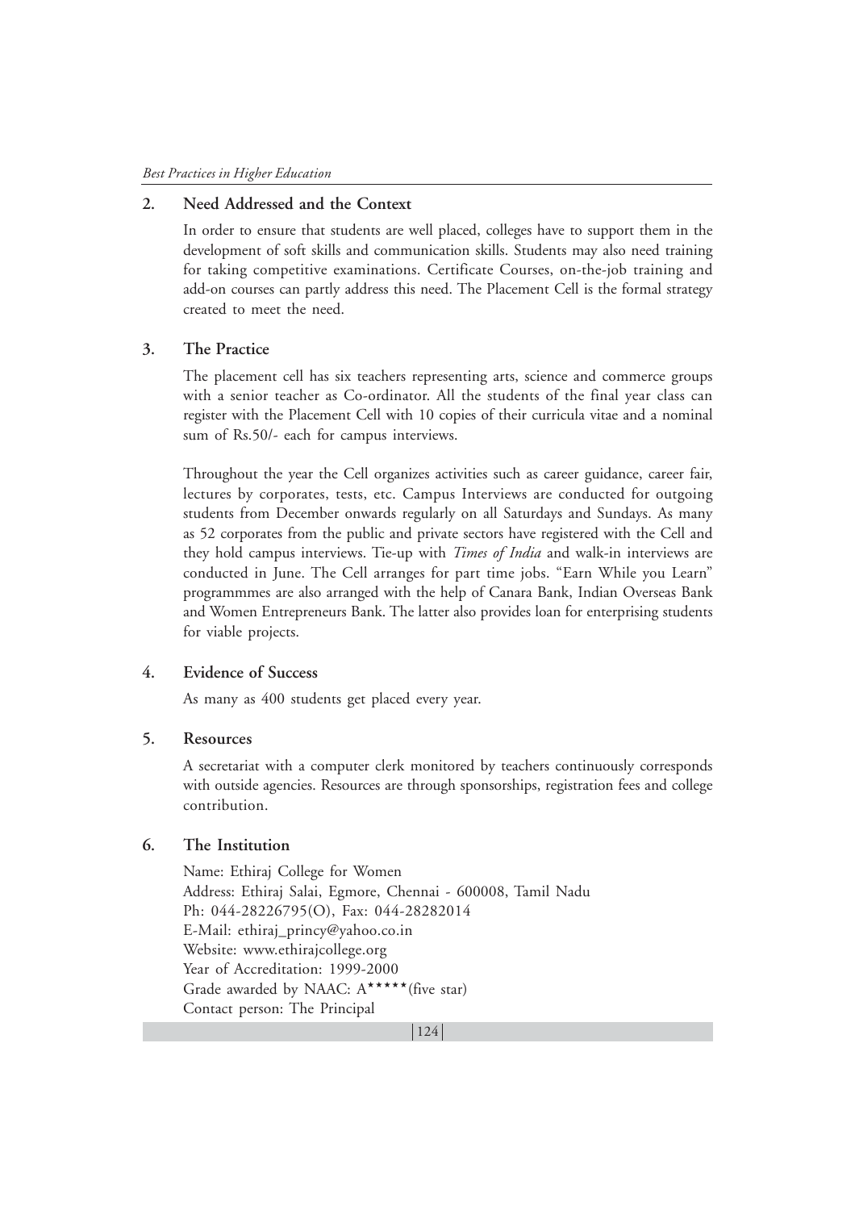## 2. Need Addressed and the Context

In order to ensure that students are well placed, colleges have to support them in the development of soft skills and communication skills. Students may also need training for taking competitive examinations. Certificate Courses, on-the-job training and add-on courses can partly address this need. The Placement Cell is the formal strategy created to meet the need.

## 3. The Practice

The placement cell has six teachers representing arts, science and commerce groups with a senior teacher as Co-ordinator. All the students of the final year class can register with the Placement Cell with 10 copies of their curricula vitae and a nominal sum of Rs.50/- each for campus interviews.

Throughout the year the Cell organizes activities such as career guidance, career fair, lectures by corporates, tests, etc. Campus Interviews are conducted for outgoing students from December onwards regularly on all Saturdays and Sundays. As many as 52 corporates from the public and private sectors have registered with the Cell and they hold campus interviews. Tie-up with *Times of India* and walk-in interviews are conducted in June. The Cell arranges for part time jobs. "Earn While you Learn" programmmes are also arranged with the help of Canara Bank, Indian Overseas Bank and Women Entrepreneurs Bank. The latter also provides loan for enterprising students for viable projects.

## 4. Evidence of Success

As many as 400 students get placed every year.

## 5. Resources

A secretariat with a computer clerk monitored by teachers continuously corresponds with outside agencies. Resources are through sponsorships, registration fees and college contribution.

## 6. The Institution

Name: Ethiraj College for Women
Address: Ethiraj Salai, Egmore, Chennai - 600008, Tamil Nadu
Ph: 044-28226795(O), Fax: 044-28282014
E-Mail: ethiraj_princy@yahoo.co.in
Website: www.ethirajcollege.org
Year of Accreditation: 1999-2000
Grade awarded by NAAC: A***** (five star)
Contact person: The Principal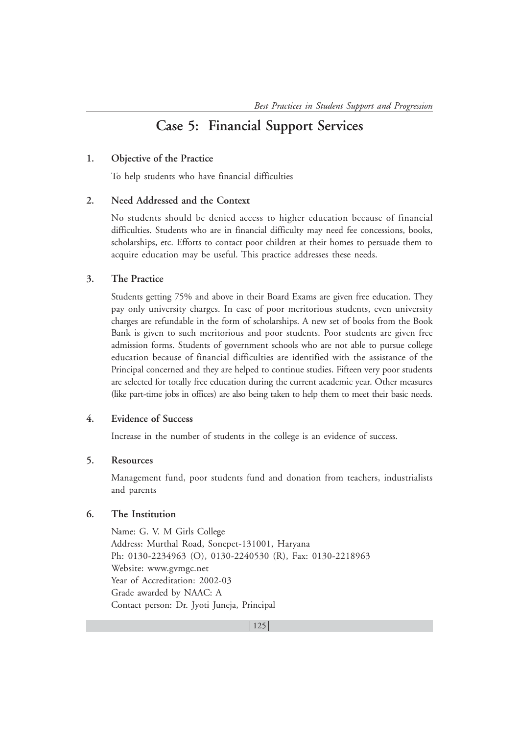# Case 5: Financial Support Services

### 1. Objective of the Practice

To help students who have financial difficulties

### 2. Need Addressed and the Context

No students should be denied access to higher education because of financial difficulties. Students who are in financial difficulty may need fee concessions, books, scholarships, etc. Efforts to contact poor children at their homes to persuade them to acquire education may be useful. This practice addresses these needs.

### 3. The Practice

Students getting 75% and above in their Board Exams are given free education. They pay only university charges. In case of poor meritorious students, even university charges are refundable in the form of scholarships. A new set of books from the Book Bank is given to such meritorious and poor students. Poor students are given free admission forms. Students of government schools who are not able to pursue college education because of financial difficulties are identified with the assistance of the Principal concerned and they are helped to continue studies. Fifteen very poor students are selected for totally free education during the current academic year. Other measures (like part-time jobs in offices) are also being taken to help them to meet their basic needs.

### 4. Evidence of Success

Increase in the number of students in the college is an evidence of success.

### 5. Resources

Management fund, poor students fund and donation from teachers, industrialists and parents

### 6. The Institution

Name: G. V. M Girls College
Address: Murthal Road, Sonepet-131001, Haryana
Ph: 0130-2234963 (O), 0130-2240530 (R), Fax: 0130-2218963
Website: www.gvmgc.net
Year of Accreditation: 2002-03
Grade awarded by NAAC: A
Contact person: Dr. Jyoti Juneja, Principal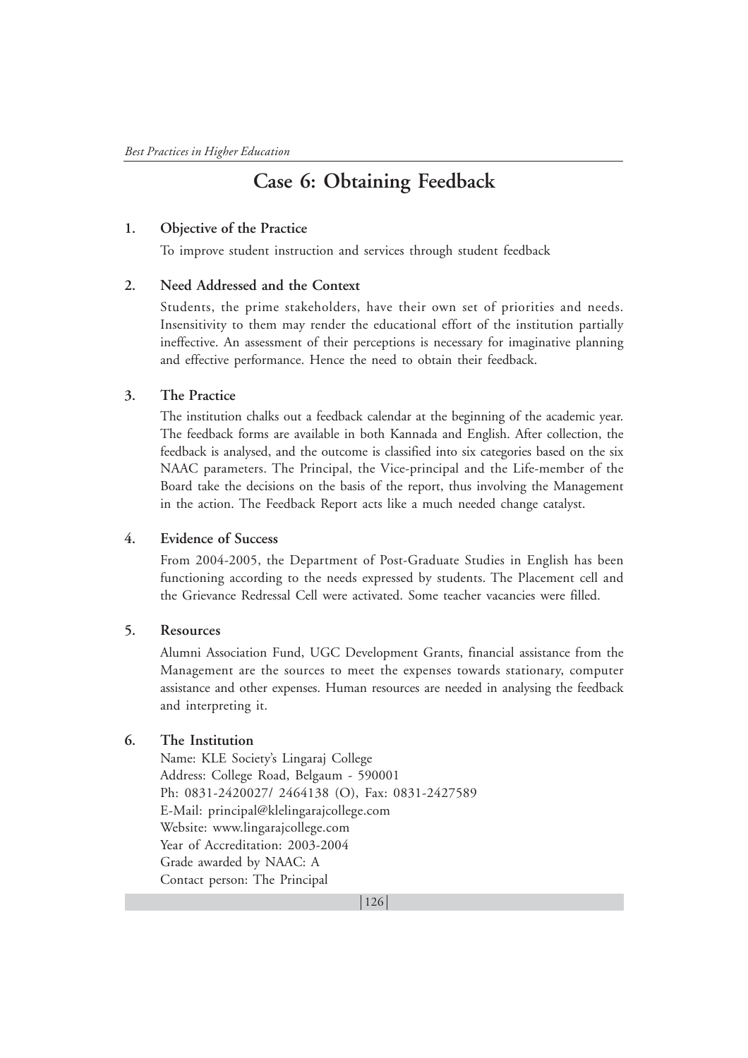# Case 6: Obtaining Feedback

**1. Objective of the Practice**

To improve student instruction and services through student feedback

**2. Need Addressed and the Context**

Students, the prime stakeholders, have their own set of priorities and needs. Insensitivity to them may render the educational effort of the institution partially ineffective. An assessment of their perceptions is necessary for imaginative planning and effective performance. Hence the need to obtain their feedback.

**3. The Practice**

The institution chalks out a feedback calendar at the beginning of the academic year. The feedback forms are available in both Kannada and English. After collection, the feedback is analysed, and the outcome is classified into six categories based on the six NAAC parameters. The Principal, the Vice-principal and the Life-member of the Board take the decisions on the basis of the report, thus involving the Management in the action. The Feedback Report acts like a much needed change catalyst.

**4. Evidence of Success**

From 2004-2005, the Department of Post-Graduate Studies in English has been functioning according to the needs expressed by students. The Placement cell and the Grievance Redressal Cell were activated. Some teacher vacancies were filled.

**5. Resources**

Alumni Association Fund, UGC Development Grants, financial assistance from the Management are the sources to meet the expenses towards stationary, computer assistance and other expenses. Human resources are needed in analysing the feedback and interpreting it.

**6. The Institution**

Name: KLE Society's Lingaraj College
Address: College Road, Belgaum - 590001
Ph: 0831-2420027/ 2464138 (O), Fax: 0831-2427589
E-Mail: principal@klelingarajcollege.com
Website: www.lingarajcollege.com
Year of Accreditation: 2003-2004
Grade awarded by NAAC: A
Contact person: The Principal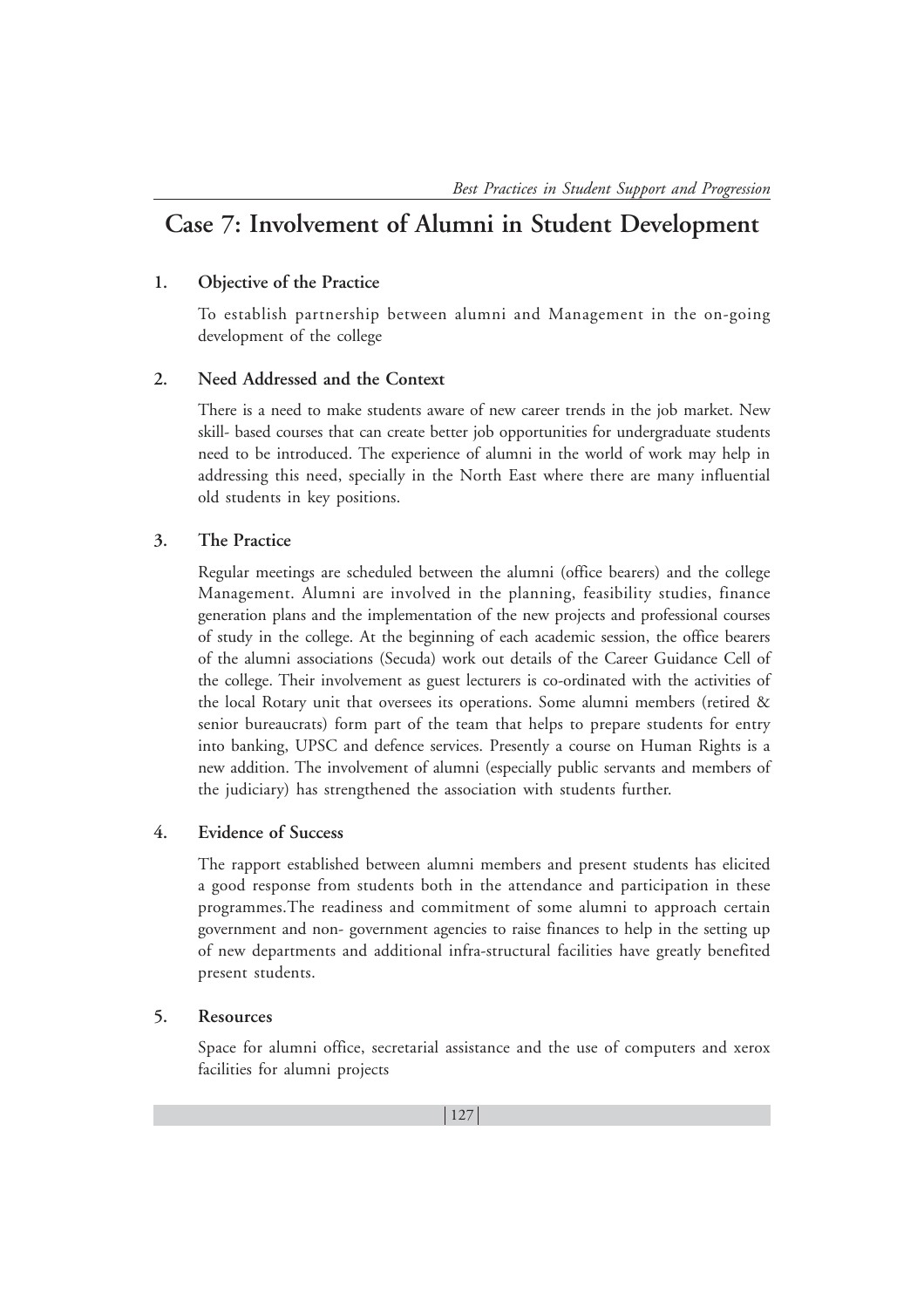## Case 7: Involvement of Alumni in Student Development

### 1. Objective of the Practice

To establish partnership between alumni and Management in the on-going development of the college

### 2. Need Addressed and the Context

There is a need to make students aware of new career trends in the job market. New skill- based courses that can create better job opportunities for undergraduate students need to be introduced. The experience of alumni in the world of work may help in addressing this need, specially in the North East where there are many influential old students in key positions.

### 3. The Practice

Regular meetings are scheduled between the alumni (office bearers) and the college Management. Alumni are involved in the planning, feasibility studies, finance generation plans and the implementation of the new projects and professional courses of study in the college. At the beginning of each academic session, the office bearers of the alumni associations (Secuda) work out details of the Career Guidance Cell of the college. Their involvement as guest lecturers is co-ordinated with the activities of the local Rotary unit that oversees its operations. Some alumni members (retired & senior bureaucrats) form part of the team that helps to prepare students for entry into banking, UPSC and defence services. Presently a course on Human Rights is a new addition. The involvement of alumni (especially public servants and members of the judiciary) has strengthened the association with students further.

### 4. Evidence of Success

The rapport established between alumni members and present students has elicited a good response from students both in the attendance and participation in these programmes.The readiness and commitment of some alumni to approach certain government and non- government agencies to raise finances to help in the setting up of new departments and additional infra-structural facilities have greatly benefited present students.

### 5. Resources

Space for alumni office, secretarial assistance and the use of computers and xerox facilities for alumni projects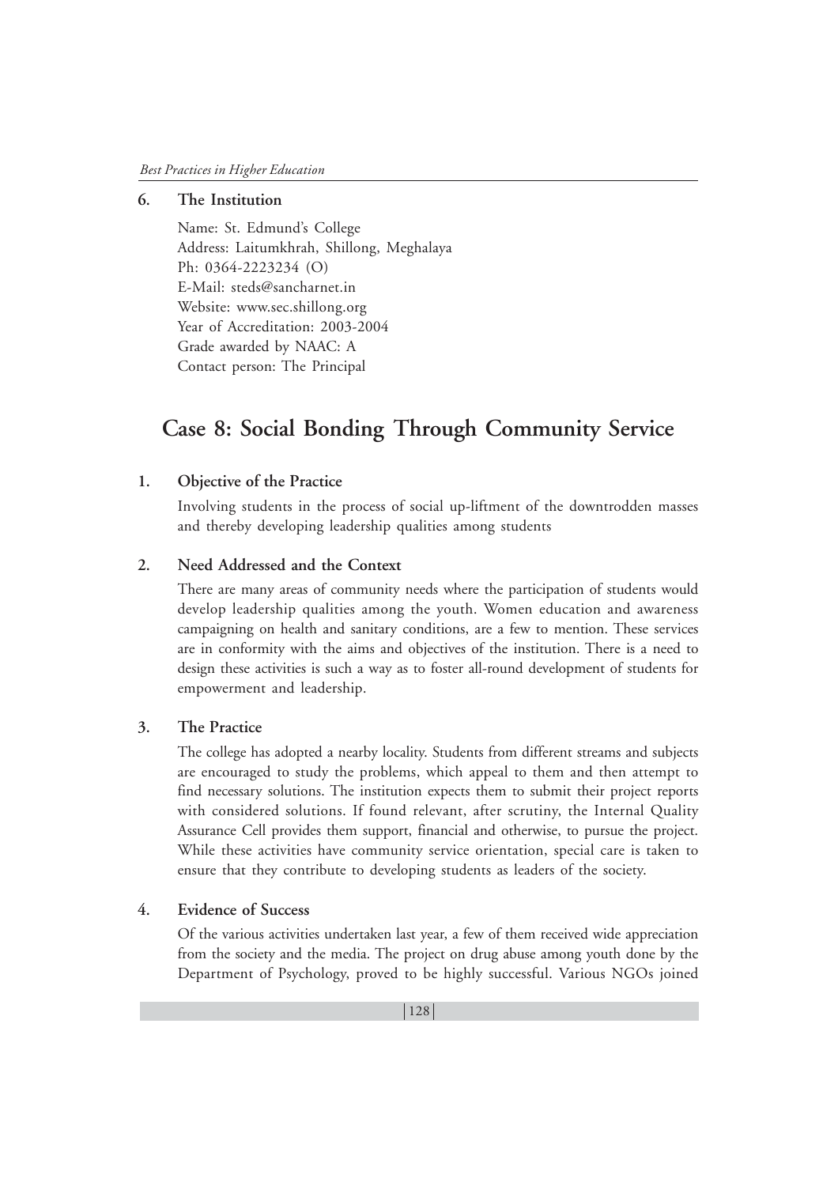### 6. The Institution

Name: St. Edmund's College
Address: Laitumkhrah, Shillong, Meghalaya
Ph: 0364-2223234 (O)
E-Mail: steds@sancharnet.in
Website: www.sec.shillong.org
Year of Accreditation: 2003-2004
Grade awarded by NAAC: A
Contact person: The Principal

## Case 8: Social Bonding Through Community Service

### 1. Objective of the Practice

Involving students in the process of social up-liftment of the downtrodden masses and thereby developing leadership qualities among students

### 2. Need Addressed and the Context

There are many areas of community needs where the participation of students would develop leadership qualities among the youth. Women education and awareness campaigning on health and sanitary conditions, are a few to mention. These services are in conformity with the aims and objectives of the institution. There is a need to design these activities is such a way as to foster all-round development of students for empowerment and leadership.

### 3. The Practice

The college has adopted a nearby locality. Students from different streams and subjects are encouraged to study the problems, which appeal to them and then attempt to find necessary solutions. The institution expects them to submit their project reports with considered solutions. If found relevant, after scrutiny, the Internal Quality Assurance Cell provides them support, financial and otherwise, to pursue the project. While these activities have community service orientation, special care is taken to ensure that they contribute to developing students as leaders of the society.

### 4. Evidence of Success

Of the various activities undertaken last year, a few of them received wide appreciation from the society and the media. The project on drug abuse among youth done by the Department of Psychology, proved to be highly successful. Various NGOs joined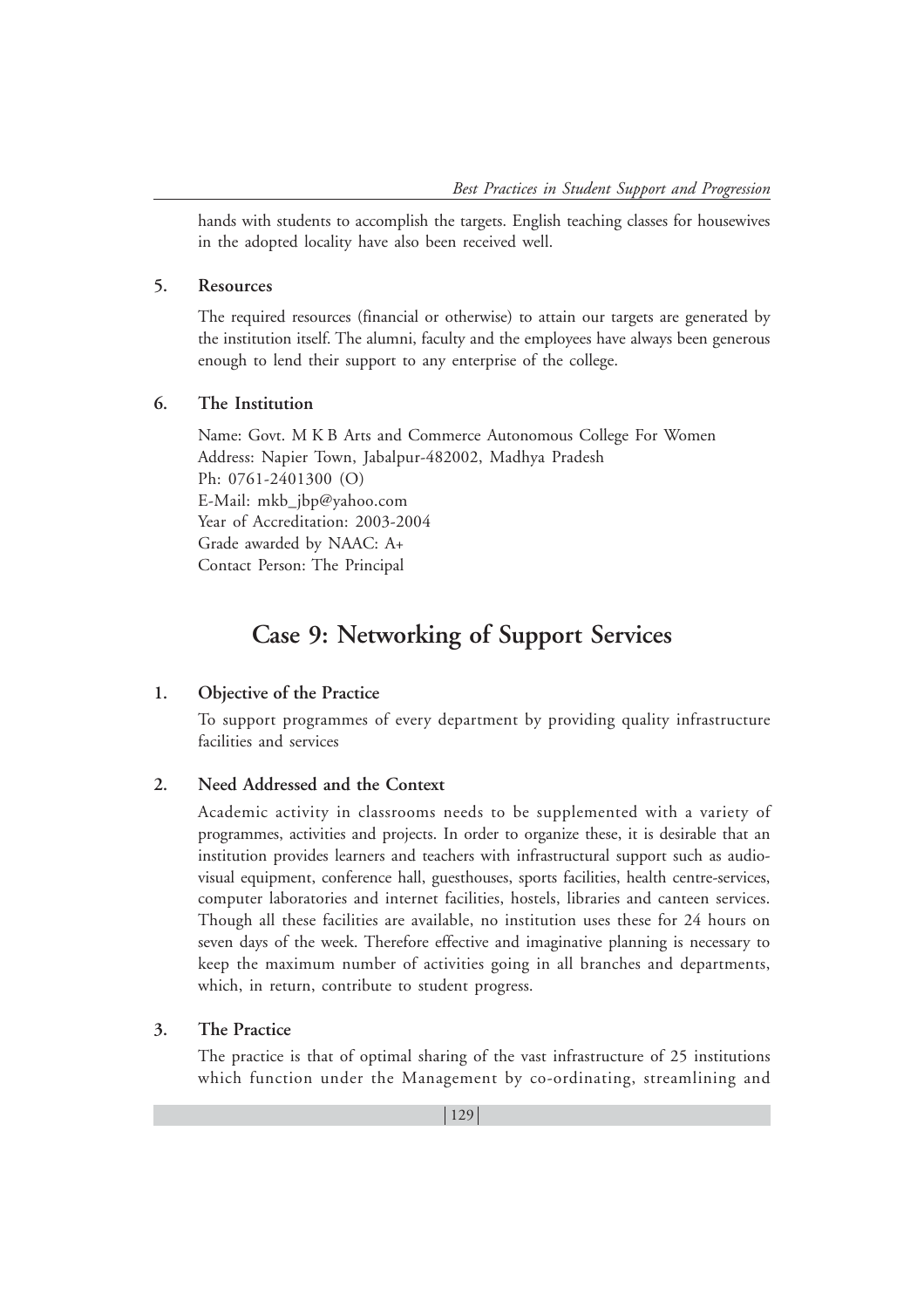hands with students to accomplish the targets. English teaching classes for housewives in the adopted locality have also been received well.

### 5. Resources

The required resources (financial or otherwise) to attain our targets are generated by the institution itself. The alumni, faculty and the employees have always been generous enough to lend their support to any enterprise of the college.

### 6. The Institution

Name: Govt. M K B Arts and Commerce Autonomous College For Women
Address: Napier Town, Jabalpur-482002, Madhya Pradesh
Ph: 0761-2401300 (O)
E-Mail: mkb_jbp@yahoo.com
Year of Accreditation: 2003-2004
Grade awarded by NAAC: A+
Contact Person: The Principal

## Case 9: Networking of Support Services

### 1. Objective of the Practice

To support programmes of every department by providing quality infrastructure facilities and services

### 2. Need Addressed and the Context

Academic activity in classrooms needs to be supplemented with a variety of programmes, activities and projects. In order to organize these, it is desirable that an institution provides learners and teachers with infrastructural support such as audio-visual equipment, conference hall, guesthouses, sports facilities, health centre-services, computer laboratories and internet facilities, hostels, libraries and canteen services. Though all these facilities are available, no institution uses these for 24 hours on seven days of the week. Therefore effective and imaginative planning is necessary to keep the maximum number of activities going in all branches and departments, which, in return, contribute to student progress.

### 3. The Practice

The practice is that of optimal sharing of the vast infrastructure of 25 institutions which function under the Management by co-ordinating, streamlining and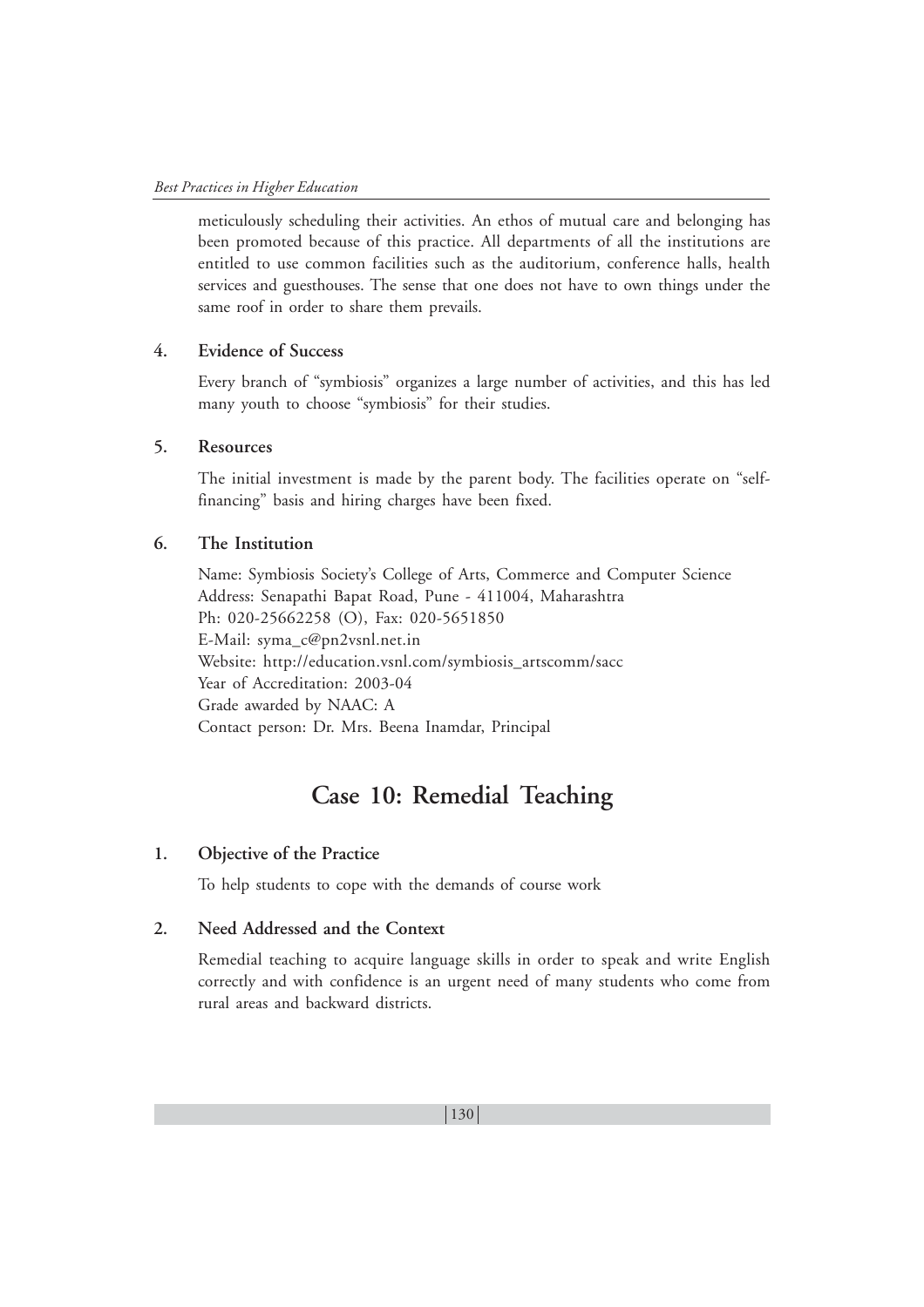meticulously scheduling their activities. An ethos of mutual care and belonging has been promoted because of this practice. All departments of all the institutions are entitled to use common facilities such as the auditorium, conference halls, health services and guesthouses. The sense that one does not have to own things under the same roof in order to share them prevails.

### 4. Evidence of Success

Every branch of "symbiosis" organizes a large number of activities, and this has led many youth to choose "symbiosis" for their studies.

### 5. Resources

The initial investment is made by the parent body. The facilities operate on "self-financing" basis and hiring charges have been fixed.

### 6. The Institution

Name: Symbiosis Society's College of Arts, Commerce and Computer Science
Address: Senapathi Bapat Road, Pune - 411004, Maharashtra
Ph: 020-25662258 (O), Fax: 020-5651850
E-Mail: syma_c@pn2vsnl.net.in
Website: http://education.vsnl.com/symbiosis_artscomm/sacc
Year of Accreditation: 2003-04
Grade awarded by NAAC: A
Contact person: Dr. Mrs. Beena Inamdar, Principal

## Case 10: Remedial Teaching

### 1. Objective of the Practice

To help students to cope with the demands of course work

### 2. Need Addressed and the Context

Remedial teaching to acquire language skills in order to speak and write English correctly and with confidence is an urgent need of many students who come from rural areas and backward districts.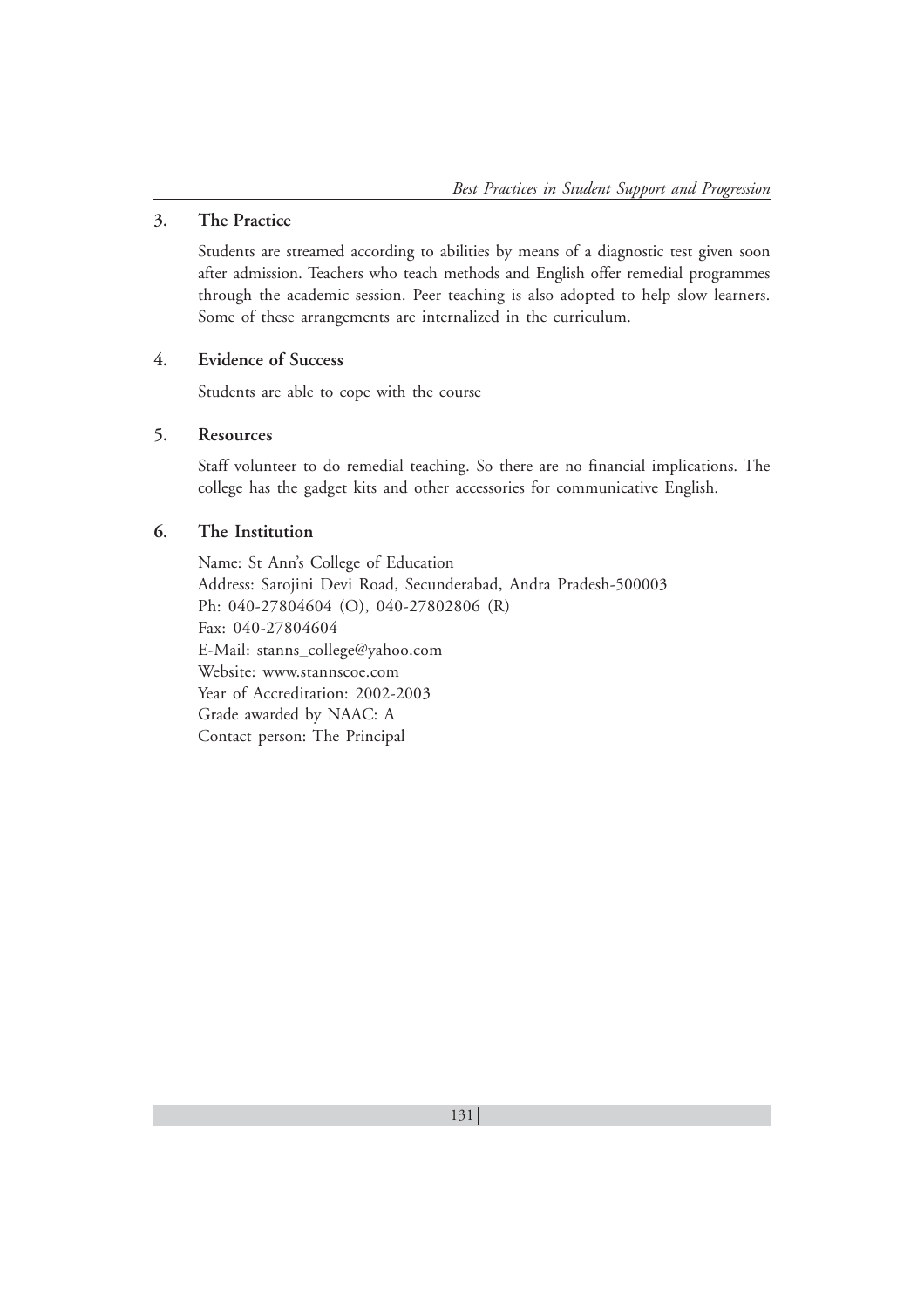## 3. The Practice

Students are streamed according to abilities by means of a diagnostic test given soon after admission. Teachers who teach methods and English offer remedial programmes through the academic session. Peer teaching is also adopted to help slow learners. Some of these arrangements are internalized in the curriculum.

## 4. Evidence of Success

Students are able to cope with the course

## 5. Resources

Staff volunteer to do remedial teaching. So there are no financial implications. The college has the gadget kits and other accessories for communicative English.

## 6. The Institution

Name: St Ann's College of Education
Address: Sarojini Devi Road, Secunderabad, Andra Pradesh-500003
Ph: 040-27804604 (O), 040-27802806 (R)
Fax: 040-27804604
E-Mail: stanns_college@yahoo.com
Website: www.stannscoe.com
Year of Accreditation: 2002-2003
Grade awarded by NAAC: A
Contact person: The Principal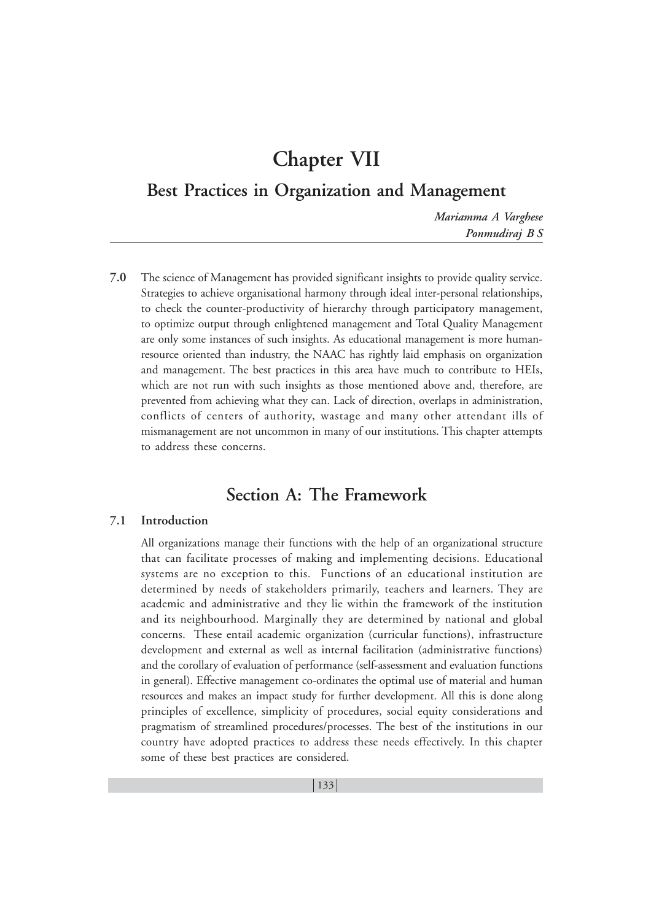# Chapter VII

## Best Practices in Organization and Management

*Mariamma A Varghese*
*Ponmudiraj B S*

---

**7.0** The science of Management has provided significant insights to provide quality service. Strategies to achieve organisational harmony through ideal inter-personal relationships, to check the counter-productivity of hierarchy through participatory management, to optimize output through enlightened management and Total Quality Management are only some instances of such insights. As educational management is more human-resource oriented than industry, the NAAC has rightly laid emphasis on organization and management. The best practices in this area have much to contribute to HEIs, which are not run with such insights as those mentioned above and, therefore, are prevented from achieving what they can. Lack of direction, overlaps in administration, conflicts of centers of authority, wastage and many other attendant ills of mismanagement are not uncommon in many of our institutions. This chapter attempts to address these concerns.

## Section A: The Framework

### 7.1 Introduction

All organizations manage their functions with the help of an organizational structure that can facilitate processes of making and implementing decisions. Educational systems are no exception to this. Functions of an educational institution are determined by needs of stakeholders primarily, teachers and learners. They are academic and administrative and they lie within the framework of the institution and its neighbourhood. Marginally they are determined by national and global concerns. These entail academic organization (curricular functions), infrastructure development and external as well as internal facilitation (administrative functions) and the corollary of evaluation of performance (self-assessment and evaluation functions in general). Effective management co-ordinates the optimal use of material and human resources and makes an impact study for further development. All this is done along principles of excellence, simplicity of procedures, social equity considerations and pragmatism of streamlined procedures/processes. The best of the institutions in our country have adopted practices to address these needs effectively. In this chapter some of these best practices are considered.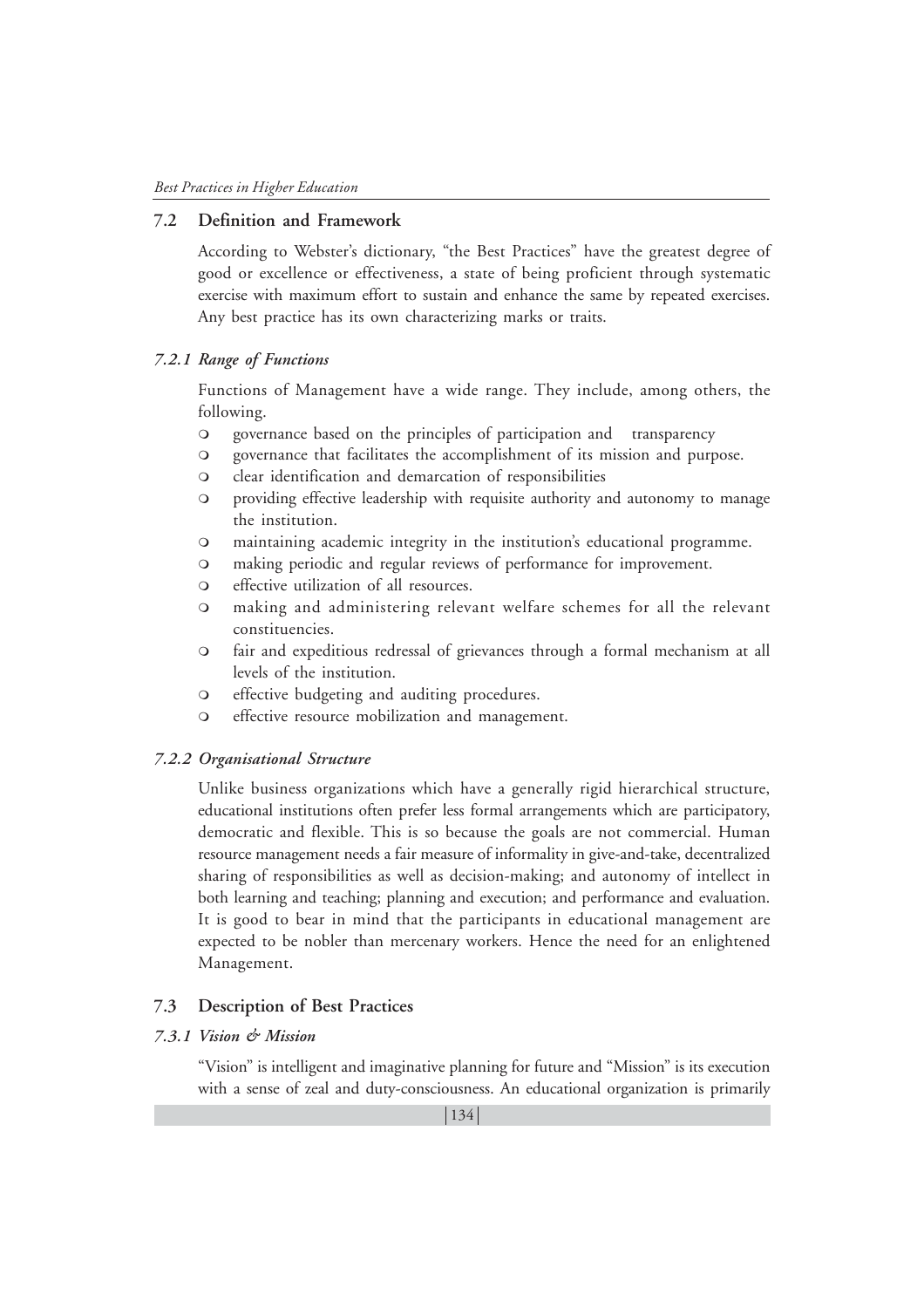## 7.2 Definition and Framework

According to Webster's dictionary, "the Best Practices" have the greatest degree of good or excellence or effectiveness, a state of being proficient through systematic exercise with maximum effort to sustain and enhance the same by repeated exercises. Any best practice has its own characterizing marks or traits.

### *7.2.1 Range of Functions*

Functions of Management have a wide range. They include, among others, the following.

- governance based on the principles of participation and transparency
- governance that facilitates the accomplishment of its mission and purpose.
- clear identification and demarcation of responsibilities
- providing effective leadership with requisite authority and autonomy to manage the institution.
- maintaining academic integrity in the institution's educational programme.
- making periodic and regular reviews of performance for improvement.
- effective utilization of all resources.
- making and administering relevant welfare schemes for all the relevant constituencies.
- fair and expeditious redressal of grievances through a formal mechanism at all levels of the institution.
- effective budgeting and auditing procedures.
- effective resource mobilization and management.

### *7.2.2 Organisational Structure*

Unlike business organizations which have a generally rigid hierarchical structure, educational institutions often prefer less formal arrangements which are participatory, democratic and flexible. This is so because the goals are not commercial. Human resource management needs a fair measure of informality in give-and-take, decentralized sharing of responsibilities as well as decision-making; and autonomy of intellect in both learning and teaching; planning and execution; and performance and evaluation. It is good to bear in mind that the participants in educational management are expected to be nobler than mercenary workers. Hence the need for an enlightened Management.

## 7.3 Description of Best Practices

### *7.3.1 Vision & Mission*

"Vision" is intelligent and imaginative planning for future and "Mission" is its execution with a sense of zeal and duty-consciousness. An educational organization is primarily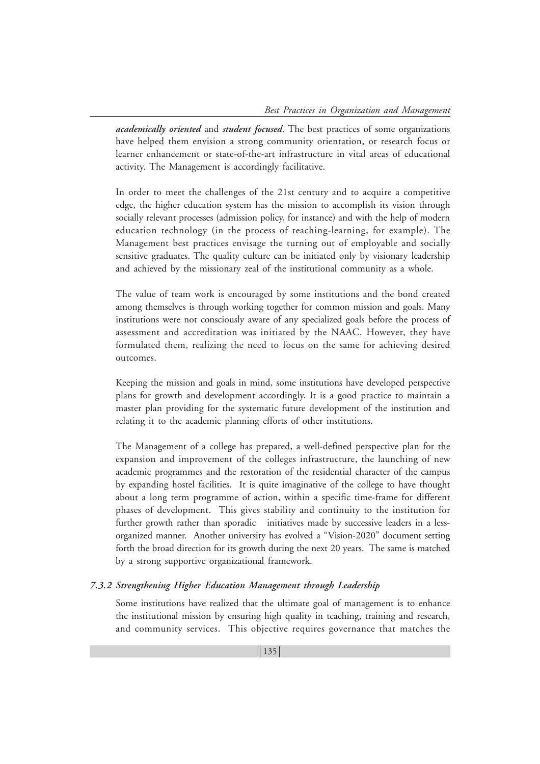***academically oriented*** and ***student focused***. The best practices of some organizations have helped them envision a strong community orientation, or research focus or learner enhancement or state-of-the-art infrastructure in vital areas of educational activity. The Management is accordingly facilitative.

In order to meet the challenges of the 21st century and to acquire a competitive edge, the higher education system has the mission to accomplish its vision through socially relevant processes (admission policy, for instance) and with the help of modern education technology (in the process of teaching-learning, for example). The Management best practices envisage the turning out of employable and socially sensitive graduates. The quality culture can be initiated only by visionary leadership and achieved by the missionary zeal of the institutional community as a whole.

The value of team work is encouraged by some institutions and the bond created among themselves is through working together for common mission and goals. Many institutions were not consciously aware of any specialized goals before the process of assessment and accreditation was initiated by the NAAC. However, they have formulated them, realizing the need to focus on the same for achieving desired outcomes.

Keeping the mission and goals in mind, some institutions have developed perspective plans for growth and development accordingly. It is a good practice to maintain a master plan providing for the systematic future development of the institution and relating it to the academic planning efforts of other institutions.

The Management of a college has prepared, a well-defined perspective plan for the expansion and improvement of the colleges infrastructure, the launching of new academic programmes and the restoration of the residential character of the campus by expanding hostel facilities. It is quite imaginative of the college to have thought about a long term programme of action, within a specific time-frame for different phases of development. This gives stability and continuity to the institution for further growth rather than sporadic initiatives made by successive leaders in a less-organized manner. Another university has evolved a "Vision-2020" document setting forth the broad direction for its growth during the next 20 years. The same is matched by a strong supportive organizational framework.

### *7.3.2 Strengthening Higher Education Management through Leadership*

Some institutions have realized that the ultimate goal of management is to enhance the institutional mission by ensuring high quality in teaching, training and research, and community services. This objective requires governance that matches the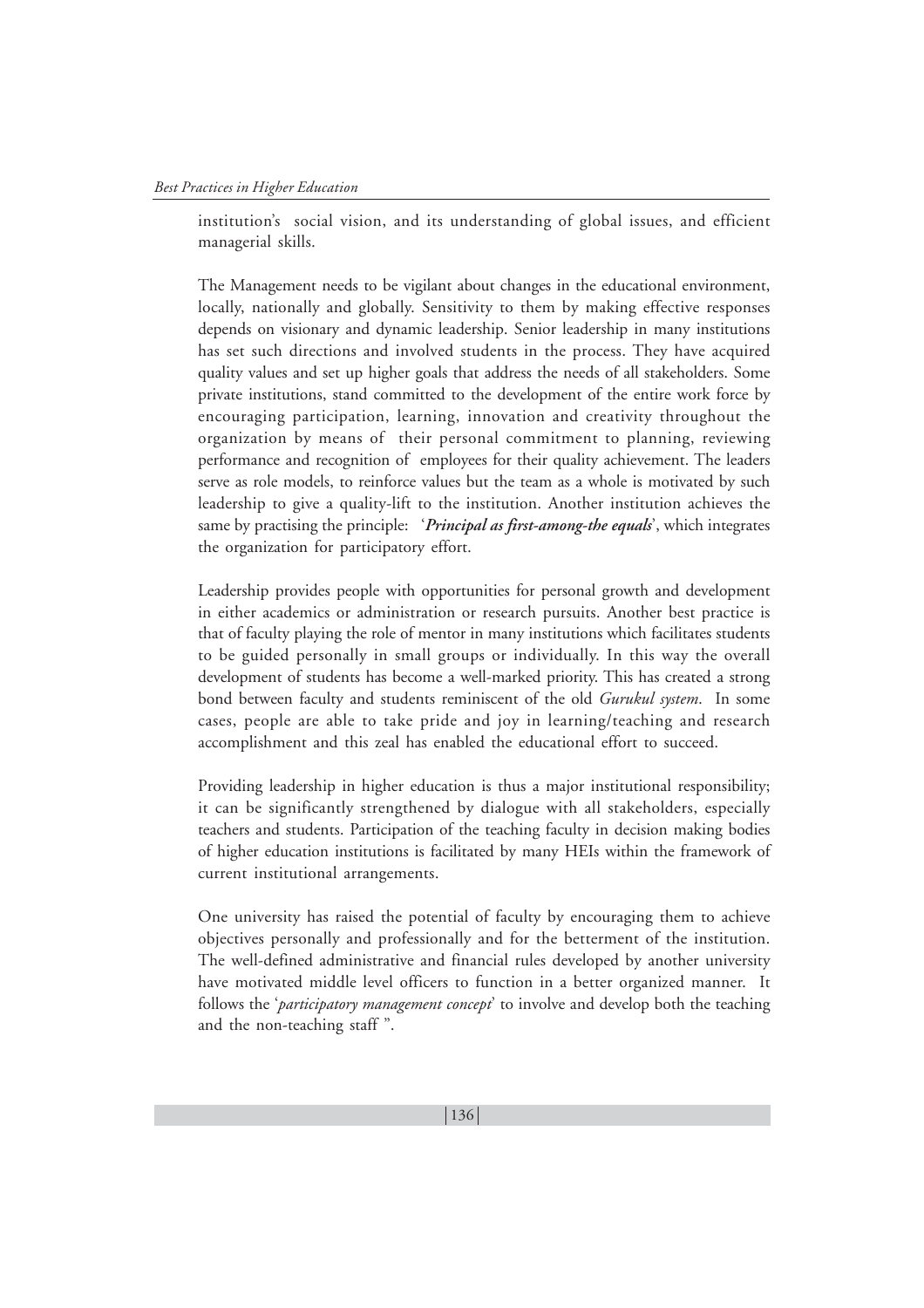institution's social vision, and its understanding of global issues, and efficient managerial skills.

The Management needs to be vigilant about changes in the educational environment, locally, nationally and globally. Sensitivity to them by making effective responses depends on visionary and dynamic leadership. Senior leadership in many institutions has set such directions and involved students in the process. They have acquired quality values and set up higher goals that address the needs of all stakeholders. Some private institutions, stand committed to the development of the entire work force by encouraging participation, learning, innovation and creativity throughout the organization by means of their personal commitment to planning, reviewing performance and recognition of employees for their quality achievement. The leaders serve as role models, to reinforce values but the team as a whole is motivated by such leadership to give a quality-lift to the institution. Another institution achieves the same by practising the principle: '***Principal as first-among-the equals***', which integrates the organization for participatory effort.

Leadership provides people with opportunities for personal growth and development in either academics or administration or research pursuits. Another best practice is that of faculty playing the role of mentor in many institutions which facilitates students to be guided personally in small groups or individually. In this way the overall development of students has become a well-marked priority. This has created a strong bond between faculty and students reminiscent of the old *Gurukul system*. In some cases, people are able to take pride and joy in learning/teaching and research accomplishment and this zeal has enabled the educational effort to succeed.

Providing leadership in higher education is thus a major institutional responsibility; it can be significantly strengthened by dialogue with all stakeholders, especially teachers and students. Participation of the teaching faculty in decision making bodies of higher education institutions is facilitated by many HEIs within the framework of current institutional arrangements.

One university has raised the potential of faculty by encouraging them to achieve objectives personally and professionally and for the betterment of the institution. The well-defined administrative and financial rules developed by another university have motivated middle level officers to function in a better organized manner. It follows the '*participatory management concept*' to involve and develop both the teaching and the non-teaching staff ".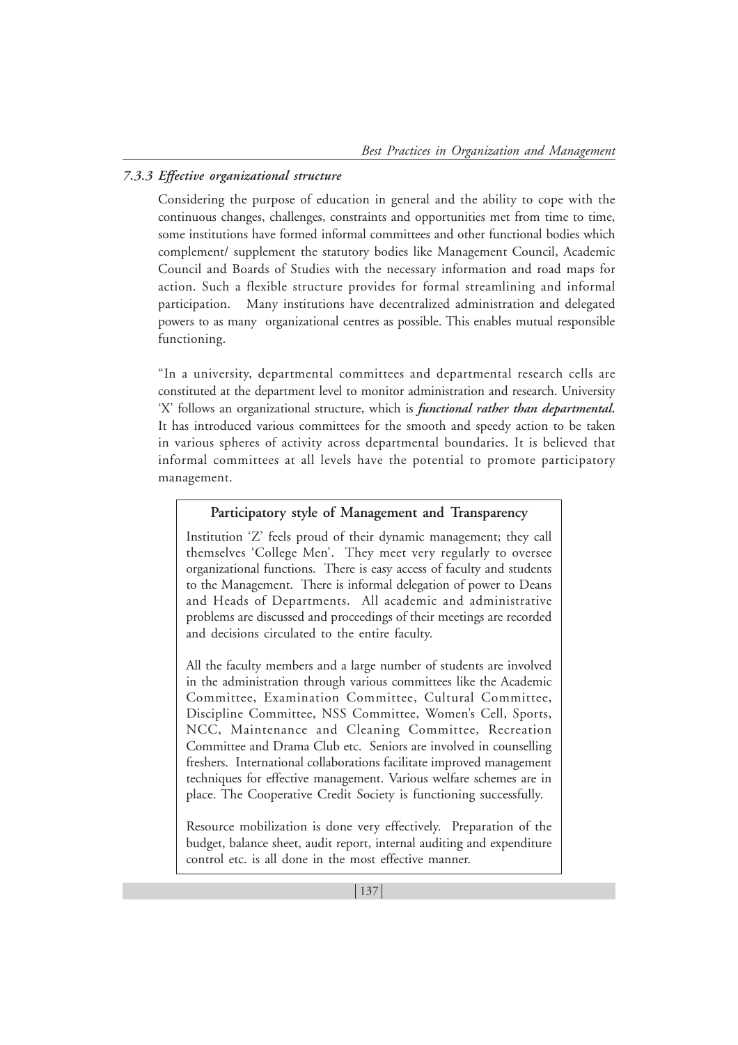### *7.3.3 Effective organizational structure*

Considering the purpose of education in general and the ability to cope with the continuous changes, challenges, constraints and opportunities met from time to time, some institutions have formed informal committees and other functional bodies which complement/ supplement the statutory bodies like Management Council, Academic Council and Boards of Studies with the necessary information and road maps for action. Such a flexible structure provides for formal streamlining and informal participation. Many institutions have decentralized administration and delegated powers to as many organizational centres as possible. This enables mutual responsible functioning.

"In a university, departmental committees and departmental research cells are constituted at the department level to monitor administration and research. University 'X' follows an organizational structure, which is ***functional rather than departmental.*** It has introduced various committees for the smooth and speedy action to be taken in various spheres of activity across departmental boundaries. It is believed that informal committees at all levels have the potential to promote participatory management.

> **Participatory style of Management and Transparency**
>
> Institution 'Z' feels proud of their dynamic management; they call themselves 'College Men'. They meet very regularly to oversee organizational functions. There is easy access of faculty and students to the Management. There is informal delegation of power to Deans and Heads of Departments. All academic and administrative problems are discussed and proceedings of their meetings are recorded and decisions circulated to the entire faculty.
>
> All the faculty members and a large number of students are involved in the administration through various committees like the Academic Committee, Examination Committee, Cultural Committee, Discipline Committee, NSS Committee, Women's Cell, Sports, NCC, Maintenance and Cleaning Committee, Recreation Committee and Drama Club etc. Seniors are involved in counselling freshers. International collaborations facilitate improved management techniques for effective management. Various welfare schemes are in place. The Cooperative Credit Society is functioning successfully.
>
> Resource mobilization is done very effectively. Preparation of the budget, balance sheet, audit report, internal auditing and expenditure control etc. is all done in the most effective manner.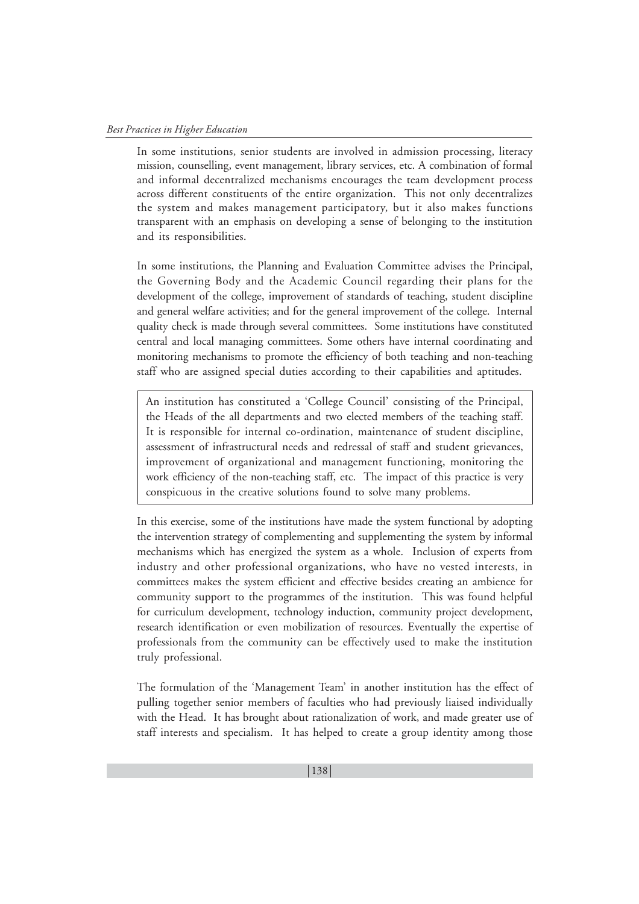In some institutions, senior students are involved in admission processing, literacy mission, counselling, event management, library services, etc. A combination of formal and informal decentralized mechanisms encourages the team development process across different constituents of the entire organization. This not only decentralizes the system and makes management participatory, but it also makes functions transparent with an emphasis on developing a sense of belonging to the institution and its responsibilities.

In some institutions, the Planning and Evaluation Committee advises the Principal, the Governing Body and the Academic Council regarding their plans for the development of the college, improvement of standards of teaching, student discipline and general welfare activities; and for the general improvement of the college. Internal quality check is made through several committees. Some institutions have constituted central and local managing committees. Some others have internal coordinating and monitoring mechanisms to promote the efficiency of both teaching and non-teaching staff who are assigned special duties according to their capabilities and aptitudes.

> An institution has constituted a 'College Council' consisting of the Principal, the Heads of the all departments and two elected members of the teaching staff. It is responsible for internal co-ordination, maintenance of student discipline, assessment of infrastructural needs and redressal of staff and student grievances, improvement of organizational and management functioning, monitoring the work efficiency of the non-teaching staff, etc. The impact of this practice is very conspicuous in the creative solutions found to solve many problems.

In this exercise, some of the institutions have made the system functional by adopting the intervention strategy of complementing and supplementing the system by informal mechanisms which has energized the system as a whole. Inclusion of experts from industry and other professional organizations, who have no vested interests, in committees makes the system efficient and effective besides creating an ambience for community support to the programmes of the institution. This was found helpful for curriculum development, technology induction, community project development, research identification or even mobilization of resources. Eventually the expertise of professionals from the community can be effectively used to make the institution truly professional.

The formulation of the 'Management Team' in another institution has the effect of pulling together senior members of faculties who had previously liaised individually with the Head. It has brought about rationalization of work, and made greater use of staff interests and specialism. It has helped to create a group identity among those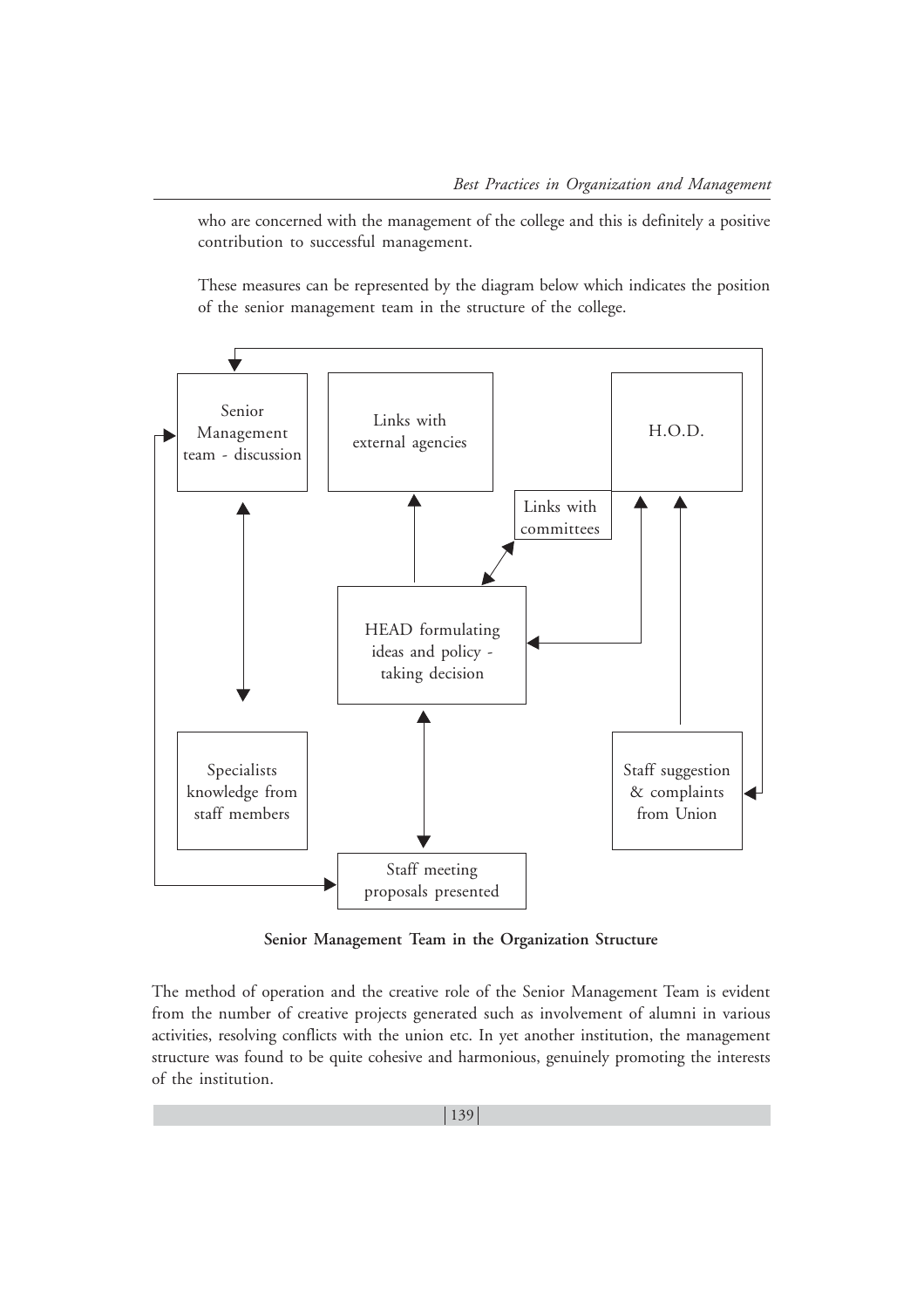who are concerned with the management of the college and this is definitely a positive contribution to successful management.

These measures can be represented by the diagram below which indicates the position of the senior management team in the structure of the college.

Senior Management team - discussion

Links with external agencies

H.O.D.

Links with committees

HEAD formulating ideas and policy - taking decision

Specialists knowledge from staff members

Staff suggestion & complaints from Union

Staff meeting proposals presented

**Senior Management Team in the Organization Structure**

The method of operation and the creative role of the Senior Management Team is evident from the number of creative projects generated such as involvement of alumni in various activities, resolving conflicts with the union etc. In yet another institution, the management structure was found to be quite cohesive and harmonious, genuinely promoting the interests of the institution.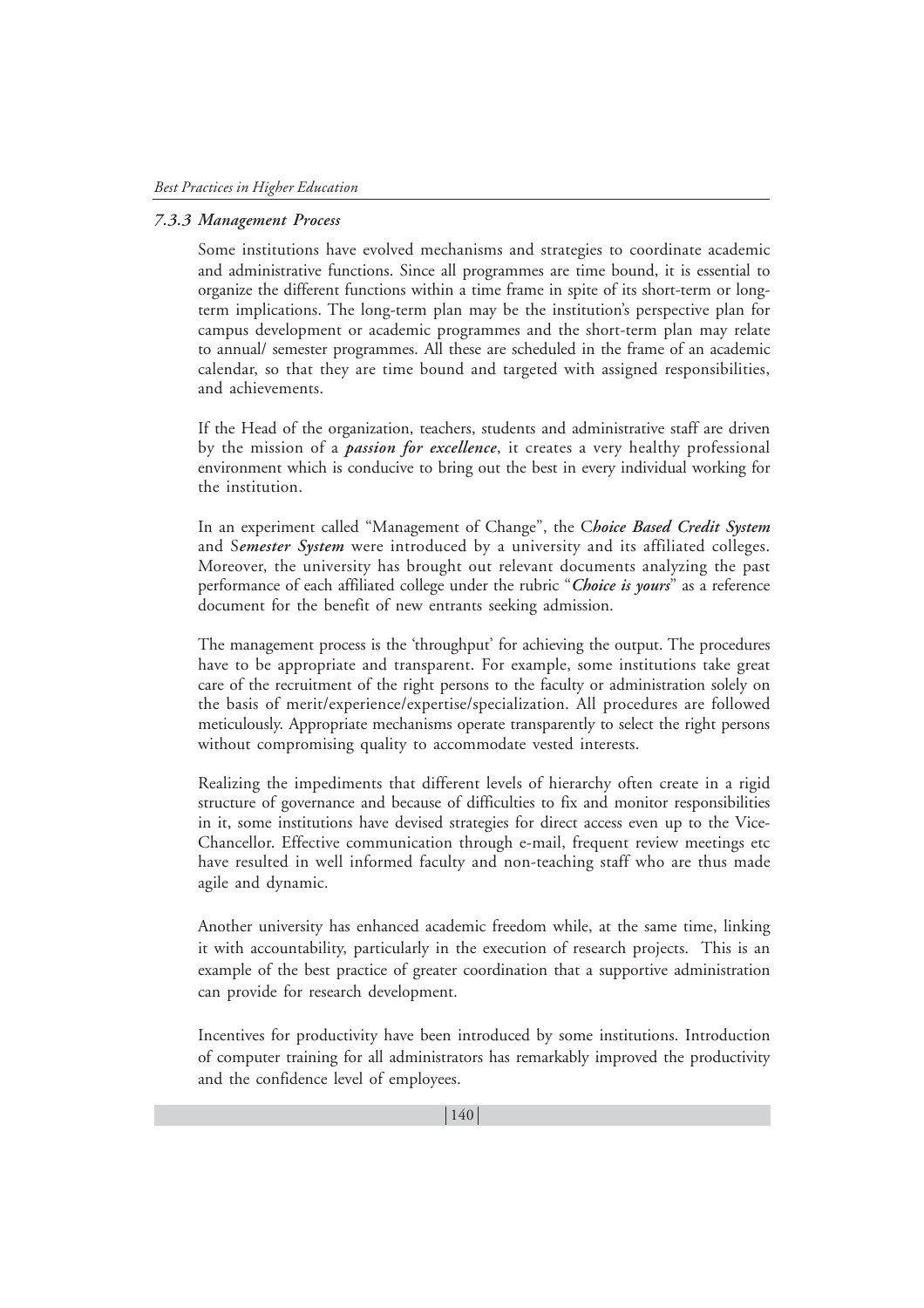### *7.3.3 Management Process*

Some institutions have evolved mechanisms and strategies to coordinate academic and administrative functions. Since all programmes are time bound, it is essential to organize the different functions within a time frame in spite of its short-term or long-term implications. The long-term plan may be the institution's perspective plan for campus development or academic programmes and the short-term plan may relate to annual/ semester programmes. All these are scheduled in the frame of an academic calendar, so that they are time bound and targeted with assigned responsibilities, and achievements.

If the Head of the organization, teachers, students and administrative staff are driven by the mission of a ***passion for excellence***, it creates a very healthy professional environment which is conducive to bring out the best in every individual working for the institution.

In an experiment called "Management of Change", the C***hoice Based Credit System*** and S***emester System*** were introduced by a university and its affiliated colleges. Moreover, the university has brought out relevant documents analyzing the past performance of each affiliated college under the rubric "***Choice is yours***" as a reference document for the benefit of new entrants seeking admission.

The management process is the 'throughput' for achieving the output. The procedures have to be appropriate and transparent. For example, some institutions take great care of the recruitment of the right persons to the faculty or administration solely on the basis of merit/experience/expertise/specialization. All procedures are followed meticulously. Appropriate mechanisms operate transparently to select the right persons without compromising quality to accommodate vested interests.

Realizing the impediments that different levels of hierarchy often create in a rigid structure of governance and because of difficulties to fix and monitor responsibilities in it, some institutions have devised strategies for direct access even up to the Vice-Chancellor. Effective communication through e-mail, frequent review meetings etc have resulted in well informed faculty and non-teaching staff who are thus made agile and dynamic.

Another university has enhanced academic freedom while, at the same time, linking it with accountability, particularly in the execution of research projects. This is an example of the best practice of greater coordination that a supportive administration can provide for research development.

Incentives for productivity have been introduced by some institutions. Introduction of computer training for all administrators has remarkably improved the productivity and the confidence level of employees.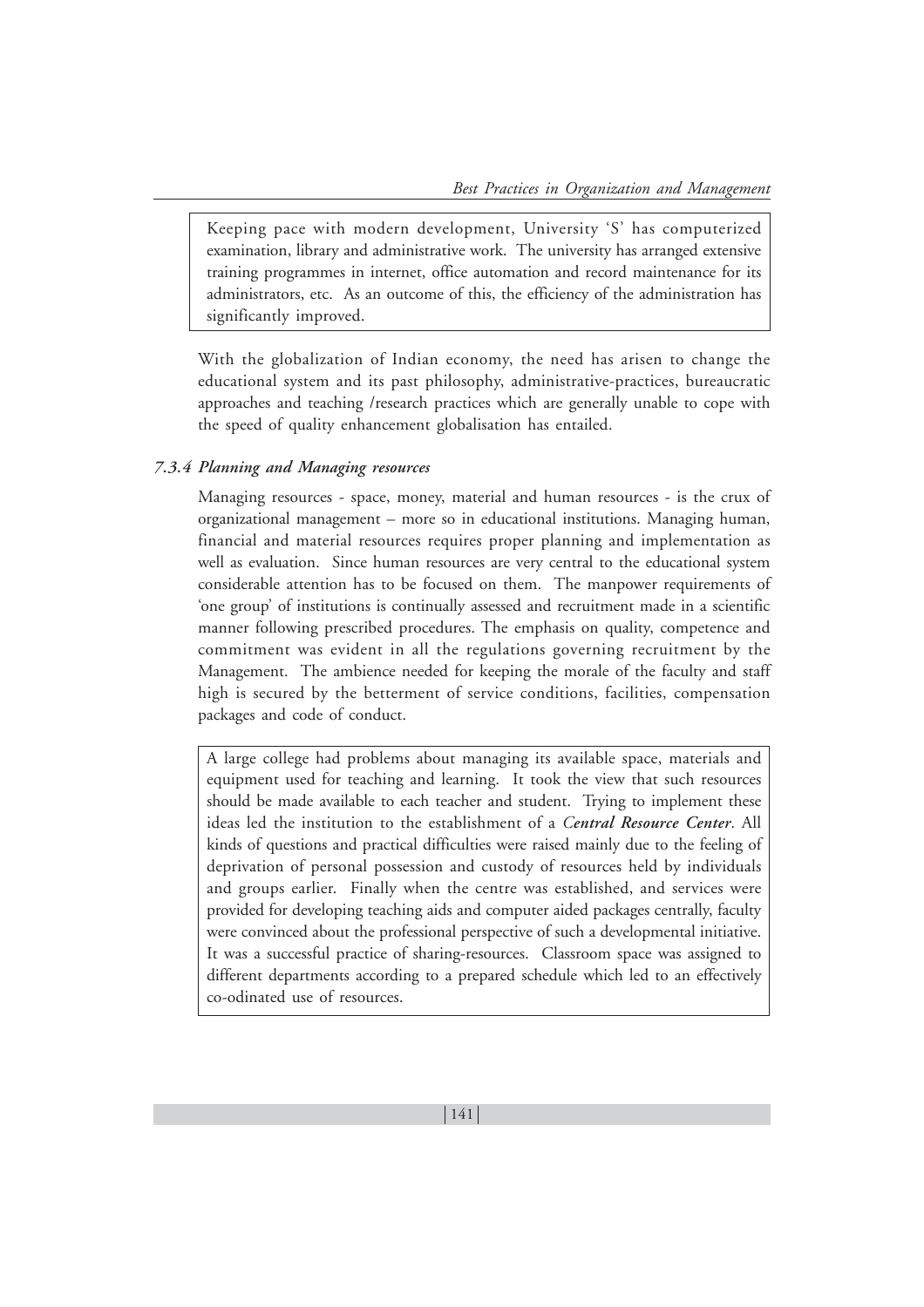> Keeping pace with modern development, University 'S' has computerized examination, library and administrative work. The university has arranged extensive training programmes in internet, office automation and record maintenance for its administrators, etc. As an outcome of this, the efficiency of the administration has significantly improved.

With the globalization of Indian economy, the need has arisen to change the educational system and its past philosophy, administrative-practices, bureaucratic approaches and teaching /research practices which are generally unable to cope with the speed of quality enhancement globalisation has entailed.

### *7.3.4 Planning and Managing resources*

Managing resources - space, money, material and human resources - is the crux of organizational management – more so in educational institutions. Managing human, financial and material resources requires proper planning and implementation as well as evaluation. Since human resources are very central to the educational system considerable attention has to be focused on them. The manpower requirements of 'one group' of institutions is continually assessed and recruitment made in a scientific manner following prescribed procedures. The emphasis on quality, competence and commitment was evident in all the regulations governing recruitment by the Management. The ambience needed for keeping the morale of the faculty and staff high is secured by the betterment of service conditions, facilities, compensation packages and code of conduct.

> A large college had problems about managing its available space, materials and equipment used for teaching and learning. It took the view that such resources should be made available to each teacher and student. Trying to implement these ideas led the institution to the establishment of a ***Central Resource Center***. All kinds of questions and practical difficulties were raised mainly due to the feeling of deprivation of personal possession and custody of resources held by individuals and groups earlier. Finally when the centre was established, and services were provided for developing teaching aids and computer aided packages centrally, faculty were convinced about the professional perspective of such a developmental initiative. It was a successful practice of sharing-resources. Classroom space was assigned to different departments according to a prepared schedule which led to an effectively co-odinated use of resources.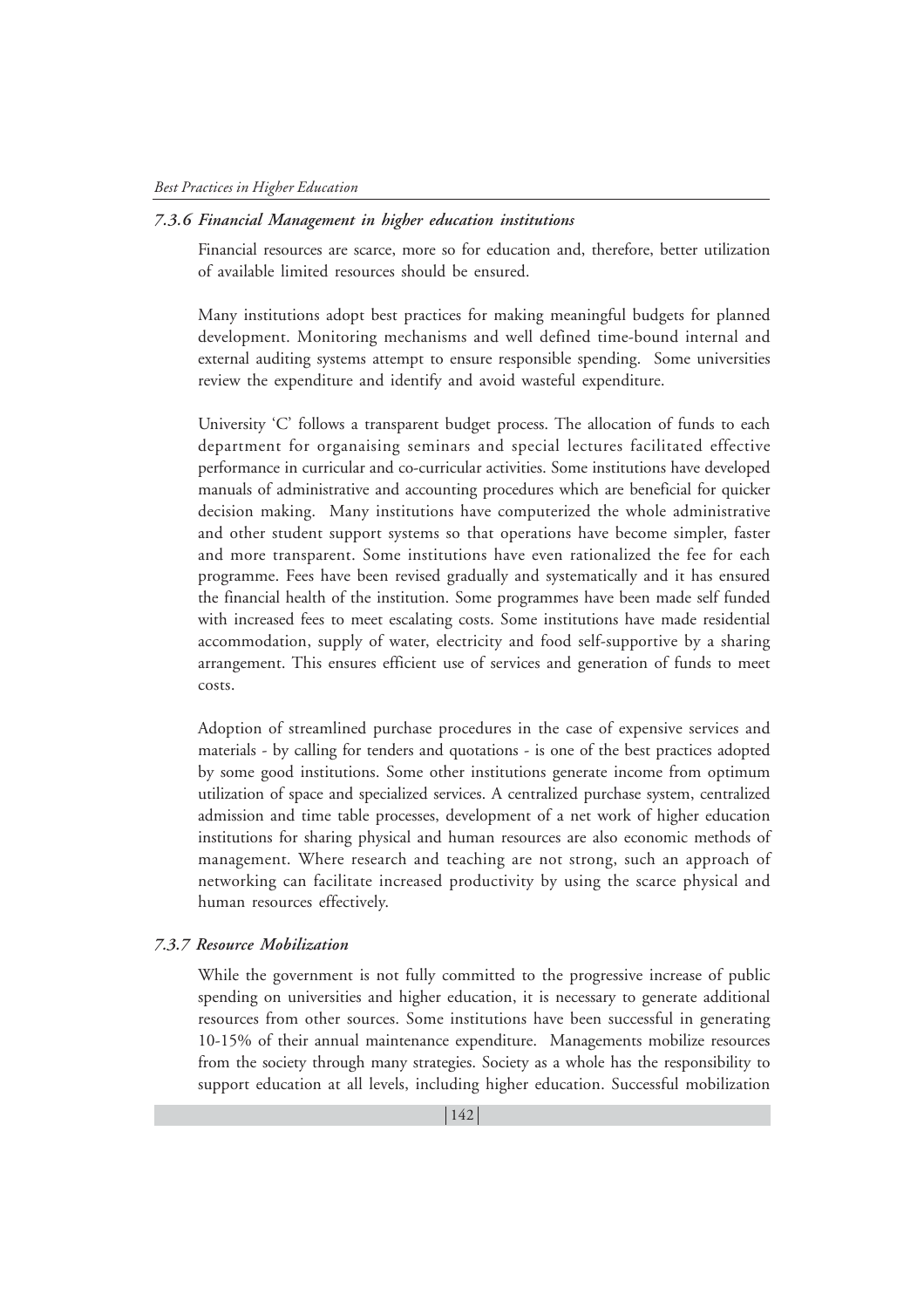### *7.3.6 Financial Management in higher education institutions*

Financial resources are scarce, more so for education and, therefore, better utilization of available limited resources should be ensured.

Many institutions adopt best practices for making meaningful budgets for planned development. Monitoring mechanisms and well defined time-bound internal and external auditing systems attempt to ensure responsible spending. Some universities review the expenditure and identify and avoid wasteful expenditure.

University 'C' follows a transparent budget process. The allocation of funds to each department for organaising seminars and special lectures facilitated effective performance in curricular and co-curricular activities. Some institutions have developed manuals of administrative and accounting procedures which are beneficial for quicker decision making. Many institutions have computerized the whole administrative and other student support systems so that operations have become simpler, faster and more transparent. Some institutions have even rationalized the fee for each programme. Fees have been revised gradually and systematically and it has ensured the financial health of the institution. Some programmes have been made self funded with increased fees to meet escalating costs. Some institutions have made residential accommodation, supply of water, electricity and food self-supportive by a sharing arrangement. This ensures efficient use of services and generation of funds to meet costs.

Adoption of streamlined purchase procedures in the case of expensive services and materials - by calling for tenders and quotations - is one of the best practices adopted by some good institutions. Some other institutions generate income from optimum utilization of space and specialized services. A centralized purchase system, centralized admission and time table processes, development of a net work of higher education institutions for sharing physical and human resources are also economic methods of management. Where research and teaching are not strong, such an approach of networking can facilitate increased productivity by using the scarce physical and human resources effectively.

### *7.3.7 Resource Mobilization*

While the government is not fully committed to the progressive increase of public spending on universities and higher education, it is necessary to generate additional resources from other sources. Some institutions have been successful in generating 10-15% of their annual maintenance expenditure. Managements mobilize resources from the society through many strategies. Society as a whole has the responsibility to support education at all levels, including higher education. Successful mobilization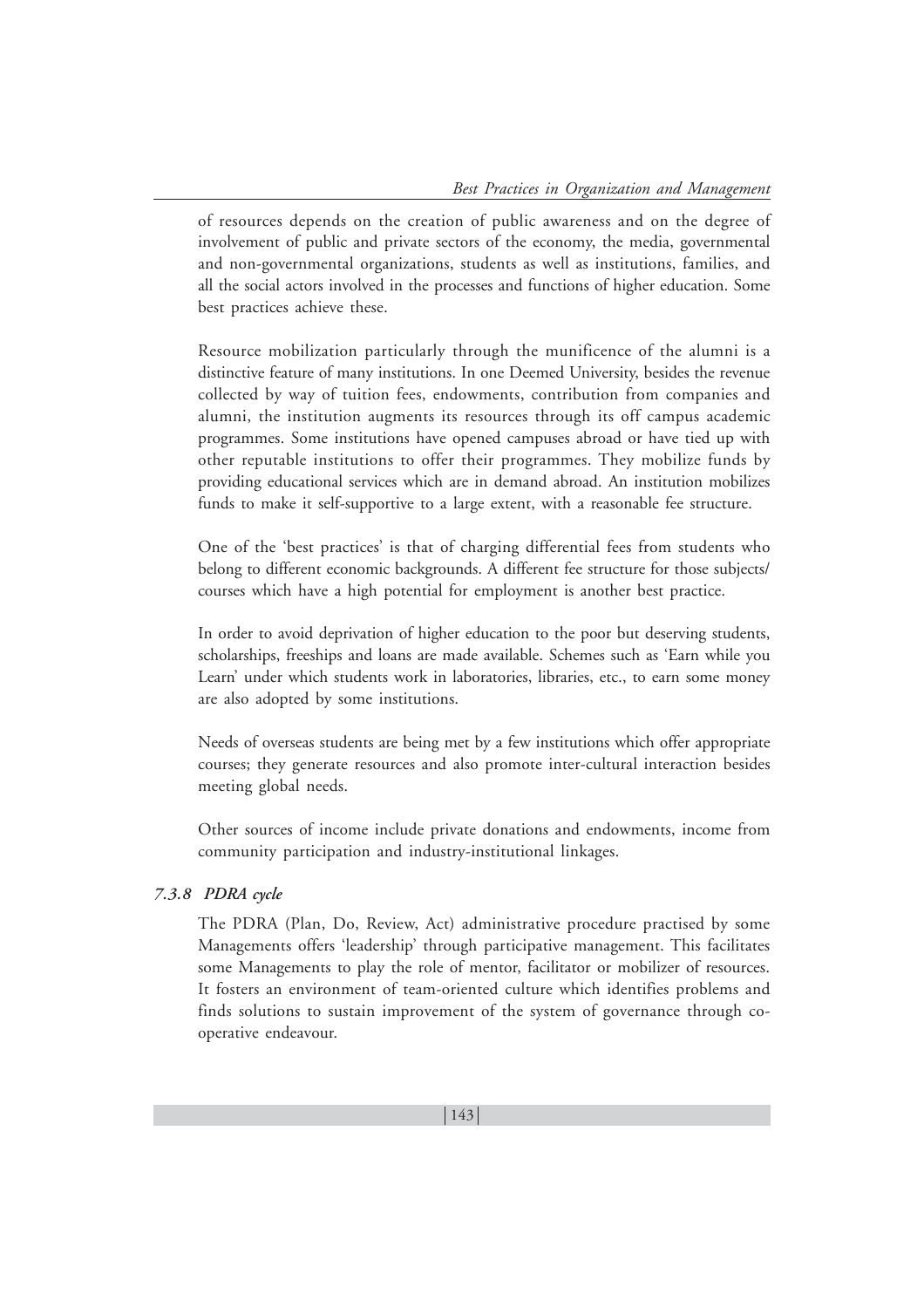of resources depends on the creation of public awareness and on the degree of involvement of public and private sectors of the economy, the media, governmental and non-governmental organizations, students as well as institutions, families, and all the social actors involved in the processes and functions of higher education. Some best practices achieve these.

Resource mobilization particularly through the munificence of the alumni is a distinctive feature of many institutions. In one Deemed University, besides the revenue collected by way of tuition fees, endowments, contribution from companies and alumni, the institution augments its resources through its off campus academic programmes. Some institutions have opened campuses abroad or have tied up with other reputable institutions to offer their programmes. They mobilize funds by providing educational services which are in demand abroad. An institution mobilizes funds to make it self-supportive to a large extent, with a reasonable fee structure.

One of the 'best practices' is that of charging differential fees from students who belong to different economic backgrounds. A different fee structure for those subjects/ courses which have a high potential for employment is another best practice.

In order to avoid deprivation of higher education to the poor but deserving students, scholarships, freeships and loans are made available. Schemes such as 'Earn while you Learn' under which students work in laboratories, libraries, etc., to earn some money are also adopted by some institutions.

Needs of overseas students are being met by a few institutions which offer appropriate courses; they generate resources and also promote inter-cultural interaction besides meeting global needs.

Other sources of income include private donations and endowments, income from community participation and industry-institutional linkages.

### *7.3.8 PDRA cycle*

The PDRA (Plan, Do, Review, Act) administrative procedure practised by some Managements offers 'leadership' through participative management. This facilitates some Managements to play the role of mentor, facilitator or mobilizer of resources. It fosters an environment of team-oriented culture which identifies problems and finds solutions to sustain improvement of the system of governance through co-operative endeavour.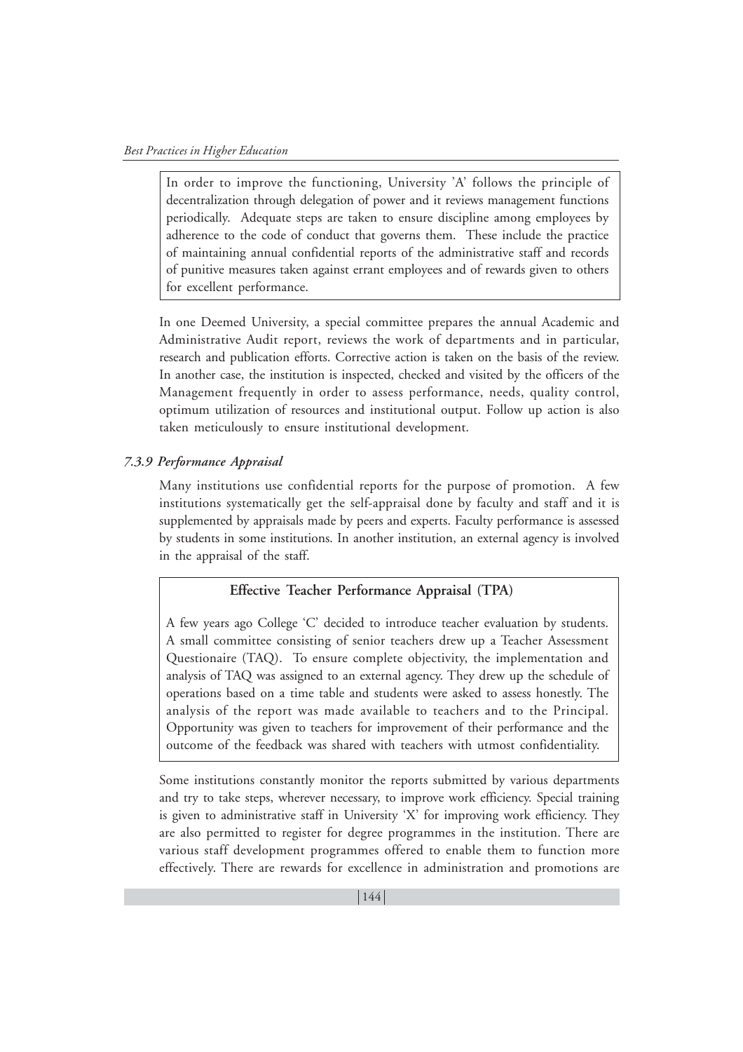In order to improve the functioning, University 'A' follows the principle of decentralization through delegation of power and it reviews management functions periodically. Adequate steps are taken to ensure discipline among employees by adherence to the code of conduct that governs them. These include the practice of maintaining annual confidential reports of the administrative staff and records of punitive measures taken against errant employees and of rewards given to others for excellent performance.

In one Deemed University, a special committee prepares the annual Academic and Administrative Audit report, reviews the work of departments and in particular, research and publication efforts. Corrective action is taken on the basis of the review. In another case, the institution is inspected, checked and visited by the officers of the Management frequently in order to assess performance, needs, quality control, optimum utilization of resources and institutional output. Follow up action is also taken meticulously to ensure institutional development.

### *7.3.9 Performance Appraisal*

Many institutions use confidential reports for the purpose of promotion. A few institutions systematically get the self-appraisal done by faculty and staff and it is supplemented by appraisals made by peers and experts. Faculty performance is assessed by students in some institutions. In another institution, an external agency is involved in the appraisal of the staff.

**Effective Teacher Performance Appraisal (TPA)**

A few years ago College 'C' decided to introduce teacher evaluation by students. A small committee consisting of senior teachers drew up a Teacher Assessment Questionaire (TAQ). To ensure complete objectivity, the implementation and analysis of TAQ was assigned to an external agency. They drew up the schedule of operations based on a time table and students were asked to assess honestly. The analysis of the report was made available to teachers and to the Principal. Opportunity was given to teachers for improvement of their performance and the outcome of the feedback was shared with teachers with utmost confidentiality.

Some institutions constantly monitor the reports submitted by various departments and try to take steps, wherever necessary, to improve work efficiency. Special training is given to administrative staff in University 'X' for improving work efficiency. They are also permitted to register for degree programmes in the institution. There are various staff development programmes offered to enable them to function more effectively. There are rewards for excellence in administration and promotions are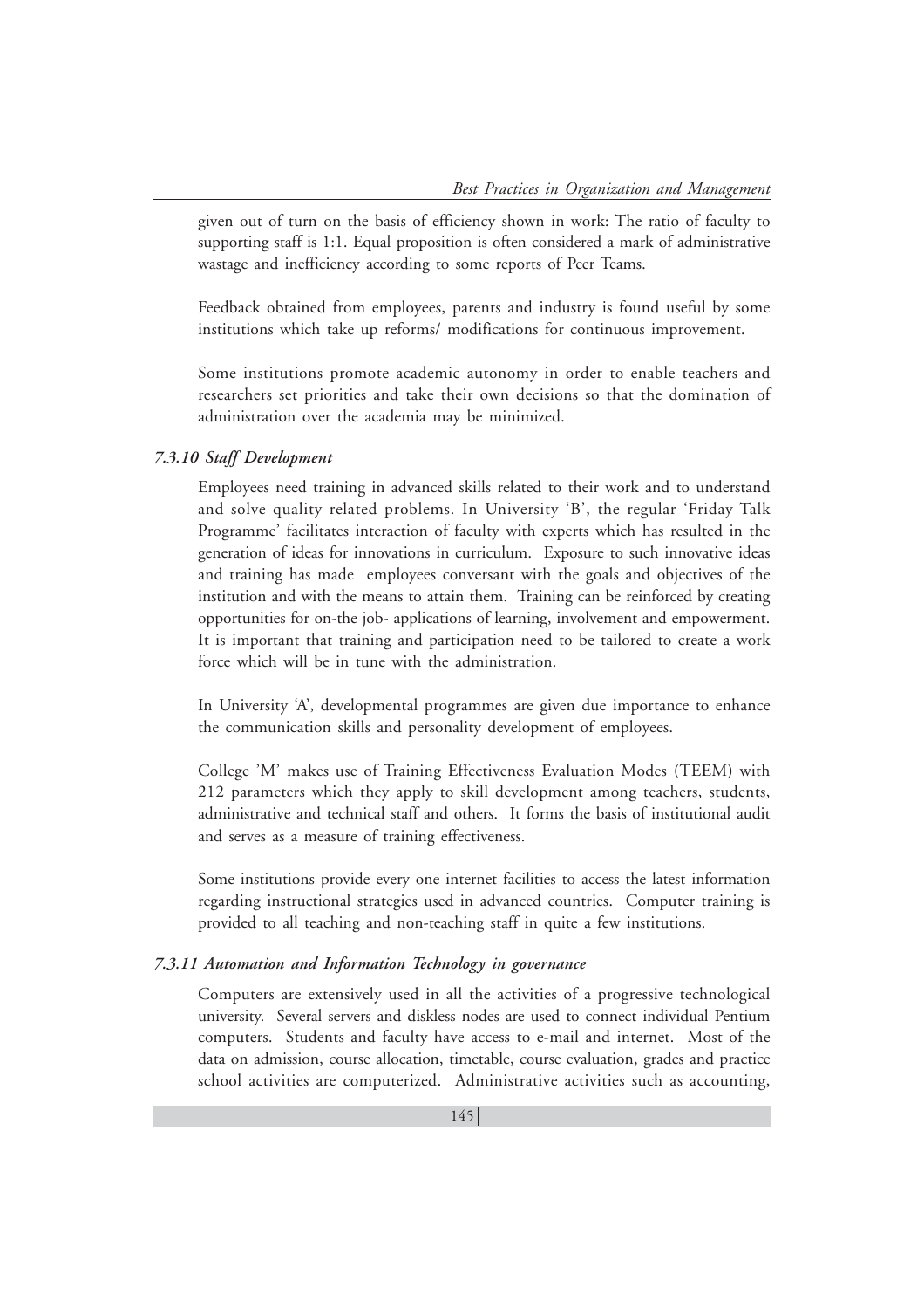given out of turn on the basis of efficiency shown in work: The ratio of faculty to supporting staff is 1:1. Equal proposition is often considered a mark of administrative wastage and inefficiency according to some reports of Peer Teams.

Feedback obtained from employees, parents and industry is found useful by some institutions which take up reforms/ modifications for continuous improvement.

Some institutions promote academic autonomy in order to enable teachers and researchers set priorities and take their own decisions so that the domination of administration over the academia may be minimized.

### *7.3.10 Staff Development*

Employees need training in advanced skills related to their work and to understand and solve quality related problems. In University 'B', the regular 'Friday Talk Programme' facilitates interaction of faculty with experts which has resulted in the generation of ideas for innovations in curriculum. Exposure to such innovative ideas and training has made employees conversant with the goals and objectives of the institution and with the means to attain them. Training can be reinforced by creating opportunities for on-the job- applications of learning, involvement and empowerment. It is important that training and participation need to be tailored to create a work force which will be in tune with the administration.

In University 'A', developmental programmes are given due importance to enhance the communication skills and personality development of employees.

College 'M' makes use of Training Effectiveness Evaluation Modes (TEEM) with 212 parameters which they apply to skill development among teachers, students, administrative and technical staff and others. It forms the basis of institutional audit and serves as a measure of training effectiveness.

Some institutions provide every one internet facilities to access the latest information regarding instructional strategies used in advanced countries. Computer training is provided to all teaching and non-teaching staff in quite a few institutions.

### *7.3.11 Automation and Information Technology in governance*

Computers are extensively used in all the activities of a progressive technological university. Several servers and diskless nodes are used to connect individual Pentium computers. Students and faculty have access to e-mail and internet. Most of the data on admission, course allocation, timetable, course evaluation, grades and practice school activities are computerized. Administrative activities such as accounting,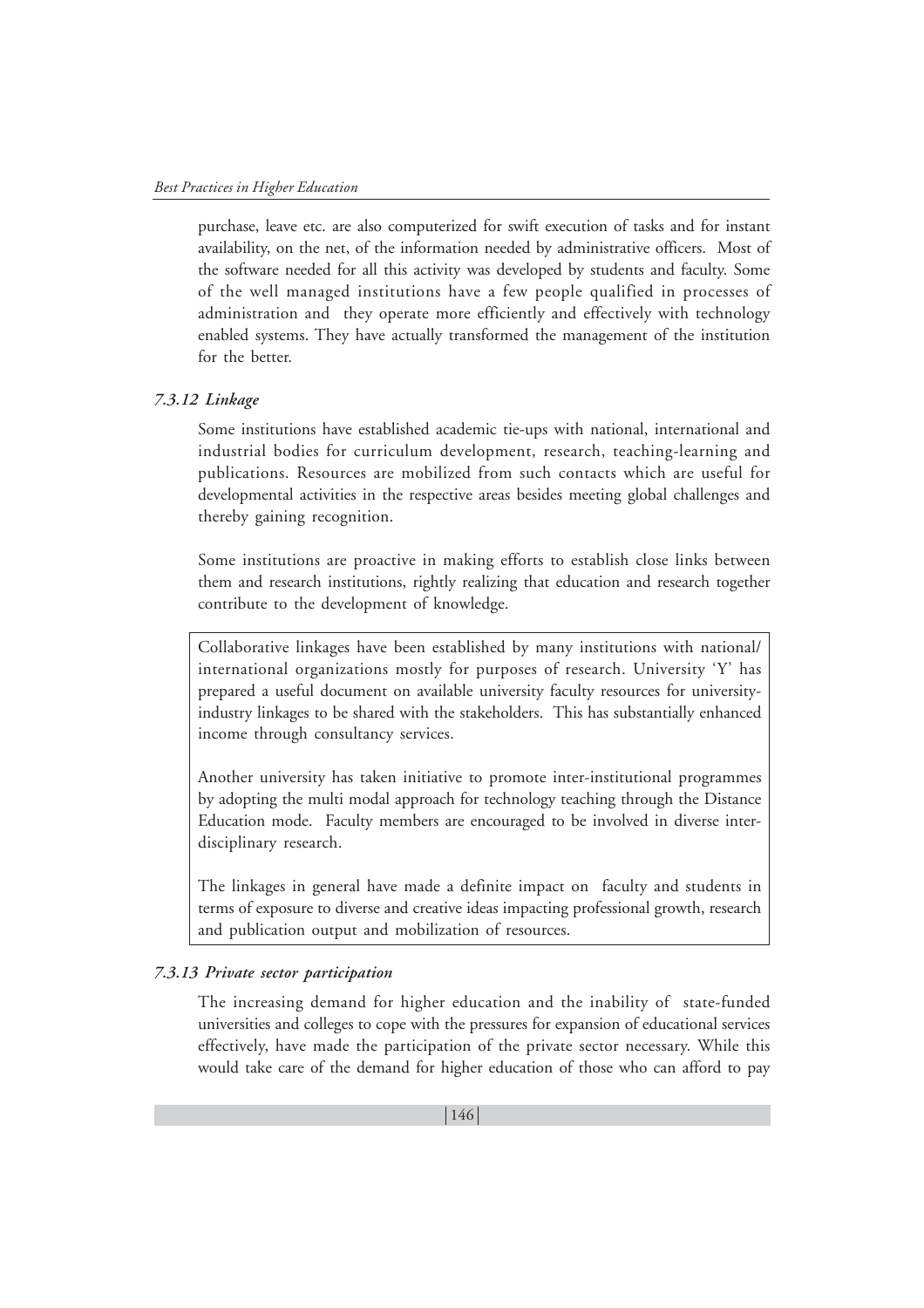purchase, leave etc. are also computerized for swift execution of tasks and for instant availability, on the net, of the information needed by administrative officers. Most of the software needed for all this activity was developed by students and faculty. Some of the well managed institutions have a few people qualified in processes of administration and they operate more efficiently and effectively with technology enabled systems. They have actually transformed the management of the institution for the better.

### *7.3.12 Linkage*

Some institutions have established academic tie-ups with national, international and industrial bodies for curriculum development, research, teaching-learning and publications. Resources are mobilized from such contacts which are useful for developmental activities in the respective areas besides meeting global challenges and thereby gaining recognition.

Some institutions are proactive in making efforts to establish close links between them and research institutions, rightly realizing that education and research together contribute to the development of knowledge.

> Collaborative linkages have been established by many institutions with national/ international organizations mostly for purposes of research. University 'Y' has prepared a useful document on available university faculty resources for university-industry linkages to be shared with the stakeholders. This has substantially enhanced income through consultancy services.
>
> Another university has taken initiative to promote inter-institutional programmes by adopting the multi modal approach for technology teaching through the Distance Education mode. Faculty members are encouraged to be involved in diverse inter-disciplinary research.
>
> The linkages in general have made a definite impact on faculty and students in terms of exposure to diverse and creative ideas impacting professional growth, research and publication output and mobilization of resources.

### *7.3.13 Private sector participation*

The increasing demand for higher education and the inability of state-funded universities and colleges to cope with the pressures for expansion of educational services effectively, have made the participation of the private sector necessary. While this would take care of the demand for higher education of those who can afford to pay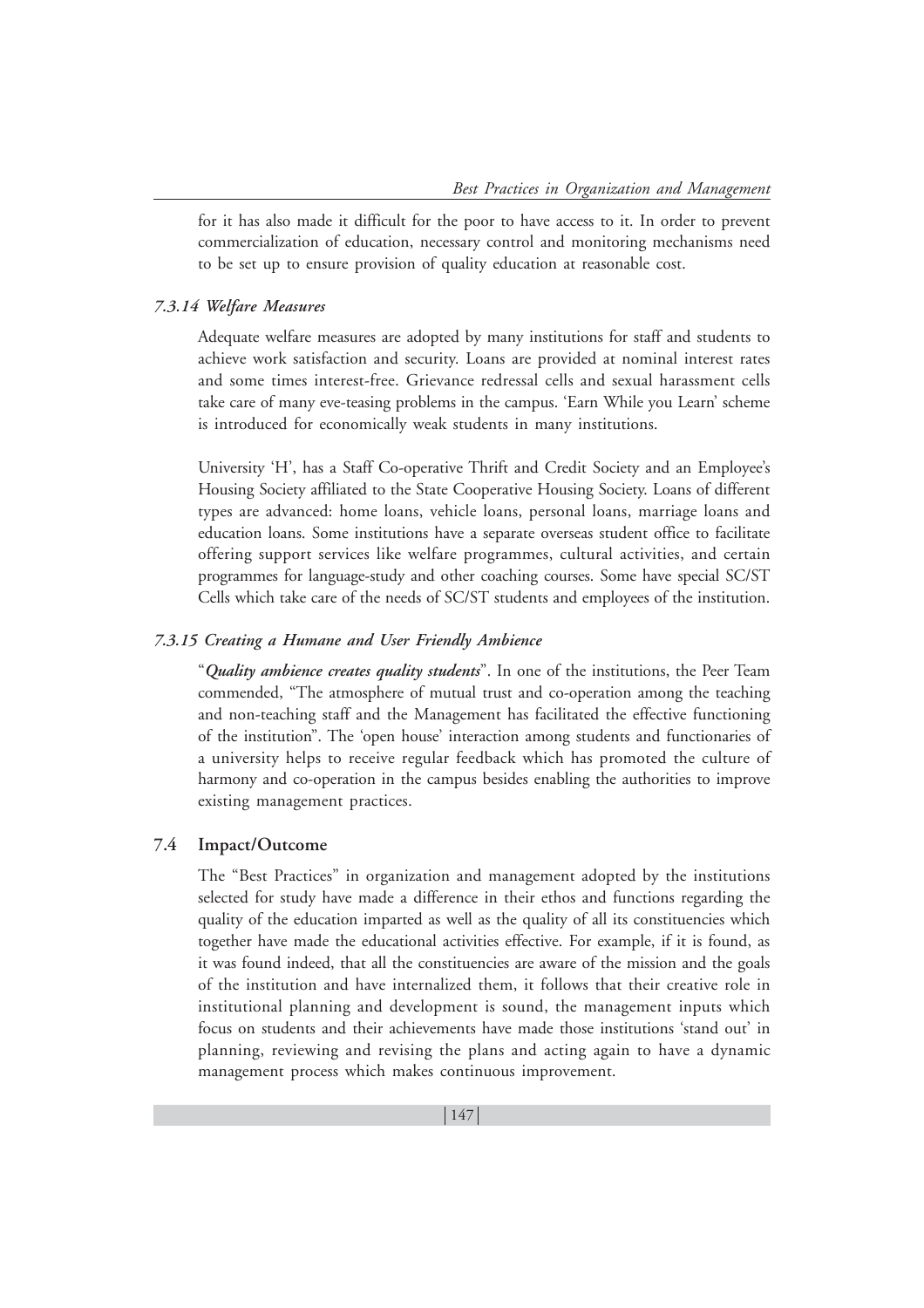for it has also made it difficult for the poor to have access to it. In order to prevent commercialization of education, necessary control and monitoring mechanisms need to be set up to ensure provision of quality education at reasonable cost.

### *7.3.14 Welfare Measures*

Adequate welfare measures are adopted by many institutions for staff and students to achieve work satisfaction and security. Loans are provided at nominal interest rates and some times interest-free. Grievance redressal cells and sexual harassment cells take care of many eve-teasing problems in the campus. 'Earn While you Learn' scheme is introduced for economically weak students in many institutions.

University 'H', has a Staff Co-operative Thrift and Credit Society and an Employee's Housing Society affiliated to the State Cooperative Housing Society. Loans of different types are advanced: home loans, vehicle loans, personal loans, marriage loans and education loans. Some institutions have a separate overseas student office to facilitate offering support services like welfare programmes, cultural activities, and certain programmes for language-study and other coaching courses. Some have special SC/ST Cells which take care of the needs of SC/ST students and employees of the institution.

### *7.3.15 Creating a Humane and User Friendly Ambience*

"***Quality ambience creates quality students***". In one of the institutions, the Peer Team commended, "The atmosphere of mutual trust and co-operation among the teaching and non-teaching staff and the Management has facilitated the effective functioning of the institution". The 'open house' interaction among students and functionaries of a university helps to receive regular feedback which has promoted the culture of harmony and co-operation in the campus besides enabling the authorities to improve existing management practices.

## 7.4 Impact/Outcome

The "Best Practices" in organization and management adopted by the institutions selected for study have made a difference in their ethos and functions regarding the quality of the education imparted as well as the quality of all its constituencies which together have made the educational activities effective. For example, if it is found, as it was found indeed, that all the constituencies are aware of the mission and the goals of the institution and have internalized them, it follows that their creative role in institutional planning and development is sound, the management inputs which focus on students and their achievements have made those institutions 'stand out' in planning, reviewing and revising the plans and acting again to have a dynamic management process which makes continuous improvement.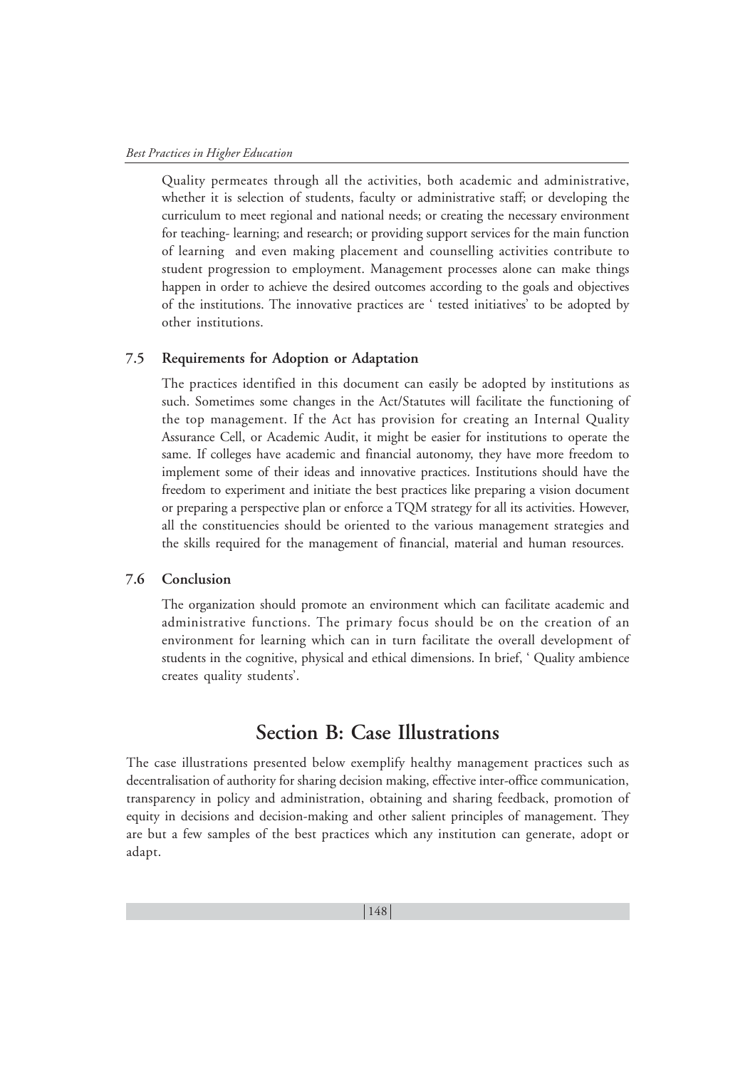Quality permeates through all the activities, both academic and administrative, whether it is selection of students, faculty or administrative staff; or developing the curriculum to meet regional and national needs; or creating the necessary environment for teaching- learning; and research; or providing support services for the main function of learning and even making placement and counselling activities contribute to student progression to employment. Management processes alone can make things happen in order to achieve the desired outcomes according to the goals and objectives of the institutions. The innovative practices are ' tested initiatives' to be adopted by other institutions.

### 7.5 Requirements for Adoption or Adaptation

The practices identified in this document can easily be adopted by institutions as such. Sometimes some changes in the Act/Statutes will facilitate the functioning of the top management. If the Act has provision for creating an Internal Quality Assurance Cell, or Academic Audit, it might be easier for institutions to operate the same. If colleges have academic and financial autonomy, they have more freedom to implement some of their ideas and innovative practices. Institutions should have the freedom to experiment and initiate the best practices like preparing a vision document or preparing a perspective plan or enforce a TQM strategy for all its activities. However, all the constituencies should be oriented to the various management strategies and the skills required for the management of financial, material and human resources.

### 7.6 Conclusion

The organization should promote an environment which can facilitate academic and administrative functions. The primary focus should be on the creation of an environment for learning which can in turn facilitate the overall development of students in the cognitive, physical and ethical dimensions. In brief, ' Quality ambience creates quality students'.

## Section B: Case Illustrations

The case illustrations presented below exemplify healthy management practices such as decentralisation of authority for sharing decision making, effective inter-office communication, transparency in policy and administration, obtaining and sharing feedback, promotion of equity in decisions and decision-making and other salient principles of management. They are but a few samples of the best practices which any institution can generate, adopt or adapt.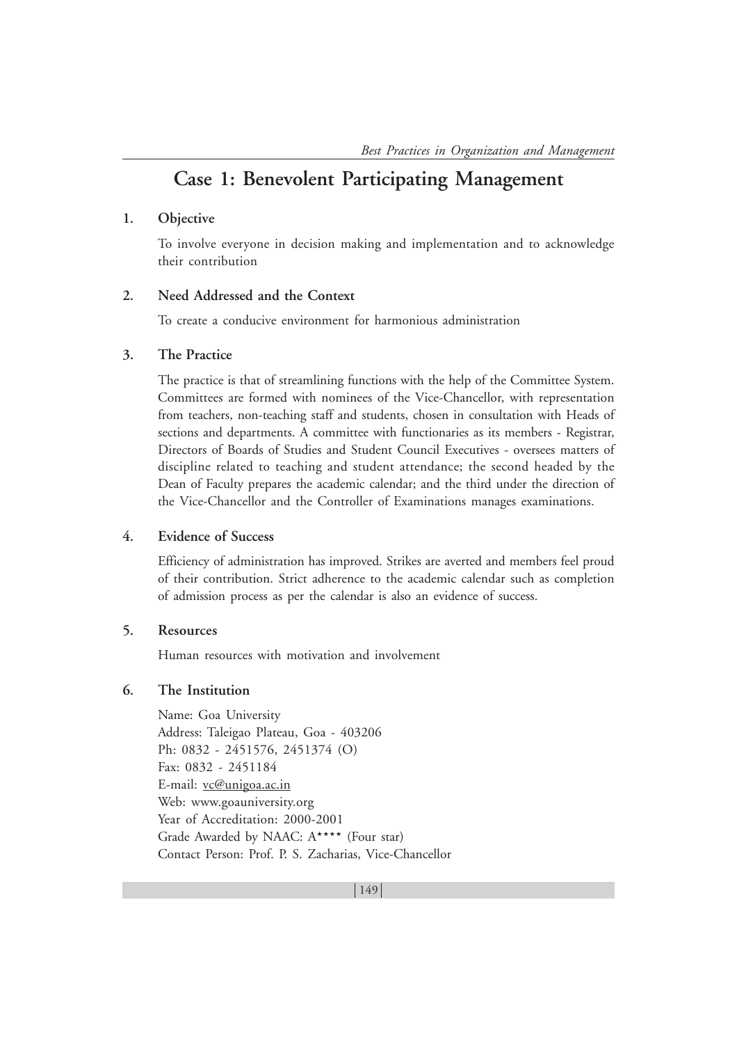# Case 1: Benevolent Participating Management

## 1. Objective

To involve everyone in decision making and implementation and to acknowledge their contribution

## 2. Need Addressed and the Context

To create a conducive environment for harmonious administration

## 3. The Practice

The practice is that of streamlining functions with the help of the Committee System. Committees are formed with nominees of the Vice-Chancellor, with representation from teachers, non-teaching staff and students, chosen in consultation with Heads of sections and departments. A committee with functionaries as its members - Registrar, Directors of Boards of Studies and Student Council Executives - oversees matters of discipline related to teaching and student attendance; the second headed by the Dean of Faculty prepares the academic calendar; and the third under the direction of the Vice-Chancellor and the Controller of Examinations manages examinations.

## 4. Evidence of Success

Efficiency of administration has improved. Strikes are averted and members feel proud of their contribution. Strict adherence to the academic calendar such as completion of admission process as per the calendar is also an evidence of success.

## 5. Resources

Human resources with motivation and involvement

## 6. The Institution

Name: Goa University
Address: Taleigao Plateau, Goa - 403206
Ph: 0832 - 2451576, 2451374 (O)
Fax: 0832 - 2451184
E-mail: vc@unigoa.ac.in
Web: www.goauniversity.org
Year of Accreditation: 2000-2001
Grade Awarded by NAAC: A**** (Four star)
Contact Person: Prof. P. S. Zacharias, Vice-Chancellor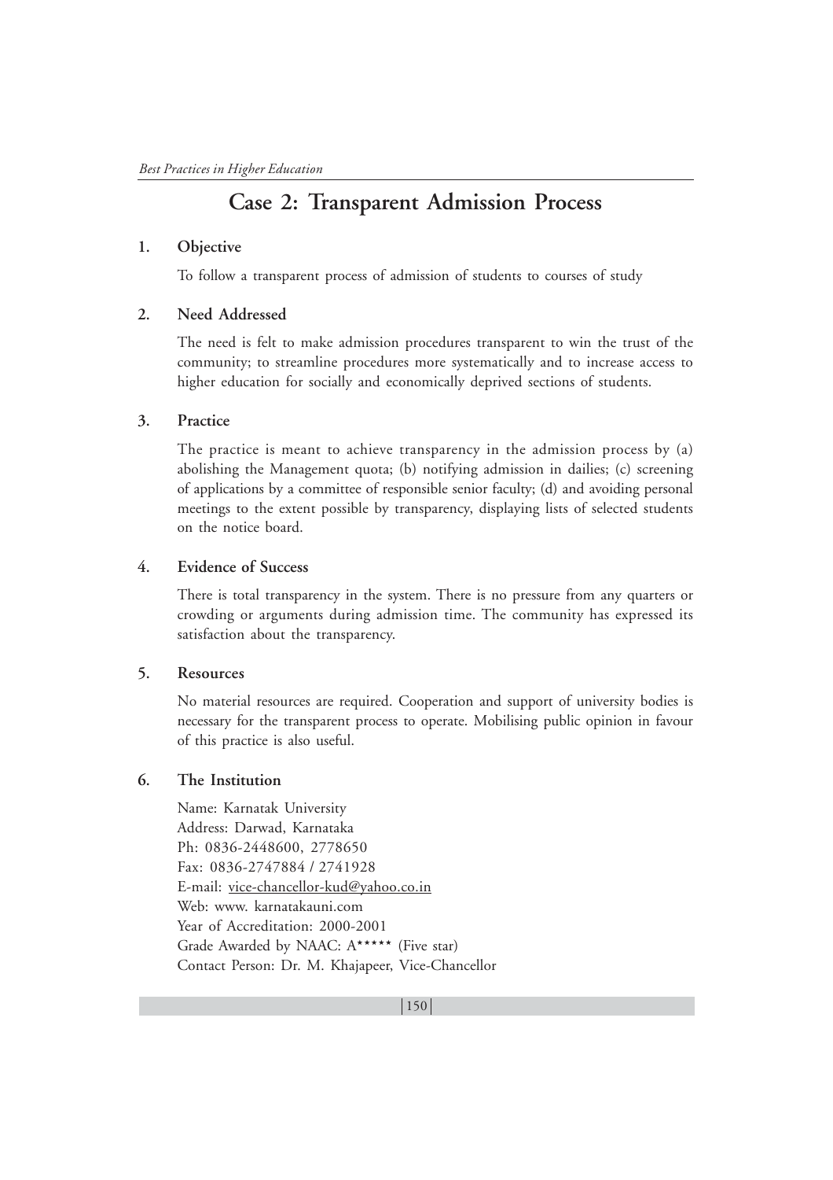# Case 2: Transparent Admission Process

## 1. Objective

To follow a transparent process of admission of students to courses of study

## 2. Need Addressed

The need is felt to make admission procedures transparent to win the trust of the community; to streamline procedures more systematically and to increase access to higher education for socially and economically deprived sections of students.

## 3. Practice

The practice is meant to achieve transparency in the admission process by (a) abolishing the Management quota; (b) notifying admission in dailies; (c) screening of applications by a committee of responsible senior faculty; (d) and avoiding personal meetings to the extent possible by transparency, displaying lists of selected students on the notice board.

## 4. Evidence of Success

There is total transparency in the system. There is no pressure from any quarters or crowding or arguments during admission time. The community has expressed its satisfaction about the transparency.

## 5. Resources

No material resources are required. Cooperation and support of university bodies is necessary for the transparent process to operate. Mobilising public opinion in favour of this practice is also useful.

## 6. The Institution

Name: Karnatak University
Address: Darwad, Karnataka
Ph: 0836-2448600, 2778650
Fax: 0836-2747884 / 2741928
E-mail: vice-chancellor-kud@yahoo.co.in
Web: www. karnatakauni.com
Year of Accreditation: 2000-2001
Grade Awarded by NAAC: A***** (Five star)
Contact Person: Dr. M. Khajapeer, Vice-Chancellor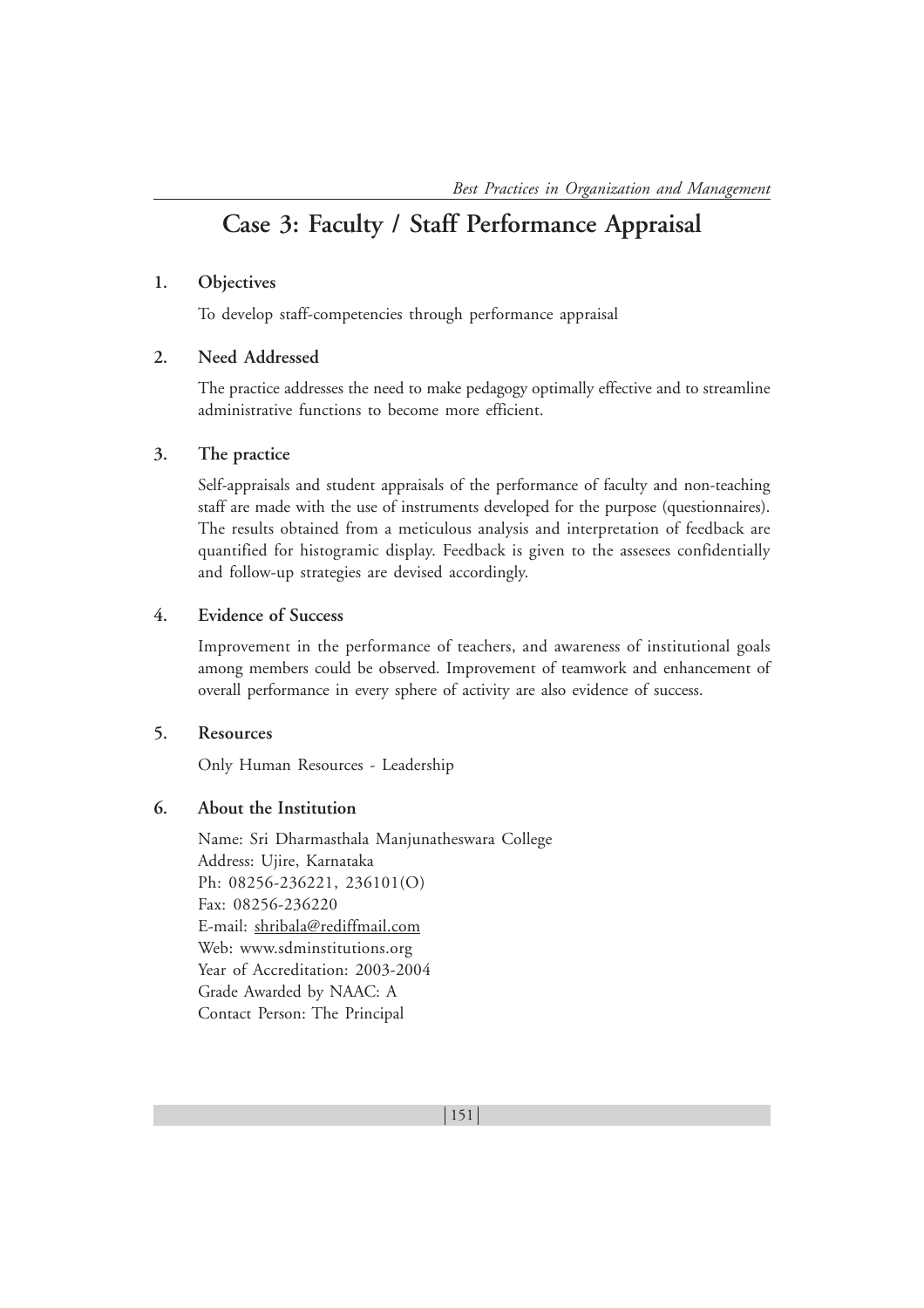# Case 3: Faculty / Staff Performance Appraisal

## 1. Objectives

To develop staff-competencies through performance appraisal

## 2. Need Addressed

The practice addresses the need to make pedagogy optimally effective and to streamline administrative functions to become more efficient.

## 3. The practice

Self-appraisals and student appraisals of the performance of faculty and non-teaching staff are made with the use of instruments developed for the purpose (questionnaires). The results obtained from a meticulous analysis and interpretation of feedback are quantified for histogramic display. Feedback is given to the assesees confidentially and follow-up strategies are devised accordingly.

## 4. Evidence of Success

Improvement in the performance of teachers, and awareness of institutional goals among members could be observed. Improvement of teamwork and enhancement of overall performance in every sphere of activity are also evidence of success.

## 5. Resources

Only Human Resources - Leadership

## 6. About the Institution

Name: Sri Dharmasthala Manjunatheswara College
Address: Ujire, Karnataka
Ph: 08256-236221, 236101(O)
Fax: 08256-236220
E-mail: shribala@rediffmail.com
Web: www.sdminstitutions.org
Year of Accreditation: 2003-2004
Grade Awarded by NAAC: A
Contact Person: The Principal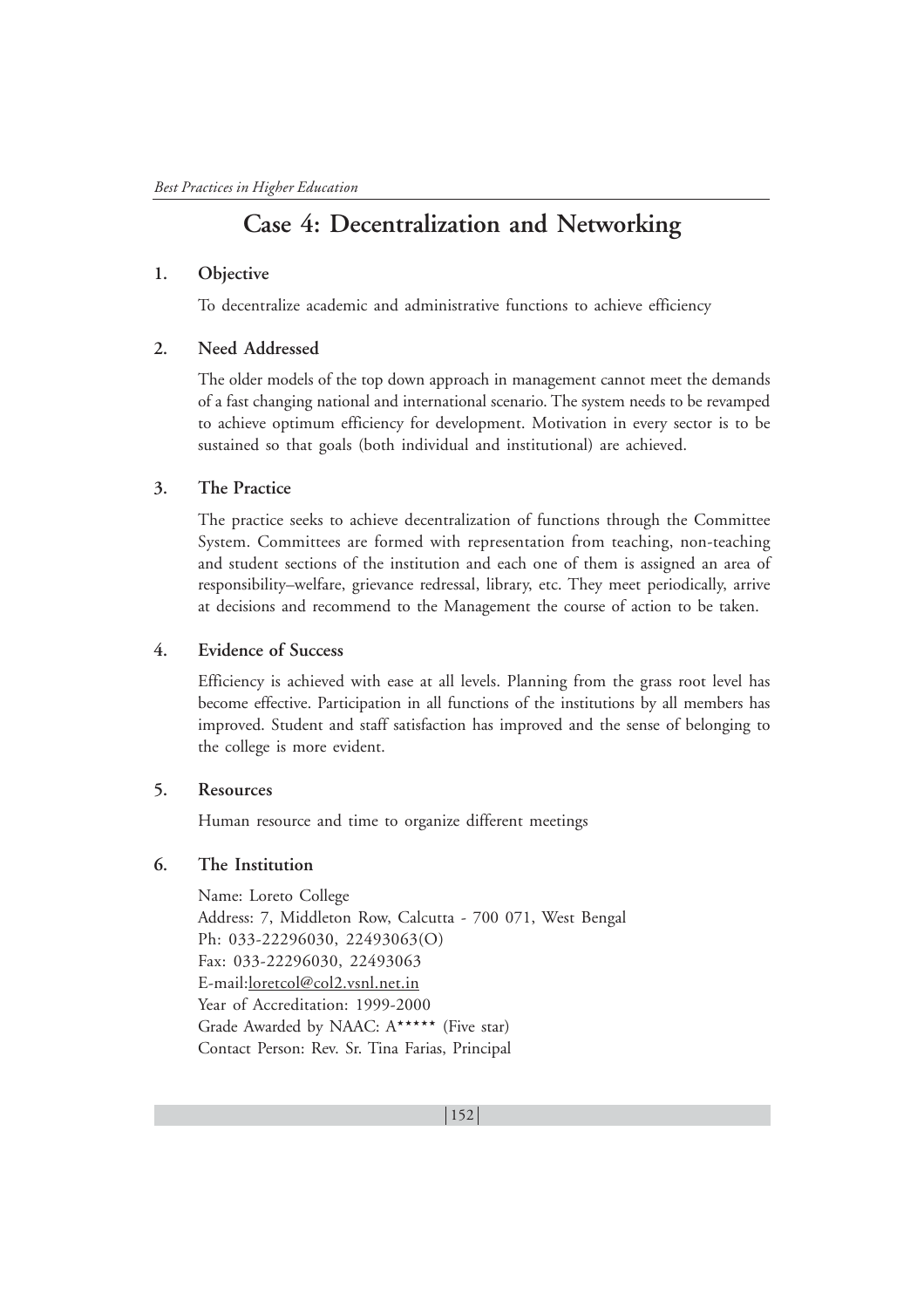# Case 4: Decentralization and Networking

## 1. Objective

To decentralize academic and administrative functions to achieve efficiency

## 2. Need Addressed

The older models of the top down approach in management cannot meet the demands of a fast changing national and international scenario. The system needs to be revamped to achieve optimum efficiency for development. Motivation in every sector is to be sustained so that goals (both individual and institutional) are achieved.

## 3. The Practice

The practice seeks to achieve decentralization of functions through the Committee System. Committees are formed with representation from teaching, non-teaching and student sections of the institution and each one of them is assigned an area of responsibility–welfare, grievance redressal, library, etc. They meet periodically, arrive at decisions and recommend to the Management the course of action to be taken.

## 4. Evidence of Success

Efficiency is achieved with ease at all levels. Planning from the grass root level has become effective. Participation in all functions of the institutions by all members has improved. Student and staff satisfaction has improved and the sense of belonging to the college is more evident.

## 5. Resources

Human resource and time to organize different meetings

## 6. The Institution

Name: Loreto College
Address: 7, Middleton Row, Calcutta - 700 071, West Bengal
Ph: 033-22296030, 22493063(O)
Fax: 033-22296030, 22493063
E-mail:loretcol@col2.vsnl.net.in
Year of Accreditation: 1999-2000
Grade Awarded by NAAC: A***** (Five star)
Contact Person: Rev. Sr. Tina Farias, Principal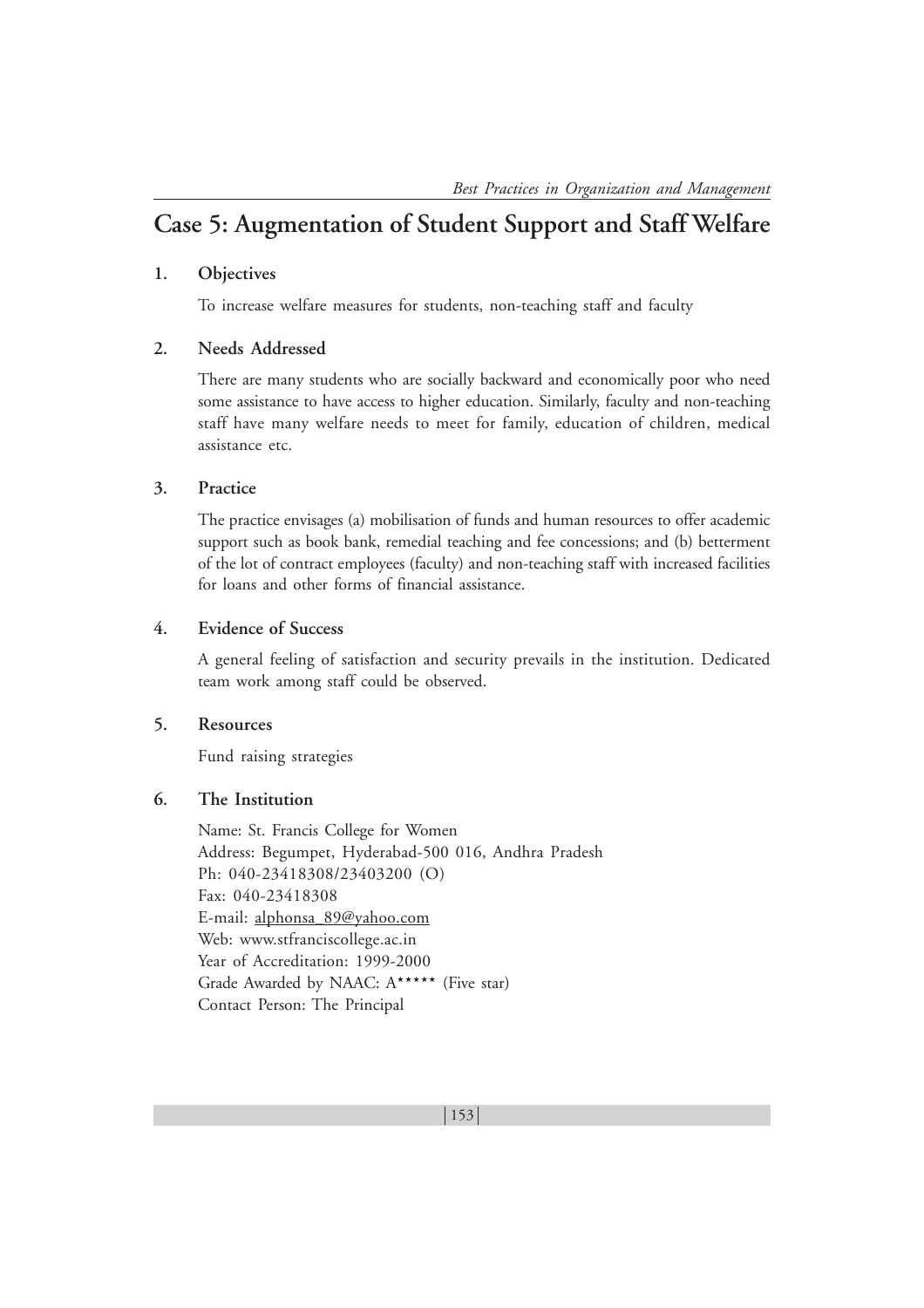## Case 5: Augmentation of Student Support and Staff Welfare

### 1. Objectives

To increase welfare measures for students, non-teaching staff and faculty

### 2. Needs Addressed

There are many students who are socially backward and economically poor who need some assistance to have access to higher education. Similarly, faculty and non-teaching staff have many welfare needs to meet for family, education of children, medical assistance etc.

### 3. Practice

The practice envisages (a) mobilisation of funds and human resources to offer academic support such as book bank, remedial teaching and fee concessions; and (b) betterment of the lot of contract employees (faculty) and non-teaching staff with increased facilities for loans and other forms of financial assistance.

### 4. Evidence of Success

A general feeling of satisfaction and security prevails in the institution. Dedicated team work among staff could be observed.

### 5. Resources

Fund raising strategies

### 6. The Institution

Name: St. Francis College for Women
Address: Begumpet, Hyderabad-500 016, Andhra Pradesh
Ph: 040-23418308/23403200 (O)
Fax: 040-23418308
E-mail: alphonsa_89@yahoo.com
Web: www.stfranciscollege.ac.in
Year of Accreditation: 1999-2000
Grade Awarded by NAAC: A***** (Five star)
Contact Person: The Principal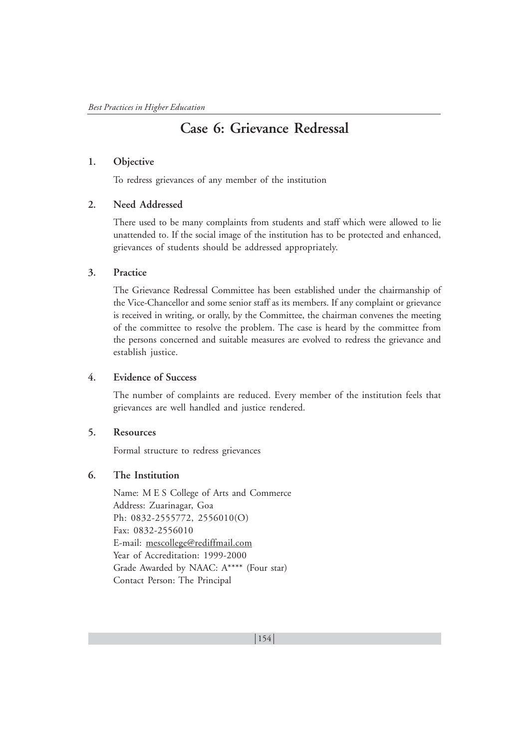# Case 6: Grievance Redressal

## 1. Objective

To redress grievances of any member of the institution

## 2. Need Addressed

There used to be many complaints from students and staff which were allowed to lie unattended to. If the social image of the institution has to be protected and enhanced, grievances of students should be addressed appropriately.

## 3. Practice

The Grievance Redressal Committee has been established under the chairmanship of the Vice-Chancellor and some senior staff as its members. If any complaint or grievance is received in writing, or orally, by the Committee, the chairman convenes the meeting of the committee to resolve the problem. The case is heard by the committee from the persons concerned and suitable measures are evolved to redress the grievance and establish justice.

## 4. Evidence of Success

The number of complaints are reduced. Every member of the institution feels that grievances are well handled and justice rendered.

## 5. Resources

Formal structure to redress grievances

## 6. The Institution

Name: M E S College of Arts and Commerce
Address: Zuarinagar, Goa
Ph: 0832-2555772, 2556010(O)
Fax: 0832-2556010
E-mail: mescollege@rediffmail.com
Year of Accreditation: 1999-2000
Grade Awarded by NAAC: A**** (Four star)
Contact Person: The Principal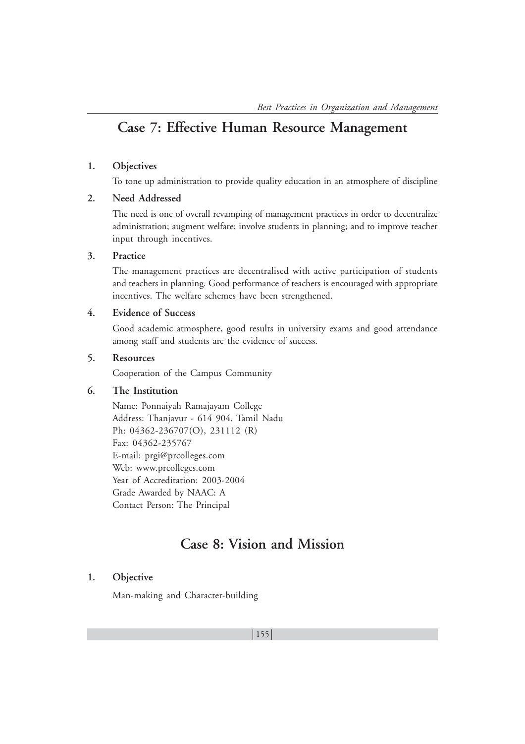## Case 7: Effective Human Resource Management

1. **Objectives**

   To tone up administration to provide quality education in an atmosphere of discipline

2. **Need Addressed**

   The need is one of overall revamping of management practices in order to decentralize administration; augment welfare; involve students in planning; and to improve teacher input through incentives.

3. **Practice**

   The management practices are decentralised with active participation of students and teachers in planning. Good performance of teachers is encouraged with appropriate incentives. The welfare schemes have been strengthened.

4. **Evidence of Success**

   Good academic atmosphere, good results in university exams and good attendance among staff and students are the evidence of success.

5. **Resources**

   Cooperation of the Campus Community

6. **The Institution**

   Name: Ponnaiyah Ramajayam College
   Address: Thanjavur - 614 904, Tamil Nadu
   Ph: 04362-236707(O), 231112 (R)
   Fax: 04362-235767
   E-mail: prgi@prcolleges.com
   Web: www.prcolleges.com
   Year of Accreditation: 2003-2004
   Grade Awarded by NAAC: A
   Contact Person: The Principal

## Case 8: Vision and Mission

1. **Objective**

   Man-making and Character-building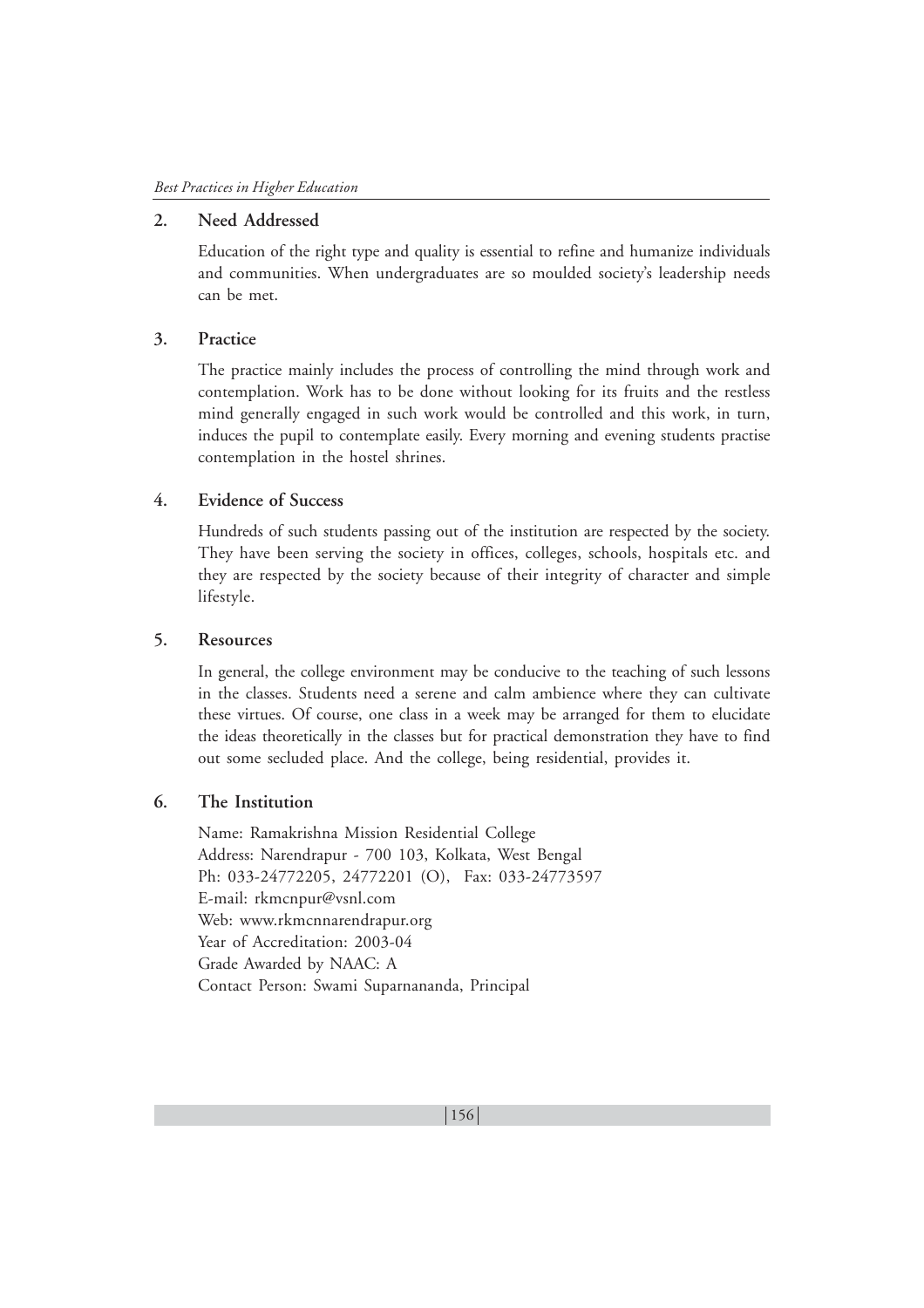## 2. Need Addressed

Education of the right type and quality is essential to refine and humanize individuals and communities. When undergraduates are so moulded society's leadership needs can be met.

## 3. Practice

The practice mainly includes the process of controlling the mind through work and contemplation. Work has to be done without looking for its fruits and the restless mind generally engaged in such work would be controlled and this work, in turn, induces the pupil to contemplate easily. Every morning and evening students practise contemplation in the hostel shrines.

## 4. Evidence of Success

Hundreds of such students passing out of the institution are respected by the society. They have been serving the society in offices, colleges, schools, hospitals etc. and they are respected by the society because of their integrity of character and simple lifestyle.

## 5. Resources

In general, the college environment may be conducive to the teaching of such lessons in the classes. Students need a serene and calm ambience where they can cultivate these virtues. Of course, one class in a week may be arranged for them to elucidate the ideas theoretically in the classes but for practical demonstration they have to find out some secluded place. And the college, being residential, provides it.

## 6. The Institution

Name: Ramakrishna Mission Residential College
Address: Narendrapur - 700 103, Kolkata, West Bengal
Ph: 033-24772205, 24772201 (O), Fax: 033-24773597
E-mail: rkmcnpur@vsnl.com
Web: www.rkmcnnarendrapur.org
Year of Accreditation: 2003-04
Grade Awarded by NAAC: A
Contact Person: Swami Suparnananda, Principal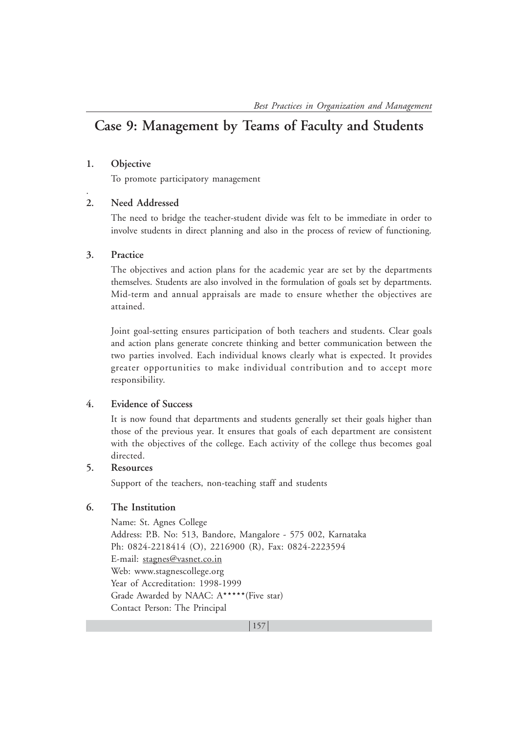# Case 9: Management by Teams of Faculty and Students

**1. Objective**

To promote participatory management

**2. Need Addressed**

The need to bridge the teacher-student divide was felt to be immediate in order to involve students in direct planning and also in the process of review of functioning.

**3. Practice**

The objectives and action plans for the academic year are set by the departments themselves. Students are also involved in the formulation of goals set by departments. Mid-term and annual appraisals are made to ensure whether the objectives are attained.

Joint goal-setting ensures participation of both teachers and students. Clear goals and action plans generate concrete thinking and better communication between the two parties involved. Each individual knows clearly what is expected. It provides greater opportunities to make individual contribution and to accept more responsibility.

**4. Evidence of Success**

It is now found that departments and students generally set their goals higher than those of the previous year. It ensures that goals of each department are consistent with the objectives of the college. Each activity of the college thus becomes goal directed.

**5. Resources**

Support of the teachers, non-teaching staff and students

**6. The Institution**

Name: St. Agnes College
Address: P.B. No: 513, Bandore, Mangalore - 575 002, Karnataka
Ph: 0824-2218414 (O), 2216900 (R), Fax: 0824-2223594
E-mail: stagnes@vasnet.co.in
Web: www.stagnescollege.org
Year of Accreditation: 1998-1999
Grade Awarded by NAAC: A***** (Five star)
Contact Person: The Principal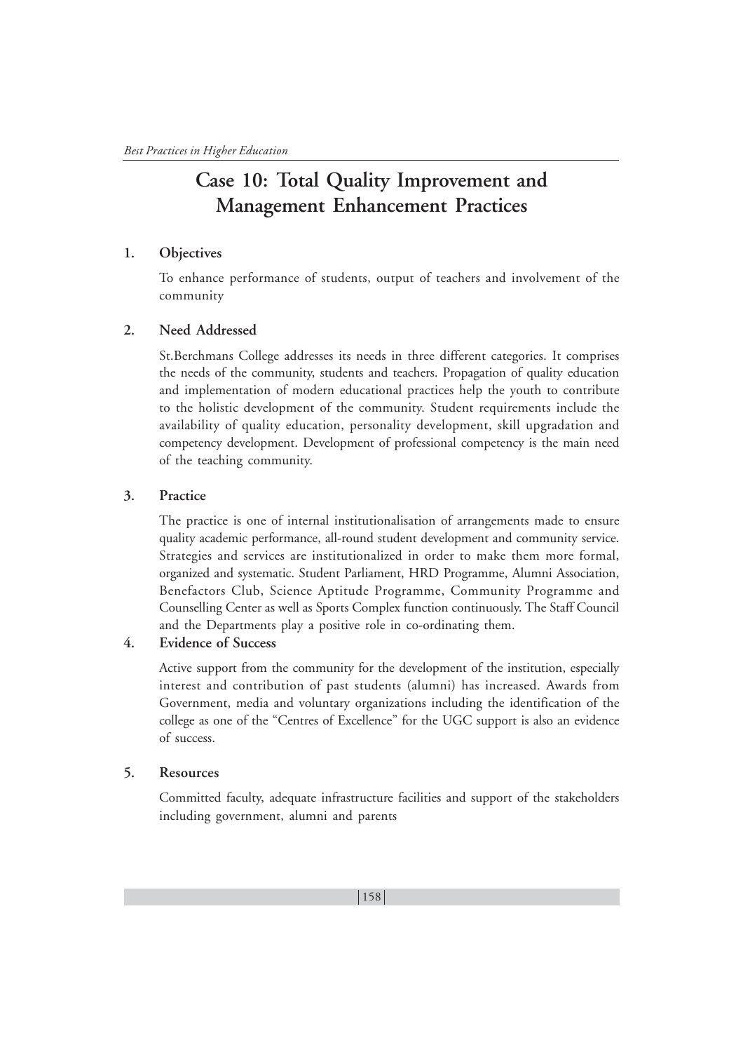# Case 10: Total Quality Improvement and Management Enhancement Practices

## 1. Objectives

To enhance performance of students, output of teachers and involvement of the community

## 2. Need Addressed

St.Berchmans College addresses its needs in three different categories. It comprises the needs of the community, students and teachers. Propagation of quality education and implementation of modern educational practices help the youth to contribute to the holistic development of the community. Student requirements include the availability of quality education, personality development, skill upgradation and competency development. Development of professional competency is the main need of the teaching community.

## 3. Practice

The practice is one of internal institutionalisation of arrangements made to ensure quality academic performance, all-round student development and community service. Strategies and services are institutionalized in order to make them more formal, organized and systematic. Student Parliament, HRD Programme, Alumni Association, Benefactors Club, Science Aptitude Programme, Community Programme and Counselling Center as well as Sports Complex function continuously. The Staff Council and the Departments play a positive role in co-ordinating them.

## 4. Evidence of Success

Active support from the community for the development of the institution, especially interest and contribution of past students (alumni) has increased. Awards from Government, media and voluntary organizations including the identification of the college as one of the "Centres of Excellence" for the UGC support is also an evidence of success.

## 5. Resources

Committed faculty, adequate infrastructure facilities and support of the stakeholders including government, alumni and parents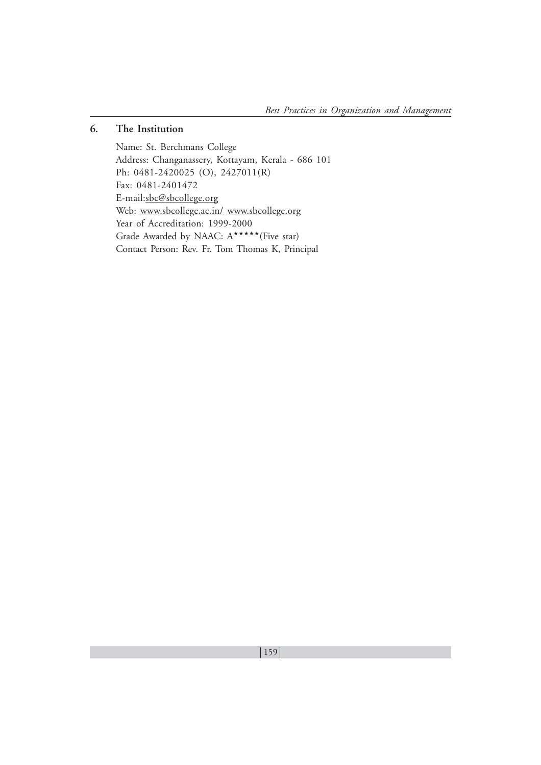## 6. The Institution

Name: St. Berchmans College
Address: Changanassery, Kottayam, Kerala - 686 101
Ph: 0481-2420025 (O), 2427011(R)
Fax: 0481-2401472
E-mail:sbc@sbcollege.org
Web: www.sbcollege.ac.in/ www.sbcollege.org
Year of Accreditation: 1999-2000
Grade Awarded by NAAC: A*****(Five star)
Contact Person: Rev. Fr. Tom Thomas K, Principal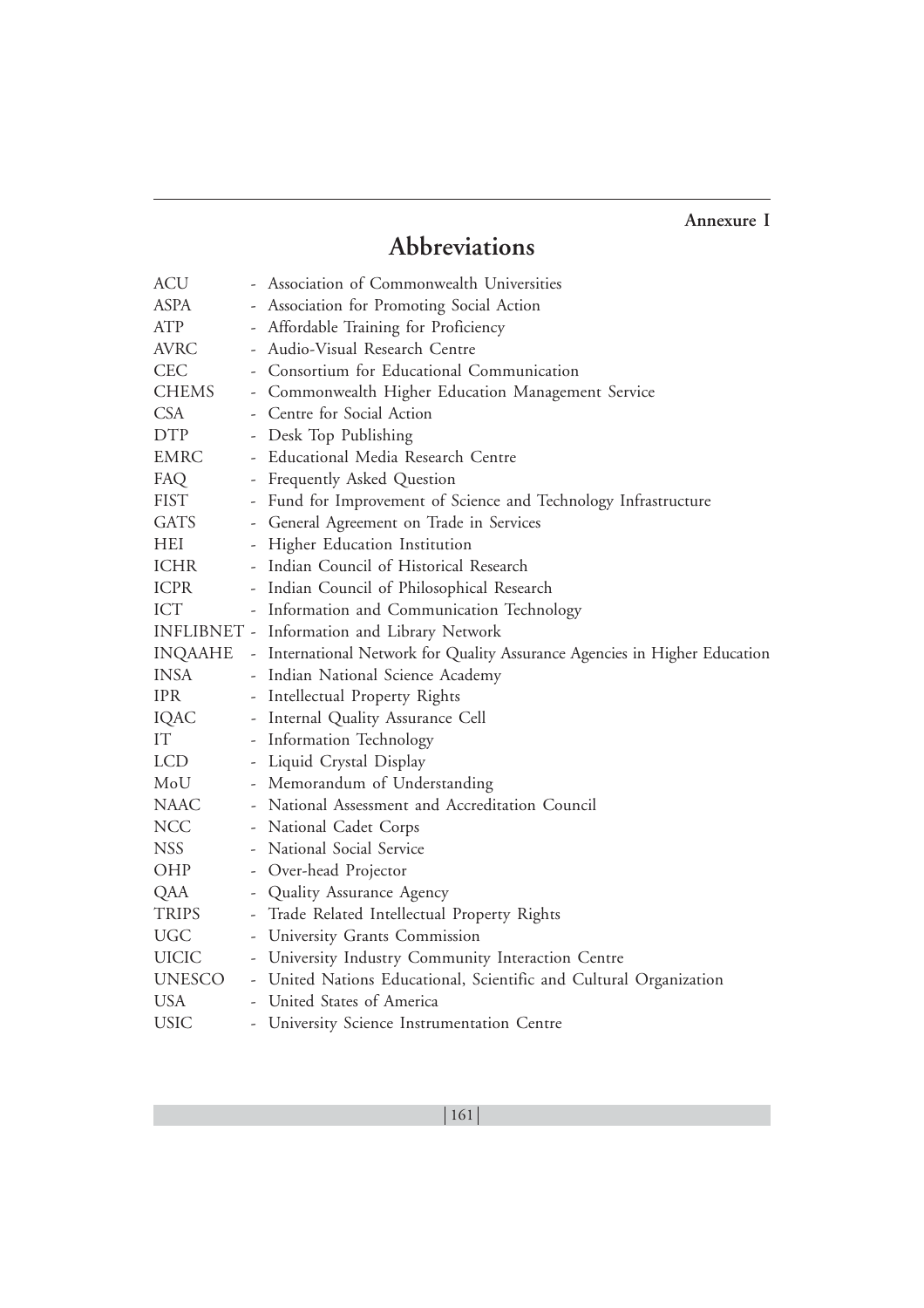**Annexure I**

# Abbreviations

| | | |
|---|---|---|
| ACU | - | Association of Commonwealth Universities |
| ASPA | - | Association for Promoting Social Action |
| ATP | - | Affordable Training for Proficiency |
| AVRC | - | Audio-Visual Research Centre |
| CEC | - | Consortium for Educational Communication |
| CHEMS | - | Commonwealth Higher Education Management Service |
| CSA | - | Centre for Social Action |
| DTP | - | Desk Top Publishing |
| EMRC | - | Educational Media Research Centre |
| FAQ | - | Frequently Asked Question |
| FIST | - | Fund for Improvement of Science and Technology Infrastructure |
| GATS | - | General Agreement on Trade in Services |
| HEI | - | Higher Education Institution |
| ICHR | - | Indian Council of Historical Research |
| ICPR | - | Indian Council of Philosophical Research |
| ICT | - | Information and Communication Technology |
| INFLIBNET | - | Information and Library Network |
| INQAAHE | - | International Network for Quality Assurance Agencies in Higher Education |
| INSA | - | Indian National Science Academy |
| IPR | - | Intellectual Property Rights |
| IQAC | - | Internal Quality Assurance Cell |
| IT | - | Information Technology |
| LCD | - | Liquid Crystal Display |
| MoU | - | Memorandum of Understanding |
| NAAC | - | National Assessment and Accreditation Council |
| NCC | - | National Cadet Corps |
| NSS | - | National Social Service |
| OHP | - | Over-head Projector |
| QAA | - | Quality Assurance Agency |
| TRIPS | - | Trade Related Intellectual Property Rights |
| UGC | - | University Grants Commission |
| UICIC | - | University Industry Community Interaction Centre |
| UNESCO | - | United Nations Educational, Scientific and Cultural Organization |
| USA | - | United States of America |
| USIC | - | University Science Instrumentation Centre |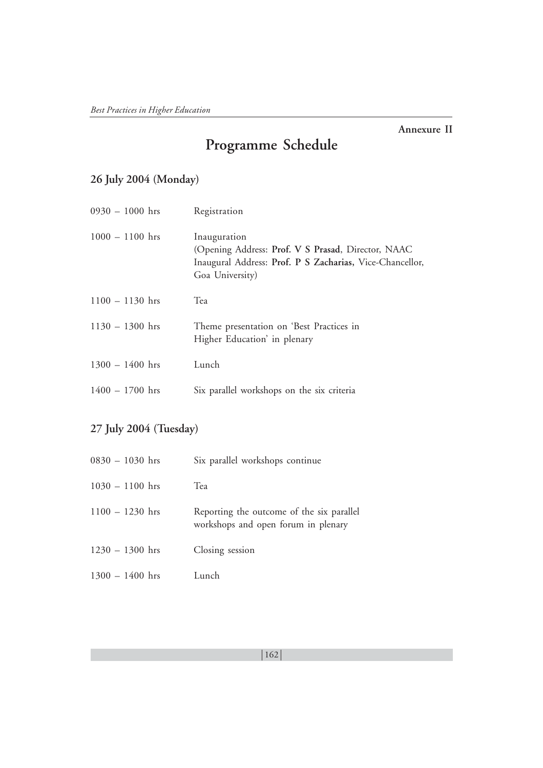Annexure II

# Programme Schedule

## 26 July 2004 (Monday)

| | |
|---|---|
| 0930 – 1000 hrs | Registration |
| 1000 – 1100 hrs | Inauguration<br>(Opening Address: **Prof. V S Prasad**, Director, NAAC<br>Inaugural Address: **Prof. P S Zacharias,** Vice-Chancellor, Goa University) |
| 1100 – 1130 hrs | Tea |
| 1130 – 1300 hrs | Theme presentation on 'Best Practices in Higher Education' in plenary |
| 1300 – 1400 hrs | Lunch |
| 1400 – 1700 hrs | Six parallel workshops on the six criteria |

## 27 July 2004 (Tuesday)

| | |
|---|---|
| 0830 – 1030 hrs | Six parallel workshops continue |
| 1030 – 1100 hrs | Tea |
| 1100 – 1230 hrs | Reporting the outcome of the six parallel workshops and open forum in plenary |
| 1230 – 1300 hrs | Closing session |
| 1300 – 1400 hrs | Lunch |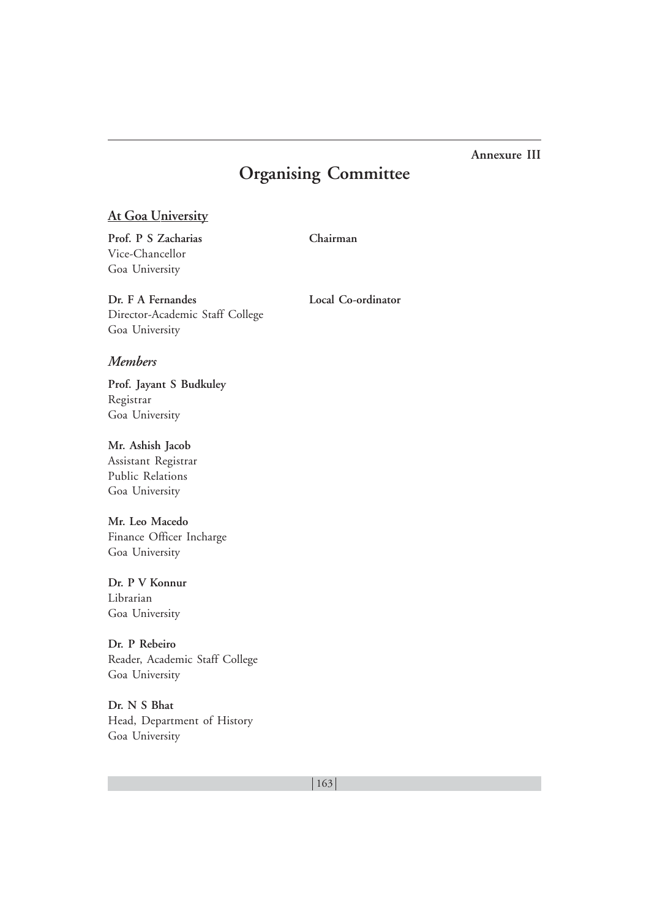**Annexure III**

# Organising Committee

## At Goa University

**Prof. P S Zacharias** — **Chairman**
Vice-Chancellor
Goa University

**Dr. F A Fernandes** — **Local Co-ordinator**
Director-Academic Staff College
Goa University

### *Members*

**Prof. Jayant S Budkuley**
Registrar
Goa University

**Mr. Ashish Jacob**
Assistant Registrar
Public Relations
Goa University

**Mr. Leo Macedo**
Finance Officer Incharge
Goa University

**Dr. P V Konnur**
Librarian
Goa University

**Dr. P Rebeiro**
Reader, Academic Staff College
Goa University

**Dr. N S Bhat**
Head, Department of History
Goa University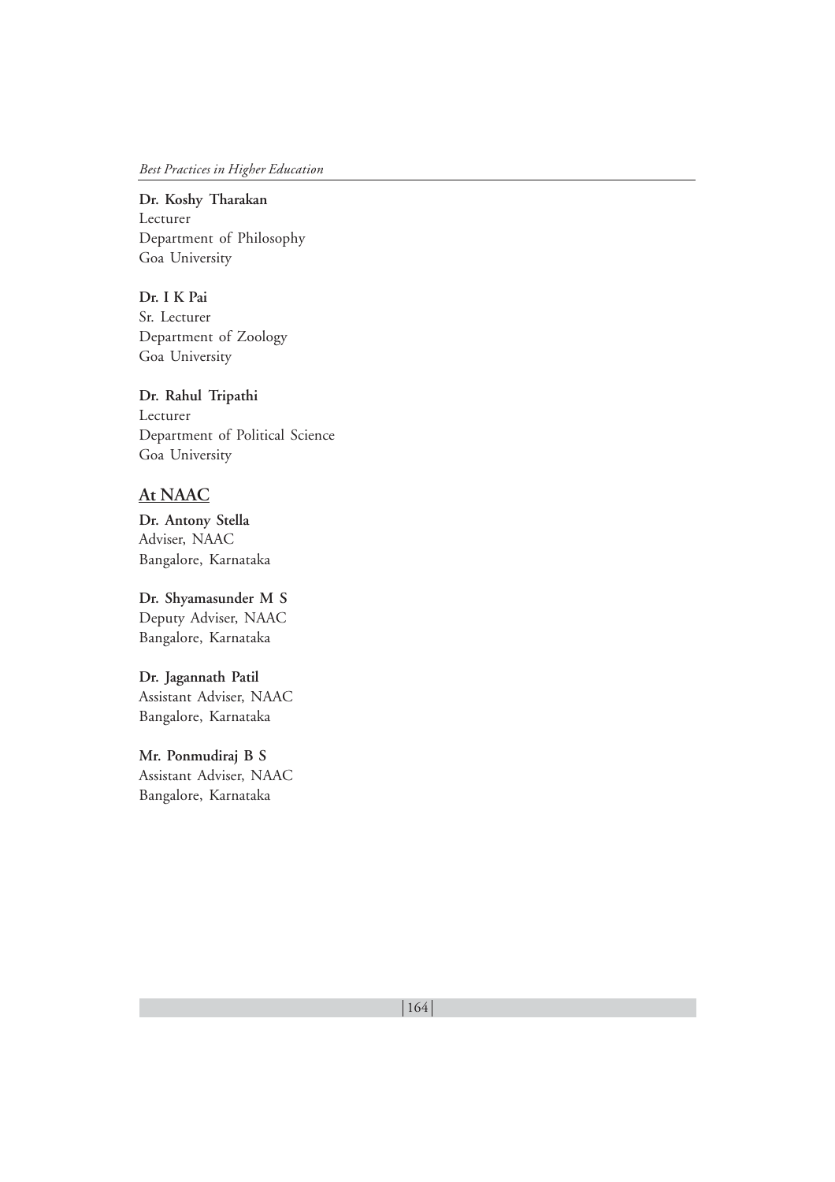**Dr. Koshy Tharakan**
Lecturer
Department of Philosophy
Goa University

**Dr. I K Pai**
Sr. Lecturer
Department of Zoology
Goa University

**Dr. Rahul Tripathi**
Lecturer
Department of Political Science
Goa University

## At NAAC

**Dr. Antony Stella**
Adviser, NAAC
Bangalore, Karnataka

**Dr. Shyamasunder M S**
Deputy Adviser, NAAC
Bangalore, Karnataka

**Dr. Jagannath Patil**
Assistant Adviser, NAAC
Bangalore, Karnataka

**Mr. Ponmudiraj B S**
Assistant Adviser, NAAC
Bangalore, Karnataka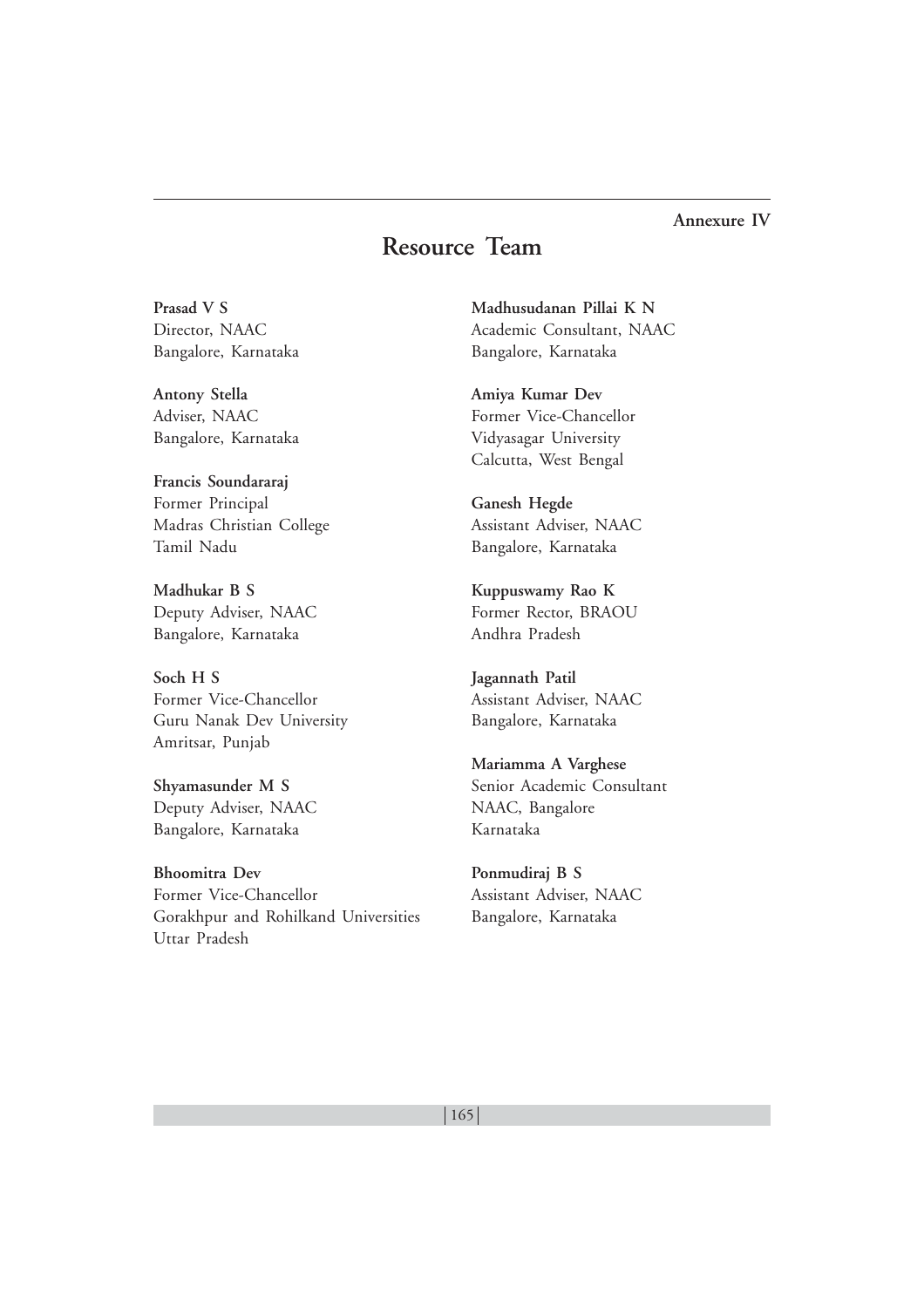Annexure IV

# Resource Team

**Prasad V S**
Director, NAAC
Bangalore, Karnataka

**Antony Stella**
Adviser, NAAC
Bangalore, Karnataka

**Francis Soundararaj**
Former Principal
Madras Christian College
Tamil Nadu

**Madhukar B S**
Deputy Adviser, NAAC
Bangalore, Karnataka

**Soch H S**
Former Vice-Chancellor
Guru Nanak Dev University
Amritsar, Punjab

**Shyamasunder M S**
Deputy Adviser, NAAC
Bangalore, Karnataka

**Bhoomitra Dev**
Former Vice-Chancellor
Gorakhpur and Rohilkand Universities
Uttar Pradesh

**Madhusudanan Pillai K N**
Academic Consultant, NAAC
Bangalore, Karnataka

**Amiya Kumar Dev**
Former Vice-Chancellor
Vidyasagar University
Calcutta, West Bengal

**Ganesh Hegde**
Assistant Adviser, NAAC
Bangalore, Karnataka

**Kuppuswamy Rao K**
Former Rector, BRAOU
Andhra Pradesh

**Jagannath Patil**
Assistant Adviser, NAAC
Bangalore, Karnataka

**Mariamma A Varghese**
Senior Academic Consultant
NAAC, Bangalore
Karnataka

**Ponmudiraj B S**
Assistant Adviser, NAAC
Bangalore, Karnataka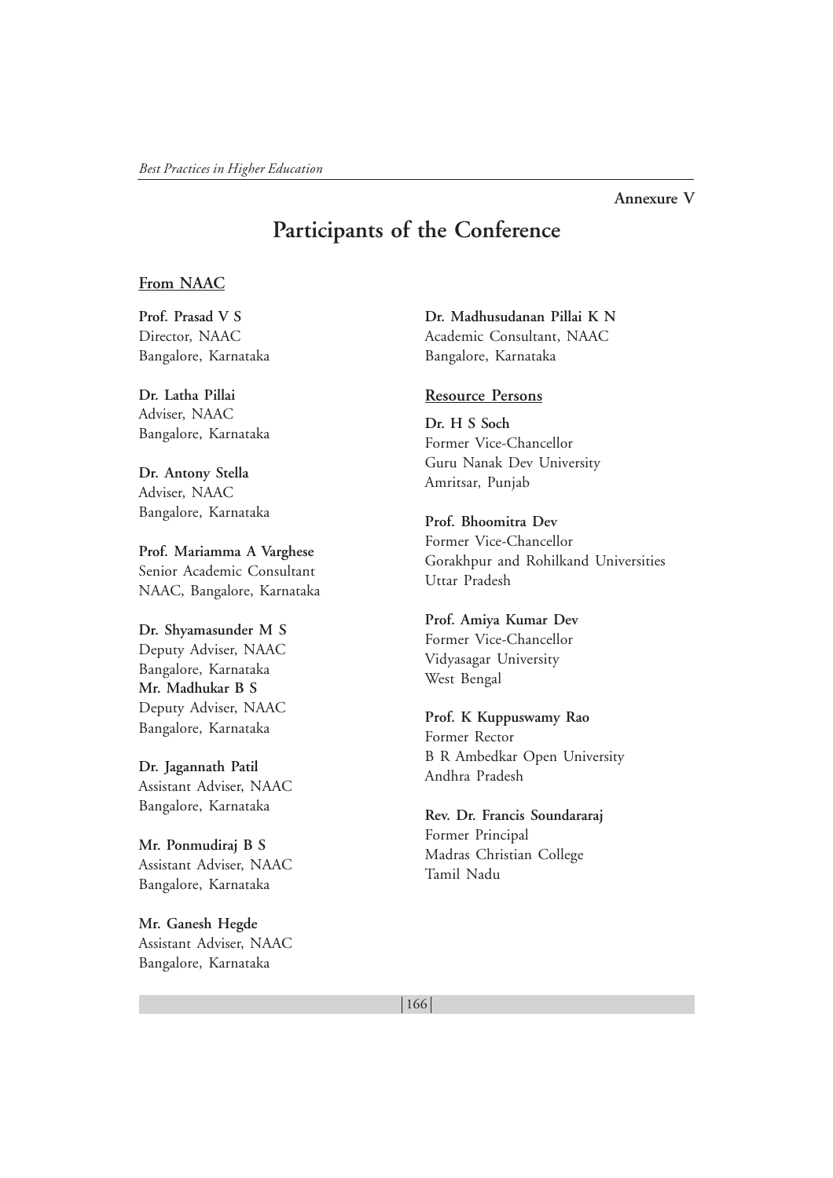Annexure V

# Participants of the Conference

## From NAAC

**Prof. Prasad V S**
Director, NAAC
Bangalore, Karnataka

**Dr. Latha Pillai**
Adviser, NAAC
Bangalore, Karnataka

**Dr. Antony Stella**
Adviser, NAAC
Bangalore, Karnataka

**Prof. Mariamma A Varghese**
Senior Academic Consultant
NAAC, Bangalore, Karnataka

**Dr. Shyamasunder M S**
Deputy Adviser, NAAC
Bangalore, Karnataka

**Mr. Madhukar B S**
Deputy Adviser, NAAC
Bangalore, Karnataka

**Dr. Jagannath Patil**
Assistant Adviser, NAAC
Bangalore, Karnataka

**Mr. Ponmudiraj B S**
Assistant Adviser, NAAC
Bangalore, Karnataka

**Mr. Ganesh Hegde**
Assistant Adviser, NAAC
Bangalore, Karnataka

**Dr. Madhusudanan Pillai K N**
Academic Consultant, NAAC
Bangalore, Karnataka

## Resource Persons

**Dr. H S Soch**
Former Vice-Chancellor
Guru Nanak Dev University
Amritsar, Punjab

**Prof. Bhoomitra Dev**
Former Vice-Chancellor
Gorakhpur and Rohilkand Universities
Uttar Pradesh

**Prof. Amiya Kumar Dev**
Former Vice-Chancellor
Vidyasagar University
West Bengal

**Prof. K Kuppuswamy Rao**
Former Rector
B R Ambedkar Open University
Andhra Pradesh

**Rev. Dr. Francis Soundararaj**
Former Principal
Madras Christian College
Tamil Nadu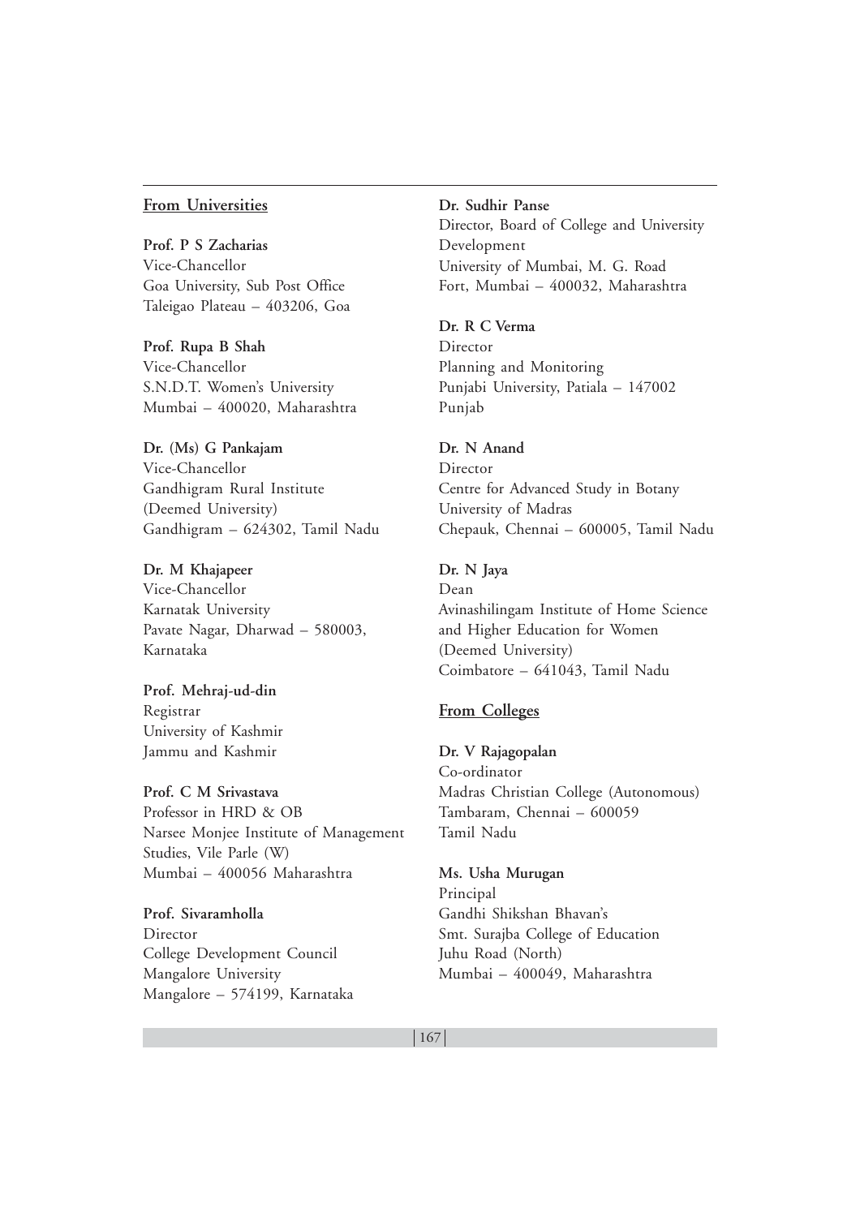**From Universities**

**Prof. P S Zacharias**
Vice-Chancellor
Goa University, Sub Post Office
Taleigao Plateau – 403206, Goa

**Prof. Rupa B Shah**
Vice-Chancellor
S.N.D.T. Women's University
Mumbai – 400020, Maharashtra

**Dr. (Ms) G Pankajam**
Vice-Chancellor
Gandhigram Rural Institute
(Deemed University)
Gandhigram – 624302, Tamil Nadu

**Dr. M Khajapeer**
Vice-Chancellor
Karnatak University
Pavate Nagar, Dharwad – 580003,
Karnataka

**Prof. Mehraj-ud-din**
Registrar
University of Kashmir
Jammu and Kashmir

**Prof. C M Srivastava**
Professor in HRD & OB
Narsee Monjee Institute of Management
Studies, Vile Parle (W)
Mumbai – 400056 Maharashtra

**Prof. Sivaramholla**
Director
College Development Council
Mangalore University
Mangalore – 574199, Karnataka

**Dr. Sudhir Panse**
Director, Board of College and University
Development
University of Mumbai, M. G. Road
Fort, Mumbai – 400032, Maharashtra

**Dr. R C Verma**
Director
Planning and Monitoring
Punjabi University, Patiala – 147002
Punjab

**Dr. N Anand**
Director
Centre for Advanced Study in Botany
University of Madras
Chepauk, Chennai – 600005, Tamil Nadu

**Dr. N Jaya**
Dean
Avinashilingam Institute of Home Science
and Higher Education for Women
(Deemed University)
Coimbatore – 641043, Tamil Nadu

**From Colleges**

**Dr. V Rajagopalan**
Co-ordinator
Madras Christian College (Autonomous)
Tambaram, Chennai – 600059
Tamil Nadu

**Ms. Usha Murugan**
Principal
Gandhi Shikshan Bhavan's
Smt. Surajba College of Education
Juhu Road (North)
Mumbai – 400049, Maharashtra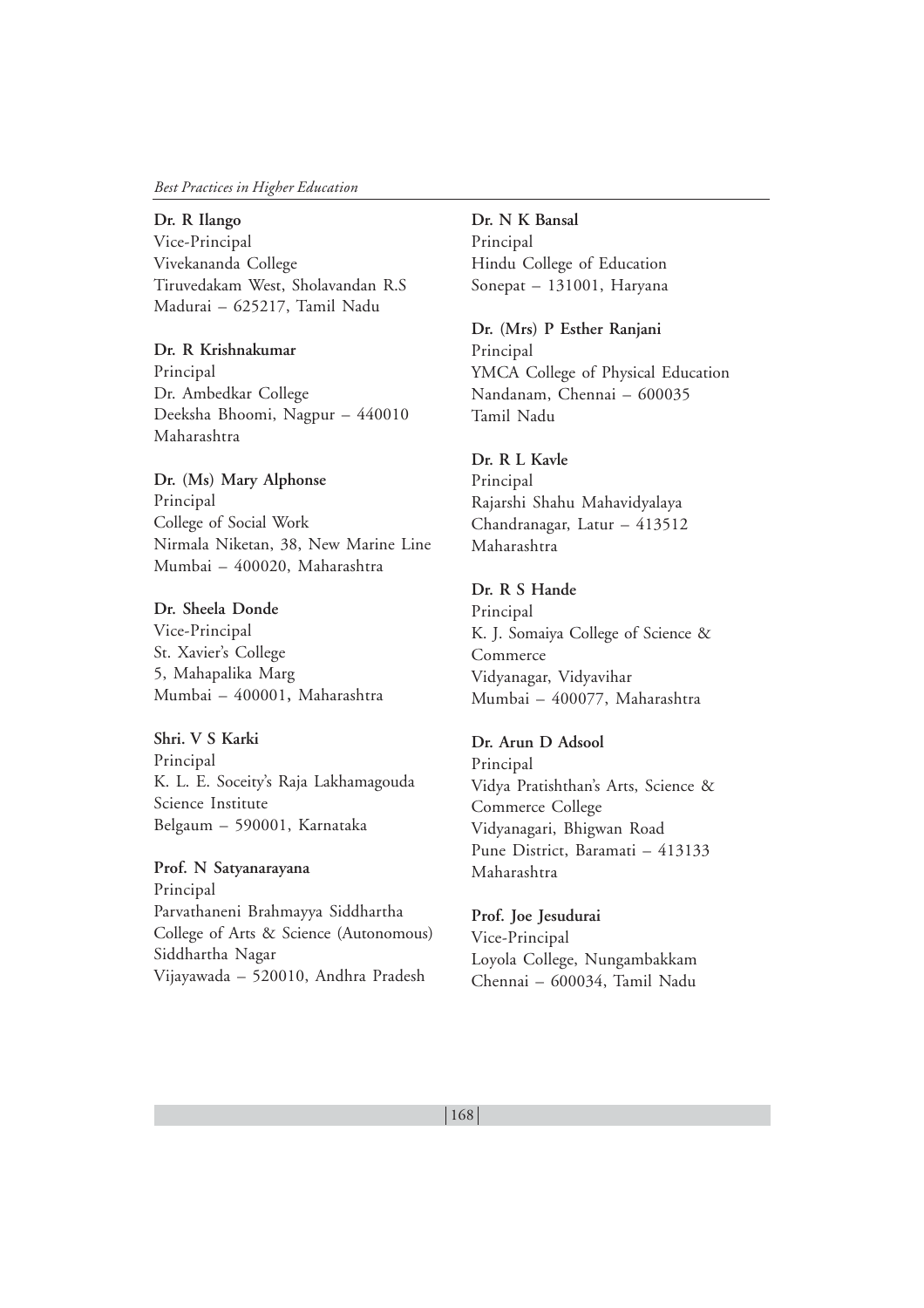**Dr. R Ilango**
Vice-Principal
Vivekananda College
Tiruvedakam West, Sholavandan R.S
Madurai – 625217, Tamil Nadu

**Dr. R Krishnakumar**
Principal
Dr. Ambedkar College
Deeksha Bhoomi, Nagpur – 440010
Maharashtra

**Dr. (Ms) Mary Alphonse**
Principal
College of Social Work
Nirmala Niketan, 38, New Marine Line
Mumbai – 400020, Maharashtra

**Dr. Sheela Donde**
Vice-Principal
St. Xavier's College
5, Mahapalika Marg
Mumbai – 400001, Maharashtra

**Shri. V S Karki**
Principal
K. L. E. Soceity's Raja Lakhamagouda
Science Institute
Belgaum – 590001, Karnataka

**Prof. N Satyanarayana**
Principal
Parvathaneni Brahmayya Siddhartha
College of Arts & Science (Autonomous)
Siddhartha Nagar
Vijayawada – 520010, Andhra Pradesh

**Dr. N K Bansal**
Principal
Hindu College of Education
Sonepat – 131001, Haryana

**Dr. (Mrs) P Esther Ranjani**
Principal
YMCA College of Physical Education
Nandanam, Chennai – 600035
Tamil Nadu

**Dr. R L Kavle**
Principal
Rajarshi Shahu Mahavidyalaya
Chandranagar, Latur – 413512
Maharashtra

**Dr. R S Hande**
Principal
K. J. Somaiya College of Science &
Commerce
Vidyanagar, Vidyavihar
Mumbai – 400077, Maharashtra

**Dr. Arun D Adsool**
Principal
Vidya Pratishthan's Arts, Science &
Commerce College
Vidyanagari, Bhigwan Road
Pune District, Baramati – 413133
Maharashtra

**Prof. Joe Jesudurai**
Vice-Principal
Loyola College, Nungambakkam
Chennai – 600034, Tamil Nadu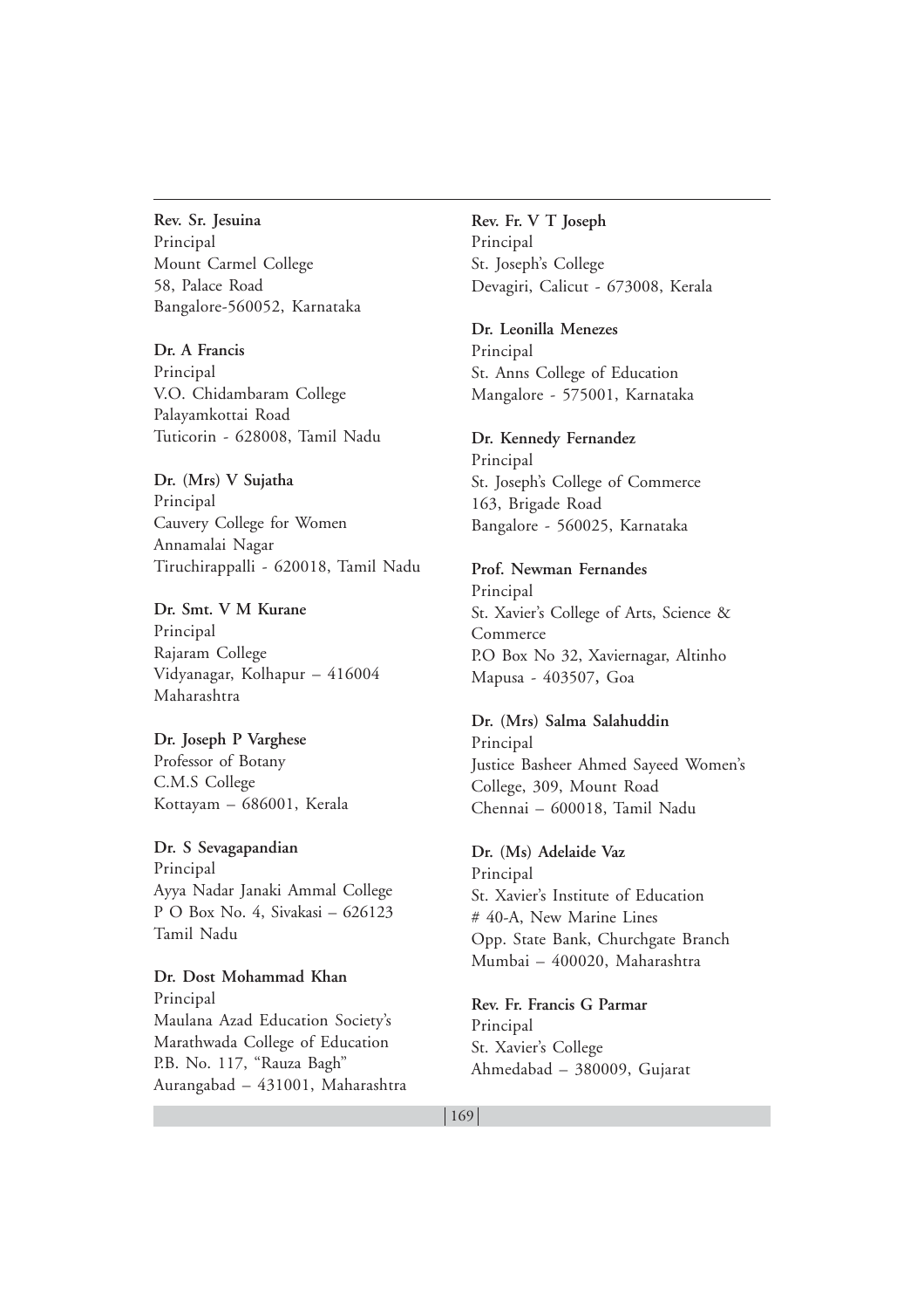**Rev. Sr. Jesuina**
Principal
Mount Carmel College
58, Palace Road
Bangalore-560052, Karnataka

**Dr. A Francis**
Principal
V.O. Chidambaram College
Palayamkottai Road
Tuticorin - 628008, Tamil Nadu

**Dr. (Mrs) V Sujatha**
Principal
Cauvery College for Women
Annamalai Nagar
Tiruchirappalli - 620018, Tamil Nadu

**Dr. Smt. V M Kurane**
Principal
Rajaram College
Vidyanagar, Kolhapur – 416004
Maharashtra

**Dr. Joseph P Varghese**
Professor of Botany
C.M.S College
Kottayam – 686001, Kerala

**Dr. S Sevagapandian**
Principal
Ayya Nadar Janaki Ammal College
P O Box No. 4, Sivakasi – 626123
Tamil Nadu

**Dr. Dost Mohammad Khan**
Principal
Maulana Azad Education Society's
Marathwada College of Education
P.B. No. 117, "Rauza Bagh"
Aurangabad – 431001, Maharashtra

**Rev. Fr. V T Joseph**
Principal
St. Joseph's College
Devagiri, Calicut - 673008, Kerala

**Dr. Leonilla Menezes**
Principal
St. Anns College of Education
Mangalore - 575001, Karnataka

**Dr. Kennedy Fernandez**
Principal
St. Joseph's College of Commerce
163, Brigade Road
Bangalore - 560025, Karnataka

**Prof. Newman Fernandes**
Principal
St. Xavier's College of Arts, Science & Commerce
P.O Box No 32, Xaviernagar, Altinho
Mapusa - 403507, Goa

**Dr. (Mrs) Salma Salahuddin**
Principal
Justice Basheer Ahmed Sayeed Women's College, 309, Mount Road
Chennai – 600018, Tamil Nadu

**Dr. (Ms) Adelaide Vaz**
Principal
St. Xavier's Institute of Education
# 40-A, New Marine Lines
Opp. State Bank, Churchgate Branch
Mumbai – 400020, Maharashtra

**Rev. Fr. Francis G Parmar**
Principal
St. Xavier's College
Ahmedabad – 380009, Gujarat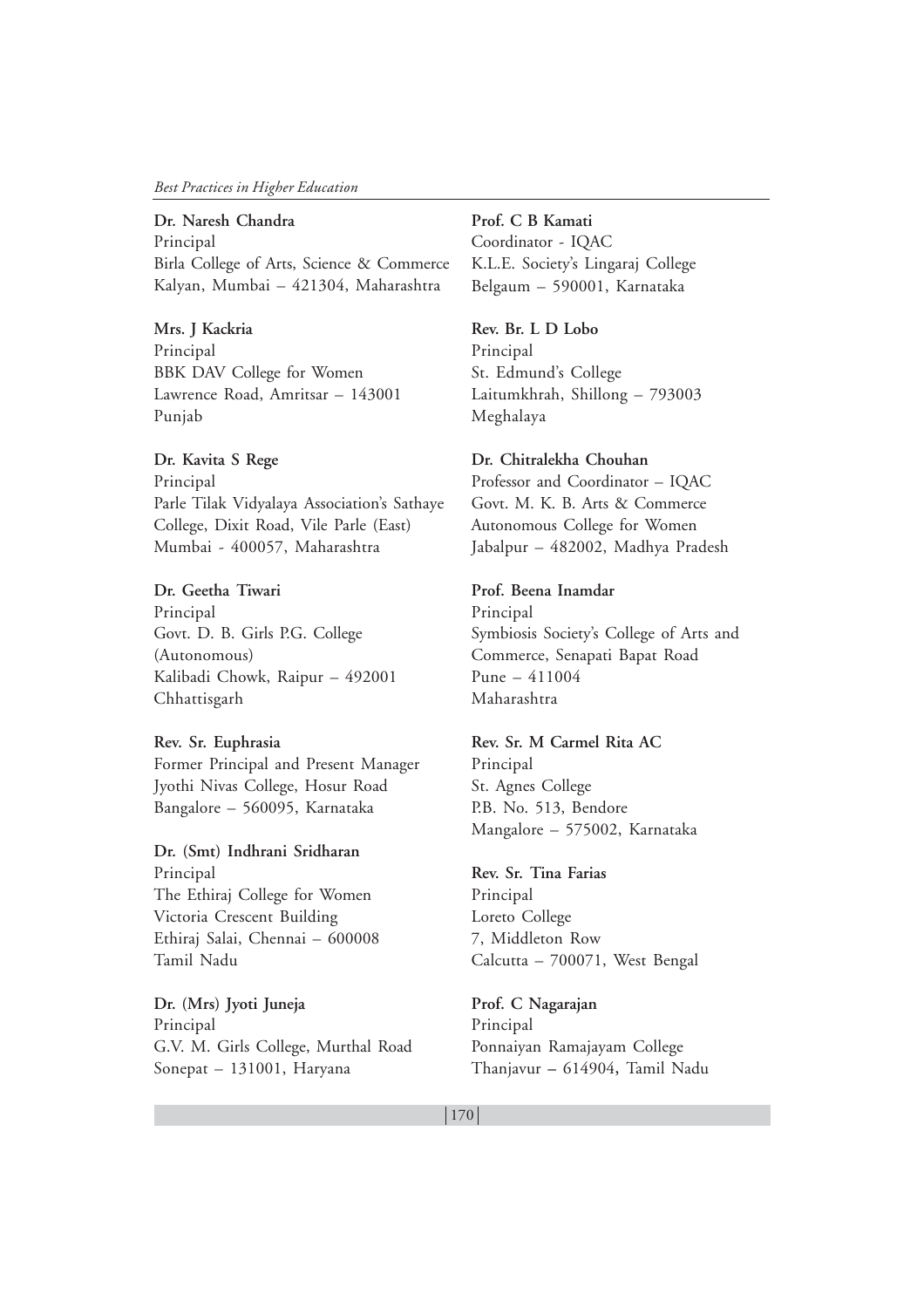**Dr. Naresh Chandra**
Principal
Birla College of Arts, Science & Commerce
Kalyan, Mumbai – 421304, Maharashtra

**Mrs. J Kackria**
Principal
BBK DAV College for Women
Lawrence Road, Amritsar – 143001
Punjab

**Dr. Kavita S Rege**
Principal
Parle Tilak Vidyalaya Association's Sathaye College, Dixit Road, Vile Parle (East)
Mumbai - 400057, Maharashtra

**Dr. Geetha Tiwari**
Principal
Govt. D. B. Girls P.G. College (Autonomous)
Kalibadi Chowk, Raipur – 492001
Chhattisgarh

**Rev. Sr. Euphrasia**
Former Principal and Present Manager
Jyothi Nivas College, Hosur Road
Bangalore – 560095, Karnataka

**Dr. (Smt) Indhrani Sridharan**
Principal
The Ethiraj College for Women
Victoria Crescent Building
Ethiraj Salai, Chennai – 600008
Tamil Nadu

**Dr. (Mrs) Jyoti Juneja**
Principal
G.V. M. Girls College, Murthal Road
Sonepat – 131001, Haryana

**Prof. C B Kamati**
Coordinator - IQAC
K.L.E. Society's Lingaraj College
Belgaum – 590001, Karnataka

**Rev. Br. L D Lobo**
Principal
St. Edmund's College
Laitumkhrah, Shillong – 793003
Meghalaya

**Dr. Chitralekha Chouhan**
Professor and Coordinator – IQAC
Govt. M. K. B. Arts & Commerce Autonomous College for Women
Jabalpur – 482002, Madhya Pradesh

**Prof. Beena Inamdar**
Principal
Symbiosis Society's College of Arts and Commerce, Senapati Bapat Road
Pune – 411004
Maharashtra

**Rev. Sr. M Carmel Rita AC**
Principal
St. Agnes College
P.B. No. 513, Bendore
Mangalore – 575002, Karnataka

**Rev. Sr. Tina Farias**
Principal
Loreto College
7, Middleton Row
Calcutta – 700071, West Bengal

**Prof. C Nagarajan**
Principal
Ponnaiyan Ramajayam College
Thanjavur – 614904, Tamil Nadu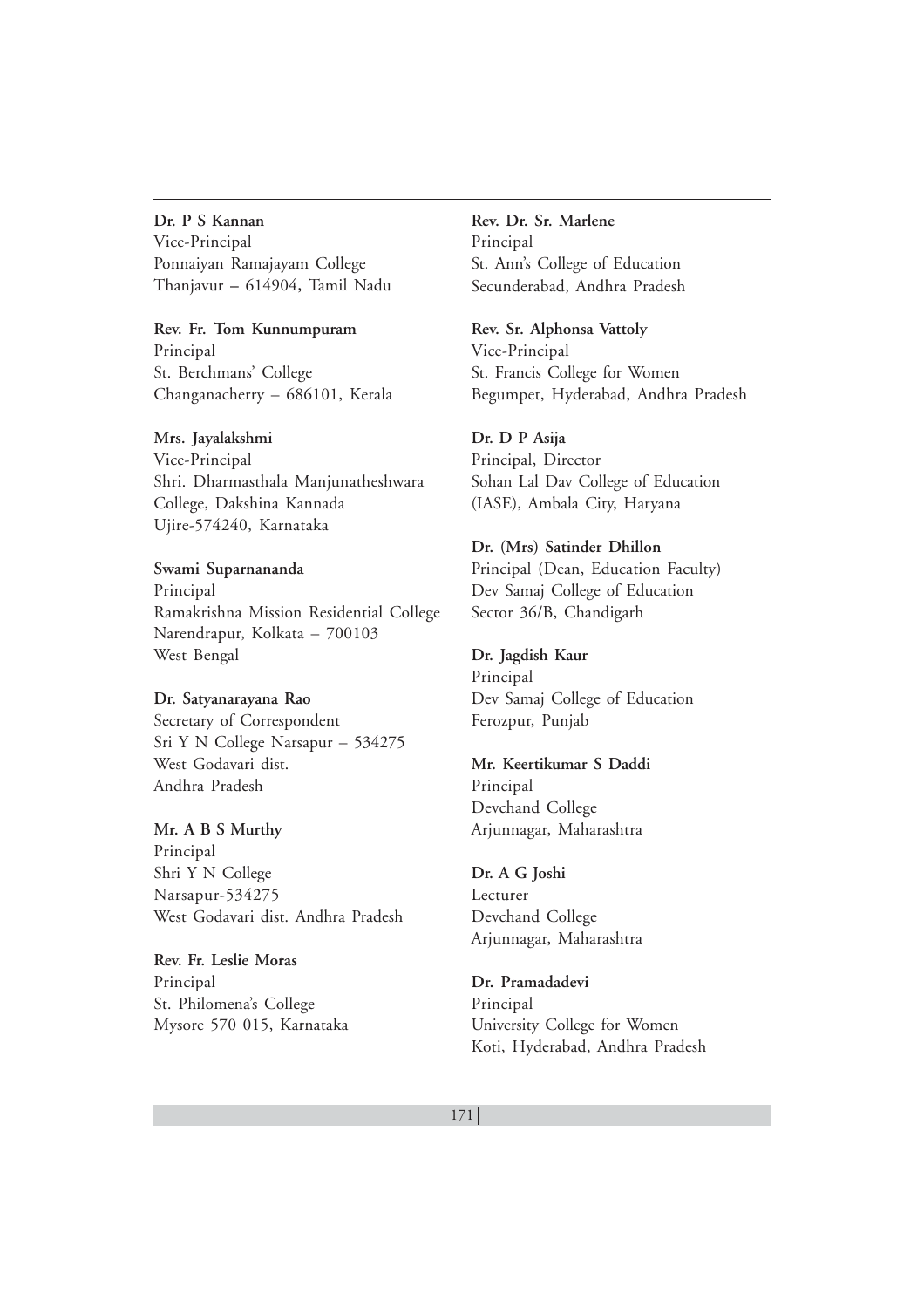**Dr. P S Kannan**
Vice-Principal
Ponnaiyan Ramajayam College
Thanjavur – 614904, Tamil Nadu

**Rev. Fr. Tom Kunnumpuram**
Principal
St. Berchmans' College
Changanacherry – 686101, Kerala

**Mrs. Jayalakshmi**
Vice-Principal
Shri. Dharmasthala Manjunatheshwara College, Dakshina Kannada
Ujire-574240, Karnataka

**Swami Suparnananda**
Principal
Ramakrishna Mission Residential College
Narendrapur, Kolkata – 700103
West Bengal

**Dr. Satyanarayana Rao**
Secretary of Correspondent
Sri Y N College Narsapur – 534275
West Godavari dist.
Andhra Pradesh

**Mr. A B S Murthy**
Principal
Shri Y N College
Narsapur-534275
West Godavari dist. Andhra Pradesh

**Rev. Fr. Leslie Moras**
Principal
St. Philomena's College
Mysore 570 015, Karnataka

**Rev. Dr. Sr. Marlene**
Principal
St. Ann's College of Education
Secunderabad, Andhra Pradesh

**Rev. Sr. Alphonsa Vattoly**
Vice-Principal
St. Francis College for Women
Begumpet, Hyderabad, Andhra Pradesh

**Dr. D P Asija**
Principal, Director
Sohan Lal Dav College of Education
(IASE), Ambala City, Haryana

**Dr. (Mrs) Satinder Dhillon**
Principal (Dean, Education Faculty)
Dev Samaj College of Education
Sector 36/B, Chandigarh

**Dr. Jagdish Kaur**
Principal
Dev Samaj College of Education
Ferozpur, Punjab

**Mr. Keertikumar S Daddi**
Principal
Devchand College
Arjunnagar, Maharashtra

**Dr. A G Joshi**
Lecturer
Devchand College
Arjunnagar, Maharashtra

**Dr. Pramadadevi**
Principal
University College for Women
Koti, Hyderabad, Andhra Pradesh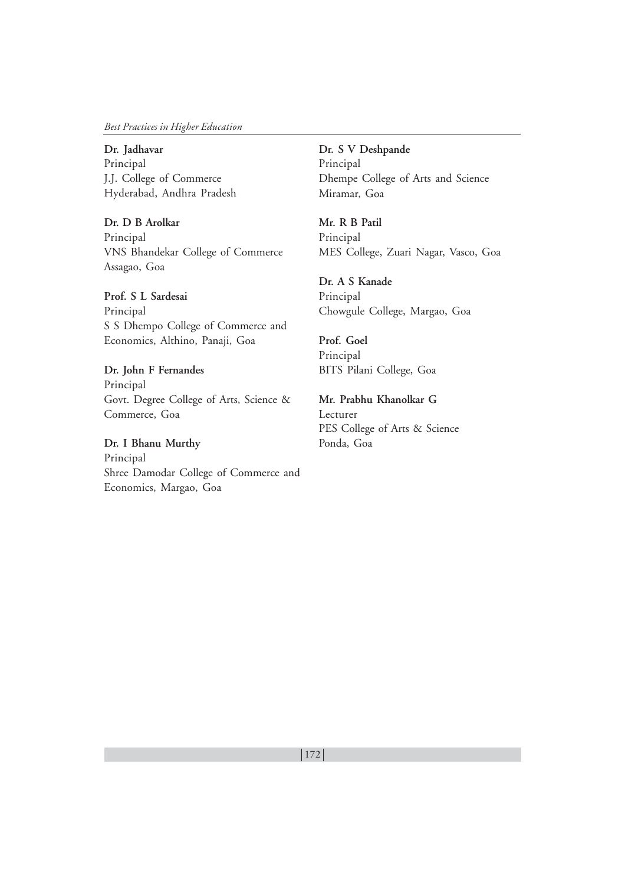**Dr. Jadhavar**
Principal
J.J. College of Commerce
Hyderabad, Andhra Pradesh

**Dr. D B Arolkar**
Principal
VNS Bhandekar College of Commerce
Assagao, Goa

**Prof. S L Sardesai**
Principal
S S Dhempo College of Commerce and Economics, Althino, Panaji, Goa

**Dr. John F Fernandes**
Principal
Govt. Degree College of Arts, Science & Commerce, Goa

**Dr. I Bhanu Murthy**
Principal
Shree Damodar College of Commerce and Economics, Margao, Goa

**Dr. S V Deshpande**
Principal
Dhempe College of Arts and Science
Miramar, Goa

**Mr. R B Patil**
Principal
MES College, Zuari Nagar, Vasco, Goa

**Dr. A S Kanade**
Principal
Chowgule College, Margao, Goa

**Prof. Goel**
Principal
BITS Pilani College, Goa

**Mr. Prabhu Khanolkar G**
Lecturer
PES College of Arts & Science
Ponda, Goa